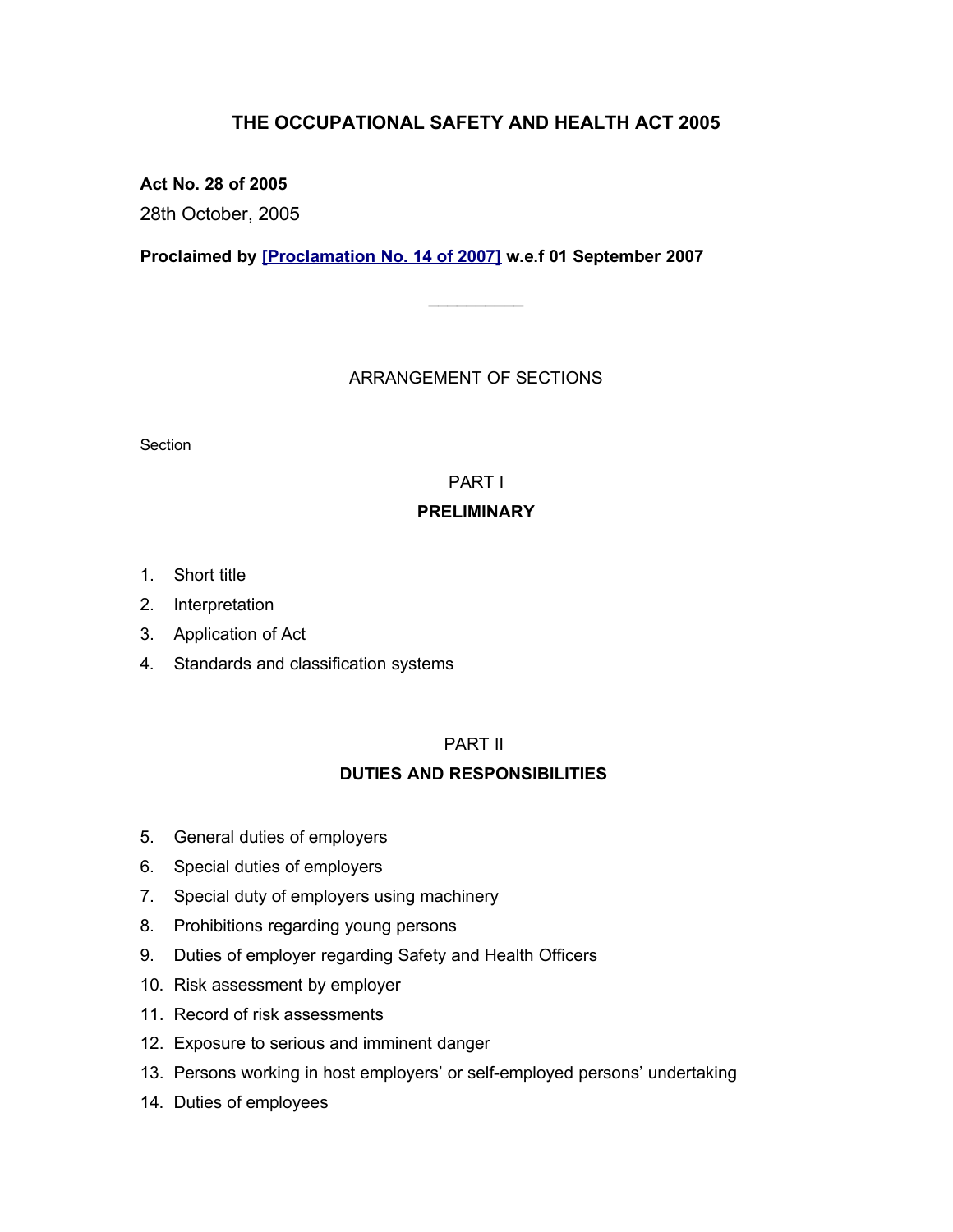# THE OCCUPATIONAL SAFETY AND HEALTH ACT 2005

**Act No. 28 of 2005**

28th October, 2005

**Proclaimed by [Proclamation No. 14 of 2007] w.e.f 01 September 2007**

---

ARRANGEMENT OF SECTIONS

Section

PART I

**PRELIMINARY**

1. Short title
2. Interpretation
3. Application of Act
4. Standards and classification systems

PART II

**DUTIES AND RESPONSIBILITIES**

5. General duties of employers
6. Special duties of employers
7. Special duty of employers using machinery
8. Prohibitions regarding young persons
9. Duties of employer regarding Safety and Health Officers
10. Risk assessment by employer
11. Record of risk assessments
12. Exposure to serious and imminent danger
13. Persons working in host employers' or self-employed persons' undertaking
14. Duties of employees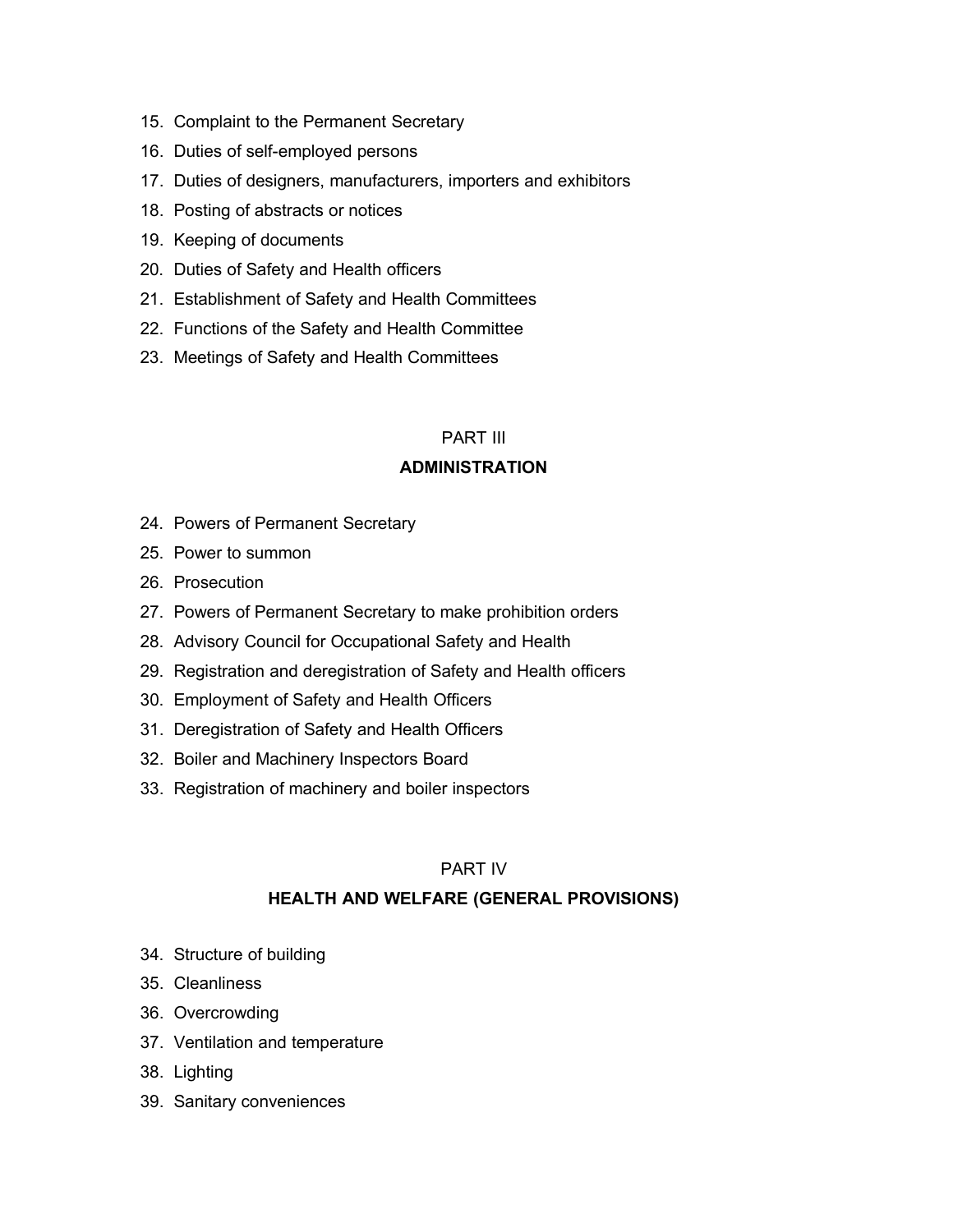15. Complaint to the Permanent Secretary
16. Duties of self-employed persons
17. Duties of designers, manufacturers, importers and exhibitors
18. Posting of abstracts or notices
19. Keeping of documents
20. Duties of Safety and Health officers
21. Establishment of Safety and Health Committees
22. Functions of the Safety and Health Committee
23. Meetings of Safety and Health Committees

## PART III

## **ADMINISTRATION**

24. Powers of Permanent Secretary
25. Power to summon
26. Prosecution
27. Powers of Permanent Secretary to make prohibition orders
28. Advisory Council for Occupational Safety and Health
29. Registration and deregistration of Safety and Health officers
30. Employment of Safety and Health Officers
31. Deregistration of Safety and Health Officers
32. Boiler and Machinery Inspectors Board
33. Registration of machinery and boiler inspectors

## PART IV

## **HEALTH AND WELFARE (GENERAL PROVISIONS)**

34. Structure of building
35. Cleanliness
36. Overcrowding
37. Ventilation and temperature
38. Lighting
39. Sanitary conveniences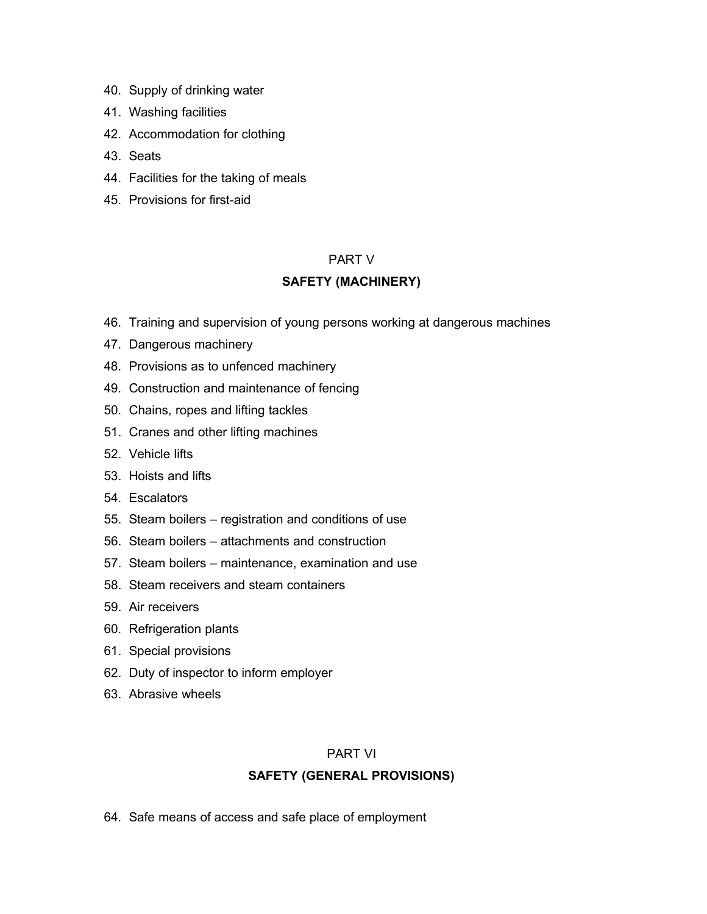40. Supply of drinking water
41. Washing facilities
42. Accommodation for clothing
43. Seats
44. Facilities for the taking of meals
45. Provisions for first-aid

## PART V

## SAFETY (MACHINERY)

46. Training and supervision of young persons working at dangerous machines
47. Dangerous machinery
48. Provisions as to unfenced machinery
49. Construction and maintenance of fencing
50. Chains, ropes and lifting tackles
51. Cranes and other lifting machines
52. Vehicle lifts
53. Hoists and lifts
54. Escalators
55. Steam boilers – registration and conditions of use
56. Steam boilers – attachments and construction
57. Steam boilers – maintenance, examination and use
58. Steam receivers and steam containers
59. Air receivers
60. Refrigeration plants
61. Special provisions
62. Duty of inspector to inform employer
63. Abrasive wheels

## PART VI

## SAFETY (GENERAL PROVISIONS)

64. Safe means of access and safe place of employment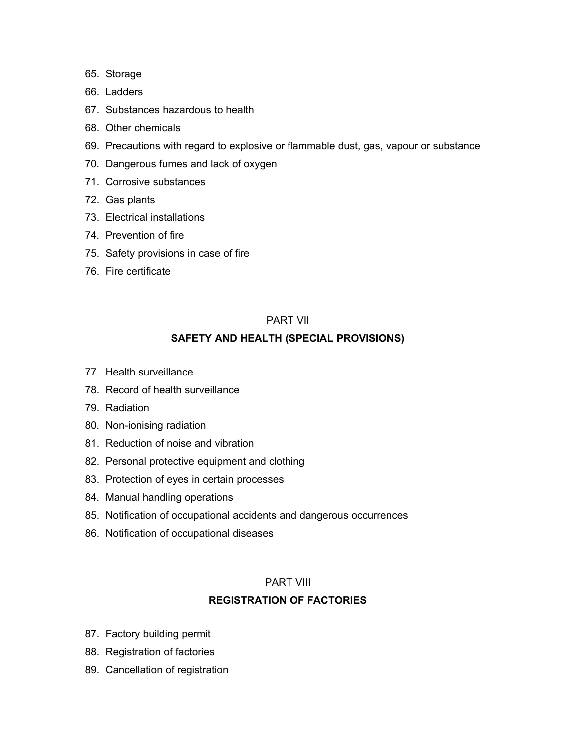65. Storage
66. Ladders
67. Substances hazardous to health
68. Other chemicals
69. Precautions with regard to explosive or flammable dust, gas, vapour or substance
70. Dangerous fumes and lack of oxygen
71. Corrosive substances
72. Gas plants
73. Electrical installations
74. Prevention of fire
75. Safety provisions in case of fire
76. Fire certificate

## PART VII

## SAFETY AND HEALTH (SPECIAL PROVISIONS)

77. Health surveillance
78. Record of health surveillance
79. Radiation
80. Non-ionising radiation
81. Reduction of noise and vibration
82. Personal protective equipment and clothing
83. Protection of eyes in certain processes
84. Manual handling operations
85. Notification of occupational accidents and dangerous occurrences
86. Notification of occupational diseases

## PART VIII

## REGISTRATION OF FACTORIES

87. Factory building permit
88. Registration of factories
89. Cancellation of registration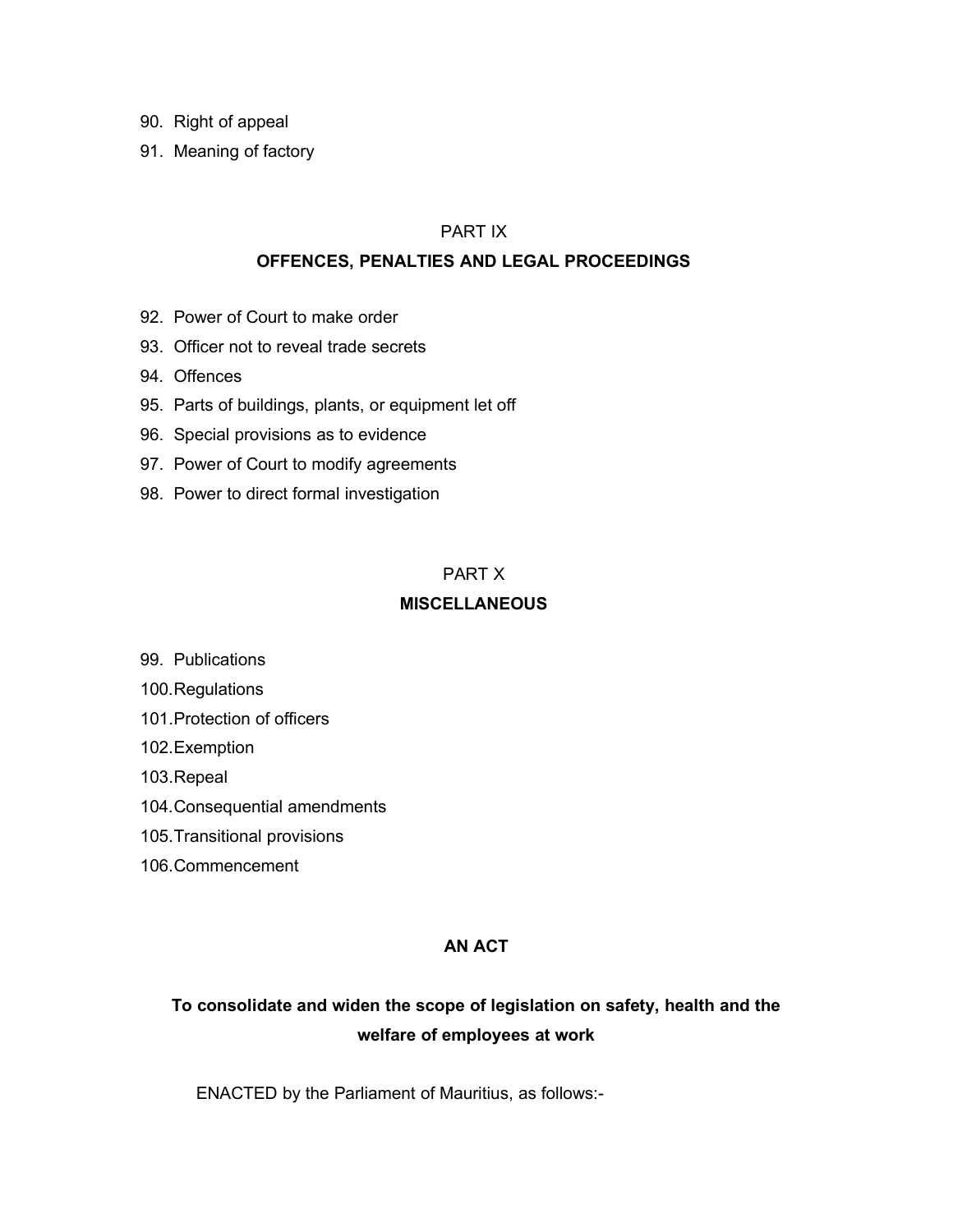90. Right of appeal
91. Meaning of factory

PART IX

**OFFENCES, PENALTIES AND LEGAL PROCEEDINGS**

92. Power of Court to make order
93. Officer not to reveal trade secrets
94. Offences
95. Parts of buildings, plants, or equipment let off
96. Special provisions as to evidence
97. Power of Court to modify agreements
98. Power to direct formal investigation

PART X

**MISCELLANEOUS**

99. Publications
100. Regulations
101. Protection of officers
102. Exemption
103. Repeal
104. Consequential amendments
105. Transitional provisions
106. Commencement

**AN ACT**

**To consolidate and widen the scope of legislation on safety, health and the welfare of employees at work**

ENACTED by the Parliament of Mauritius, as follows:-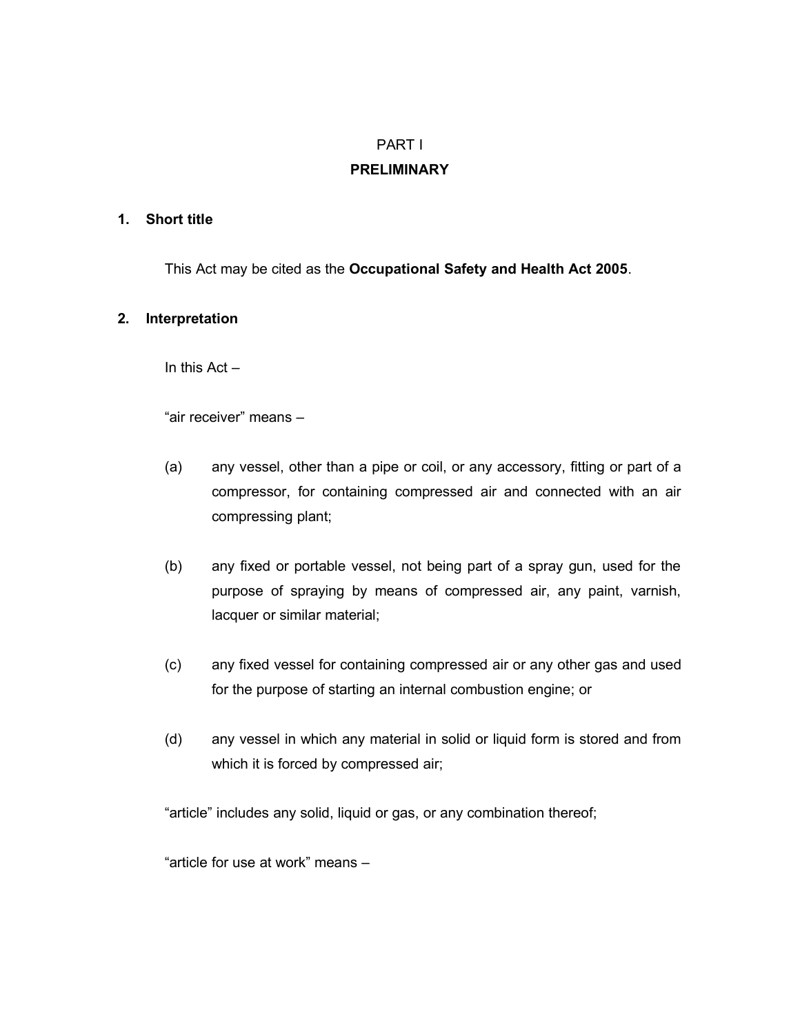# PART I

## PRELIMINARY

### 1. Short title

This Act may be cited as the **Occupational Safety and Health Act 2005**.

### 2. Interpretation

In this Act –

"air receiver" means –

(a) any vessel, other than a pipe or coil, or any accessory, fitting or part of a compressor, for containing compressed air and connected with an air compressing plant;

(b) any fixed or portable vessel, not being part of a spray gun, used for the purpose of spraying by means of compressed air, any paint, varnish, lacquer or similar material;

(c) any fixed vessel for containing compressed air or any other gas and used for the purpose of starting an internal combustion engine; or

(d) any vessel in which any material in solid or liquid form is stored and from which it is forced by compressed air;

"article" includes any solid, liquid or gas, or any combination thereof;

"article for use at work" means –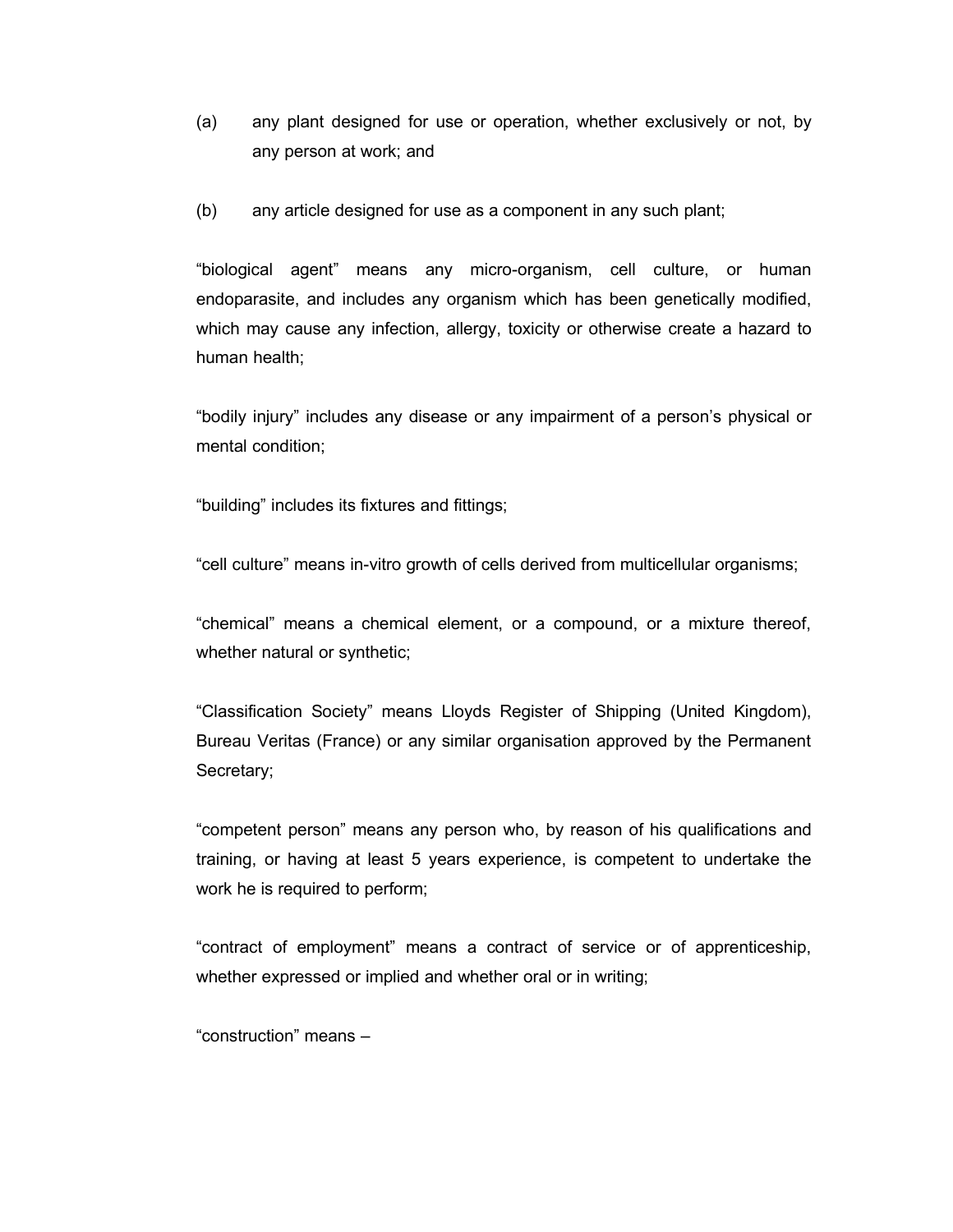(a) any plant designed for use or operation, whether exclusively or not, by any person at work; and

(b) any article designed for use as a component in any such plant;

"biological agent" means any micro-organism, cell culture, or human endoparasite, and includes any organism which has been genetically modified, which may cause any infection, allergy, toxicity or otherwise create a hazard to human health;

"bodily injury" includes any disease or any impairment of a person's physical or mental condition;

"building" includes its fixtures and fittings;

"cell culture" means in-vitro growth of cells derived from multicellular organisms;

"chemical" means a chemical element, or a compound, or a mixture thereof, whether natural or synthetic;

"Classification Society" means Lloyds Register of Shipping (United Kingdom), Bureau Veritas (France) or any similar organisation approved by the Permanent Secretary;

"competent person" means any person who, by reason of his qualifications and training, or having at least 5 years experience, is competent to undertake the work he is required to perform;

"contract of employment" means a contract of service or of apprenticeship, whether expressed or implied and whether oral or in writing;

"construction" means –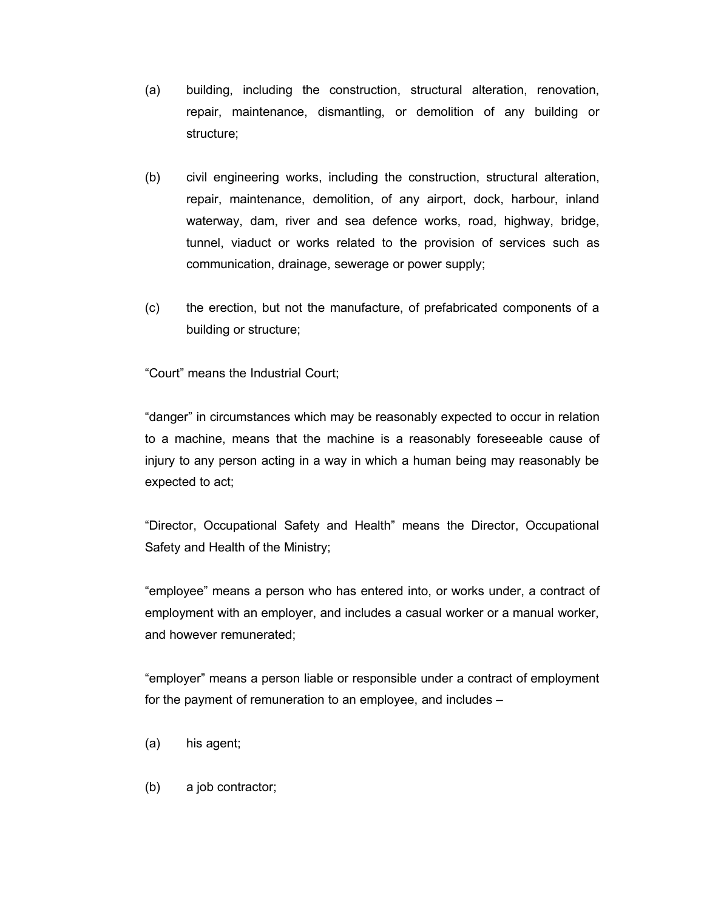(a) building, including the construction, structural alteration, renovation, repair, maintenance, dismantling, or demolition of any building or structure;

(b) civil engineering works, including the construction, structural alteration, repair, maintenance, demolition, of any airport, dock, harbour, inland waterway, dam, river and sea defence works, road, highway, bridge, tunnel, viaduct or works related to the provision of services such as communication, drainage, sewerage or power supply;

(c) the erection, but not the manufacture, of prefabricated components of a building or structure;

"Court" means the Industrial Court;

"danger" in circumstances which may be reasonably expected to occur in relation to a machine, means that the machine is a reasonably foreseeable cause of injury to any person acting in a way in which a human being may reasonably be expected to act;

"Director, Occupational Safety and Health" means the Director, Occupational Safety and Health of the Ministry;

"employee" means a person who has entered into, or works under, a contract of employment with an employer, and includes a casual worker or a manual worker, and however remunerated;

"employer" means a person liable or responsible under a contract of employment for the payment of remuneration to an employee, and includes –

(a) his agent;

(b) a job contractor;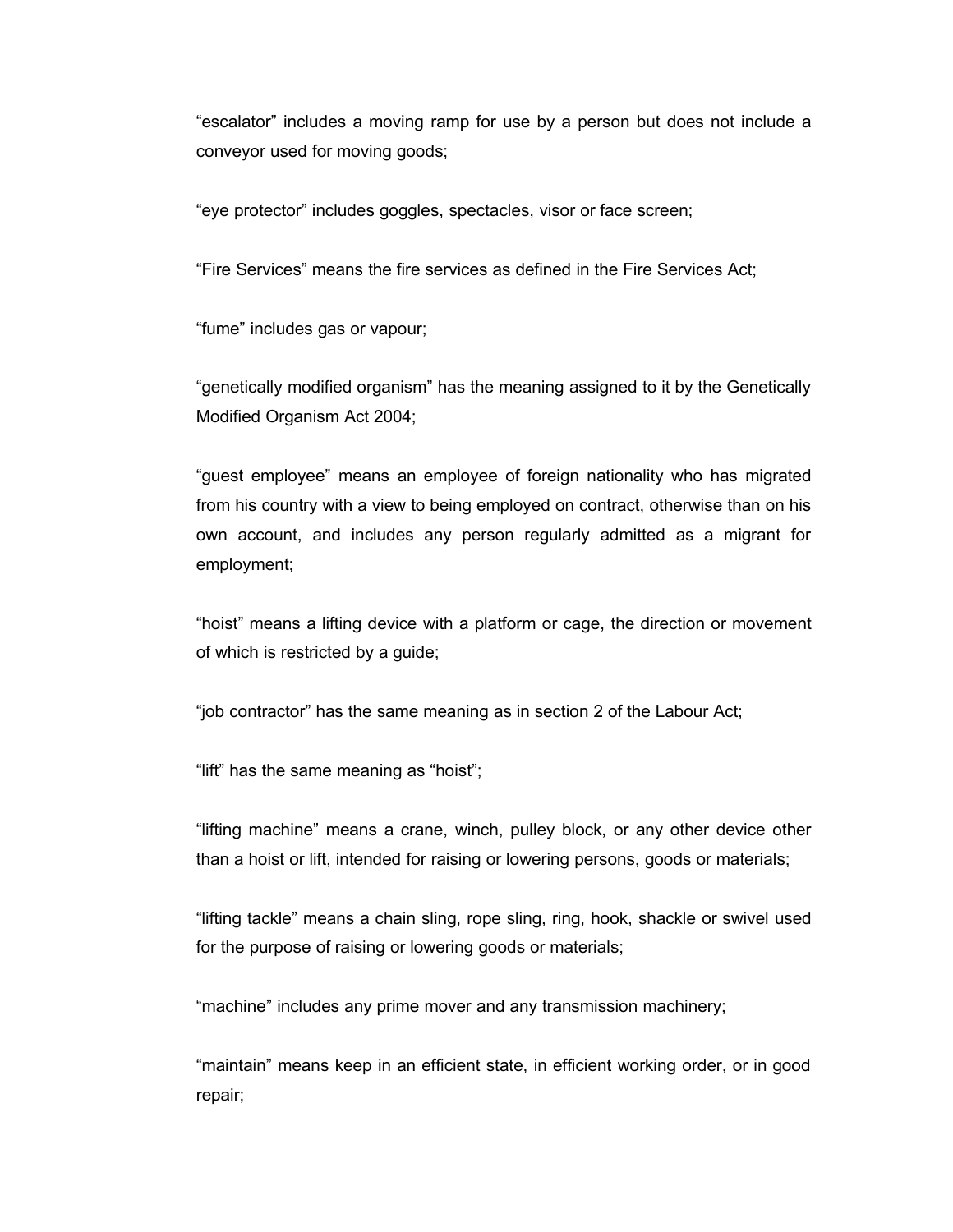"escalator" includes a moving ramp for use by a person but does not include a conveyor used for moving goods;

"eye protector" includes goggles, spectacles, visor or face screen;

"Fire Services" means the fire services as defined in the Fire Services Act;

"fume" includes gas or vapour;

"genetically modified organism" has the meaning assigned to it by the Genetically Modified Organism Act 2004;

"guest employee" means an employee of foreign nationality who has migrated from his country with a view to being employed on contract, otherwise than on his own account, and includes any person regularly admitted as a migrant for employment;

"hoist" means a lifting device with a platform or cage, the direction or movement of which is restricted by a guide;

"job contractor" has the same meaning as in section 2 of the Labour Act;

"lift" has the same meaning as "hoist";

"lifting machine" means a crane, winch, pulley block, or any other device other than a hoist or lift, intended for raising or lowering persons, goods or materials;

"lifting tackle" means a chain sling, rope sling, ring, hook, shackle or swivel used for the purpose of raising or lowering goods or materials;

"machine" includes any prime mover and any transmission machinery;

"maintain" means keep in an efficient state, in efficient working order, or in good repair;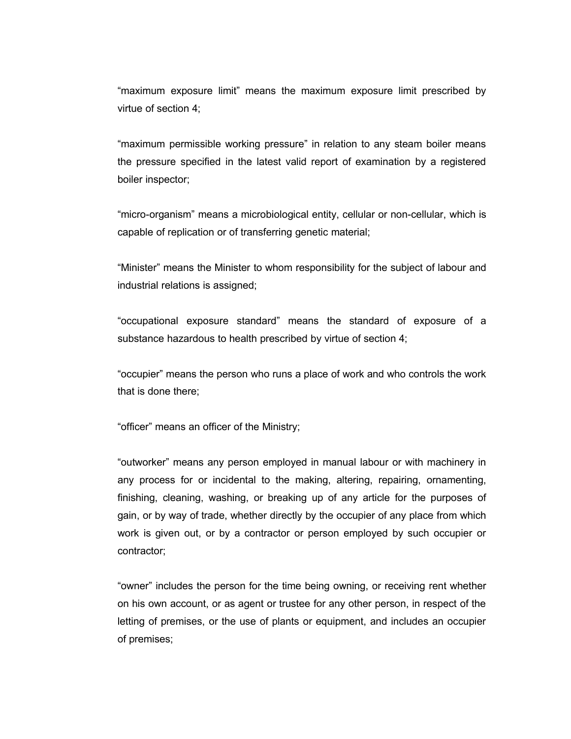"maximum exposure limit" means the maximum exposure limit prescribed by virtue of section 4;

"maximum permissible working pressure" in relation to any steam boiler means the pressure specified in the latest valid report of examination by a registered boiler inspector;

"micro-organism" means a microbiological entity, cellular or non-cellular, which is capable of replication or of transferring genetic material;

"Minister" means the Minister to whom responsibility for the subject of labour and industrial relations is assigned;

"occupational exposure standard" means the standard of exposure of a substance hazardous to health prescribed by virtue of section 4;

"occupier" means the person who runs a place of work and who controls the work that is done there;

"officer" means an officer of the Ministry;

"outworker" means any person employed in manual labour or with machinery in any process for or incidental to the making, altering, repairing, ornamenting, finishing, cleaning, washing, or breaking up of any article for the purposes of gain, or by way of trade, whether directly by the occupier of any place from which work is given out, or by a contractor or person employed by such occupier or contractor;

"owner" includes the person for the time being owning, or receiving rent whether on his own account, or as agent or trustee for any other person, in respect of the letting of premises, or the use of plants or equipment, and includes an occupier of premises;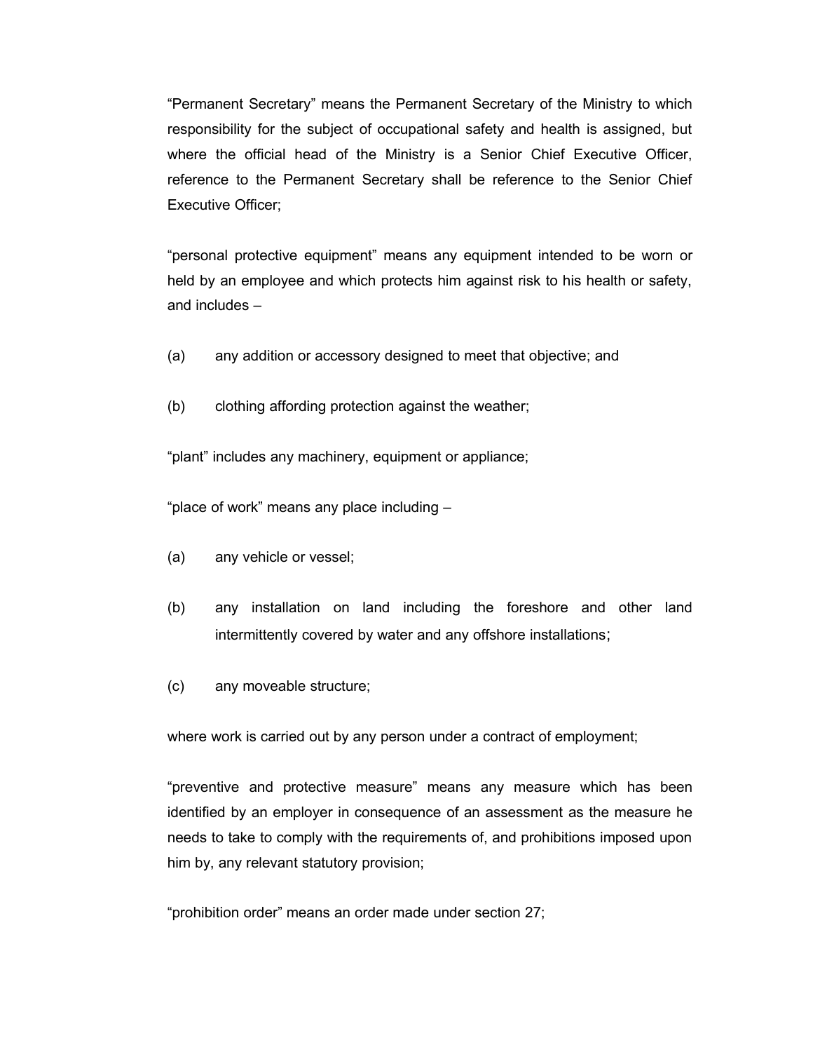"Permanent Secretary" means the Permanent Secretary of the Ministry to which responsibility for the subject of occupational safety and health is assigned, but where the official head of the Ministry is a Senior Chief Executive Officer, reference to the Permanent Secretary shall be reference to the Senior Chief Executive Officer;

"personal protective equipment" means any equipment intended to be worn or held by an employee and which protects him against risk to his health or safety, and includes –

(a) any addition or accessory designed to meet that objective; and

(b) clothing affording protection against the weather;

"plant" includes any machinery, equipment or appliance;

"place of work" means any place including –

(a) any vehicle or vessel;

(b) any installation on land including the foreshore and other land intermittently covered by water and any offshore installations;

(c) any moveable structure;

where work is carried out by any person under a contract of employment;

"preventive and protective measure" means any measure which has been identified by an employer in consequence of an assessment as the measure he needs to take to comply with the requirements of, and prohibitions imposed upon him by, any relevant statutory provision;

"prohibition order" means an order made under section 27;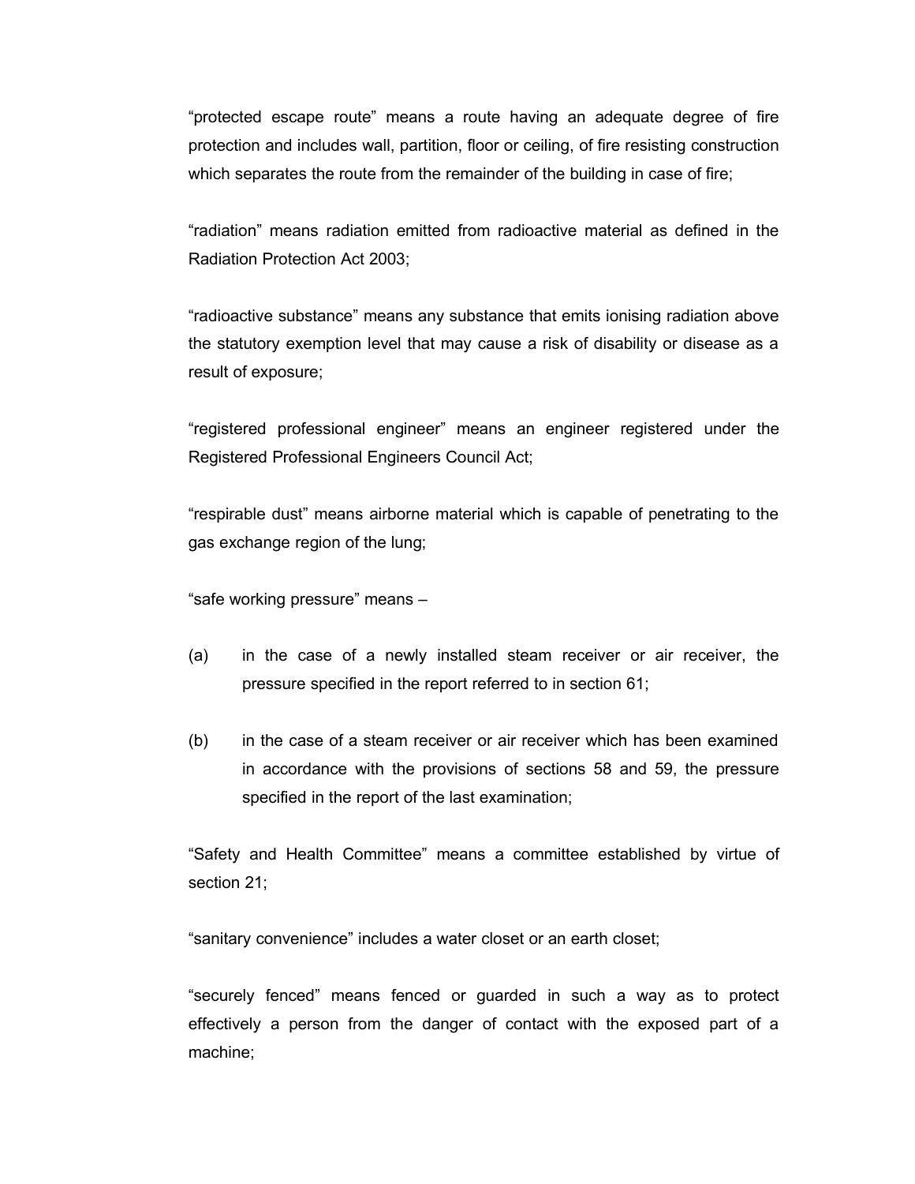"protected escape route" means a route having an adequate degree of fire protection and includes wall, partition, floor or ceiling, of fire resisting construction which separates the route from the remainder of the building in case of fire;

"radiation" means radiation emitted from radioactive material as defined in the Radiation Protection Act 2003;

"radioactive substance" means any substance that emits ionising radiation above the statutory exemption level that may cause a risk of disability or disease as a result of exposure;

"registered professional engineer" means an engineer registered under the Registered Professional Engineers Council Act;

"respirable dust" means airborne material which is capable of penetrating to the gas exchange region of the lung;

"safe working pressure" means –

(a) in the case of a newly installed steam receiver or air receiver, the pressure specified in the report referred to in section 61;

(b) in the case of a steam receiver or air receiver which has been examined in accordance with the provisions of sections 58 and 59, the pressure specified in the report of the last examination;

"Safety and Health Committee" means a committee established by virtue of section 21;

"sanitary convenience" includes a water closet or an earth closet;

"securely fenced" means fenced or guarded in such a way as to protect effectively a person from the danger of contact with the exposed part of a machine;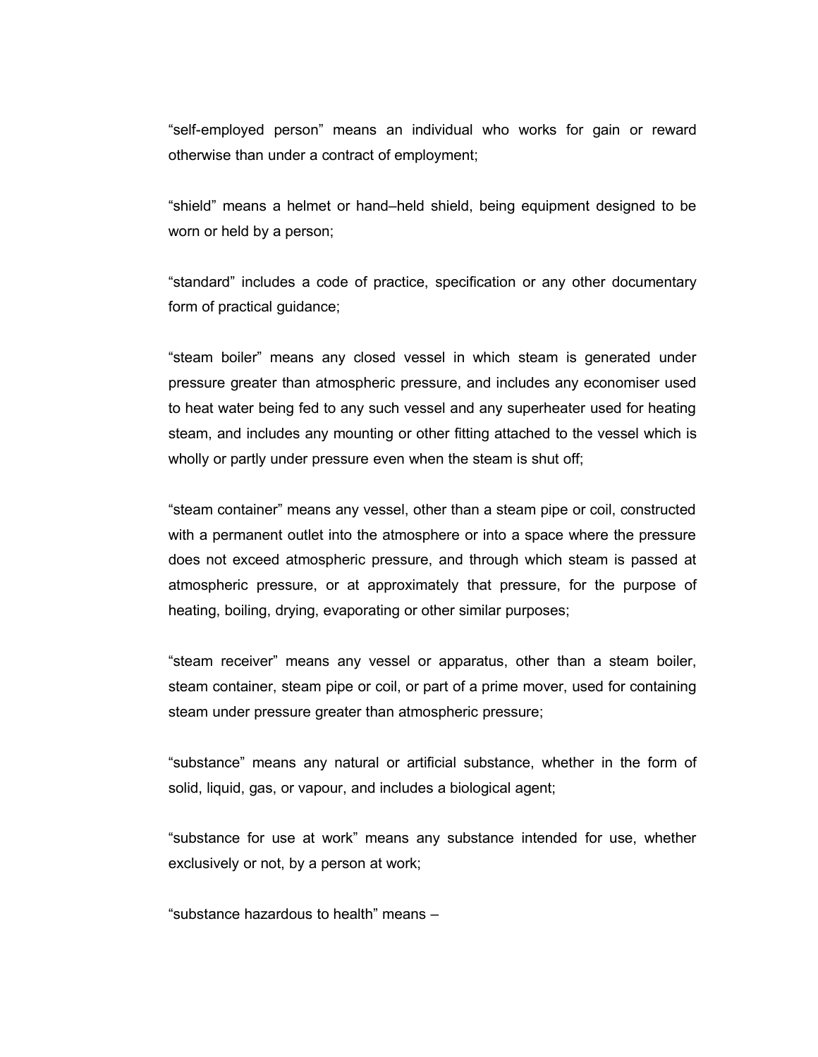"self-employed person" means an individual who works for gain or reward otherwise than under a contract of employment;

"shield" means a helmet or hand–held shield, being equipment designed to be worn or held by a person;

"standard" includes a code of practice, specification or any other documentary form of practical guidance;

"steam boiler" means any closed vessel in which steam is generated under pressure greater than atmospheric pressure, and includes any economiser used to heat water being fed to any such vessel and any superheater used for heating steam, and includes any mounting or other fitting attached to the vessel which is wholly or partly under pressure even when the steam is shut off;

"steam container" means any vessel, other than a steam pipe or coil, constructed with a permanent outlet into the atmosphere or into a space where the pressure does not exceed atmospheric pressure, and through which steam is passed at atmospheric pressure, or at approximately that pressure, for the purpose of heating, boiling, drying, evaporating or other similar purposes;

"steam receiver" means any vessel or apparatus, other than a steam boiler, steam container, steam pipe or coil, or part of a prime mover, used for containing steam under pressure greater than atmospheric pressure;

"substance" means any natural or artificial substance, whether in the form of solid, liquid, gas, or vapour, and includes a biological agent;

"substance for use at work" means any substance intended for use, whether exclusively or not, by a person at work;

"substance hazardous to health" means –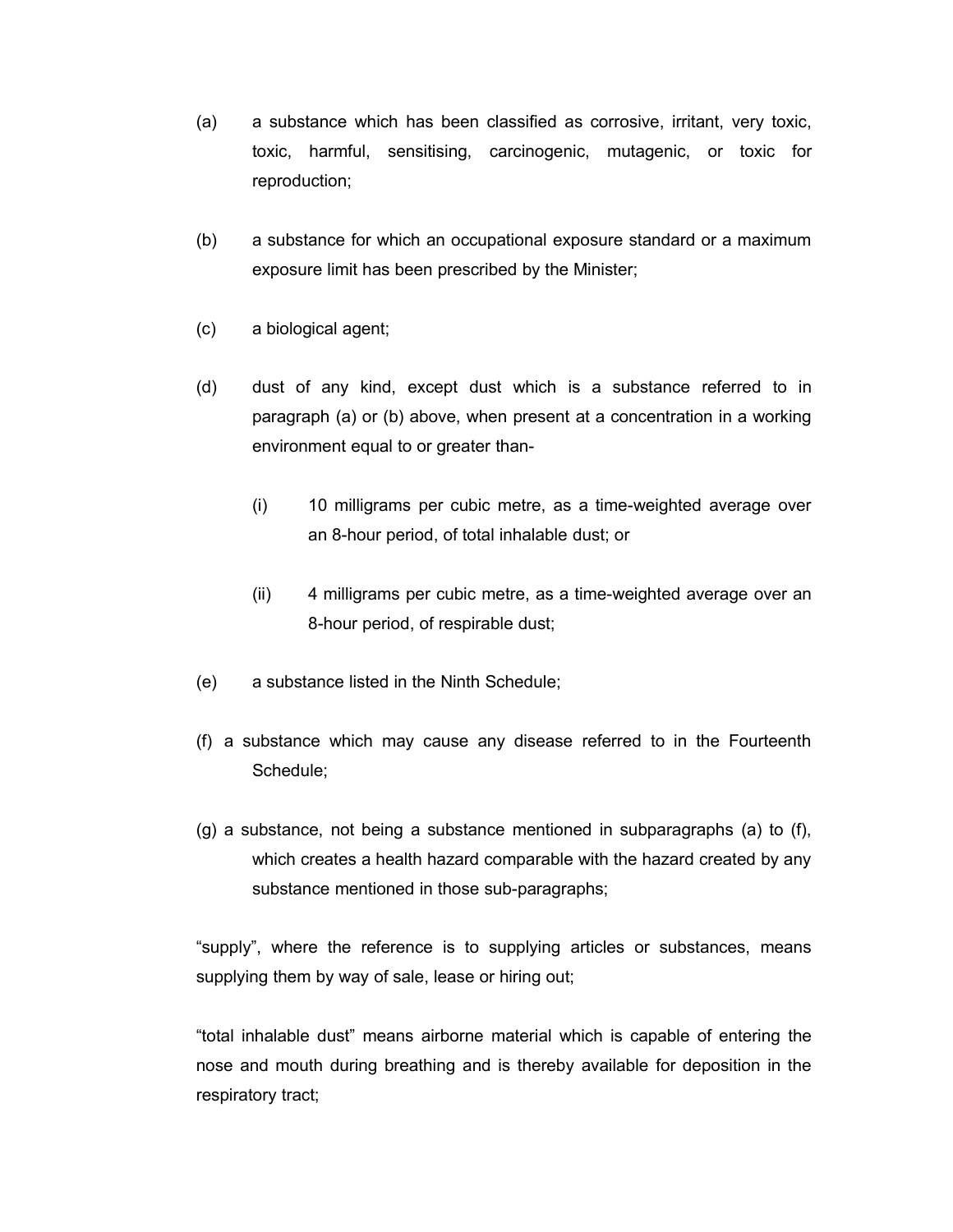(a) a substance which has been classified as corrosive, irritant, very toxic, toxic, harmful, sensitising, carcinogenic, mutagenic, or toxic for reproduction;

(b) a substance for which an occupational exposure standard or a maximum exposure limit has been prescribed by the Minister;

(c) a biological agent;

(d) dust of any kind, except dust which is a substance referred to in paragraph (a) or (b) above, when present at a concentration in a working environment equal to or greater than-

   (i) 10 milligrams per cubic metre, as a time-weighted average over an 8-hour period, of total inhalable dust; or

   (ii) 4 milligrams per cubic metre, as a time-weighted average over an 8-hour period, of respirable dust;

(e) a substance listed in the Ninth Schedule;

(f) a substance which may cause any disease referred to in the Fourteenth Schedule;

(g) a substance, not being a substance mentioned in subparagraphs (a) to (f), which creates a health hazard comparable with the hazard created by any substance mentioned in those sub-paragraphs;

“supply”, where the reference is to supplying articles or substances, means supplying them by way of sale, lease or hiring out;

“total inhalable dust” means airborne material which is capable of entering the nose and mouth during breathing and is thereby available for deposition in the respiratory tract;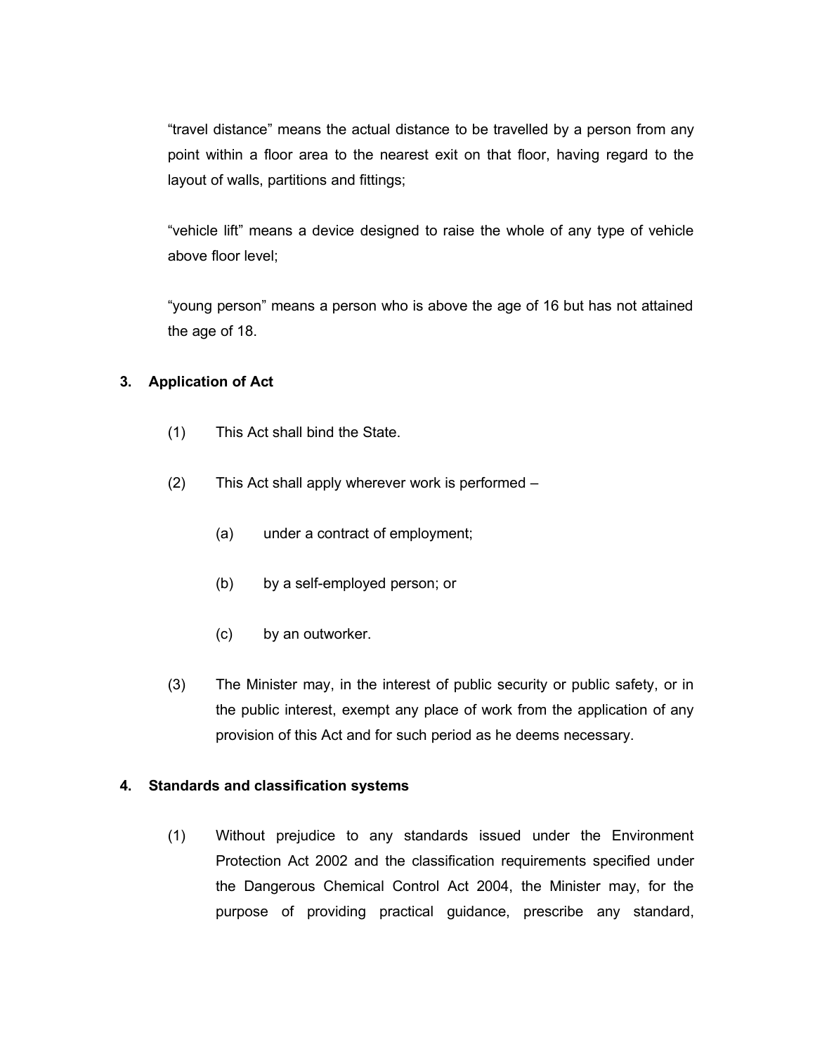"travel distance" means the actual distance to be travelled by a person from any point within a floor area to the nearest exit on that floor, having regard to the layout of walls, partitions and fittings;

"vehicle lift" means a device designed to raise the whole of any type of vehicle above floor level;

"young person" means a person who is above the age of 16 but has not attained the age of 18.

**3. Application of Act**

(1) This Act shall bind the State.

(2) This Act shall apply wherever work is performed –

(a) under a contract of employment;

(b) by a self-employed person; or

(c) by an outworker.

(3) The Minister may, in the interest of public security or public safety, or in the public interest, exempt any place of work from the application of any provision of this Act and for such period as he deems necessary.

**4. Standards and classification systems**

(1) Without prejudice to any standards issued under the Environment Protection Act 2002 and the classification requirements specified under the Dangerous Chemical Control Act 2004, the Minister may, for the purpose of providing practical guidance, prescribe any standard,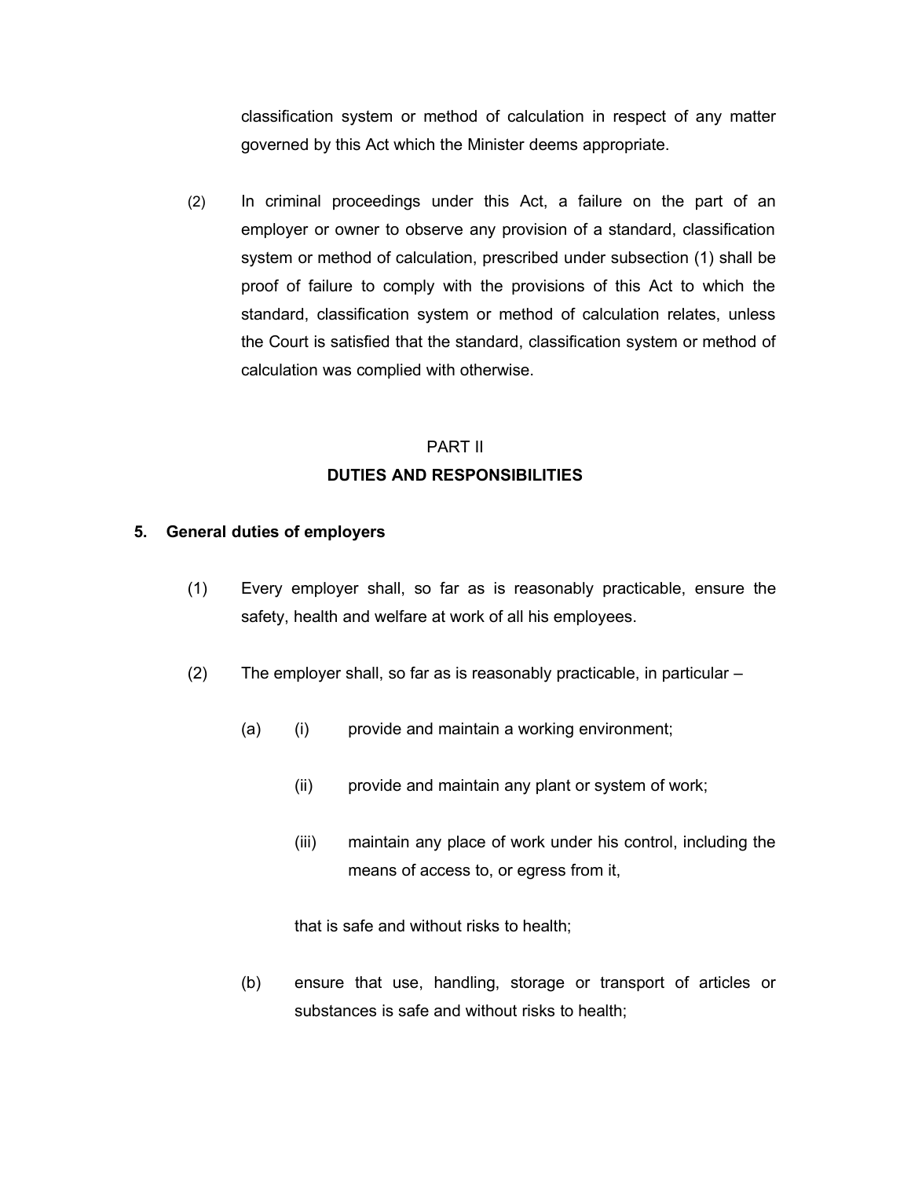classification system or method of calculation in respect of any matter governed by this Act which the Minister deems appropriate.

(2) In criminal proceedings under this Act, a failure on the part of an employer or owner to observe any provision of a standard, classification system or method of calculation, prescribed under subsection (1) shall be proof of failure to comply with the provisions of this Act to which the standard, classification system or method of calculation relates, unless the Court is satisfied that the standard, classification system or method of calculation was complied with otherwise.

## PART II
## DUTIES AND RESPONSIBILITIES

### 5. General duties of employers

(1) Every employer shall, so far as is reasonably practicable, ensure the safety, health and welfare at work of all his employees.

(2) The employer shall, so far as is reasonably practicable, in particular –

(a) (i) provide and maintain a working environment;

(ii) provide and maintain any plant or system of work;

(iii) maintain any place of work under his control, including the means of access to, or egress from it,

that is safe and without risks to health;

(b) ensure that use, handling, storage or transport of articles or substances is safe and without risks to health;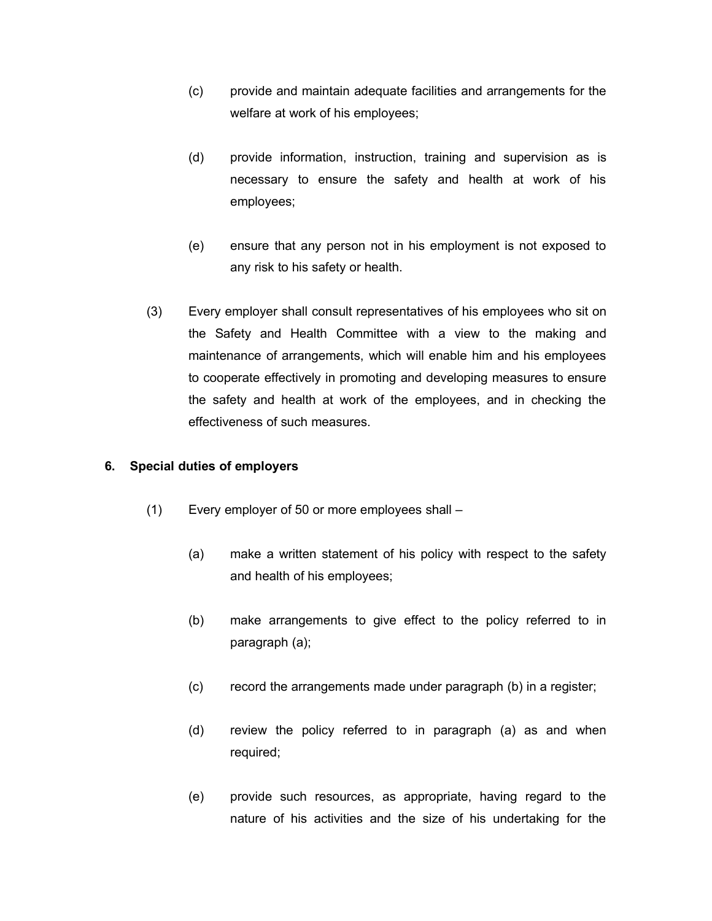(c) provide and maintain adequate facilities and arrangements for the welfare at work of his employees;

(d) provide information, instruction, training and supervision as is necessary to ensure the safety and health at work of his employees;

(e) ensure that any person not in his employment is not exposed to any risk to his safety or health.

(3) Every employer shall consult representatives of his employees who sit on the Safety and Health Committee with a view to the making and maintenance of arrangements, which will enable him and his employees to cooperate effectively in promoting and developing measures to ensure the safety and health at work of the employees, and in checking the effectiveness of such measures.

**6. Special duties of employers**

(1) Every employer of 50 or more employees shall –

(a) make a written statement of his policy with respect to the safety and health of his employees;

(b) make arrangements to give effect to the policy referred to in paragraph (a);

(c) record the arrangements made under paragraph (b) in a register;

(d) review the policy referred to in paragraph (a) as and when required;

(e) provide such resources, as appropriate, having regard to the nature of his activities and the size of his undertaking for the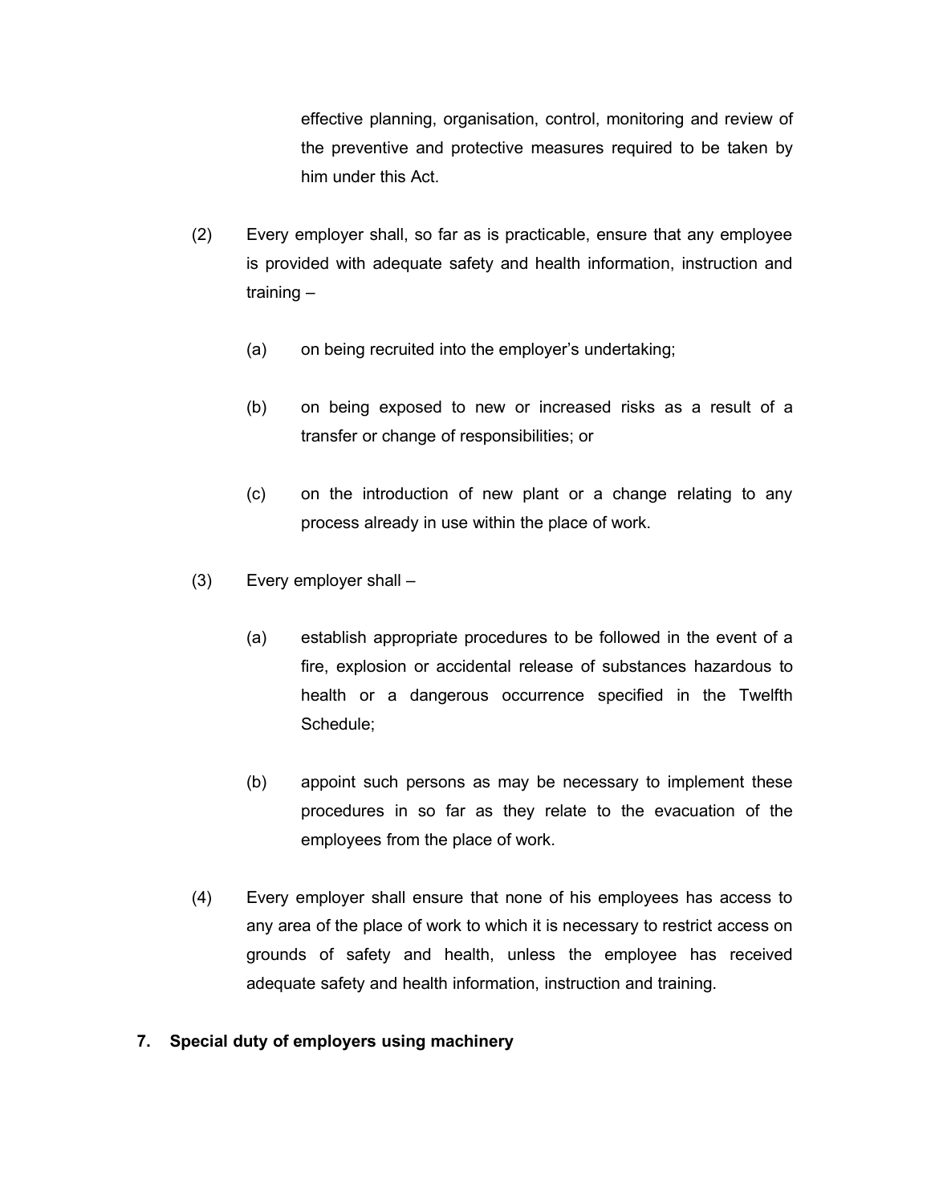effective planning, organisation, control, monitoring and review of the preventive and protective measures required to be taken by him under this Act.

(2) Every employer shall, so far as is practicable, ensure that any employee is provided with adequate safety and health information, instruction and training –

(a) on being recruited into the employer's undertaking;

(b) on being exposed to new or increased risks as a result of a transfer or change of responsibilities; or

(c) on the introduction of new plant or a change relating to any process already in use within the place of work.

(3) Every employer shall –

(a) establish appropriate procedures to be followed in the event of a fire, explosion or accidental release of substances hazardous to health or a dangerous occurrence specified in the Twelfth Schedule;

(b) appoint such persons as may be necessary to implement these procedures in so far as they relate to the evacuation of the employees from the place of work.

(4) Every employer shall ensure that none of his employees has access to any area of the place of work to which it is necessary to restrict access on grounds of safety and health, unless the employee has received adequate safety and health information, instruction and training.

**7. Special duty of employers using machinery**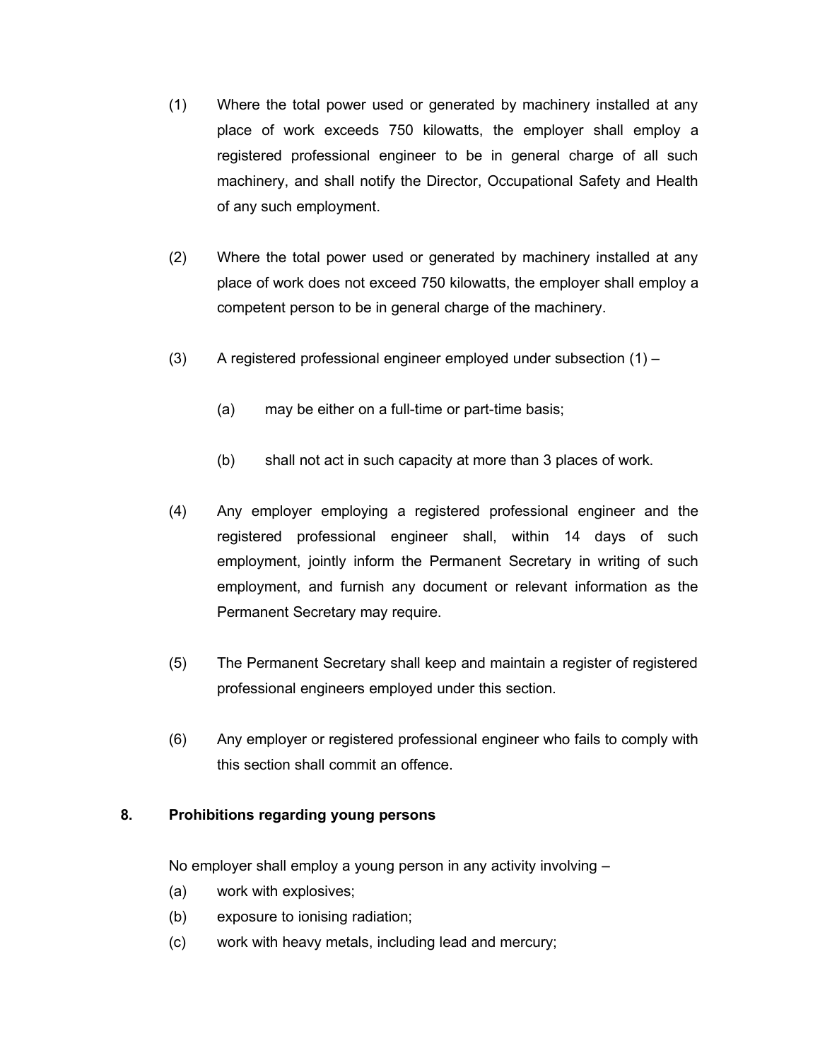(1) Where the total power used or generated by machinery installed at any place of work exceeds 750 kilowatts, the employer shall employ a registered professional engineer to be in general charge of all such machinery, and shall notify the Director, Occupational Safety and Health of any such employment.

(2) Where the total power used or generated by machinery installed at any place of work does not exceed 750 kilowatts, the employer shall employ a competent person to be in general charge of the machinery.

(3) A registered professional engineer employed under subsection (1) –

(a) may be either on a full-time or part-time basis;

(b) shall not act in such capacity at more than 3 places of work.

(4) Any employer employing a registered professional engineer and the registered professional engineer shall, within 14 days of such employment, jointly inform the Permanent Secretary in writing of such employment, and furnish any document or relevant information as the Permanent Secretary may require.

(5) The Permanent Secretary shall keep and maintain a register of registered professional engineers employed under this section.

(6) Any employer or registered professional engineer who fails to comply with this section shall commit an offence.

## 8. Prohibitions regarding young persons

No employer shall employ a young person in any activity involving –

(a) work with explosives;

(b) exposure to ionising radiation;

(c) work with heavy metals, including lead and mercury;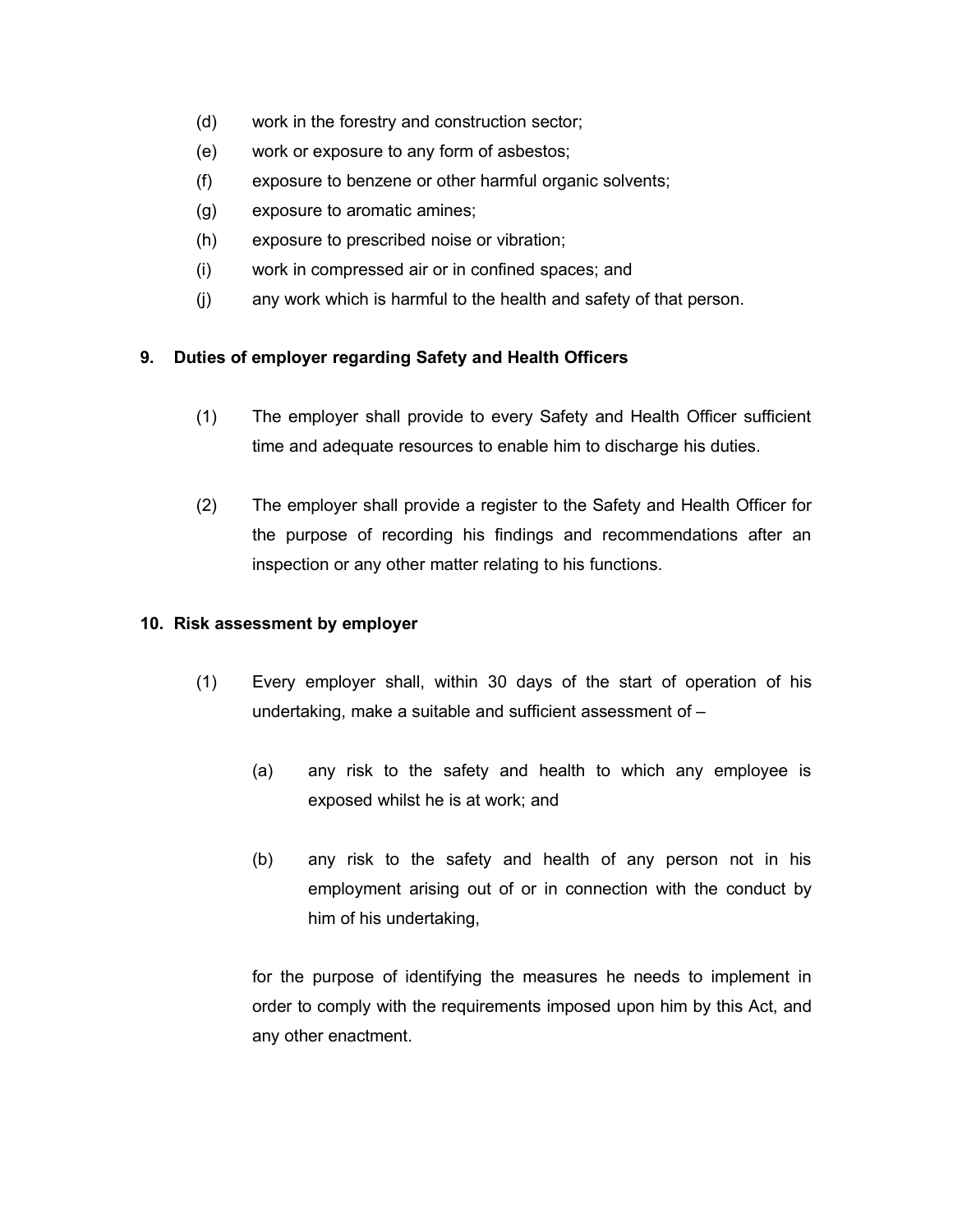(d) work in the forestry and construction sector;

(e) work or exposure to any form of asbestos;

(f) exposure to benzene or other harmful organic solvents;

(g) exposure to aromatic amines;

(h) exposure to prescribed noise or vibration;

(i) work in compressed air or in confined spaces; and

(j) any work which is harmful to the health and safety of that person.

**9. Duties of employer regarding Safety and Health Officers**

(1) The employer shall provide to every Safety and Health Officer sufficient time and adequate resources to enable him to discharge his duties.

(2) The employer shall provide a register to the Safety and Health Officer for the purpose of recording his findings and recommendations after an inspection or any other matter relating to his functions.

**10. Risk assessment by employer**

(1) Every employer shall, within 30 days of the start of operation of his undertaking, make a suitable and sufficient assessment of –

(a) any risk to the safety and health to which any employee is exposed whilst he is at work; and

(b) any risk to the safety and health of any person not in his employment arising out of or in connection with the conduct by him of his undertaking,

for the purpose of identifying the measures he needs to implement in order to comply with the requirements imposed upon him by this Act, and any other enactment.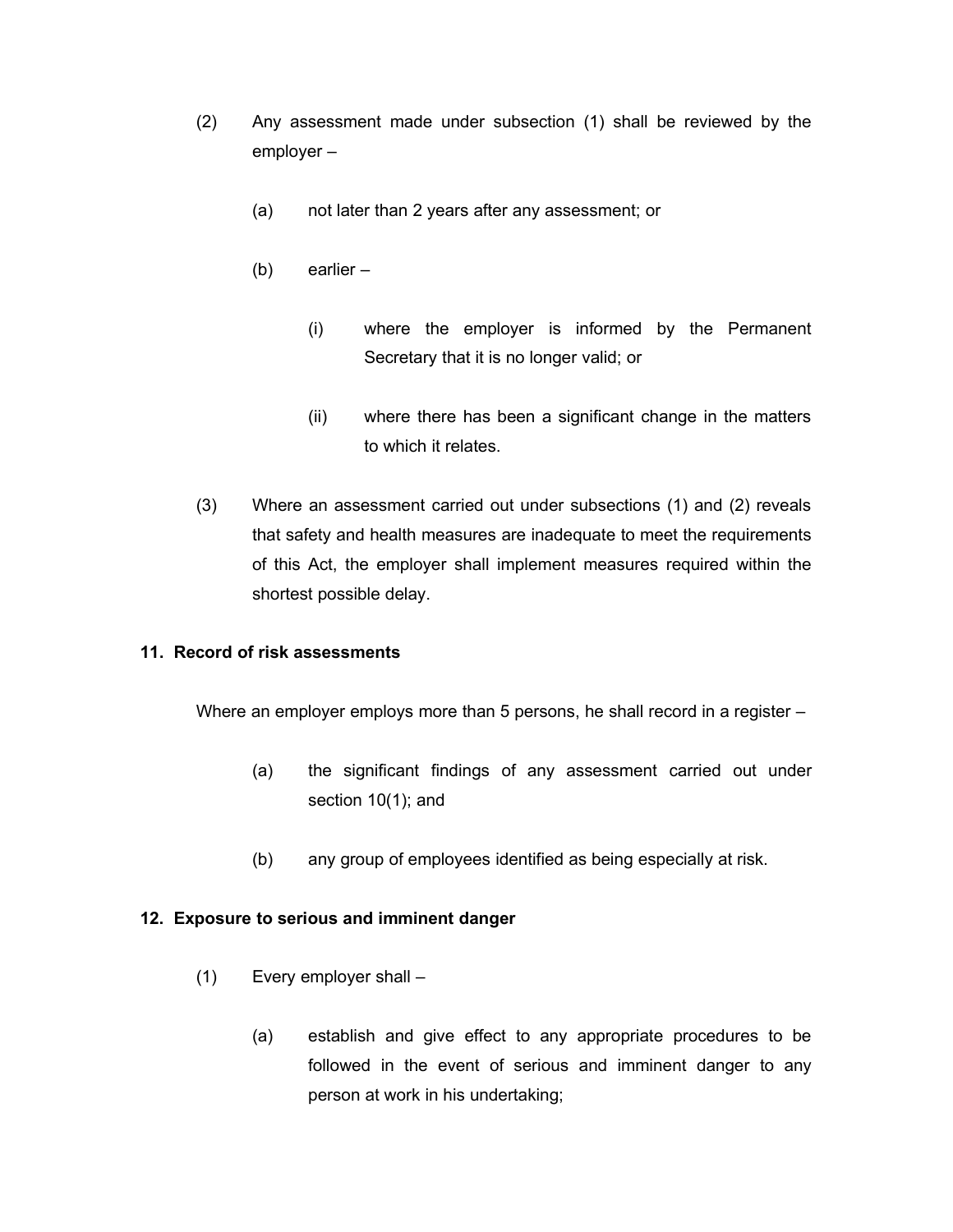(2) Any assessment made under subsection (1) shall be reviewed by the employer –

(a) not later than 2 years after any assessment; or

(b) earlier –

(i) where the employer is informed by the Permanent Secretary that it is no longer valid; or

(ii) where there has been a significant change in the matters to which it relates.

(3) Where an assessment carried out under subsections (1) and (2) reveals that safety and health measures are inadequate to meet the requirements of this Act, the employer shall implement measures required within the shortest possible delay.

### 11. Record of risk assessments

Where an employer employs more than 5 persons, he shall record in a register –

(a) the significant findings of any assessment carried out under section 10(1); and

(b) any group of employees identified as being especially at risk.

### 12. Exposure to serious and imminent danger

(1) Every employer shall –

(a) establish and give effect to any appropriate procedures to be followed in the event of serious and imminent danger to any person at work in his undertaking;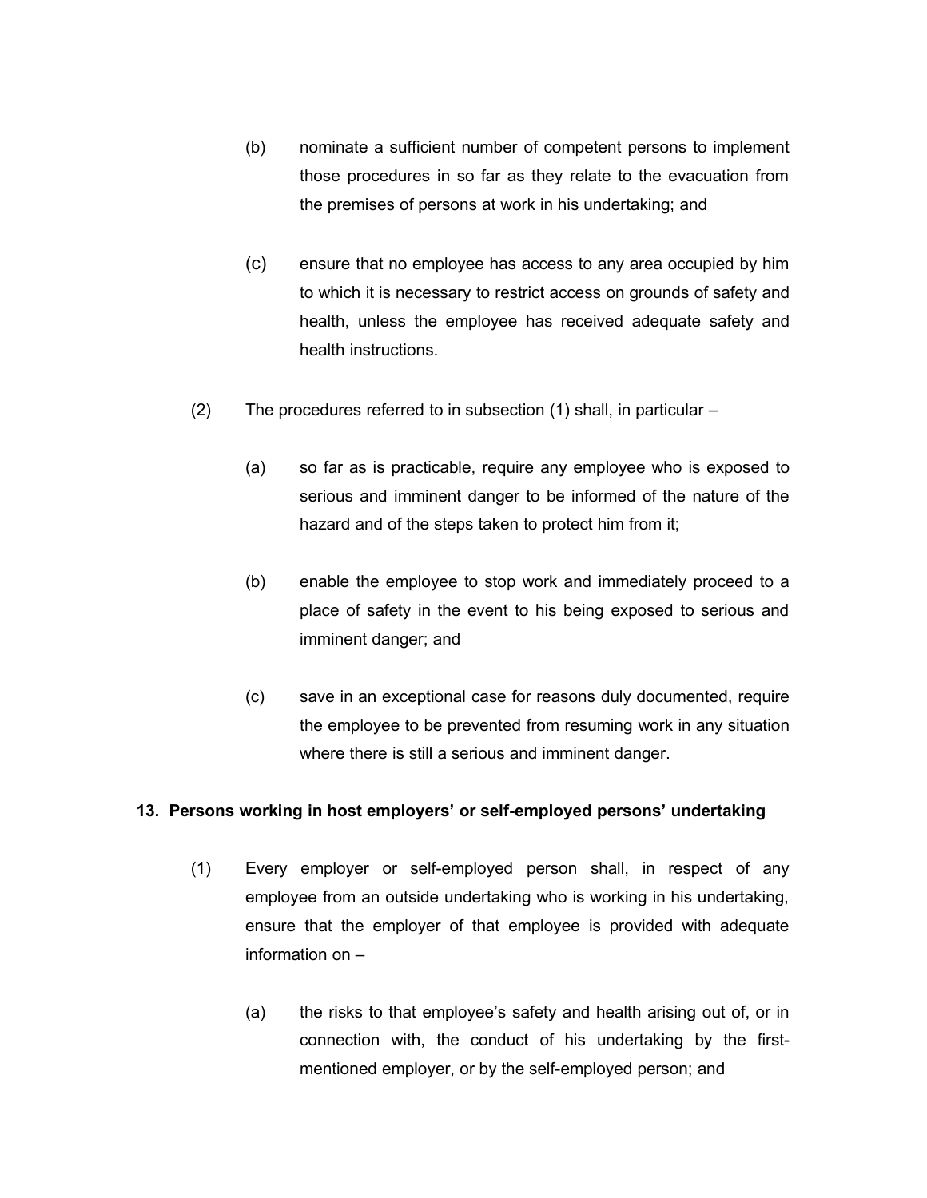(b) nominate a sufficient number of competent persons to implement those procedures in so far as they relate to the evacuation from the premises of persons at work in his undertaking; and

(c) ensure that no employee has access to any area occupied by him to which it is necessary to restrict access on grounds of safety and health, unless the employee has received adequate safety and health instructions.

(2) The procedures referred to in subsection (1) shall, in particular –

(a) so far as is practicable, require any employee who is exposed to serious and imminent danger to be informed of the nature of the hazard and of the steps taken to protect him from it;

(b) enable the employee to stop work and immediately proceed to a place of safety in the event to his being exposed to serious and imminent danger; and

(c) save in an exceptional case for reasons duly documented, require the employee to be prevented from resuming work in any situation where there is still a serious and imminent danger.

**13. Persons working in host employers' or self-employed persons' undertaking**

(1) Every employer or self-employed person shall, in respect of any employee from an outside undertaking who is working in his undertaking, ensure that the employer of that employee is provided with adequate information on –

(a) the risks to that employee's safety and health arising out of, or in connection with, the conduct of his undertaking by the first-mentioned employer, or by the self-employed person; and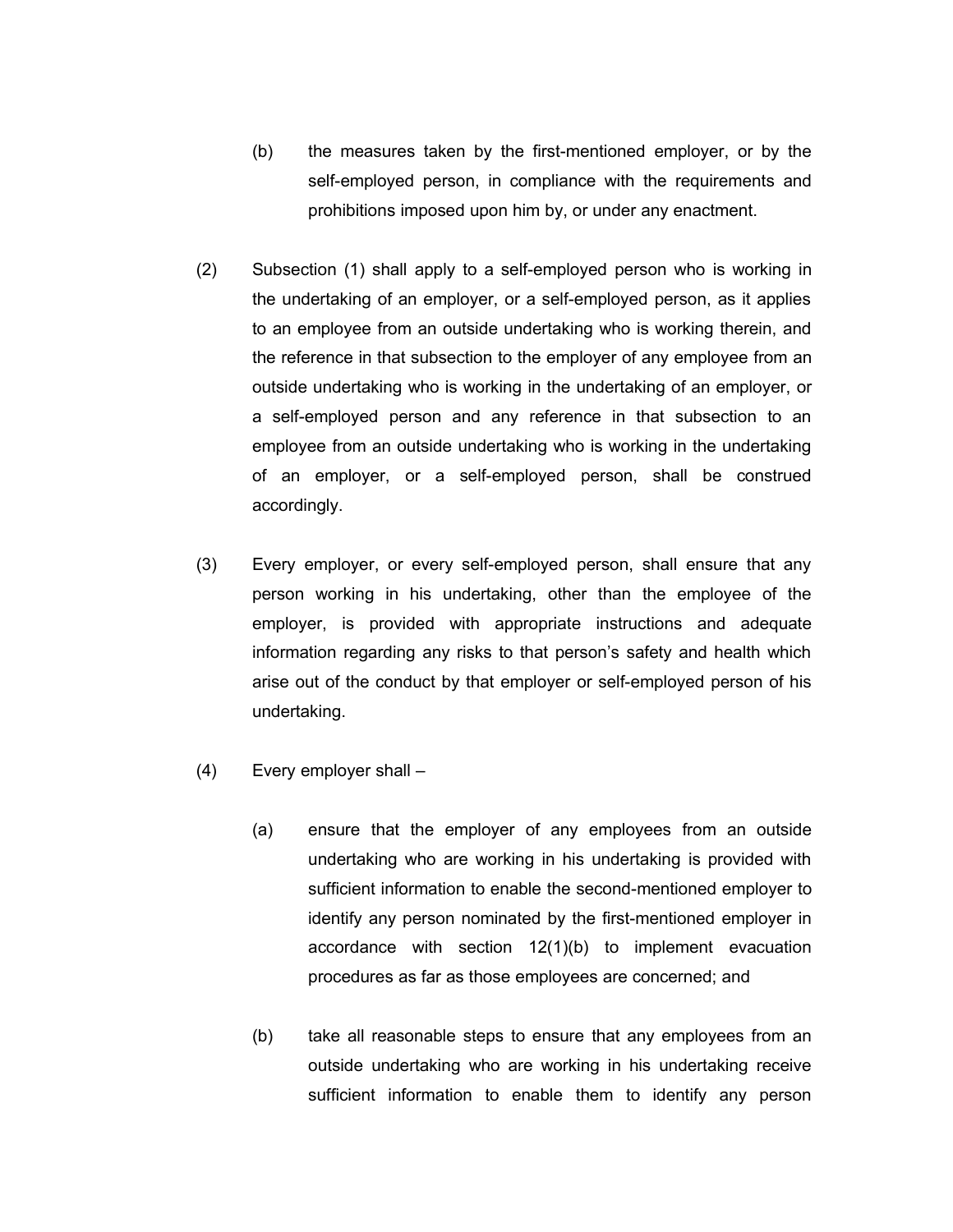(b) the measures taken by the first-mentioned employer, or by the self-employed person, in compliance with the requirements and prohibitions imposed upon him by, or under any enactment.

(2) Subsection (1) shall apply to a self-employed person who is working in the undertaking of an employer, or a self-employed person, as it applies to an employee from an outside undertaking who is working therein, and the reference in that subsection to the employer of any employee from an outside undertaking who is working in the undertaking of an employer, or a self-employed person and any reference in that subsection to an employee from an outside undertaking who is working in the undertaking of an employer, or a self-employed person, shall be construed accordingly.

(3) Every employer, or every self-employed person, shall ensure that any person working in his undertaking, other than the employee of the employer, is provided with appropriate instructions and adequate information regarding any risks to that person's safety and health which arise out of the conduct by that employer or self-employed person of his undertaking.

(4) Every employer shall –

(a) ensure that the employer of any employees from an outside undertaking who are working in his undertaking is provided with sufficient information to enable the second-mentioned employer to identify any person nominated by the first-mentioned employer in accordance with section 12(1)(b) to implement evacuation procedures as far as those employees are concerned; and

(b) take all reasonable steps to ensure that any employees from an outside undertaking who are working in his undertaking receive sufficient information to enable them to identify any person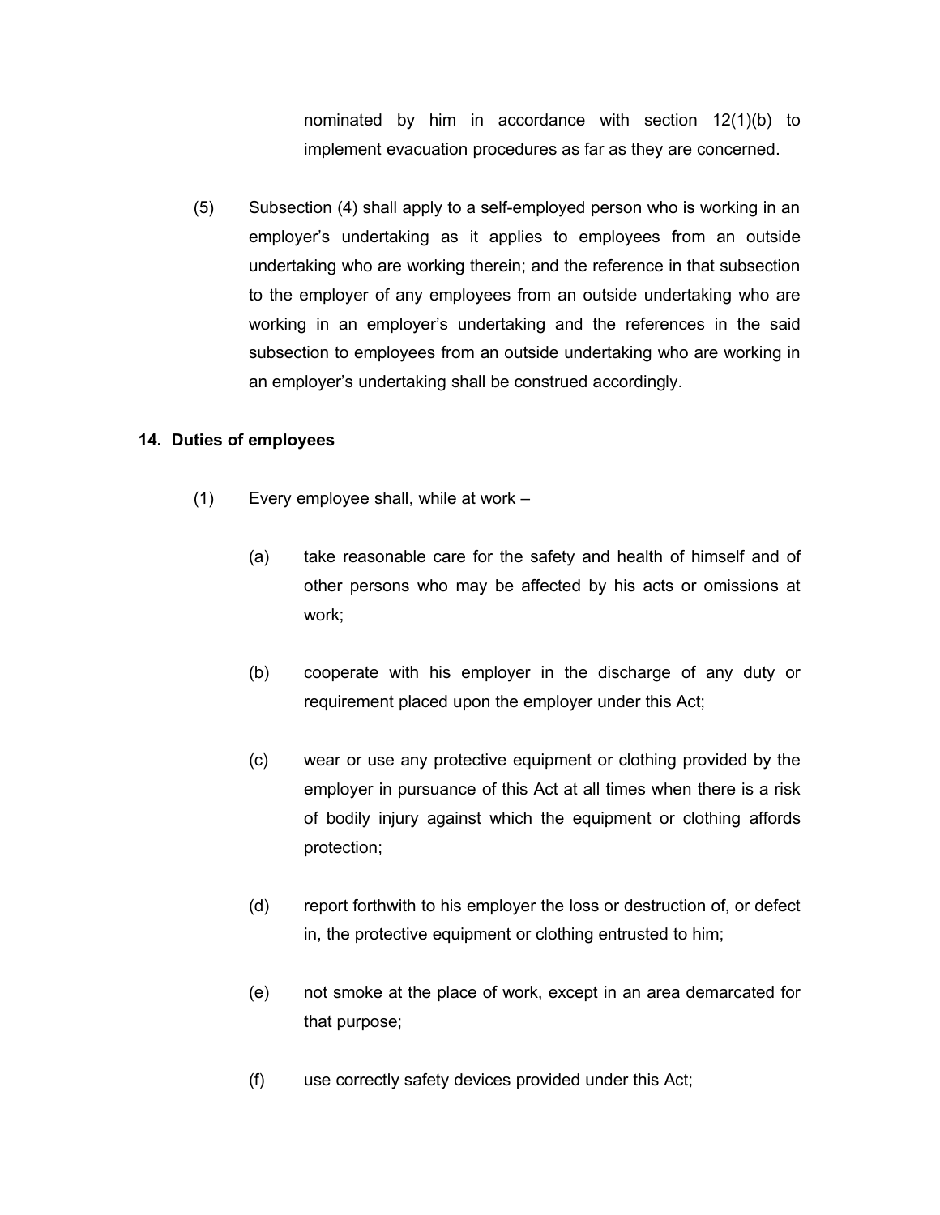nominated by him in accordance with section 12(1)(b) to implement evacuation procedures as far as they are concerned.

(5) Subsection (4) shall apply to a self-employed person who is working in an employer’s undertaking as it applies to employees from an outside undertaking who are working therein; and the reference in that subsection to the employer of any employees from an outside undertaking who are working in an employer’s undertaking and the references in the said subsection to employees from an outside undertaking who are working in an employer’s undertaking shall be construed accordingly.

**14. Duties of employees**

(1) Every employee shall, while at work –

(a) take reasonable care for the safety and health of himself and of other persons who may be affected by his acts or omissions at work;

(b) cooperate with his employer in the discharge of any duty or requirement placed upon the employer under this Act;

(c) wear or use any protective equipment or clothing provided by the employer in pursuance of this Act at all times when there is a risk of bodily injury against which the equipment or clothing affords protection;

(d) report forthwith to his employer the loss or destruction of, or defect in, the protective equipment or clothing entrusted to him;

(e) not smoke at the place of work, except in an area demarcated for that purpose;

(f) use correctly safety devices provided under this Act;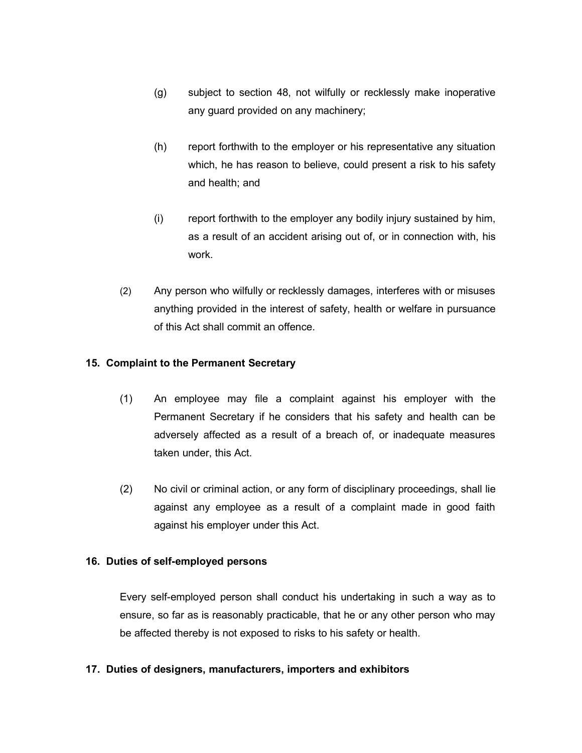(g) subject to section 48, not wilfully or recklessly make inoperative any guard provided on any machinery;

(h) report forthwith to the employer or his representative any situation which, he has reason to believe, could present a risk to his safety and health; and

(i) report forthwith to the employer any bodily injury sustained by him, as a result of an accident arising out of, or in connection with, his work.

(2) Any person who wilfully or recklessly damages, interferes with or misuses anything provided in the interest of safety, health or welfare in pursuance of this Act shall commit an offence.

### 15. Complaint to the Permanent Secretary

(1) An employee may file a complaint against his employer with the Permanent Secretary if he considers that his safety and health can be adversely affected as a result of a breach of, or inadequate measures taken under, this Act.

(2) No civil or criminal action, or any form of disciplinary proceedings, shall lie against any employee as a result of a complaint made in good faith against his employer under this Act.

### 16. Duties of self-employed persons

Every self-employed person shall conduct his undertaking in such a way as to ensure, so far as is reasonably practicable, that he or any other person who may be affected thereby is not exposed to risks to his safety or health.

### 17. Duties of designers, manufacturers, importers and exhibitors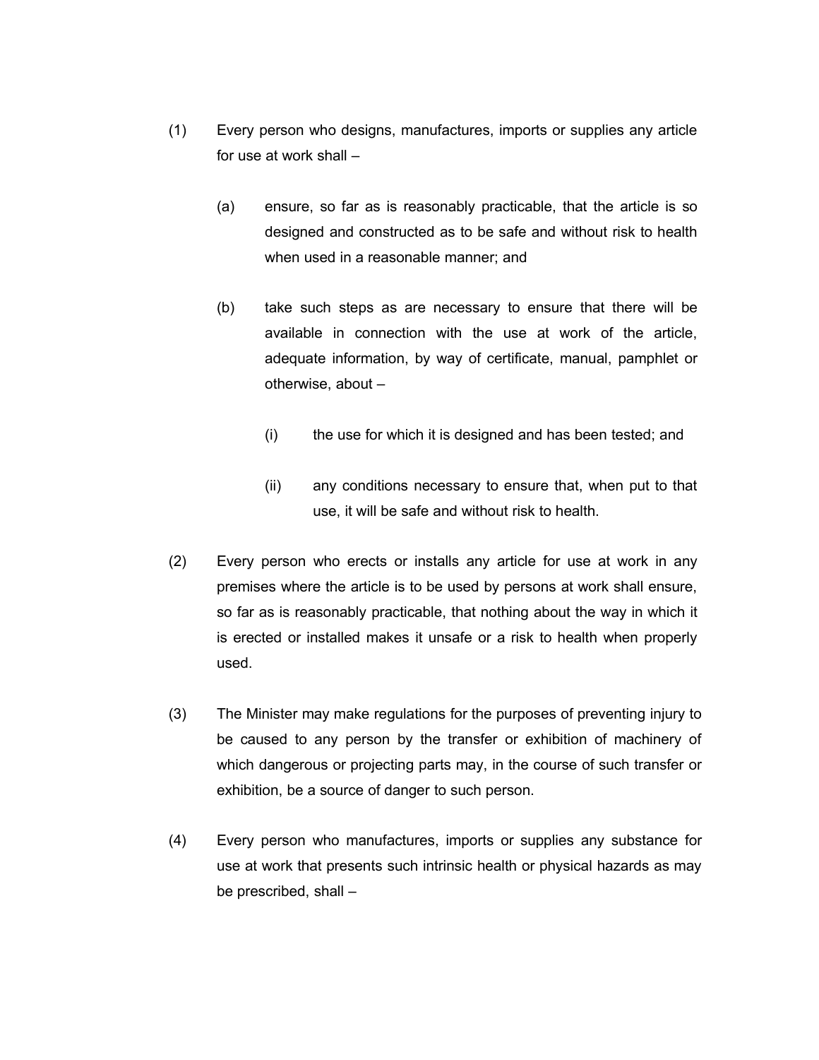(1) Every person who designs, manufactures, imports or supplies any article for use at work shall –

    (a) ensure, so far as is reasonably practicable, that the article is so designed and constructed as to be safe and without risk to health when used in a reasonable manner; and

    (b) take such steps as are necessary to ensure that there will be available in connection with the use at work of the article, adequate information, by way of certificate, manual, pamphlet or otherwise, about –

        (i) the use for which it is designed and has been tested; and

        (ii) any conditions necessary to ensure that, when put to that use, it will be safe and without risk to health.

(2) Every person who erects or installs any article for use at work in any premises where the article is to be used by persons at work shall ensure, so far as is reasonably practicable, that nothing about the way in which it is erected or installed makes it unsafe or a risk to health when properly used.

(3) The Minister may make regulations for the purposes of preventing injury to be caused to any person by the transfer or exhibition of machinery of which dangerous or projecting parts may, in the course of such transfer or exhibition, be a source of danger to such person.

(4) Every person who manufactures, imports or supplies any substance for use at work that presents such intrinsic health or physical hazards as may be prescribed, shall –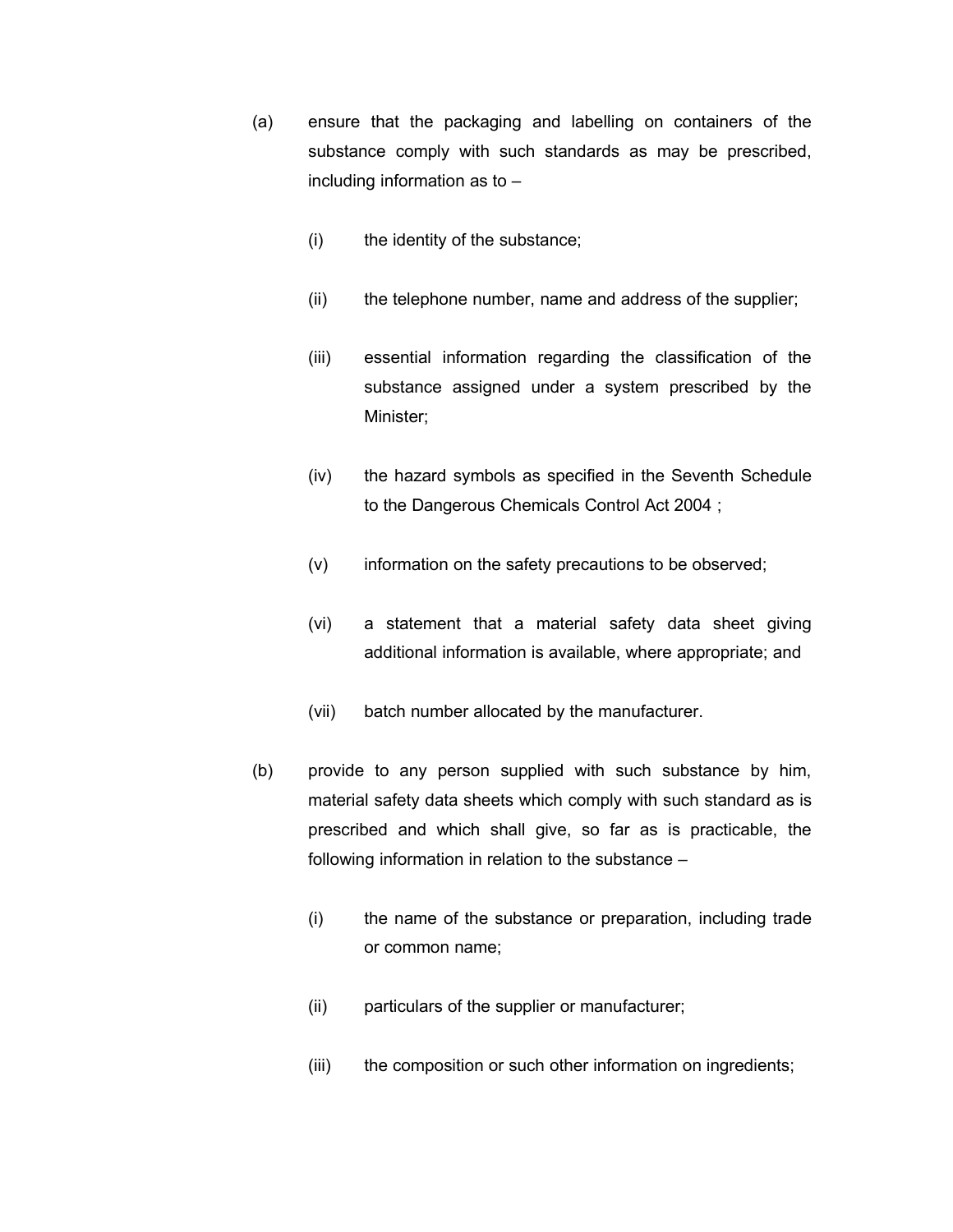(a) ensure that the packaging and labelling on containers of the substance comply with such standards as may be prescribed, including information as to –

 (i) the identity of the substance;

 (ii) the telephone number, name and address of the supplier;

 (iii) essential information regarding the classification of the substance assigned under a system prescribed by the Minister;

 (iv) the hazard symbols as specified in the Seventh Schedule to the Dangerous Chemicals Control Act 2004 ;

 (v) information on the safety precautions to be observed;

 (vi) a statement that a material safety data sheet giving additional information is available, where appropriate; and

 (vii) batch number allocated by the manufacturer.

(b) provide to any person supplied with such substance by him, material safety data sheets which comply with such standard as is prescribed and which shall give, so far as is practicable, the following information in relation to the substance –

 (i) the name of the substance or preparation, including trade or common name;

 (ii) particulars of the supplier or manufacturer;

 (iii) the composition or such other information on ingredients;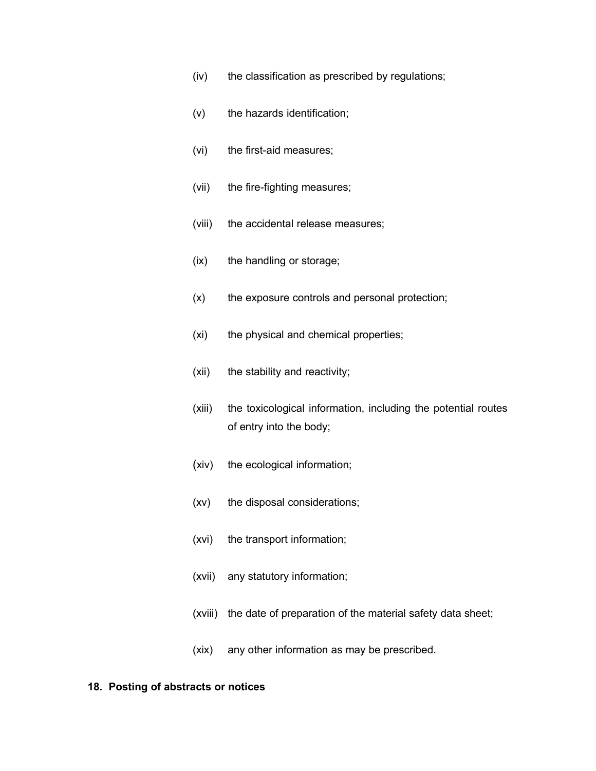(iv) the classification as prescribed by regulations;

(v) the hazards identification;

(vi) the first-aid measures;

(vii) the fire-fighting measures;

(viii) the accidental release measures;

(ix) the handling or storage;

(x) the exposure controls and personal protection;

(xi) the physical and chemical properties;

(xii) the stability and reactivity;

(xiii) the toxicological information, including the potential routes of entry into the body;

(xiv) the ecological information;

(xv) the disposal considerations;

(xvi) the transport information;

(xvii) any statutory information;

(xviii) the date of preparation of the material safety data sheet;

(xix) any other information as may be prescribed.

**18. Posting of abstracts or notices**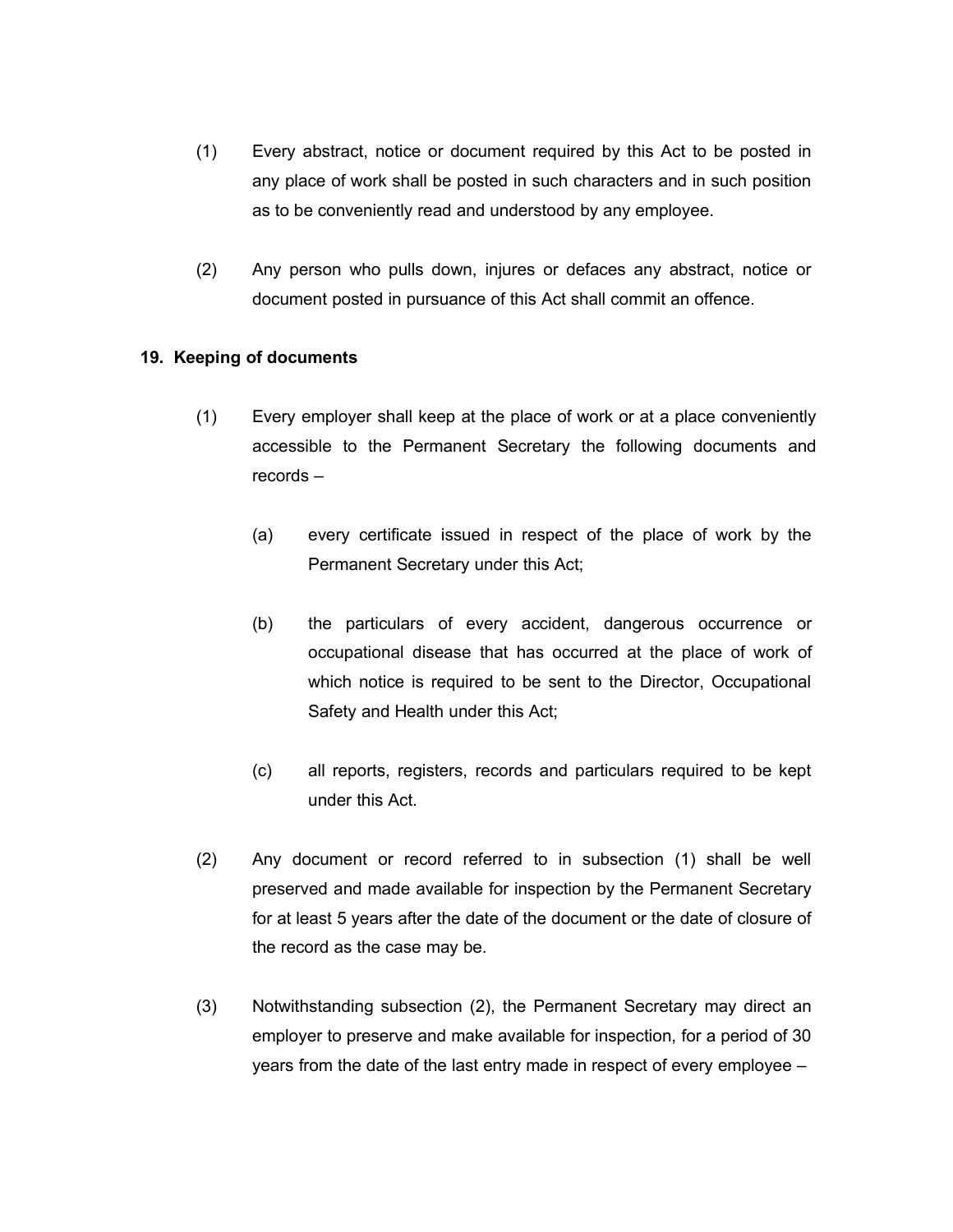(1) Every abstract, notice or document required by this Act to be posted in any place of work shall be posted in such characters and in such position as to be conveniently read and understood by any employee.

(2) Any person who pulls down, injures or defaces any abstract, notice or document posted in pursuance of this Act shall commit an offence.

**19. Keeping of documents**

(1) Every employer shall keep at the place of work or at a place conveniently accessible to the Permanent Secretary the following documents and records –

(a) every certificate issued in respect of the place of work by the Permanent Secretary under this Act;

(b) the particulars of every accident, dangerous occurrence or occupational disease that has occurred at the place of work of which notice is required to be sent to the Director, Occupational Safety and Health under this Act;

(c) all reports, registers, records and particulars required to be kept under this Act.

(2) Any document or record referred to in subsection (1) shall be well preserved and made available for inspection by the Permanent Secretary for at least 5 years after the date of the document or the date of closure of the record as the case may be.

(3) Notwithstanding subsection (2), the Permanent Secretary may direct an employer to preserve and make available for inspection, for a period of 30 years from the date of the last entry made in respect of every employee –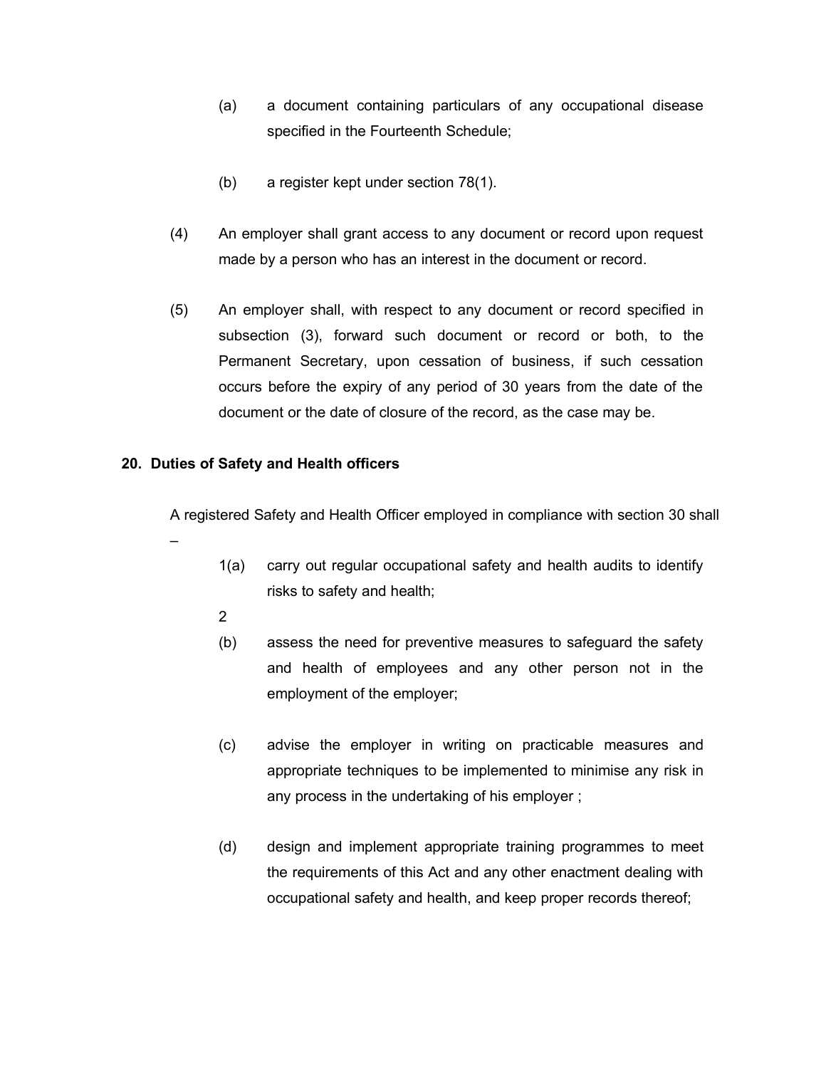(a) a document containing particulars of any occupational disease specified in the Fourteenth Schedule;

(b) a register kept under section 78(1).

(4) An employer shall grant access to any document or record upon request made by a person who has an interest in the document or record.

(5) An employer shall, with respect to any document or record specified in subsection (3), forward such document or record or both, to the Permanent Secretary, upon cessation of business, if such cessation occurs before the expiry of any period of 30 years from the date of the document or the date of closure of the record, as the case may be.

**20. Duties of Safety and Health officers**

A registered Safety and Health Officer employed in compliance with section 30 shall –

1(a) carry out regular occupational safety and health audits to identify risks to safety and health;

2

(b) assess the need for preventive measures to safeguard the safety and health of employees and any other person not in the employment of the employer;

(c) advise the employer in writing on practicable measures and appropriate techniques to be implemented to minimise any risk in any process in the undertaking of his employer ;

(d) design and implement appropriate training programmes to meet the requirements of this Act and any other enactment dealing with occupational safety and health, and keep proper records thereof;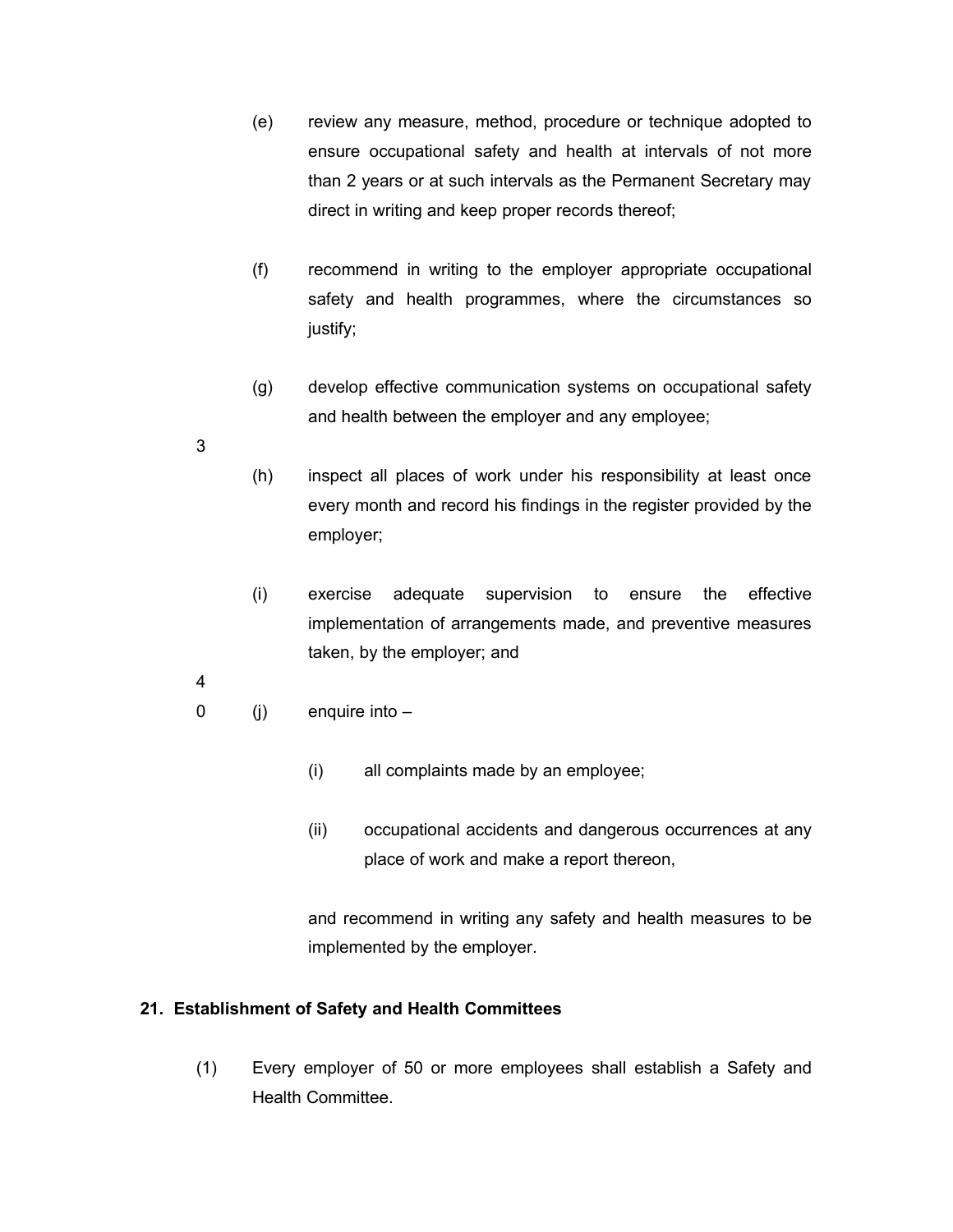(e) review any measure, method, procedure or technique adopted to ensure occupational safety and health at intervals of not more than 2 years or at such intervals as the Permanent Secretary may direct in writing and keep proper records thereof;

(f) recommend in writing to the employer appropriate occupational safety and health programmes, where the circumstances so justify;

(g) develop effective communication systems on occupational safety and health between the employer and any employee;

(h) inspect all places of work under his responsibility at least once every month and record his findings in the register provided by the employer;

(i) exercise adequate supervision to ensure the effective implementation of arrangements made, and preventive measures taken, by the employer; and

(j) enquire into –

   (i) all complaints made by an employee;

   (ii) occupational accidents and dangerous occurrences at any place of work and make a report thereon,

   and recommend in writing any safety and health measures to be implemented by the employer.

**21. Establishment of Safety and Health Committees**

(1) Every employer of 50 or more employees shall establish a Safety and Health Committee.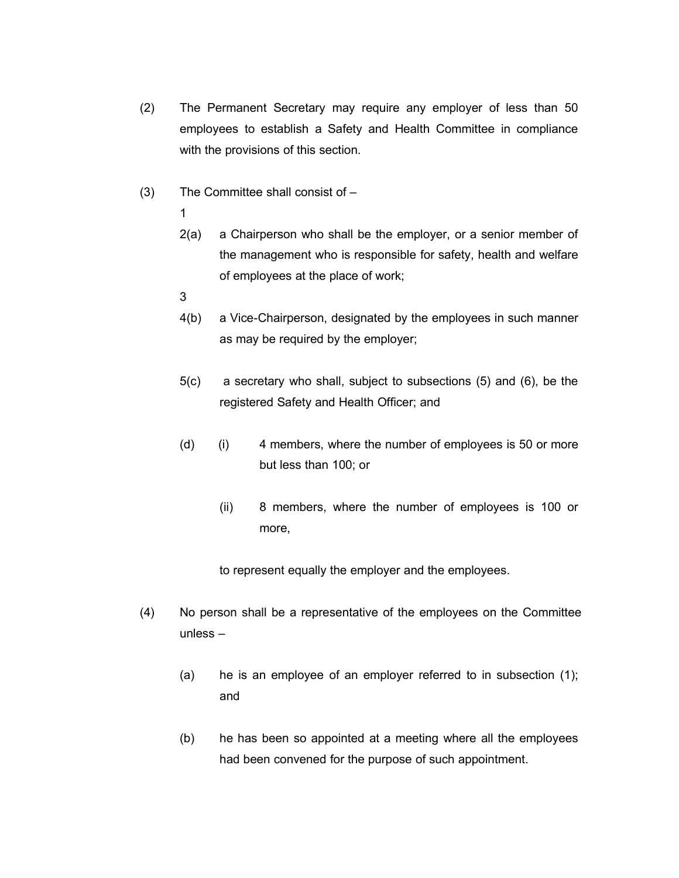(2) The Permanent Secretary may require any employer of less than 50 employees to establish a Safety and Health Committee in compliance with the provisions of this section.

(3) The Committee shall consist of –

1

2(a) a Chairperson who shall be the employer, or a senior member of the management who is responsible for safety, health and welfare of employees at the place of work;

3

4(b) a Vice-Chairperson, designated by the employees in such manner as may be required by the employer;

5(c) a secretary who shall, subject to subsections (5) and (6), be the registered Safety and Health Officer; and

(d) (i) 4 members, where the number of employees is 50 or more but less than 100; or

(ii) 8 members, where the number of employees is 100 or more,

to represent equally the employer and the employees.

(4) No person shall be a representative of the employees on the Committee unless –

(a) he is an employee of an employer referred to in subsection (1); and

(b) he has been so appointed at a meeting where all the employees had been convened for the purpose of such appointment.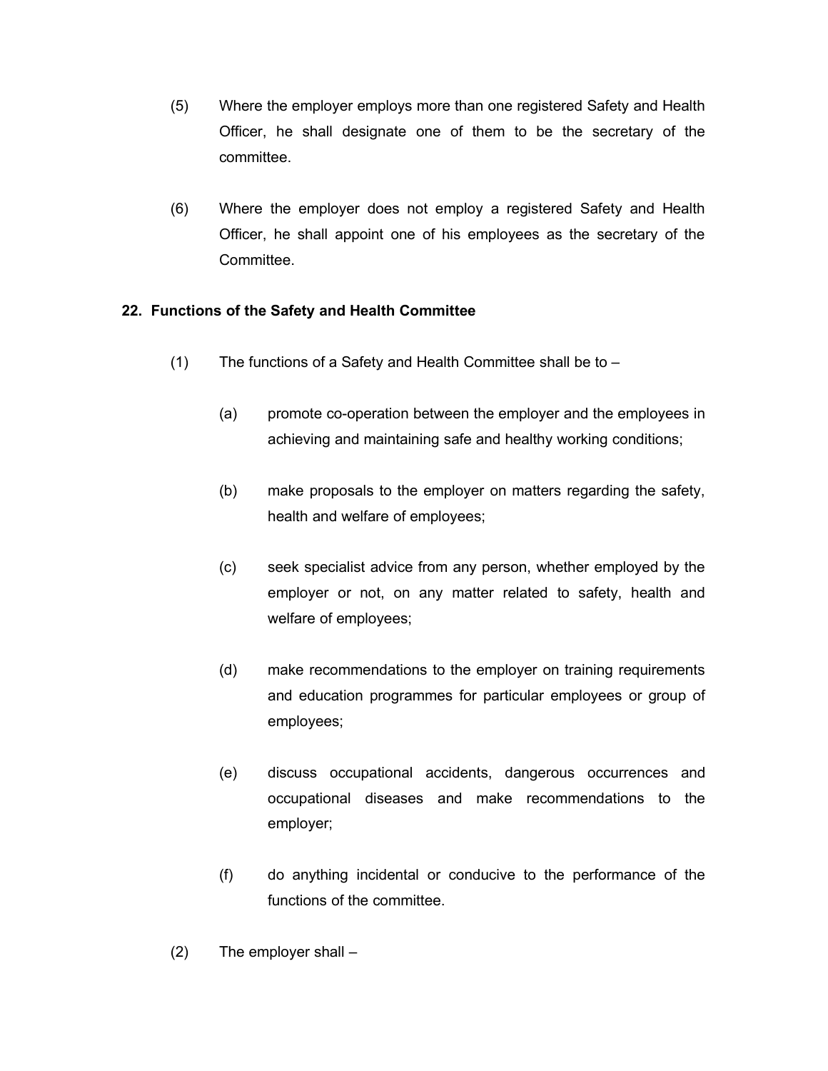(5) Where the employer employs more than one registered Safety and Health Officer, he shall designate one of them to be the secretary of the committee.

(6) Where the employer does not employ a registered Safety and Health Officer, he shall appoint one of his employees as the secretary of the Committee.

**22. Functions of the Safety and Health Committee**

(1) The functions of a Safety and Health Committee shall be to –

(a) promote co-operation between the employer and the employees in achieving and maintaining safe and healthy working conditions;

(b) make proposals to the employer on matters regarding the safety, health and welfare of employees;

(c) seek specialist advice from any person, whether employed by the employer or not, on any matter related to safety, health and welfare of employees;

(d) make recommendations to the employer on training requirements and education programmes for particular employees or group of employees;

(e) discuss occupational accidents, dangerous occurrences and occupational diseases and make recommendations to the employer;

(f) do anything incidental or conducive to the performance of the functions of the committee.

(2) The employer shall –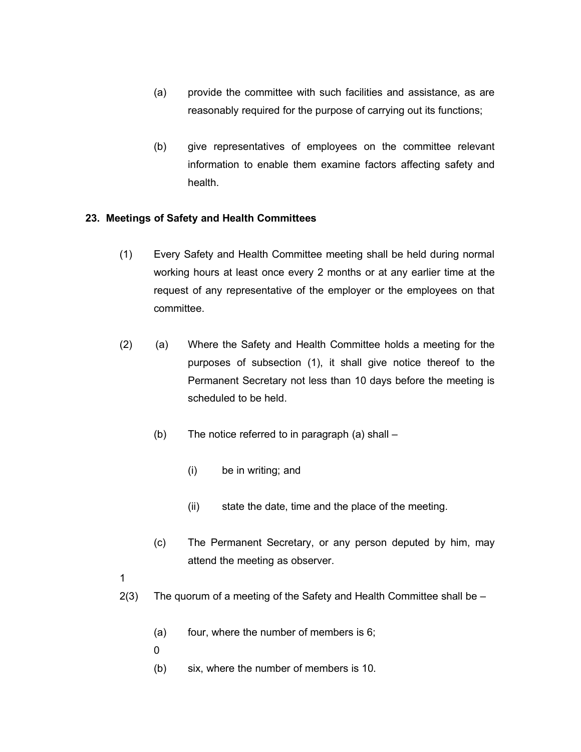(a) provide the committee with such facilities and assistance, as are reasonably required for the purpose of carrying out its functions;

(b) give representatives of employees on the committee relevant information to enable them examine factors affecting safety and health.

**23. Meetings of Safety and Health Committees**

(1) Every Safety and Health Committee meeting shall be held during normal working hours at least once every 2 months or at any earlier time at the request of any representative of the employer or the employees on that committee.

(2) (a) Where the Safety and Health Committee holds a meeting for the purposes of subsection (1), it shall give notice thereof to the Permanent Secretary not less than 10 days before the meeting is scheduled to be held.

(b) The notice referred to in paragraph (a) shall –

(i) be in writing; and

(ii) state the date, time and the place of the meeting.

(c) The Permanent Secretary, or any person deputed by him, may attend the meeting as observer.

1

2(3) The quorum of a meeting of the Safety and Health Committee shall be –

(a) four, where the number of members is 6;

0

(b) six, where the number of members is 10.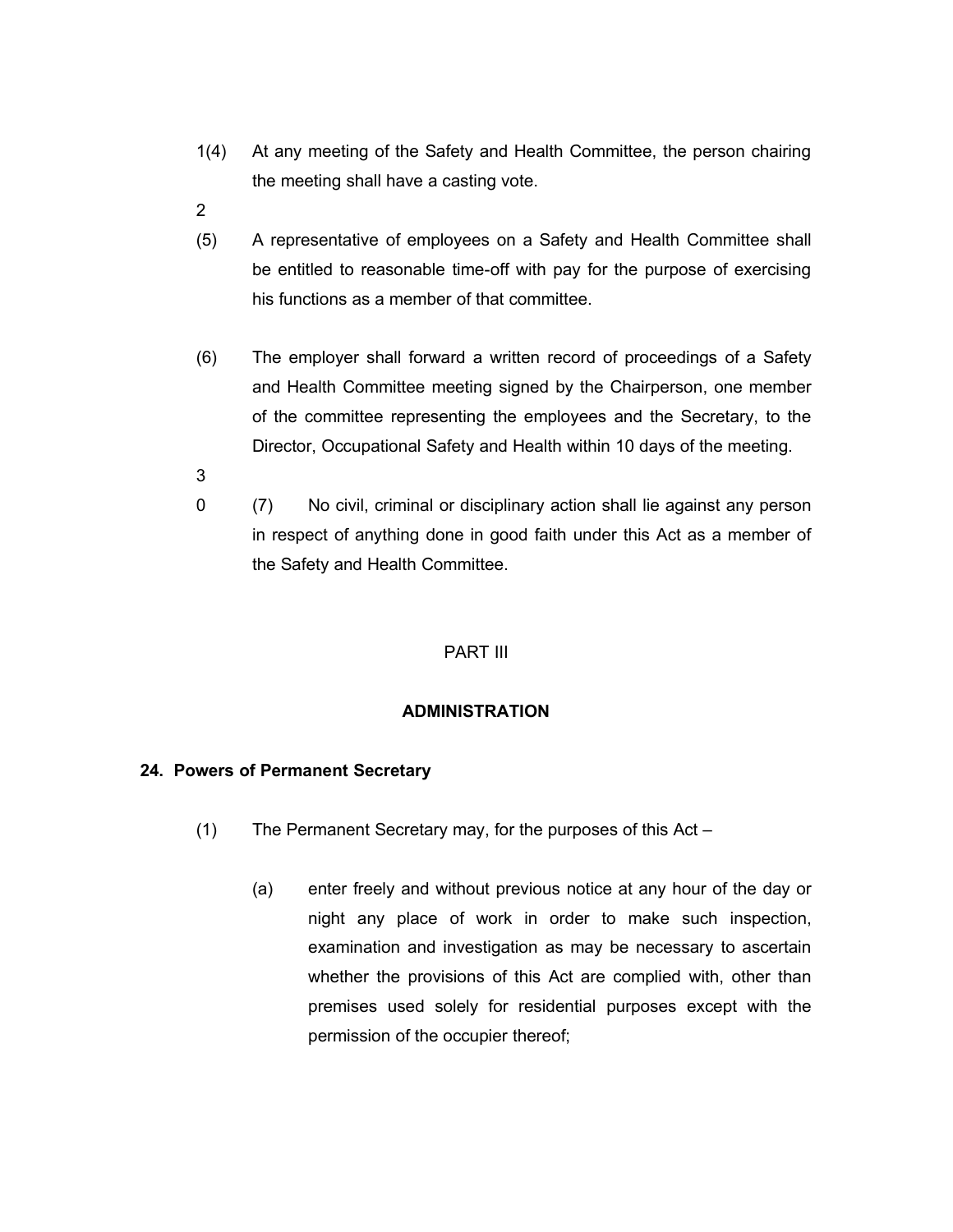(4) At any meeting of the Safety and Health Committee, the person chairing the meeting shall have a casting vote.

(5) A representative of employees on a Safety and Health Committee shall be entitled to reasonable time-off with pay for the purpose of exercising his functions as a member of that committee.

(6) The employer shall forward a written record of proceedings of a Safety and Health Committee meeting signed by the Chairperson, one member of the committee representing the employees and the Secretary, to the Director, Occupational Safety and Health within 10 days of the meeting.

(7) No civil, criminal or disciplinary action shall lie against any person in respect of anything done in good faith under this Act as a member of the Safety and Health Committee.

## PART III

## ADMINISTRATION

### 24. Powers of Permanent Secretary

(1) The Permanent Secretary may, for the purposes of this Act –

(a) enter freely and without previous notice at any hour of the day or night any place of work in order to make such inspection, examination and investigation as may be necessary to ascertain whether the provisions of this Act are complied with, other than premises used solely for residential purposes except with the permission of the occupier thereof;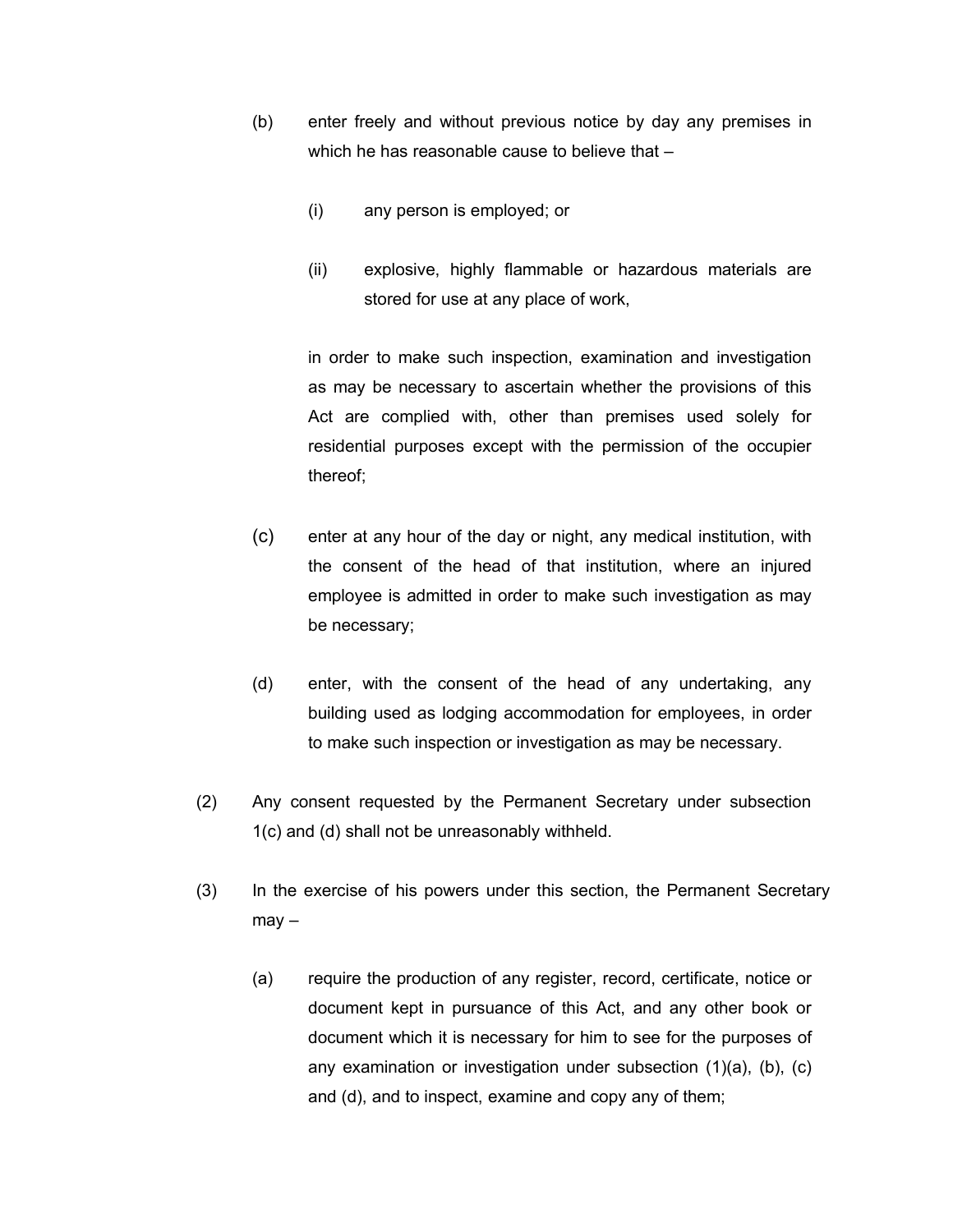(b) enter freely and without previous notice by day any premises in which he has reasonable cause to believe that –

(i) any person is employed; or

(ii) explosive, highly flammable or hazardous materials are stored for use at any place of work,

in order to make such inspection, examination and investigation as may be necessary to ascertain whether the provisions of this Act are complied with, other than premises used solely for residential purposes except with the permission of the occupier thereof;

(c) enter at any hour of the day or night, any medical institution, with the consent of the head of that institution, where an injured employee is admitted in order to make such investigation as may be necessary;

(d) enter, with the consent of the head of any undertaking, any building used as lodging accommodation for employees, in order to make such inspection or investigation as may be necessary.

(2) Any consent requested by the Permanent Secretary under subsection 1(c) and (d) shall not be unreasonably withheld.

(3) In the exercise of his powers under this section, the Permanent Secretary may –

(a) require the production of any register, record, certificate, notice or document kept in pursuance of this Act, and any other book or document which it is necessary for him to see for the purposes of any examination or investigation under subsection (1)(a), (b), (c) and (d), and to inspect, examine and copy any of them;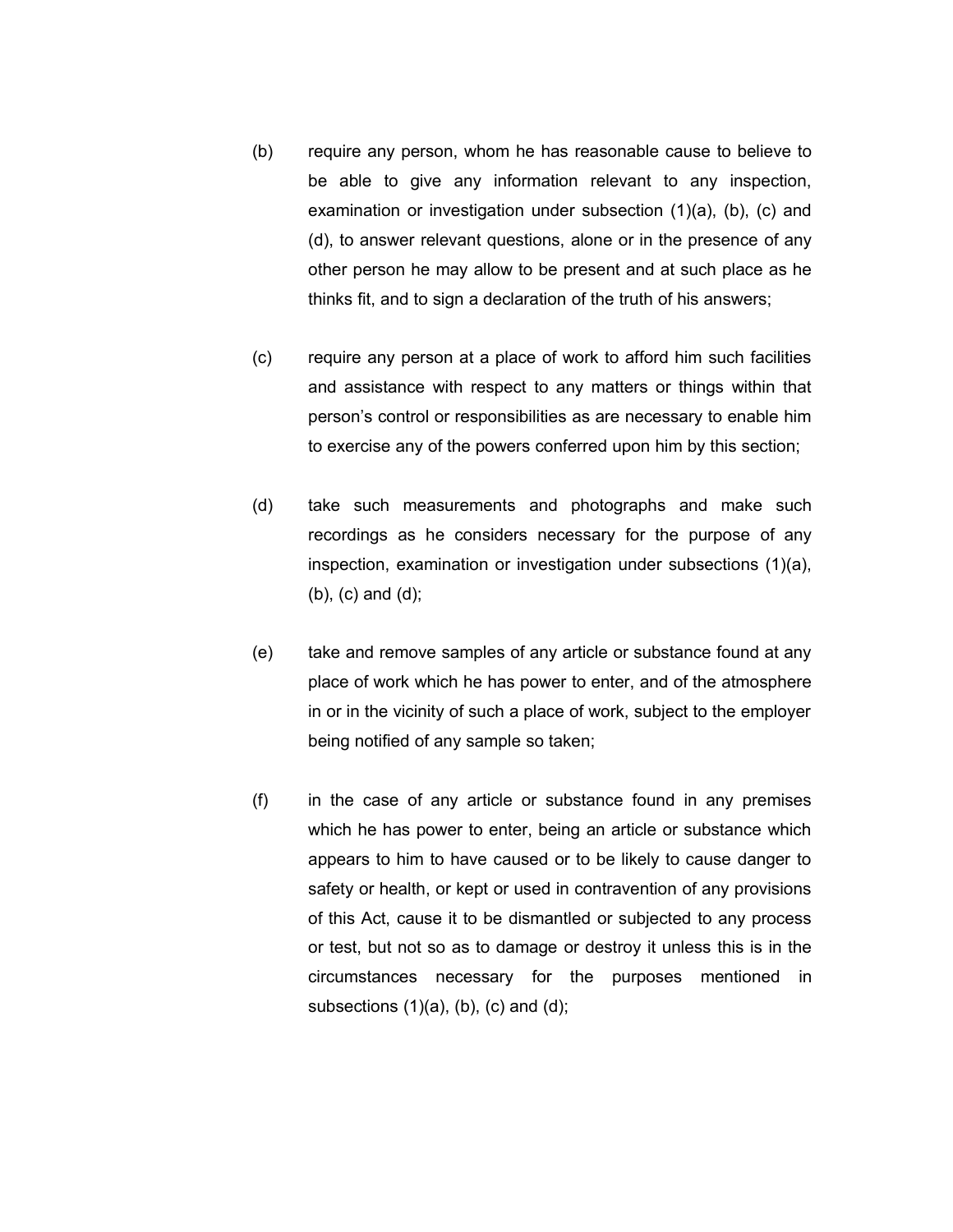(b) require any person, whom he has reasonable cause to believe to be able to give any information relevant to any inspection, examination or investigation under subsection (1)(a), (b), (c) and (d), to answer relevant questions, alone or in the presence of any other person he may allow to be present and at such place as he thinks fit, and to sign a declaration of the truth of his answers;

(c) require any person at a place of work to afford him such facilities and assistance with respect to any matters or things within that person's control or responsibilities as are necessary to enable him to exercise any of the powers conferred upon him by this section;

(d) take such measurements and photographs and make such recordings as he considers necessary for the purpose of any inspection, examination or investigation under subsections (1)(a), (b), (c) and (d);

(e) take and remove samples of any article or substance found at any place of work which he has power to enter, and of the atmosphere in or in the vicinity of such a place of work, subject to the employer being notified of any sample so taken;

(f) in the case of any article or substance found in any premises which he has power to enter, being an article or substance which appears to him to have caused or to be likely to cause danger to safety or health, or kept or used in contravention of any provisions of this Act, cause it to be dismantled or subjected to any process or test, but not so as to damage or destroy it unless this is in the circumstances necessary for the purposes mentioned in subsections (1)(a), (b), (c) and (d);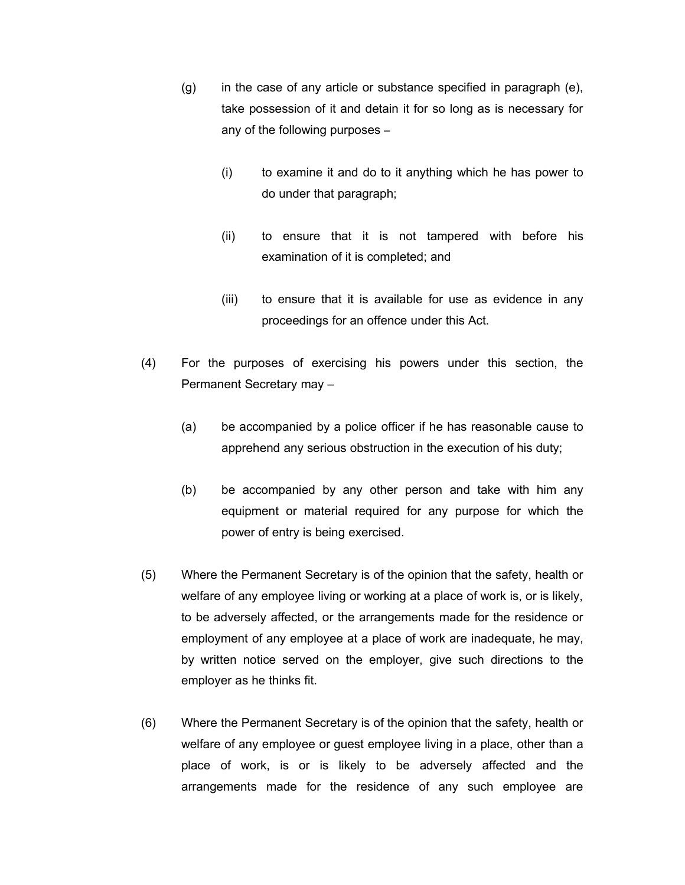(g) in the case of any article or substance specified in paragraph (e), take possession of it and detain it for so long as is necessary for any of the following purposes –

  (i) to examine it and do to it anything which he has power to do under that paragraph;

  (ii) to ensure that it is not tampered with before his examination of it is completed; and

  (iii) to ensure that it is available for use as evidence in any proceedings for an offence under this Act.

(4) For the purposes of exercising his powers under this section, the Permanent Secretary may –

  (a) be accompanied by a police officer if he has reasonable cause to apprehend any serious obstruction in the execution of his duty;

  (b) be accompanied by any other person and take with him any equipment or material required for any purpose for which the power of entry is being exercised.

(5) Where the Permanent Secretary is of the opinion that the safety, health or welfare of any employee living or working at a place of work is, or is likely, to be adversely affected, or the arrangements made for the residence or employment of any employee at a place of work are inadequate, he may, by written notice served on the employer, give such directions to the employer as he thinks fit.

(6) Where the Permanent Secretary is of the opinion that the safety, health or welfare of any employee or guest employee living in a place, other than a place of work, is or is likely to be adversely affected and the arrangements made for the residence of any such employee are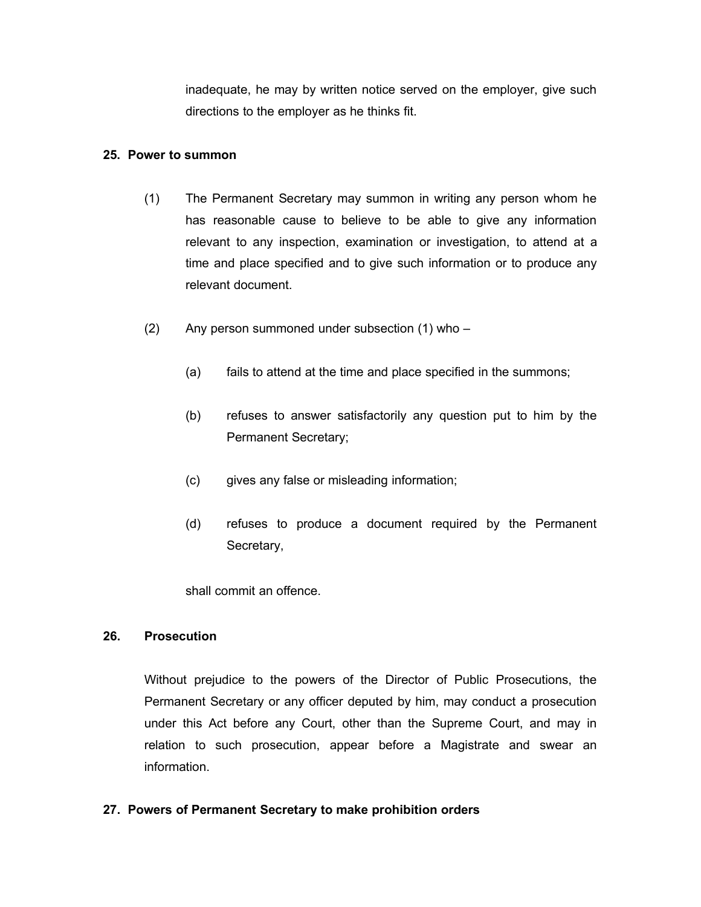inadequate, he may by written notice served on the employer, give such directions to the employer as he thinks fit.

**25. Power to summon**

(1) The Permanent Secretary may summon in writing any person whom he has reasonable cause to believe to be able to give any information relevant to any inspection, examination or investigation, to attend at a time and place specified and to give such information or to produce any relevant document.

(2) Any person summoned under subsection (1) who –

(a) fails to attend at the time and place specified in the summons;

(b) refuses to answer satisfactorily any question put to him by the Permanent Secretary;

(c) gives any false or misleading information;

(d) refuses to produce a document required by the Permanent Secretary,

shall commit an offence.

**26. Prosecution**

Without prejudice to the powers of the Director of Public Prosecutions, the Permanent Secretary or any officer deputed by him, may conduct a prosecution under this Act before any Court, other than the Supreme Court, and may in relation to such prosecution, appear before a Magistrate and swear an information.

**27. Powers of Permanent Secretary to make prohibition orders**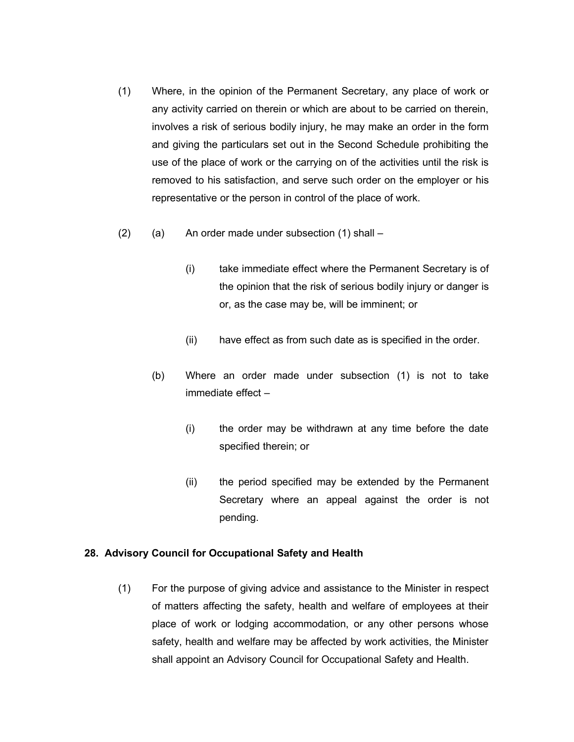(1) Where, in the opinion of the Permanent Secretary, any place of work or any activity carried on therein or which are about to be carried on therein, involves a risk of serious bodily injury, he may make an order in the form and giving the particulars set out in the Second Schedule prohibiting the use of the place of work or the carrying on of the activities until the risk is removed to his satisfaction, and serve such order on the employer or his representative or the person in control of the place of work.

(2) (a) An order made under subsection (1) shall –

  (i) take immediate effect where the Permanent Secretary is of the opinion that the risk of serious bodily injury or danger is or, as the case may be, will be imminent; or

  (ii) have effect as from such date as is specified in the order.

 (b) Where an order made under subsection (1) is not to take immediate effect –

  (i) the order may be withdrawn at any time before the date specified therein; or

  (ii) the period specified may be extended by the Permanent Secretary where an appeal against the order is not pending.

**28. Advisory Council for Occupational Safety and Health**

(1) For the purpose of giving advice and assistance to the Minister in respect of matters affecting the safety, health and welfare of employees at their place of work or lodging accommodation, or any other persons whose safety, health and welfare may be affected by work activities, the Minister shall appoint an Advisory Council for Occupational Safety and Health.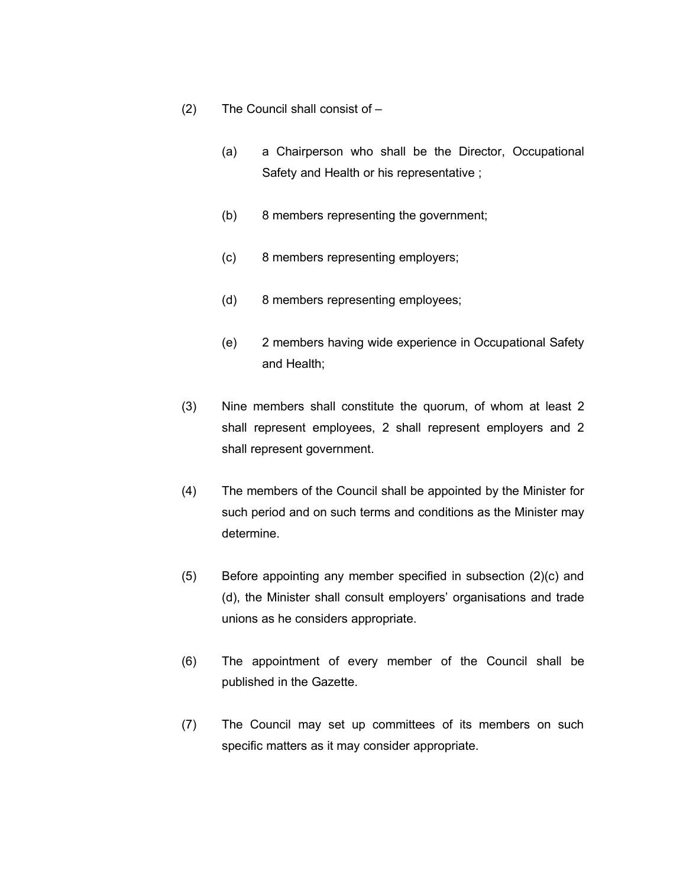(2) The Council shall consist of –

(a) a Chairperson who shall be the Director, Occupational Safety and Health or his representative ;

(b) 8 members representing the government;

(c) 8 members representing employers;

(d) 8 members representing employees;

(e) 2 members having wide experience in Occupational Safety and Health;

(3) Nine members shall constitute the quorum, of whom at least 2 shall represent employees, 2 shall represent employers and 2 shall represent government.

(4) The members of the Council shall be appointed by the Minister for such period and on such terms and conditions as the Minister may determine.

(5) Before appointing any member specified in subsection (2)(c) and (d), the Minister shall consult employers' organisations and trade unions as he considers appropriate.

(6) The appointment of every member of the Council shall be published in the Gazette.

(7) The Council may set up committees of its members on such specific matters as it may consider appropriate.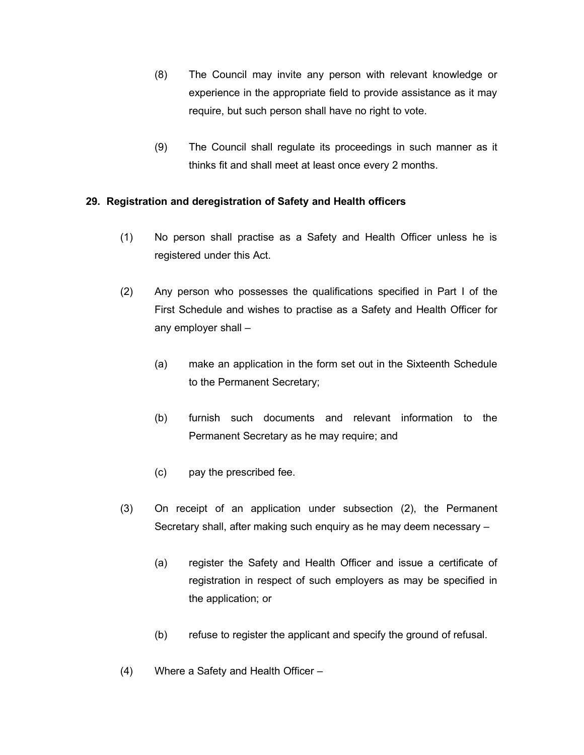(8) The Council may invite any person with relevant knowledge or experience in the appropriate field to provide assistance as it may require, but such person shall have no right to vote.

(9) The Council shall regulate its proceedings in such manner as it thinks fit and shall meet at least once every 2 months.

**29. Registration and deregistration of Safety and Health officers**

(1) No person shall practise as a Safety and Health Officer unless he is registered under this Act.

(2) Any person who possesses the qualifications specified in Part I of the First Schedule and wishes to practise as a Safety and Health Officer for any employer shall –

(a) make an application in the form set out in the Sixteenth Schedule to the Permanent Secretary;

(b) furnish such documents and relevant information to the Permanent Secretary as he may require; and

(c) pay the prescribed fee.

(3) On receipt of an application under subsection (2), the Permanent Secretary shall, after making such enquiry as he may deem necessary –

(a) register the Safety and Health Officer and issue a certificate of registration in respect of such employers as may be specified in the application; or

(b) refuse to register the applicant and specify the ground of refusal.

(4) Where a Safety and Health Officer –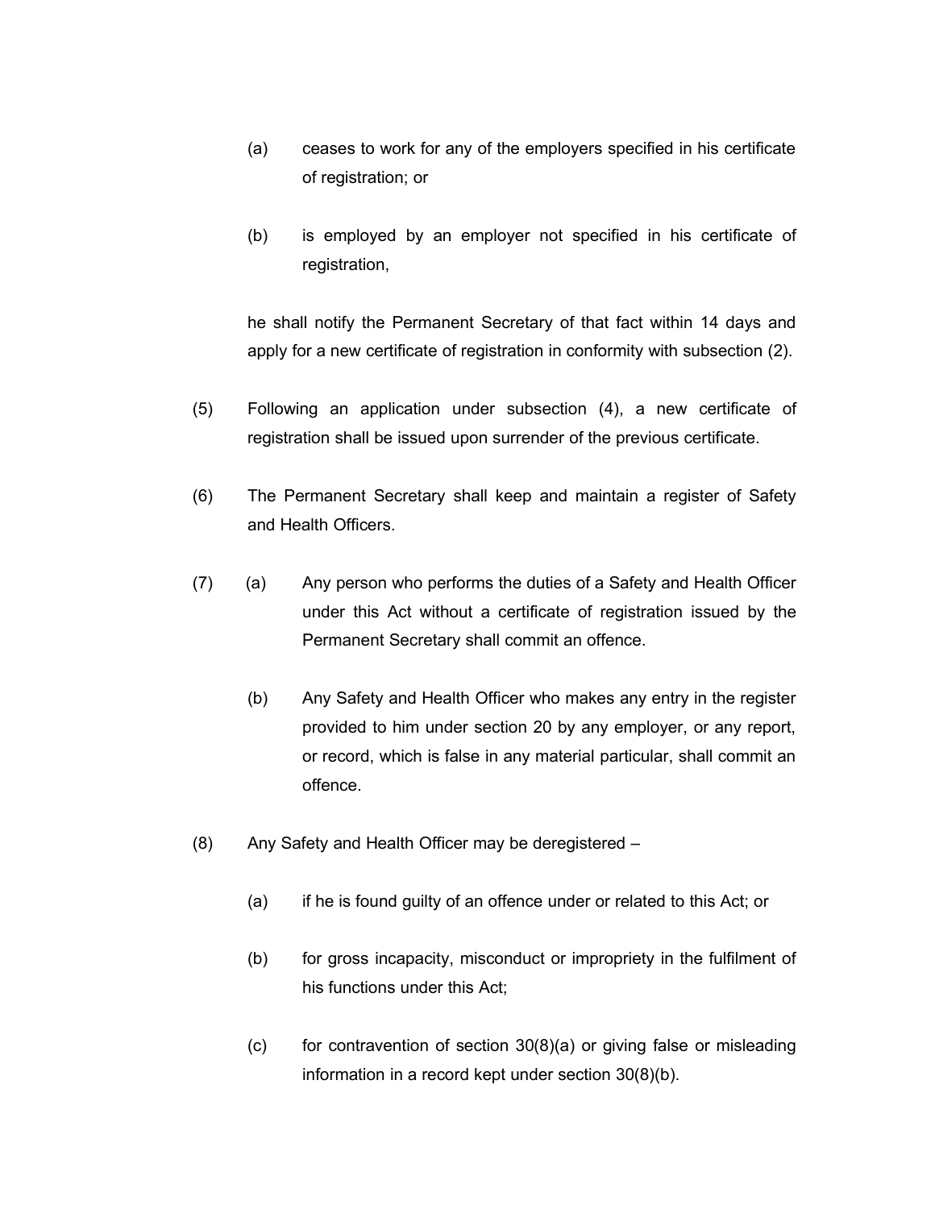(a) ceases to work for any of the employers specified in his certificate of registration; or

(b) is employed by an employer not specified in his certificate of registration,

he shall notify the Permanent Secretary of that fact within 14 days and apply for a new certificate of registration in conformity with subsection (2).

(5) Following an application under subsection (4), a new certificate of registration shall be issued upon surrender of the previous certificate.

(6) The Permanent Secretary shall keep and maintain a register of Safety and Health Officers.

(7) (a) Any person who performs the duties of a Safety and Health Officer under this Act without a certificate of registration issued by the Permanent Secretary shall commit an offence.

(b) Any Safety and Health Officer who makes any entry in the register provided to him under section 20 by any employer, or any report, or record, which is false in any material particular, shall commit an offence.

(8) Any Safety and Health Officer may be deregistered –

(a) if he is found guilty of an offence under or related to this Act; or

(b) for gross incapacity, misconduct or impropriety in the fulfilment of his functions under this Act;

(c) for contravention of section 30(8)(a) or giving false or misleading information in a record kept under section 30(8)(b).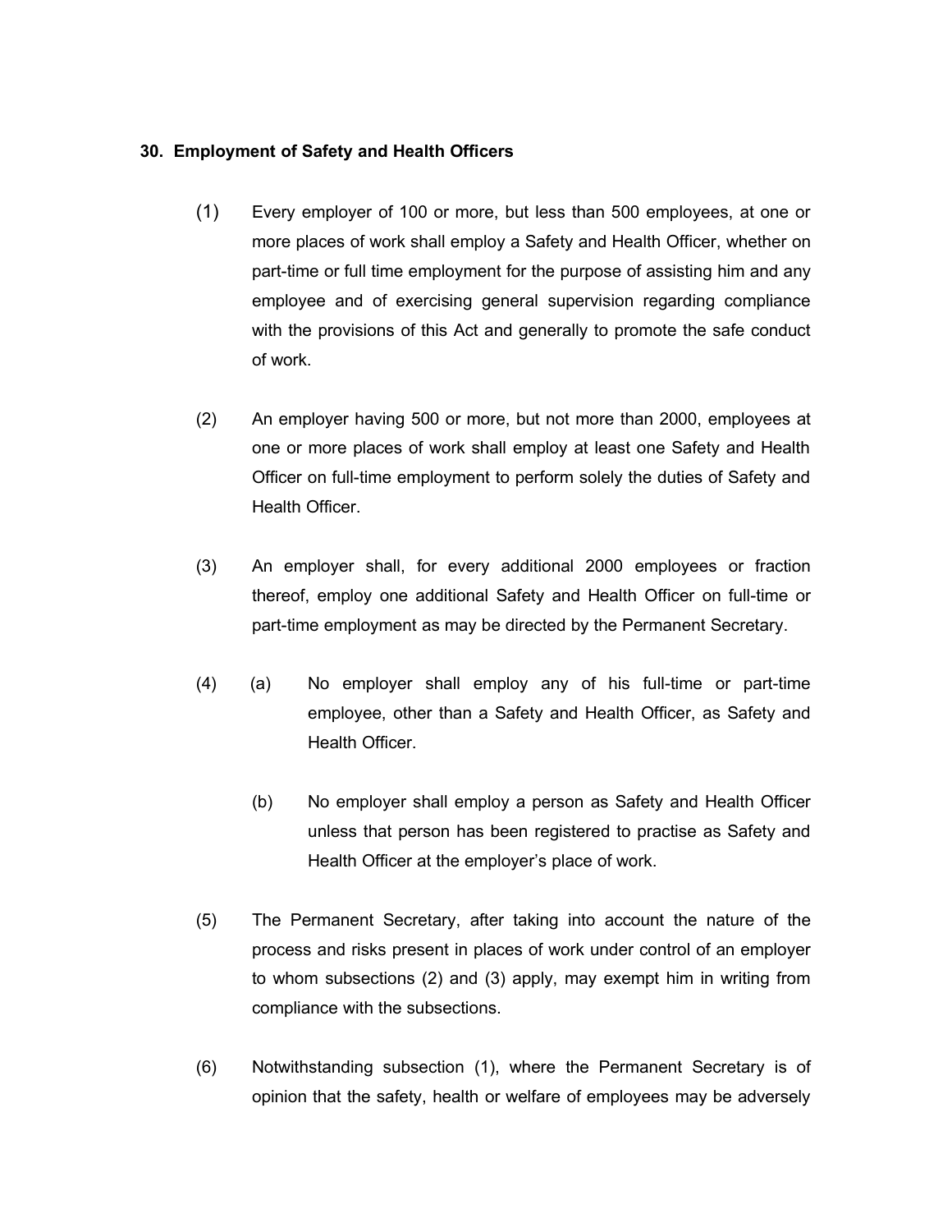### 30. Employment of Safety and Health Officers

(1) Every employer of 100 or more, but less than 500 employees, at one or more places of work shall employ a Safety and Health Officer, whether on part-time or full time employment for the purpose of assisting him and any employee and of exercising general supervision regarding compliance with the provisions of this Act and generally to promote the safe conduct of work.

(2) An employer having 500 or more, but not more than 2000, employees at one or more places of work shall employ at least one Safety and Health Officer on full-time employment to perform solely the duties of Safety and Health Officer.

(3) An employer shall, for every additional 2000 employees or fraction thereof, employ one additional Safety and Health Officer on full-time or part-time employment as may be directed by the Permanent Secretary.

(4) (a) No employer shall employ any of his full-time or part-time employee, other than a Safety and Health Officer, as Safety and Health Officer.

(b) No employer shall employ a person as Safety and Health Officer unless that person has been registered to practise as Safety and Health Officer at the employer's place of work.

(5) The Permanent Secretary, after taking into account the nature of the process and risks present in places of work under control of an employer to whom subsections (2) and (3) apply, may exempt him in writing from compliance with the subsections.

(6) Notwithstanding subsection (1), where the Permanent Secretary is of opinion that the safety, health or welfare of employees may be adversely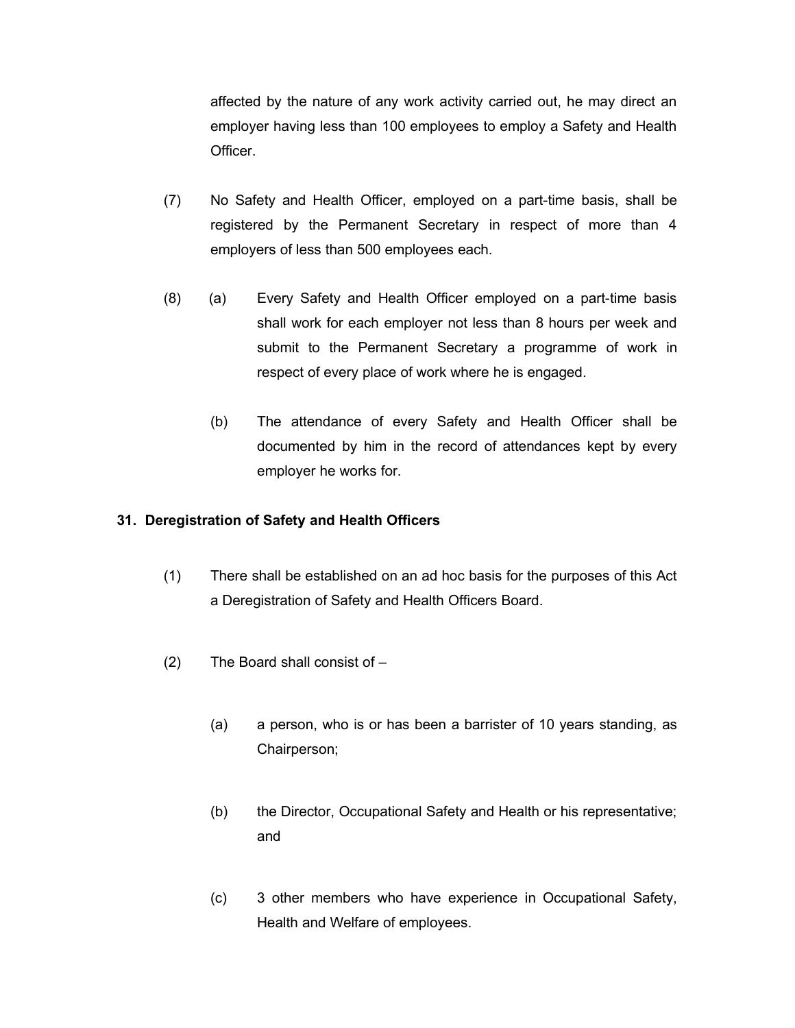affected by the nature of any work activity carried out, he may direct an employer having less than 100 employees to employ a Safety and Health Officer.

(7) No Safety and Health Officer, employed on a part-time basis, shall be registered by the Permanent Secretary in respect of more than 4 employers of less than 500 employees each.

(8) (a) Every Safety and Health Officer employed on a part-time basis shall work for each employer not less than 8 hours per week and submit to the Permanent Secretary a programme of work in respect of every place of work where he is engaged.

(b) The attendance of every Safety and Health Officer shall be documented by him in the record of attendances kept by every employer he works for.

**31. Deregistration of Safety and Health Officers**

(1) There shall be established on an ad hoc basis for the purposes of this Act a Deregistration of Safety and Health Officers Board.

(2) The Board shall consist of –

(a) a person, who is or has been a barrister of 10 years standing, as Chairperson;

(b) the Director, Occupational Safety and Health or his representative; and

(c) 3 other members who have experience in Occupational Safety, Health and Welfare of employees.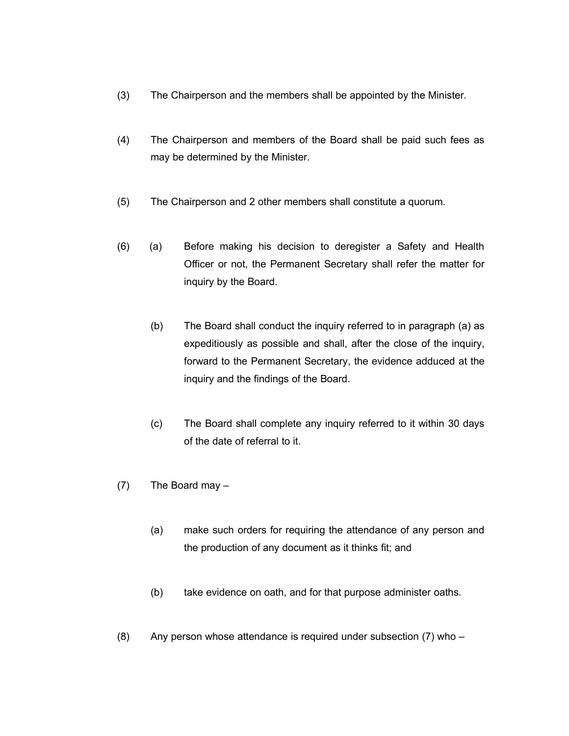(3) The Chairperson and the members shall be appointed by the Minister.

(4) The Chairperson and members of the Board shall be paid such fees as may be determined by the Minister.

(5) The Chairperson and 2 other members shall constitute a quorum.

(6) (a) Before making his decision to deregister a Safety and Health Officer or not, the Permanent Secretary shall refer the matter for inquiry by the Board.

(b) The Board shall conduct the inquiry referred to in paragraph (a) as expeditiously as possible and shall, after the close of the inquiry, forward to the Permanent Secretary, the evidence adduced at the inquiry and the findings of the Board.

(c) The Board shall complete any inquiry referred to it within 30 days of the date of referral to it.

(7) The Board may –

(a) make such orders for requiring the attendance of any person and the production of any document as it thinks fit; and

(b) take evidence on oath, and for that purpose administer oaths.

(8) Any person whose attendance is required under subsection (7) who –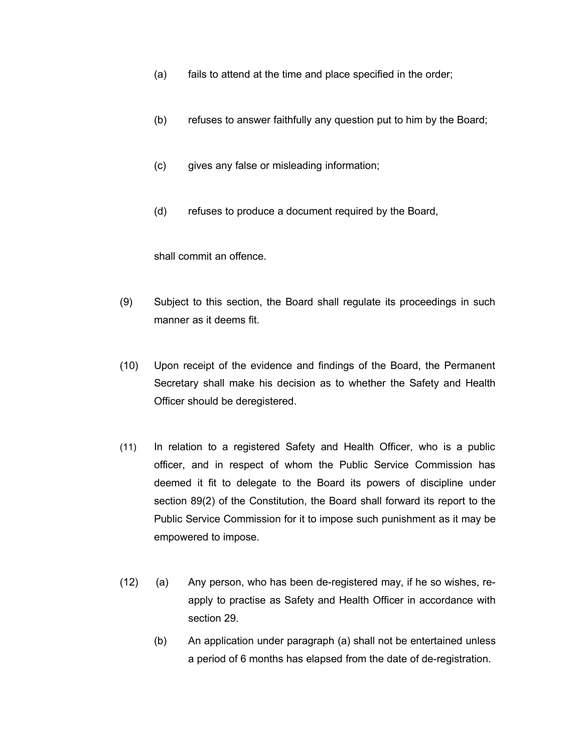(a) fails to attend at the time and place specified in the order;

(b) refuses to answer faithfully any question put to him by the Board;

(c) gives any false or misleading information;

(d) refuses to produce a document required by the Board,

shall commit an offence.

(9) Subject to this section, the Board shall regulate its proceedings in such manner as it deems fit.

(10) Upon receipt of the evidence and findings of the Board, the Permanent Secretary shall make his decision as to whether the Safety and Health Officer should be deregistered.

(11) In relation to a registered Safety and Health Officer, who is a public officer, and in respect of whom the Public Service Commission has deemed it fit to delegate to the Board its powers of discipline under section 89(2) of the Constitution, the Board shall forward its report to the Public Service Commission for it to impose such punishment as it may be empowered to impose.

(12) (a) Any person, who has been de-registered may, if he so wishes, re-apply to practise as Safety and Health Officer in accordance with section 29.

(b) An application under paragraph (a) shall not be entertained unless a period of 6 months has elapsed from the date of de-registration.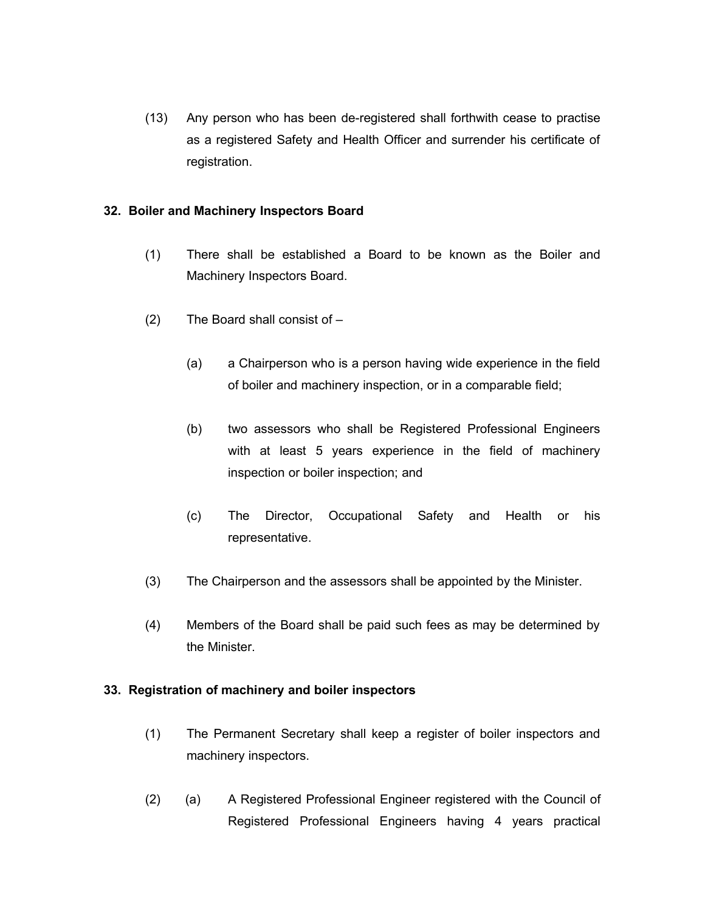(13) Any person who has been de-registered shall forthwith cease to practise as a registered Safety and Health Officer and surrender his certificate of registration.

**32. Boiler and Machinery Inspectors Board**

(1) There shall be established a Board to be known as the Boiler and Machinery Inspectors Board.

(2) The Board shall consist of –

(a) a Chairperson who is a person having wide experience in the field of boiler and machinery inspection, or in a comparable field;

(b) two assessors who shall be Registered Professional Engineers with at least 5 years experience in the field of machinery inspection or boiler inspection; and

(c) The Director, Occupational Safety and Health or his representative.

(3) The Chairperson and the assessors shall be appointed by the Minister.

(4) Members of the Board shall be paid such fees as may be determined by the Minister.

**33. Registration of machinery and boiler inspectors**

(1) The Permanent Secretary shall keep a register of boiler inspectors and machinery inspectors.

(2) (a) A Registered Professional Engineer registered with the Council of Registered Professional Engineers having 4 years practical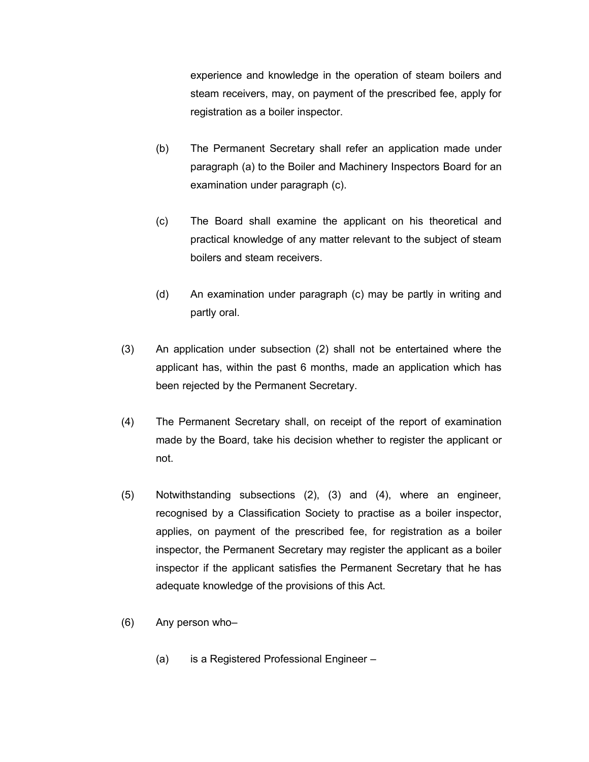experience and knowledge in the operation of steam boilers and steam receivers, may, on payment of the prescribed fee, apply for registration as a boiler inspector.

(b) The Permanent Secretary shall refer an application made under paragraph (a) to the Boiler and Machinery Inspectors Board for an examination under paragraph (c).

(c) The Board shall examine the applicant on his theoretical and practical knowledge of any matter relevant to the subject of steam boilers and steam receivers.

(d) An examination under paragraph (c) may be partly in writing and partly oral.

(3) An application under subsection (2) shall not be entertained where the applicant has, within the past 6 months, made an application which has been rejected by the Permanent Secretary.

(4) The Permanent Secretary shall, on receipt of the report of examination made by the Board, take his decision whether to register the applicant or not.

(5) Notwithstanding subsections (2), (3) and (4), where an engineer, recognised by a Classification Society to practise as a boiler inspector, applies, on payment of the prescribed fee, for registration as a boiler inspector, the Permanent Secretary may register the applicant as a boiler inspector if the applicant satisfies the Permanent Secretary that he has adequate knowledge of the provisions of this Act.

(6) Any person who–

(a) is a Registered Professional Engineer –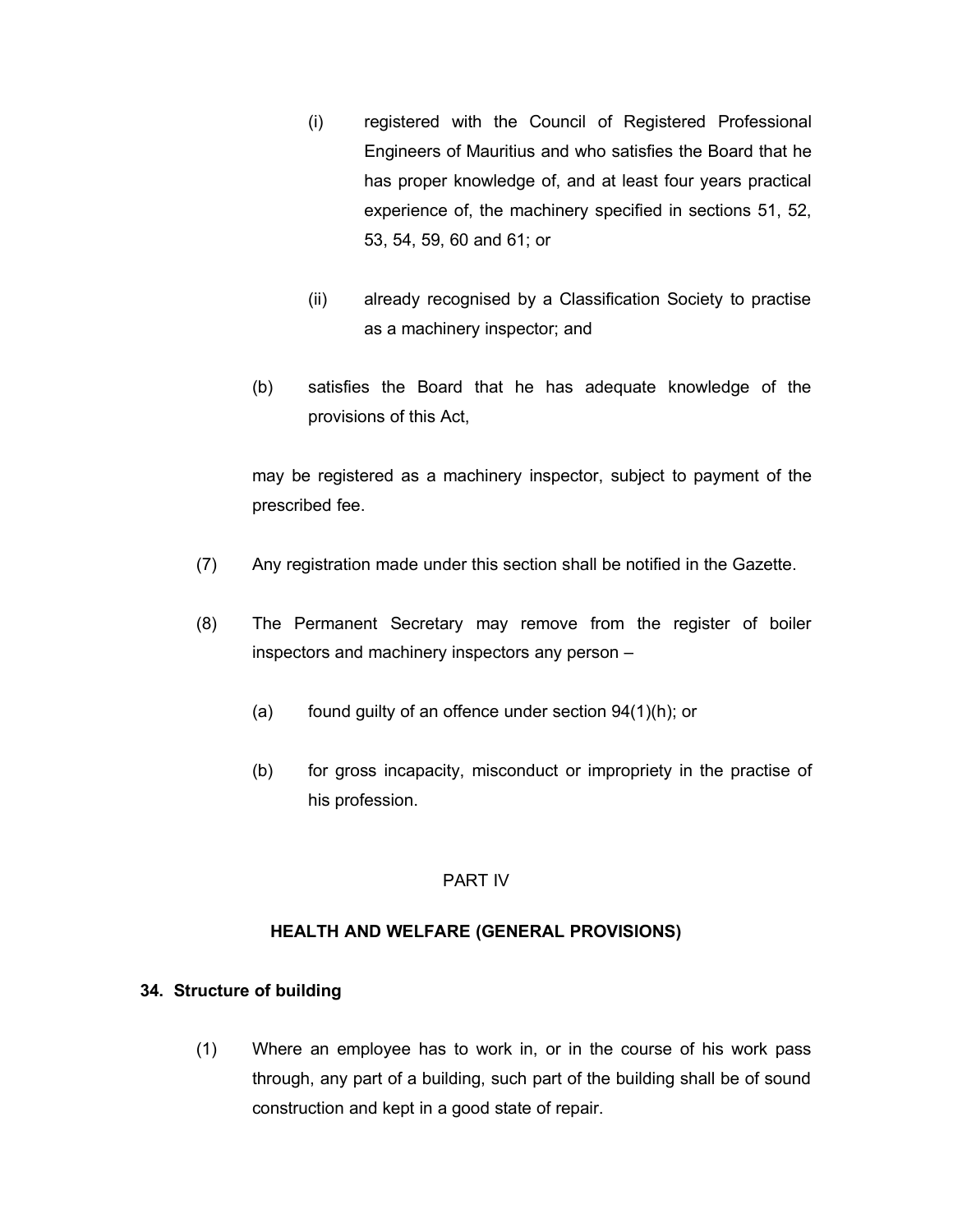(i) registered with the Council of Registered Professional Engineers of Mauritius and who satisfies the Board that he has proper knowledge of, and at least four years practical experience of, the machinery specified in sections 51, 52, 53, 54, 59, 60 and 61; or

(ii) already recognised by a Classification Society to practise as a machinery inspector; and

(b) satisfies the Board that he has adequate knowledge of the provisions of this Act,

may be registered as a machinery inspector, subject to payment of the prescribed fee.

(7) Any registration made under this section shall be notified in the Gazette.

(8) The Permanent Secretary may remove from the register of boiler inspectors and machinery inspectors any person –

(a) found guilty of an offence under section 94(1)(h); or

(b) for gross incapacity, misconduct or impropriety in the practise of his profession.

## PART IV

## HEALTH AND WELFARE (GENERAL PROVISIONS)

### 34. Structure of building

(1) Where an employee has to work in, or in the course of his work pass through, any part of a building, such part of the building shall be of sound construction and kept in a good state of repair.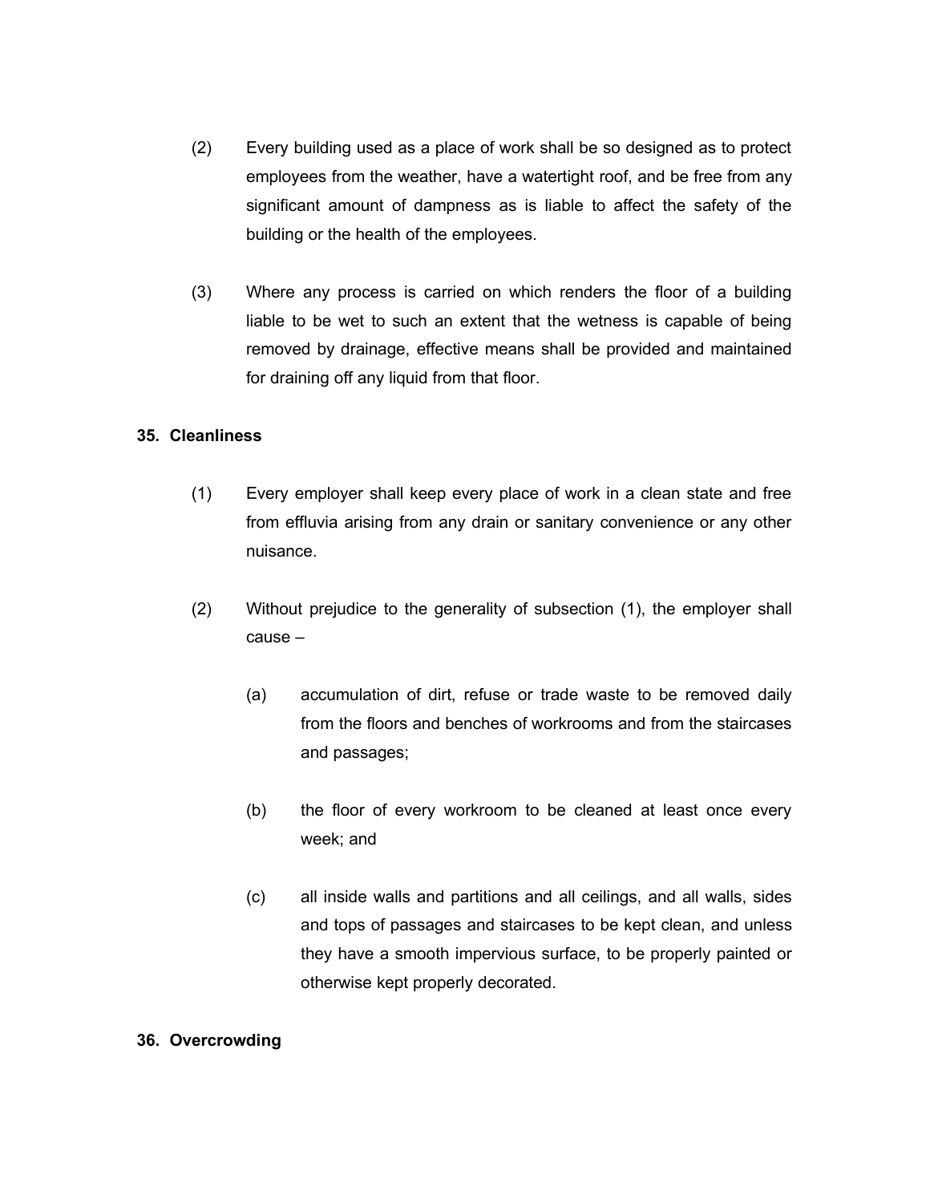(2) Every building used as a place of work shall be so designed as to protect employees from the weather, have a watertight roof, and be free from any significant amount of dampness as is liable to affect the safety of the building or the health of the employees.

(3) Where any process is carried on which renders the floor of a building liable to be wet to such an extent that the wetness is capable of being removed by drainage, effective means shall be provided and maintained for draining off any liquid from that floor.

**35. Cleanliness**

(1) Every employer shall keep every place of work in a clean state and free from effluvia arising from any drain or sanitary convenience or any other nuisance.

(2) Without prejudice to the generality of subsection (1), the employer shall cause –

(a) accumulation of dirt, refuse or trade waste to be removed daily from the floors and benches of workrooms and from the staircases and passages;

(b) the floor of every workroom to be cleaned at least once every week; and

(c) all inside walls and partitions and all ceilings, and all walls, sides and tops of passages and staircases to be kept clean, and unless they have a smooth impervious surface, to be properly painted or otherwise kept properly decorated.

**36. Overcrowding**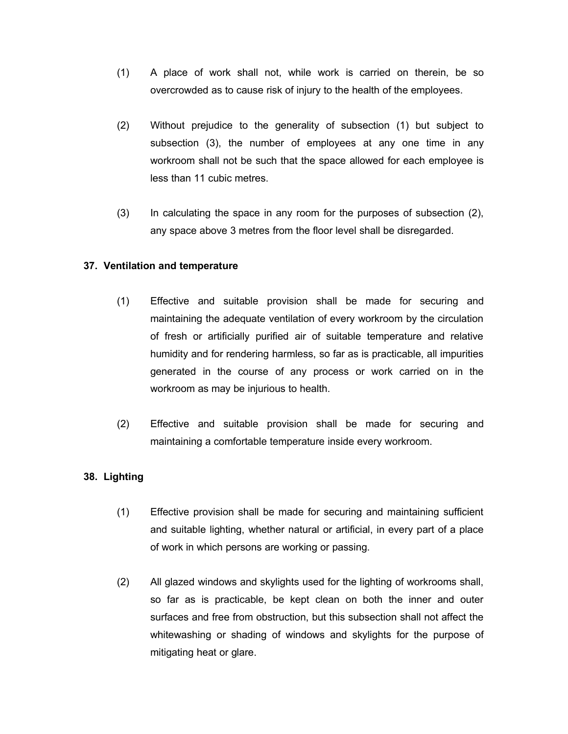(1) A place of work shall not, while work is carried on therein, be so overcrowded as to cause risk of injury to the health of the employees.

(2) Without prejudice to the generality of subsection (1) but subject to subsection (3), the number of employees at any one time in any workroom shall not be such that the space allowed for each employee is less than 11 cubic metres.

(3) In calculating the space in any room for the purposes of subsection (2), any space above 3 metres from the floor level shall be disregarded.

**37. Ventilation and temperature**

(1) Effective and suitable provision shall be made for securing and maintaining the adequate ventilation of every workroom by the circulation of fresh or artificially purified air of suitable temperature and relative humidity and for rendering harmless, so far as is practicable, all impurities generated in the course of any process or work carried on in the workroom as may be injurious to health.

(2) Effective and suitable provision shall be made for securing and maintaining a comfortable temperature inside every workroom.

**38. Lighting**

(1) Effective provision shall be made for securing and maintaining sufficient and suitable lighting, whether natural or artificial, in every part of a place of work in which persons are working or passing.

(2) All glazed windows and skylights used for the lighting of workrooms shall, so far as is practicable, be kept clean on both the inner and outer surfaces and free from obstruction, but this subsection shall not affect the whitewashing or shading of windows and skylights for the purpose of mitigating heat or glare.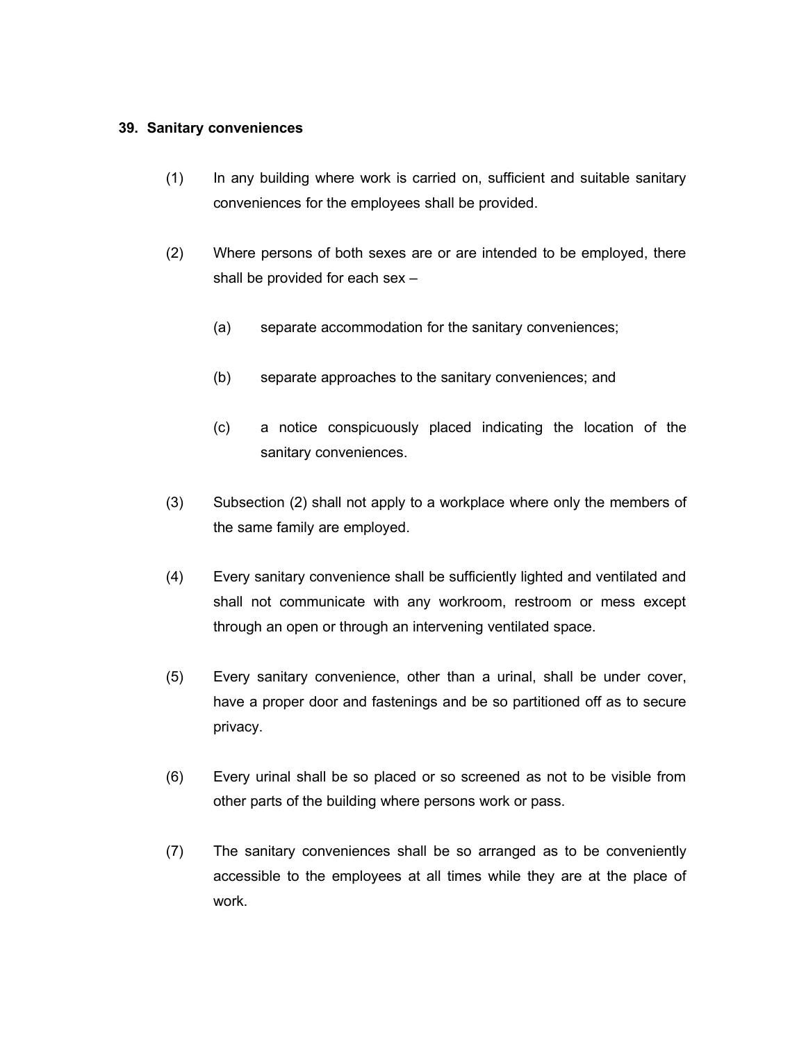**39. Sanitary conveniences**

(1) In any building where work is carried on, sufficient and suitable sanitary conveniences for the employees shall be provided.

(2) Where persons of both sexes are or are intended to be employed, there shall be provided for each sex –

(a) separate accommodation for the sanitary conveniences;

(b) separate approaches to the sanitary conveniences; and

(c) a notice conspicuously placed indicating the location of the sanitary conveniences.

(3) Subsection (2) shall not apply to a workplace where only the members of the same family are employed.

(4) Every sanitary convenience shall be sufficiently lighted and ventilated and shall not communicate with any workroom, restroom or mess except through an open or through an intervening ventilated space.

(5) Every sanitary convenience, other than a urinal, shall be under cover, have a proper door and fastenings and be so partitioned off as to secure privacy.

(6) Every urinal shall be so placed or so screened as not to be visible from other parts of the building where persons work or pass.

(7) The sanitary conveniences shall be so arranged as to be conveniently accessible to the employees at all times while they are at the place of work.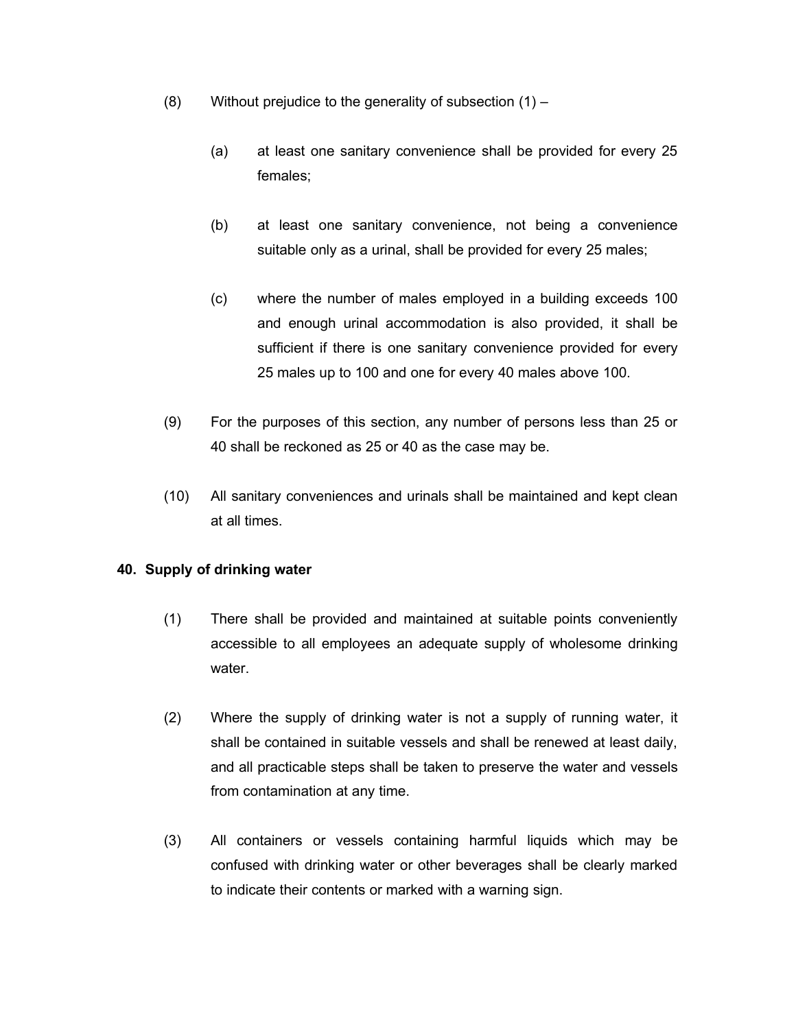(8) Without prejudice to the generality of subsection (1) –

(a) at least one sanitary convenience shall be provided for every 25 females;

(b) at least one sanitary convenience, not being a convenience suitable only as a urinal, shall be provided for every 25 males;

(c) where the number of males employed in a building exceeds 100 and enough urinal accommodation is also provided, it shall be sufficient if there is one sanitary convenience provided for every 25 males up to 100 and one for every 40 males above 100.

(9) For the purposes of this section, any number of persons less than 25 or 40 shall be reckoned as 25 or 40 as the case may be.

(10) All sanitary conveniences and urinals shall be maintained and kept clean at all times.

**40. Supply of drinking water**

(1) There shall be provided and maintained at suitable points conveniently accessible to all employees an adequate supply of wholesome drinking water.

(2) Where the supply of drinking water is not a supply of running water, it shall be contained in suitable vessels and shall be renewed at least daily, and all practicable steps shall be taken to preserve the water and vessels from contamination at any time.

(3) All containers or vessels containing harmful liquids which may be confused with drinking water or other beverages shall be clearly marked to indicate their contents or marked with a warning sign.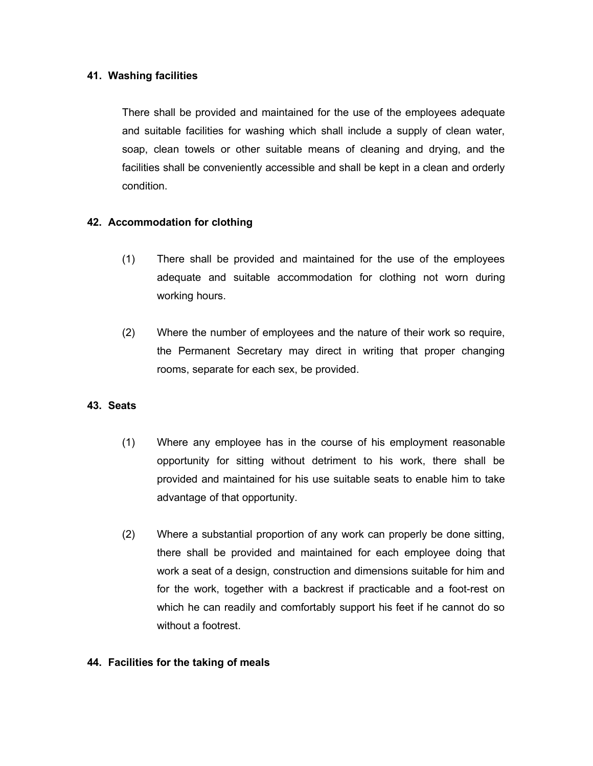**41. Washing facilities**

There shall be provided and maintained for the use of the employees adequate and suitable facilities for washing which shall include a supply of clean water, soap, clean towels or other suitable means of cleaning and drying, and the facilities shall be conveniently accessible and shall be kept in a clean and orderly condition.

**42. Accommodation for clothing**

(1) There shall be provided and maintained for the use of the employees adequate and suitable accommodation for clothing not worn during working hours.

(2) Where the number of employees and the nature of their work so require, the Permanent Secretary may direct in writing that proper changing rooms, separate for each sex, be provided.

**43. Seats**

(1) Where any employee has in the course of his employment reasonable opportunity for sitting without detriment to his work, there shall be provided and maintained for his use suitable seats to enable him to take advantage of that opportunity.

(2) Where a substantial proportion of any work can properly be done sitting, there shall be provided and maintained for each employee doing that work a seat of a design, construction and dimensions suitable for him and for the work, together with a backrest if practicable and a foot-rest on which he can readily and comfortably support his feet if he cannot do so without a footrest.

**44. Facilities for the taking of meals**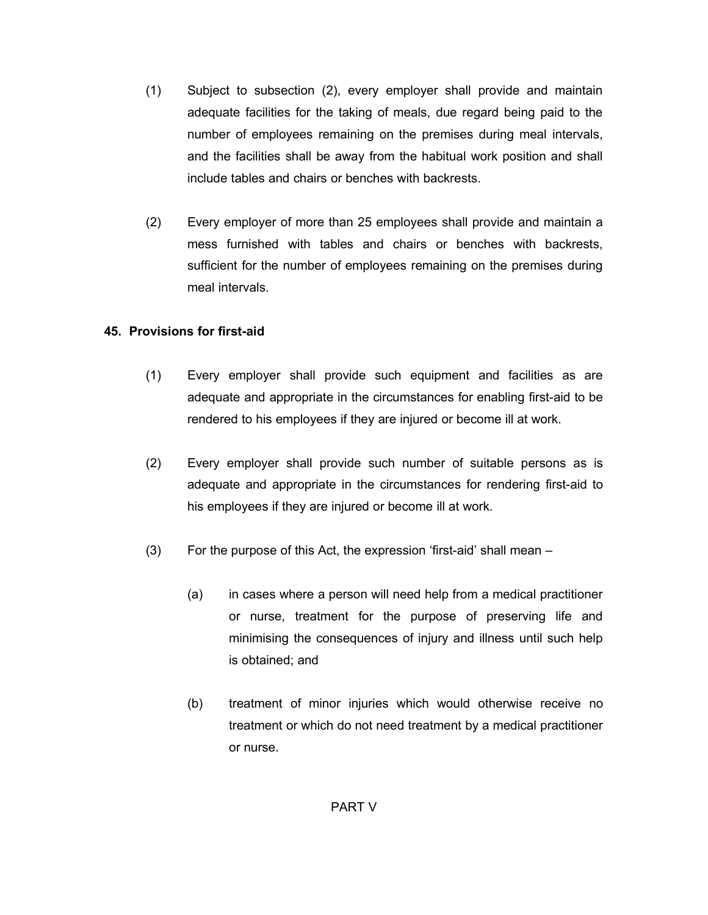(1) Subject to subsection (2), every employer shall provide and maintain adequate facilities for the taking of meals, due regard being paid to the number of employees remaining on the premises during meal intervals, and the facilities shall be away from the habitual work position and shall include tables and chairs or benches with backrests.

(2) Every employer of more than 25 employees shall provide and maintain a mess furnished with tables and chairs or benches with backrests, sufficient for the number of employees remaining on the premises during meal intervals.

**45. Provisions for first-aid**

(1) Every employer shall provide such equipment and facilities as are adequate and appropriate in the circumstances for enabling first-aid to be rendered to his employees if they are injured or become ill at work.

(2) Every employer shall provide such number of suitable persons as is adequate and appropriate in the circumstances for rendering first-aid to his employees if they are injured or become ill at work.

(3) For the purpose of this Act, the expression 'first-aid' shall mean –

(a) in cases where a person will need help from a medical practitioner or nurse, treatment for the purpose of preserving life and minimising the consequences of injury and illness until such help is obtained; and

(b) treatment of minor injuries which would otherwise receive no treatment or which do not need treatment by a medical practitioner or nurse.

PART V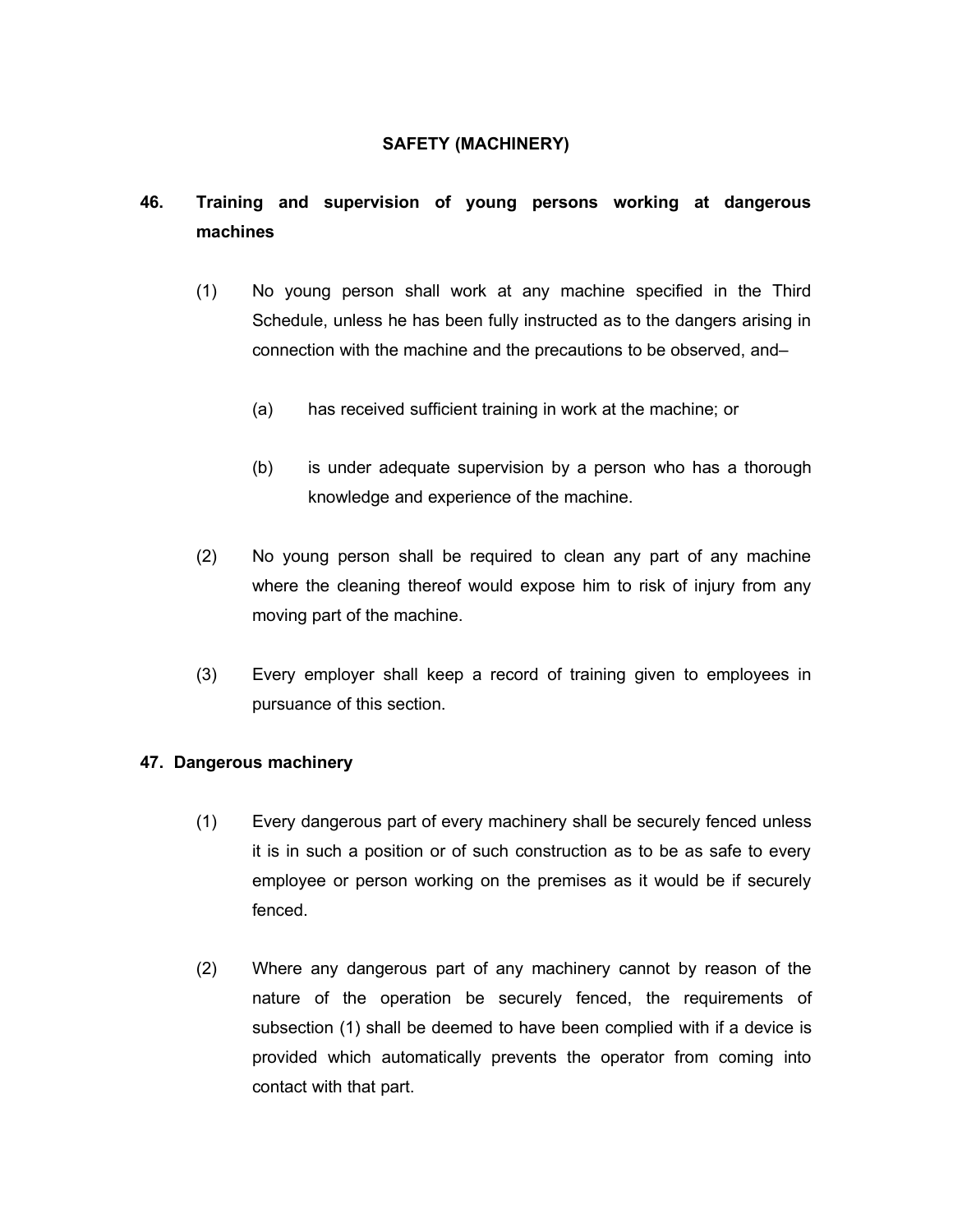## SAFETY (MACHINERY)

### 46. Training and supervision of young persons working at dangerous machines

(1) No young person shall work at any machine specified in the Third Schedule, unless he has been fully instructed as to the dangers arising in connection with the machine and the precautions to be observed, and–

(a) has received sufficient training in work at the machine; or

(b) is under adequate supervision by a person who has a thorough knowledge and experience of the machine.

(2) No young person shall be required to clean any part of any machine where the cleaning thereof would expose him to risk of injury from any moving part of the machine.

(3) Every employer shall keep a record of training given to employees in pursuance of this section.

### 47. Dangerous machinery

(1) Every dangerous part of every machinery shall be securely fenced unless it is in such a position or of such construction as to be as safe to every employee or person working on the premises as it would be if securely fenced.

(2) Where any dangerous part of any machinery cannot by reason of the nature of the operation be securely fenced, the requirements of subsection (1) shall be deemed to have been complied with if a device is provided which automatically prevents the operator from coming into contact with that part.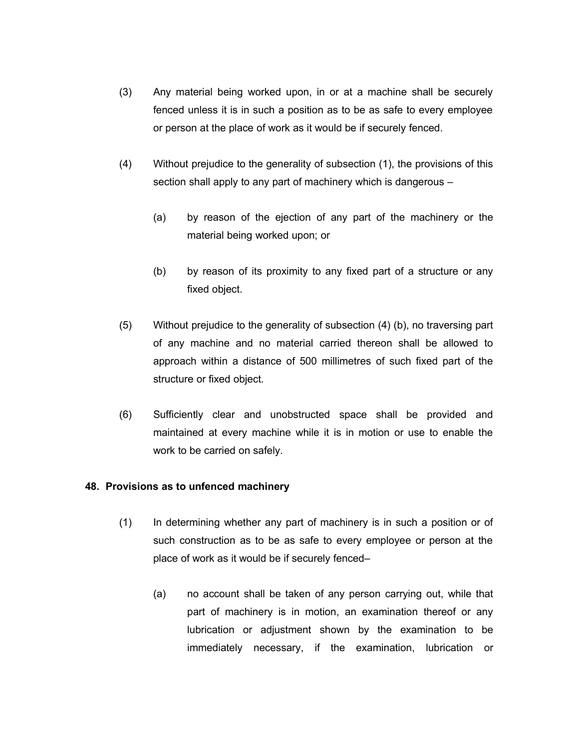(3) Any material being worked upon, in or at a machine shall be securely fenced unless it is in such a position as to be as safe to every employee or person at the place of work as it would be if securely fenced.

(4) Without prejudice to the generality of subsection (1), the provisions of this section shall apply to any part of machinery which is dangerous –

(a) by reason of the ejection of any part of the machinery or the material being worked upon; or

(b) by reason of its proximity to any fixed part of a structure or any fixed object.

(5) Without prejudice to the generality of subsection (4) (b), no traversing part of any machine and no material carried thereon shall be allowed to approach within a distance of 500 millimetres of such fixed part of the structure or fixed object.

(6) Sufficiently clear and unobstructed space shall be provided and maintained at every machine while it is in motion or use to enable the work to be carried on safely.

**48. Provisions as to unfenced machinery**

(1) In determining whether any part of machinery is in such a position or of such construction as to be as safe to every employee or person at the place of work as it would be if securely fenced–

(a) no account shall be taken of any person carrying out, while that part of machinery is in motion, an examination thereof or any lubrication or adjustment shown by the examination to be immediately necessary, if the examination, lubrication or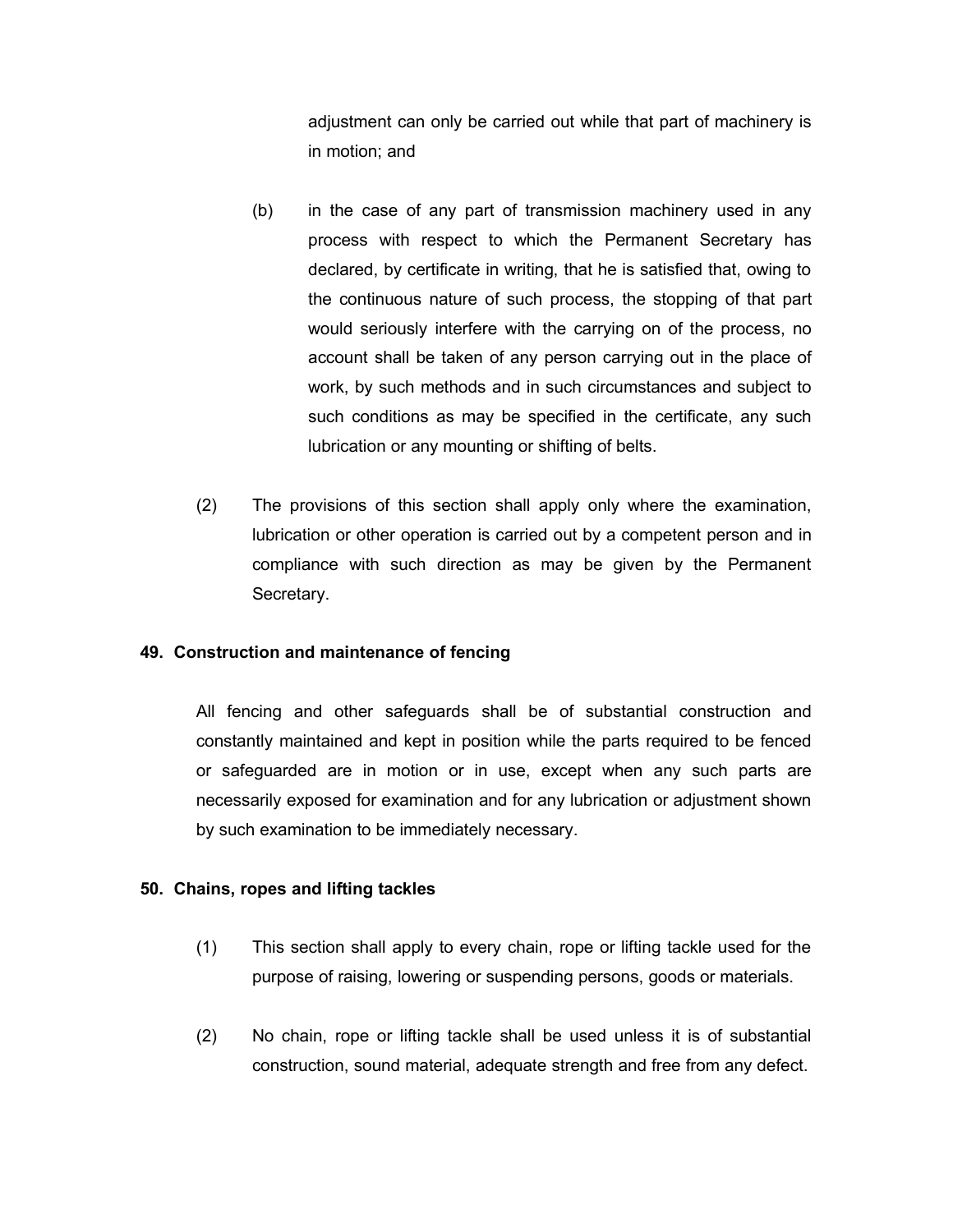adjustment can only be carried out while that part of machinery is in motion; and

(b) in the case of any part of transmission machinery used in any process with respect to which the Permanent Secretary has declared, by certificate in writing, that he is satisfied that, owing to the continuous nature of such process, the stopping of that part would seriously interfere with the carrying on of the process, no account shall be taken of any person carrying out in the place of work, by such methods and in such circumstances and subject to such conditions as may be specified in the certificate, any such lubrication or any mounting or shifting of belts.

(2) The provisions of this section shall apply only where the examination, lubrication or other operation is carried out by a competent person and in compliance with such direction as may be given by the Permanent Secretary.

**49. Construction and maintenance of fencing**

All fencing and other safeguards shall be of substantial construction and constantly maintained and kept in position while the parts required to be fenced or safeguarded are in motion or in use, except when any such parts are necessarily exposed for examination and for any lubrication or adjustment shown by such examination to be immediately necessary.

**50. Chains, ropes and lifting tackles**

(1) This section shall apply to every chain, rope or lifting tackle used for the purpose of raising, lowering or suspending persons, goods or materials.

(2) No chain, rope or lifting tackle shall be used unless it is of substantial construction, sound material, adequate strength and free from any defect.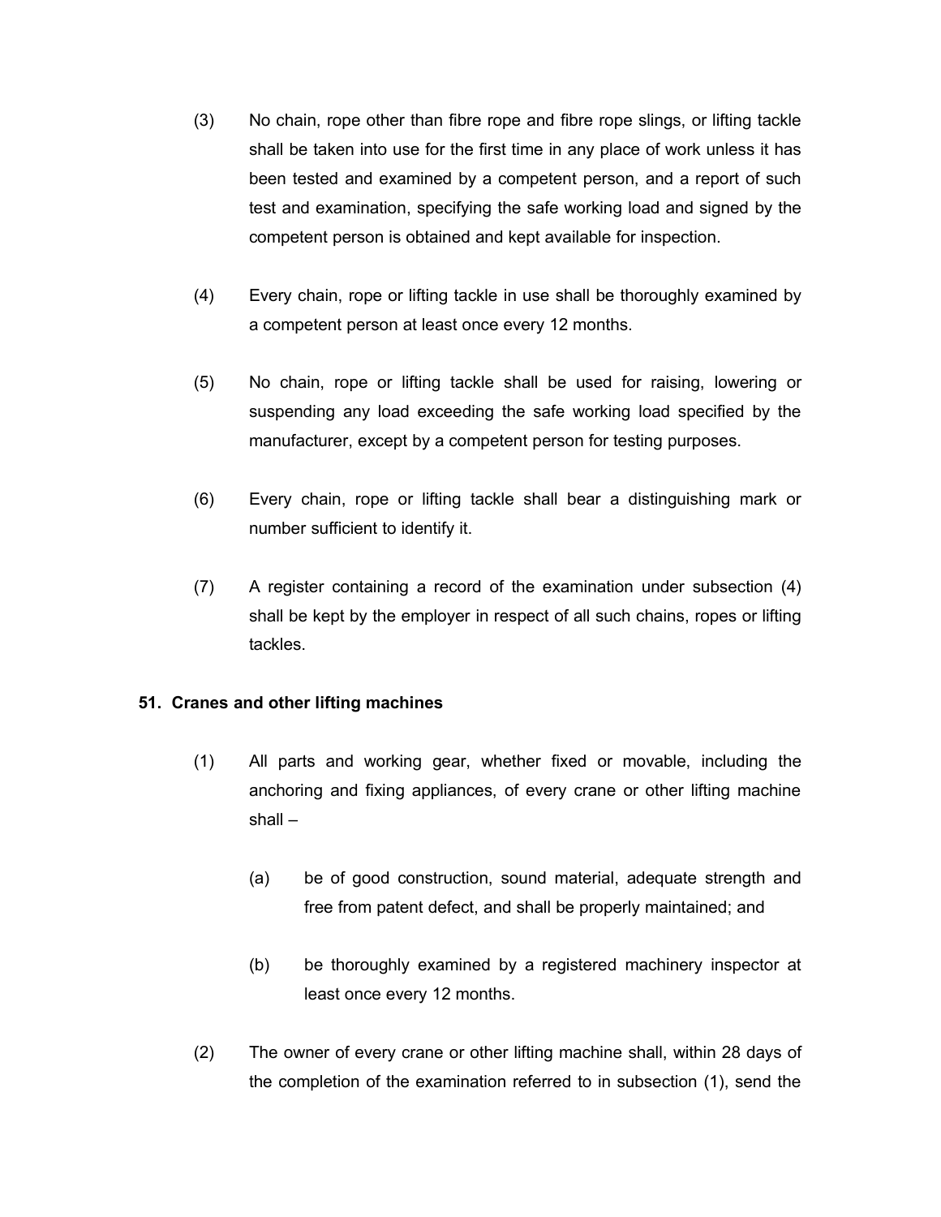(3) No chain, rope other than fibre rope and fibre rope slings, or lifting tackle shall be taken into use for the first time in any place of work unless it has been tested and examined by a competent person, and a report of such test and examination, specifying the safe working load and signed by the competent person is obtained and kept available for inspection.

(4) Every chain, rope or lifting tackle in use shall be thoroughly examined by a competent person at least once every 12 months.

(5) No chain, rope or lifting tackle shall be used for raising, lowering or suspending any load exceeding the safe working load specified by the manufacturer, except by a competent person for testing purposes.

(6) Every chain, rope or lifting tackle shall bear a distinguishing mark or number sufficient to identify it.

(7) A register containing a record of the examination under subsection (4) shall be kept by the employer in respect of all such chains, ropes or lifting tackles.

**51. Cranes and other lifting machines**

(1) All parts and working gear, whether fixed or movable, including the anchoring and fixing appliances, of every crane or other lifting machine shall –

(a) be of good construction, sound material, adequate strength and free from patent defect, and shall be properly maintained; and

(b) be thoroughly examined by a registered machinery inspector at least once every 12 months.

(2) The owner of every crane or other lifting machine shall, within 28 days of the completion of the examination referred to in subsection (1), send the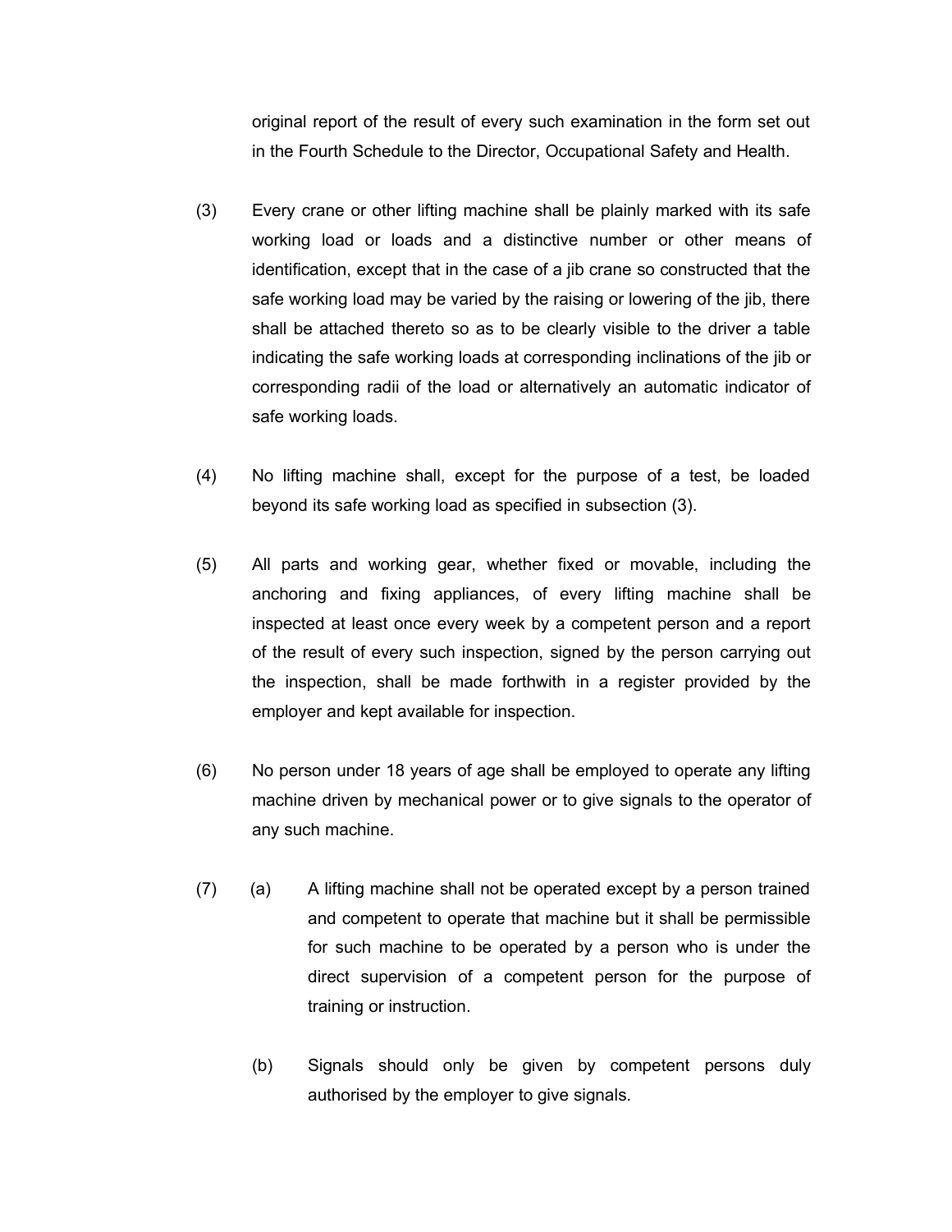original report of the result of every such examination in the form set out in the Fourth Schedule to the Director, Occupational Safety and Health.

(3) Every crane or other lifting machine shall be plainly marked with its safe working load or loads and a distinctive number or other means of identification, except that in the case of a jib crane so constructed that the safe working load may be varied by the raising or lowering of the jib, there shall be attached thereto so as to be clearly visible to the driver a table indicating the safe working loads at corresponding inclinations of the jib or corresponding radii of the load or alternatively an automatic indicator of safe working loads.

(4) No lifting machine shall, except for the purpose of a test, be loaded beyond its safe working load as specified in subsection (3).

(5) All parts and working gear, whether fixed or movable, including the anchoring and fixing appliances, of every lifting machine shall be inspected at least once every week by a competent person and a report of the result of every such inspection, signed by the person carrying out the inspection, shall be made forthwith in a register provided by the employer and kept available for inspection.

(6) No person under 18 years of age shall be employed to operate any lifting machine driven by mechanical power or to give signals to the operator of any such machine.

(7) (a) A lifting machine shall not be operated except by a person trained and competent to operate that machine but it shall be permissible for such machine to be operated by a person who is under the direct supervision of a competent person for the purpose of training or instruction.

(b) Signals should only be given by competent persons duly authorised by the employer to give signals.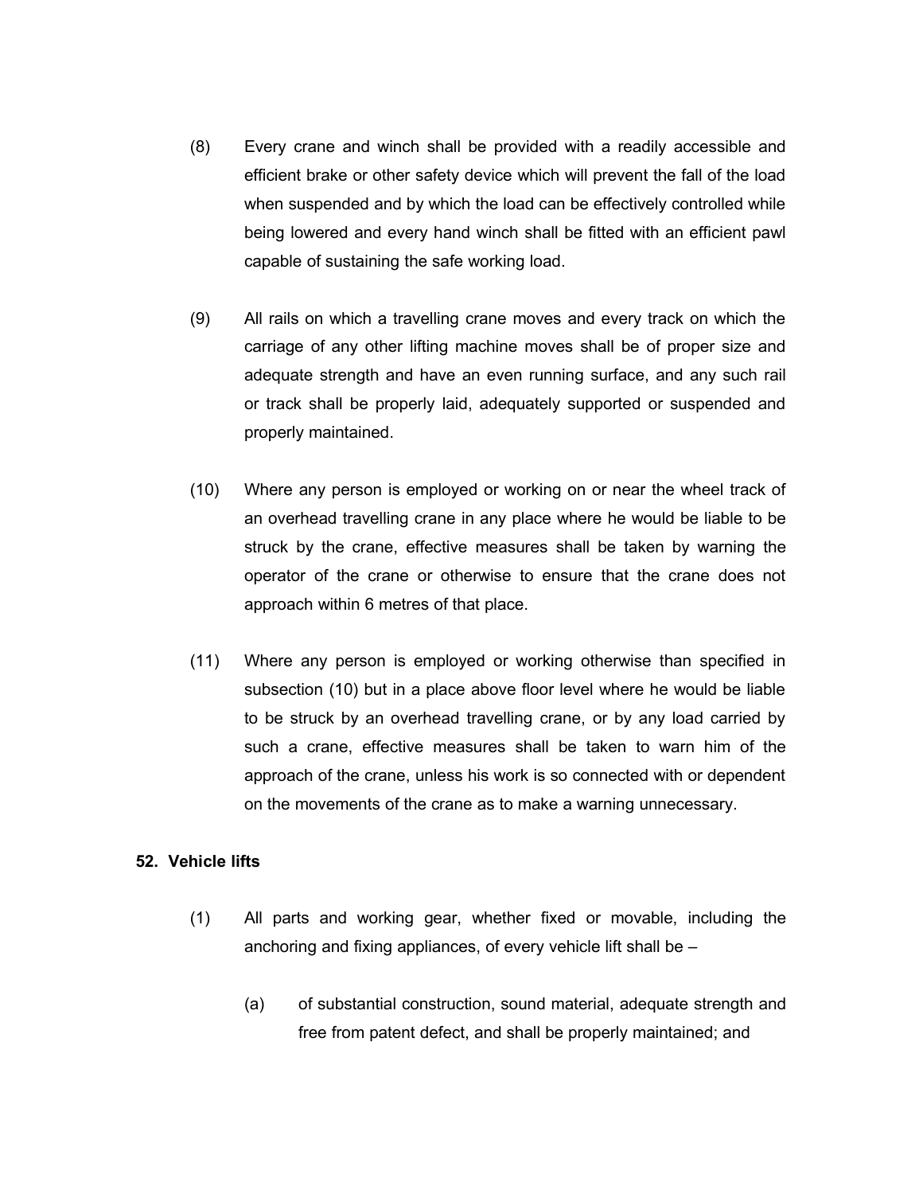(8) Every crane and winch shall be provided with a readily accessible and efficient brake or other safety device which will prevent the fall of the load when suspended and by which the load can be effectively controlled while being lowered and every hand winch shall be fitted with an efficient pawl capable of sustaining the safe working load.

(9) All rails on which a travelling crane moves and every track on which the carriage of any other lifting machine moves shall be of proper size and adequate strength and have an even running surface, and any such rail or track shall be properly laid, adequately supported or suspended and properly maintained.

(10) Where any person is employed or working on or near the wheel track of an overhead travelling crane in any place where he would be liable to be struck by the crane, effective measures shall be taken by warning the operator of the crane or otherwise to ensure that the crane does not approach within 6 metres of that place.

(11) Where any person is employed or working otherwise than specified in subsection (10) but in a place above floor level where he would be liable to be struck by an overhead travelling crane, or by any load carried by such a crane, effective measures shall be taken to warn him of the approach of the crane, unless his work is so connected with or dependent on the movements of the crane as to make a warning unnecessary.

**52. Vehicle lifts**

(1) All parts and working gear, whether fixed or movable, including the anchoring and fixing appliances, of every vehicle lift shall be –

(a) of substantial construction, sound material, adequate strength and free from patent defect, and shall be properly maintained; and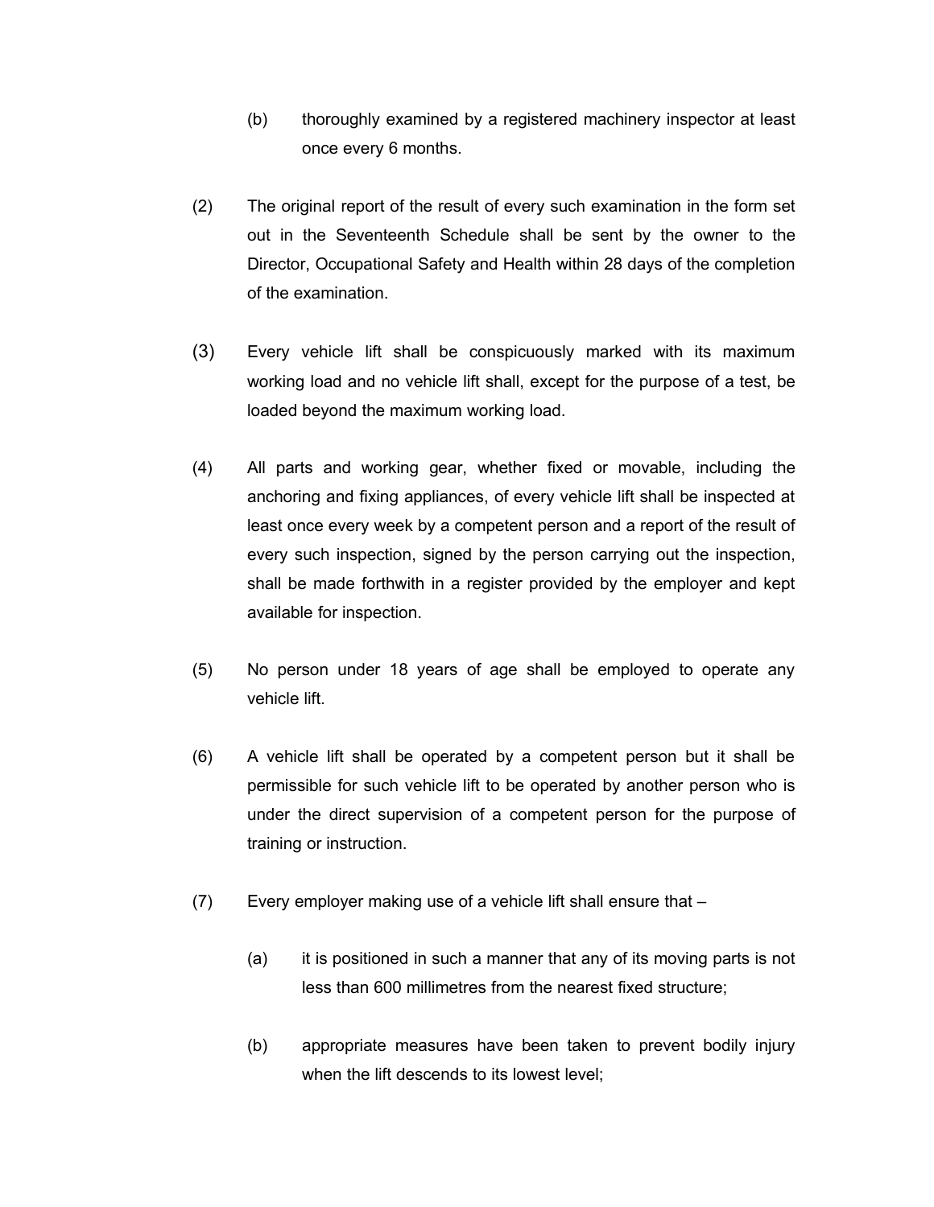(b) thoroughly examined by a registered machinery inspector at least once every 6 months.

(2) The original report of the result of every such examination in the form set out in the Seventeenth Schedule shall be sent by the owner to the Director, Occupational Safety and Health within 28 days of the completion of the examination.

(3) Every vehicle lift shall be conspicuously marked with its maximum working load and no vehicle lift shall, except for the purpose of a test, be loaded beyond the maximum working load.

(4) All parts and working gear, whether fixed or movable, including the anchoring and fixing appliances, of every vehicle lift shall be inspected at least once every week by a competent person and a report of the result of every such inspection, signed by the person carrying out the inspection, shall be made forthwith in a register provided by the employer and kept available for inspection.

(5) No person under 18 years of age shall be employed to operate any vehicle lift.

(6) A vehicle lift shall be operated by a competent person but it shall be permissible for such vehicle lift to be operated by another person who is under the direct supervision of a competent person for the purpose of training or instruction.

(7) Every employer making use of a vehicle lift shall ensure that –

(a) it is positioned in such a manner that any of its moving parts is not less than 600 millimetres from the nearest fixed structure;

(b) appropriate measures have been taken to prevent bodily injury when the lift descends to its lowest level;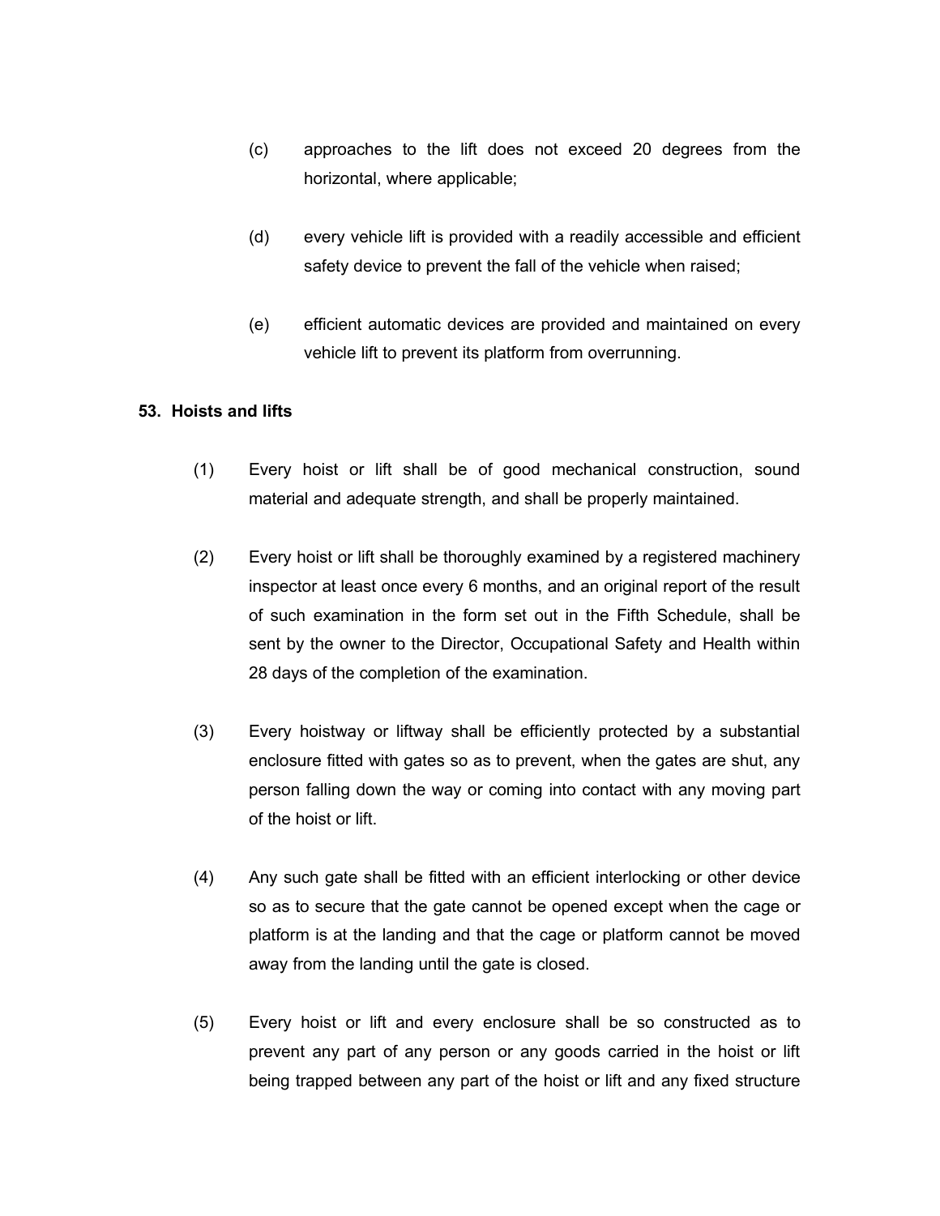(c) approaches to the lift does not exceed 20 degrees from the horizontal, where applicable;

(d) every vehicle lift is provided with a readily accessible and efficient safety device to prevent the fall of the vehicle when raised;

(e) efficient automatic devices are provided and maintained on every vehicle lift to prevent its platform from overrunning.

### 53. Hoists and lifts

(1) Every hoist or lift shall be of good mechanical construction, sound material and adequate strength, and shall be properly maintained.

(2) Every hoist or lift shall be thoroughly examined by a registered machinery inspector at least once every 6 months, and an original report of the result of such examination in the form set out in the Fifth Schedule, shall be sent by the owner to the Director, Occupational Safety and Health within 28 days of the completion of the examination.

(3) Every hoistway or liftway shall be efficiently protected by a substantial enclosure fitted with gates so as to prevent, when the gates are shut, any person falling down the way or coming into contact with any moving part of the hoist or lift.

(4) Any such gate shall be fitted with an efficient interlocking or other device so as to secure that the gate cannot be opened except when the cage or platform is at the landing and that the cage or platform cannot be moved away from the landing until the gate is closed.

(5) Every hoist or lift and every enclosure shall be so constructed as to prevent any part of any person or any goods carried in the hoist or lift being trapped between any part of the hoist or lift and any fixed structure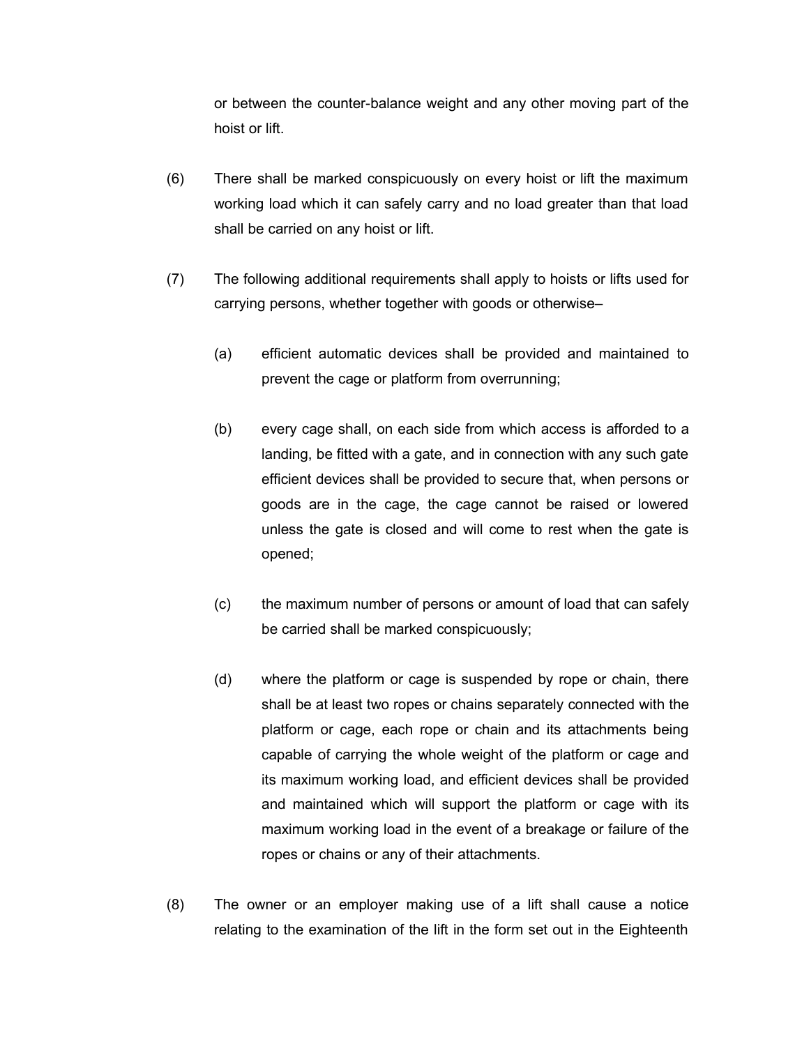or between the counter-balance weight and any other moving part of the hoist or lift.

(6) There shall be marked conspicuously on every hoist or lift the maximum working load which it can safely carry and no load greater than that load shall be carried on any hoist or lift.

(7) The following additional requirements shall apply to hoists or lifts used for carrying persons, whether together with goods or otherwise–

(a) efficient automatic devices shall be provided and maintained to prevent the cage or platform from overrunning;

(b) every cage shall, on each side from which access is afforded to a landing, be fitted with a gate, and in connection with any such gate efficient devices shall be provided to secure that, when persons or goods are in the cage, the cage cannot be raised or lowered unless the gate is closed and will come to rest when the gate is opened;

(c) the maximum number of persons or amount of load that can safely be carried shall be marked conspicuously;

(d) where the platform or cage is suspended by rope or chain, there shall be at least two ropes or chains separately connected with the platform or cage, each rope or chain and its attachments being capable of carrying the whole weight of the platform or cage and its maximum working load, and efficient devices shall be provided and maintained which will support the platform or cage with its maximum working load in the event of a breakage or failure of the ropes or chains or any of their attachments.

(8) The owner or an employer making use of a lift shall cause a notice relating to the examination of the lift in the form set out in the Eighteenth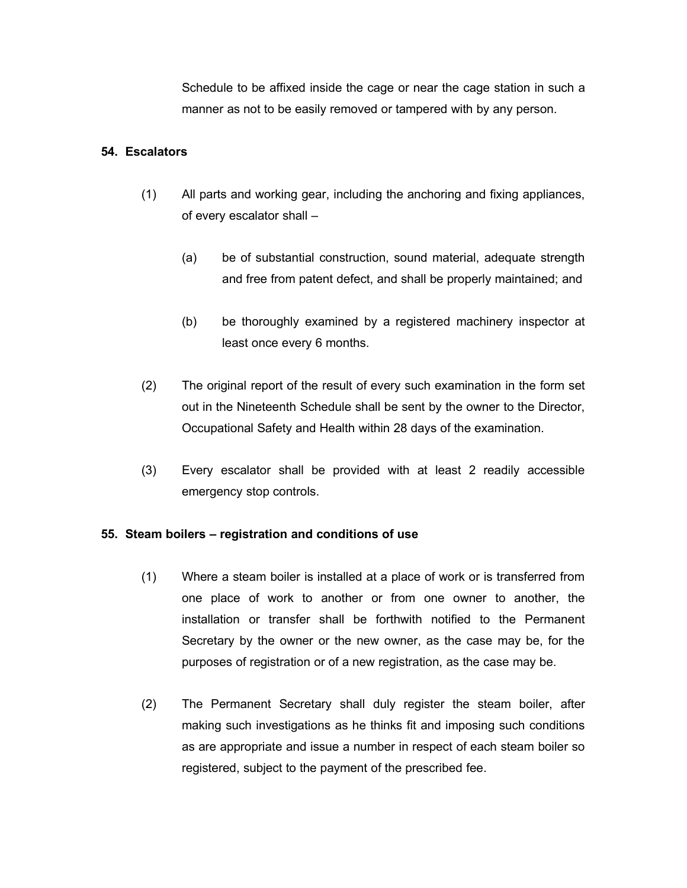Schedule to be affixed inside the cage or near the cage station in such a manner as not to be easily removed or tampered with by any person.

### 54. Escalators

(1) All parts and working gear, including the anchoring and fixing appliances, of every escalator shall –

   (a) be of substantial construction, sound material, adequate strength and free from patent defect, and shall be properly maintained; and

   (b) be thoroughly examined by a registered machinery inspector at least once every 6 months.

(2) The original report of the result of every such examination in the form set out in the Nineteenth Schedule shall be sent by the owner to the Director, Occupational Safety and Health within 28 days of the examination.

(3) Every escalator shall be provided with at least 2 readily accessible emergency stop controls.

### 55. Steam boilers – registration and conditions of use

(1) Where a steam boiler is installed at a place of work or is transferred from one place of work to another or from one owner to another, the installation or transfer shall be forthwith notified to the Permanent Secretary by the owner or the new owner, as the case may be, for the purposes of registration or of a new registration, as the case may be.

(2) The Permanent Secretary shall duly register the steam boiler, after making such investigations as he thinks fit and imposing such conditions as are appropriate and issue a number in respect of each steam boiler so registered, subject to the payment of the prescribed fee.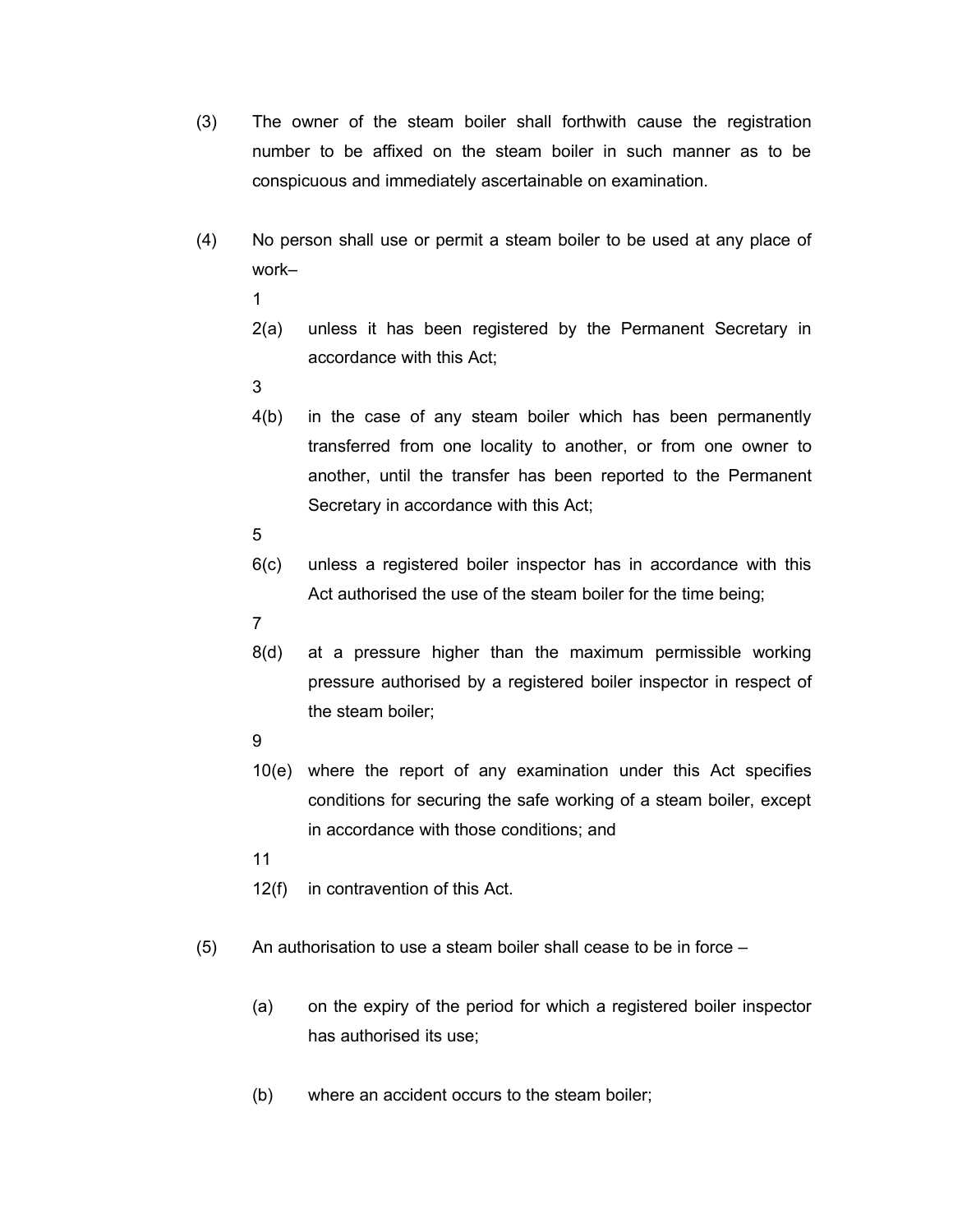(3) The owner of the steam boiler shall forthwith cause the registration number to be affixed on the steam boiler in such manner as to be conspicuous and immediately ascertainable on examination.

(4) No person shall use or permit a steam boiler to be used at any place of work–

1

2(a) unless it has been registered by the Permanent Secretary in accordance with this Act;

3

4(b) in the case of any steam boiler which has been permanently transferred from one locality to another, or from one owner to another, until the transfer has been reported to the Permanent Secretary in accordance with this Act;

5

6(c) unless a registered boiler inspector has in accordance with this Act authorised the use of the steam boiler for the time being;

7

8(d) at a pressure higher than the maximum permissible working pressure authorised by a registered boiler inspector in respect of the steam boiler;

9

10(e) where the report of any examination under this Act specifies conditions for securing the safe working of a steam boiler, except in accordance with those conditions; and

11

12(f) in contravention of this Act.

(5) An authorisation to use a steam boiler shall cease to be in force –

(a) on the expiry of the period for which a registered boiler inspector has authorised its use;

(b) where an accident occurs to the steam boiler;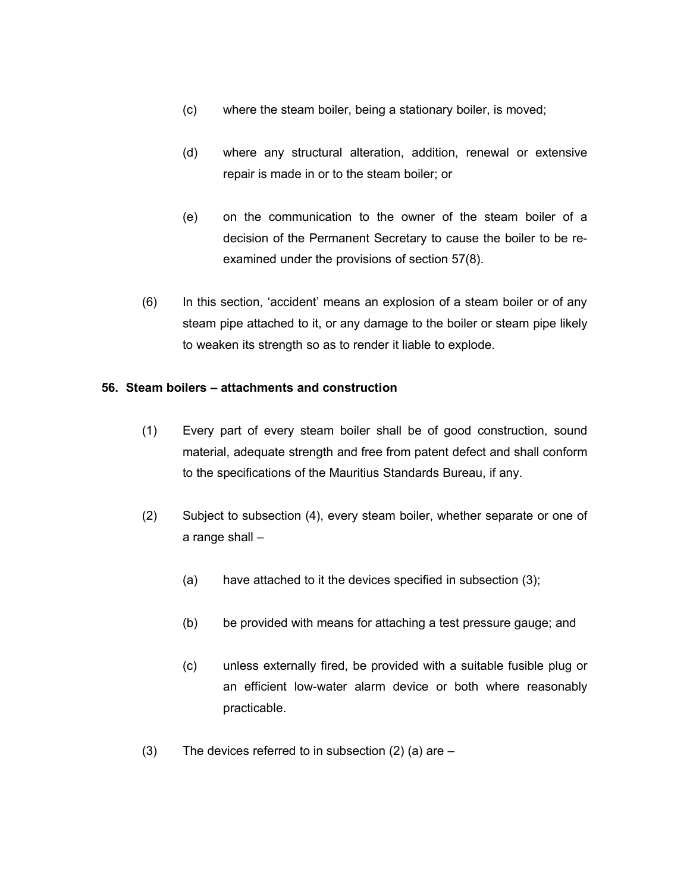(c) where the steam boiler, being a stationary boiler, is moved;

(d) where any structural alteration, addition, renewal or extensive repair is made in or to the steam boiler; or

(e) on the communication to the owner of the steam boiler of a decision of the Permanent Secretary to cause the boiler to be re-examined under the provisions of section 57(8).

(6) In this section, 'accident' means an explosion of a steam boiler or of any steam pipe attached to it, or any damage to the boiler or steam pipe likely to weaken its strength so as to render it liable to explode.

**56. Steam boilers – attachments and construction**

(1) Every part of every steam boiler shall be of good construction, sound material, adequate strength and free from patent defect and shall conform to the specifications of the Mauritius Standards Bureau, if any.

(2) Subject to subsection (4), every steam boiler, whether separate or one of a range shall –

(a) have attached to it the devices specified in subsection (3);

(b) be provided with means for attaching a test pressure gauge; and

(c) unless externally fired, be provided with a suitable fusible plug or an efficient low-water alarm device or both where reasonably practicable.

(3) The devices referred to in subsection (2) (a) are –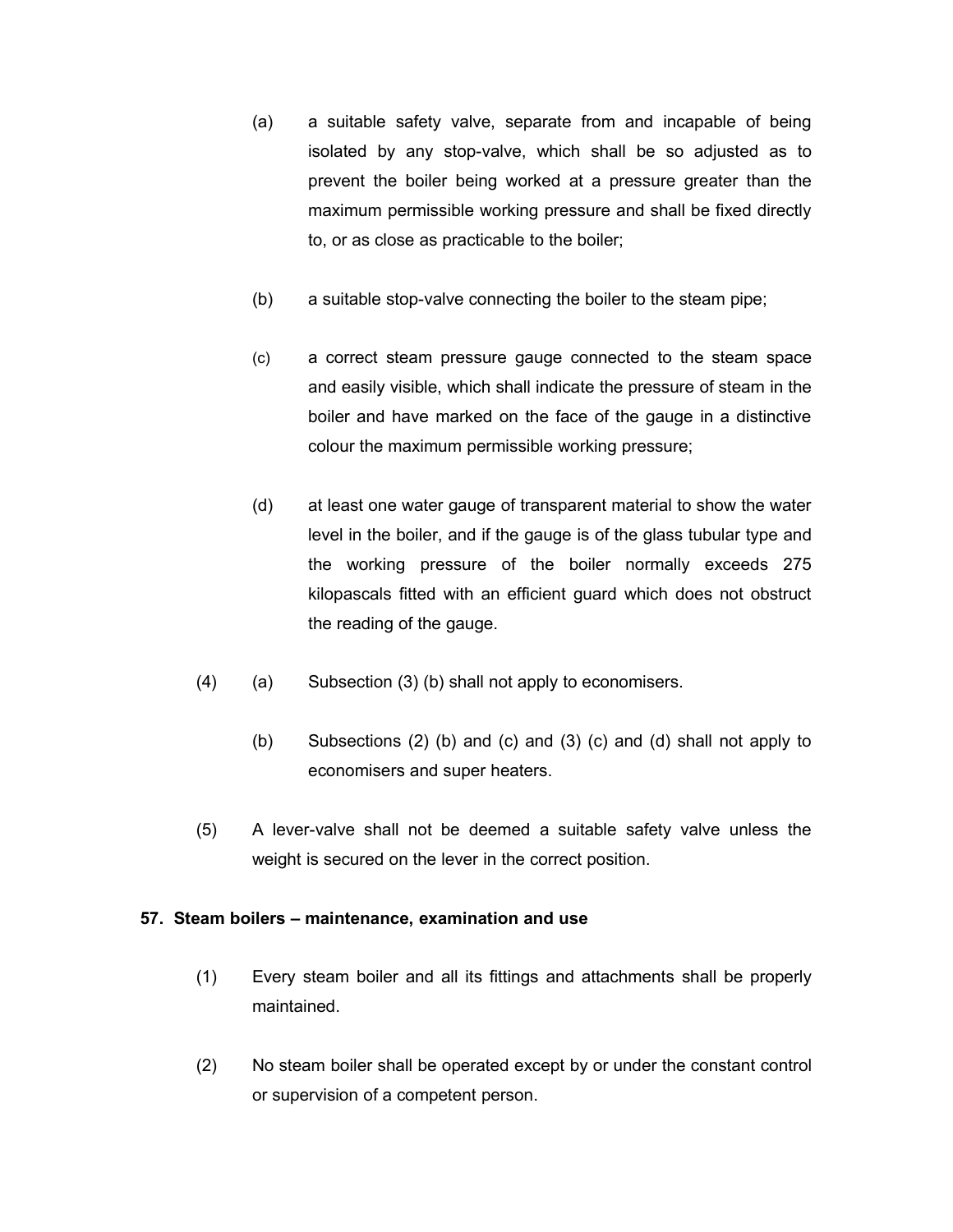(a) a suitable safety valve, separate from and incapable of being isolated by any stop-valve, which shall be so adjusted as to prevent the boiler being worked at a pressure greater than the maximum permissible working pressure and shall be fixed directly to, or as close as practicable to the boiler;

(b) a suitable stop-valve connecting the boiler to the steam pipe;

(c) a correct steam pressure gauge connected to the steam space and easily visible, which shall indicate the pressure of steam in the boiler and have marked on the face of the gauge in a distinctive colour the maximum permissible working pressure;

(d) at least one water gauge of transparent material to show the water level in the boiler, and if the gauge is of the glass tubular type and the working pressure of the boiler normally exceeds 275 kilopascals fitted with an efficient guard which does not obstruct the reading of the gauge.

(4) (a) Subsection (3) (b) shall not apply to economisers.

(b) Subsections (2) (b) and (c) and (3) (c) and (d) shall not apply to economisers and super heaters.

(5) A lever-valve shall not be deemed a suitable safety valve unless the weight is secured on the lever in the correct position.

**57. Steam boilers – maintenance, examination and use**

(1) Every steam boiler and all its fittings and attachments shall be properly maintained.

(2) No steam boiler shall be operated except by or under the constant control or supervision of a competent person.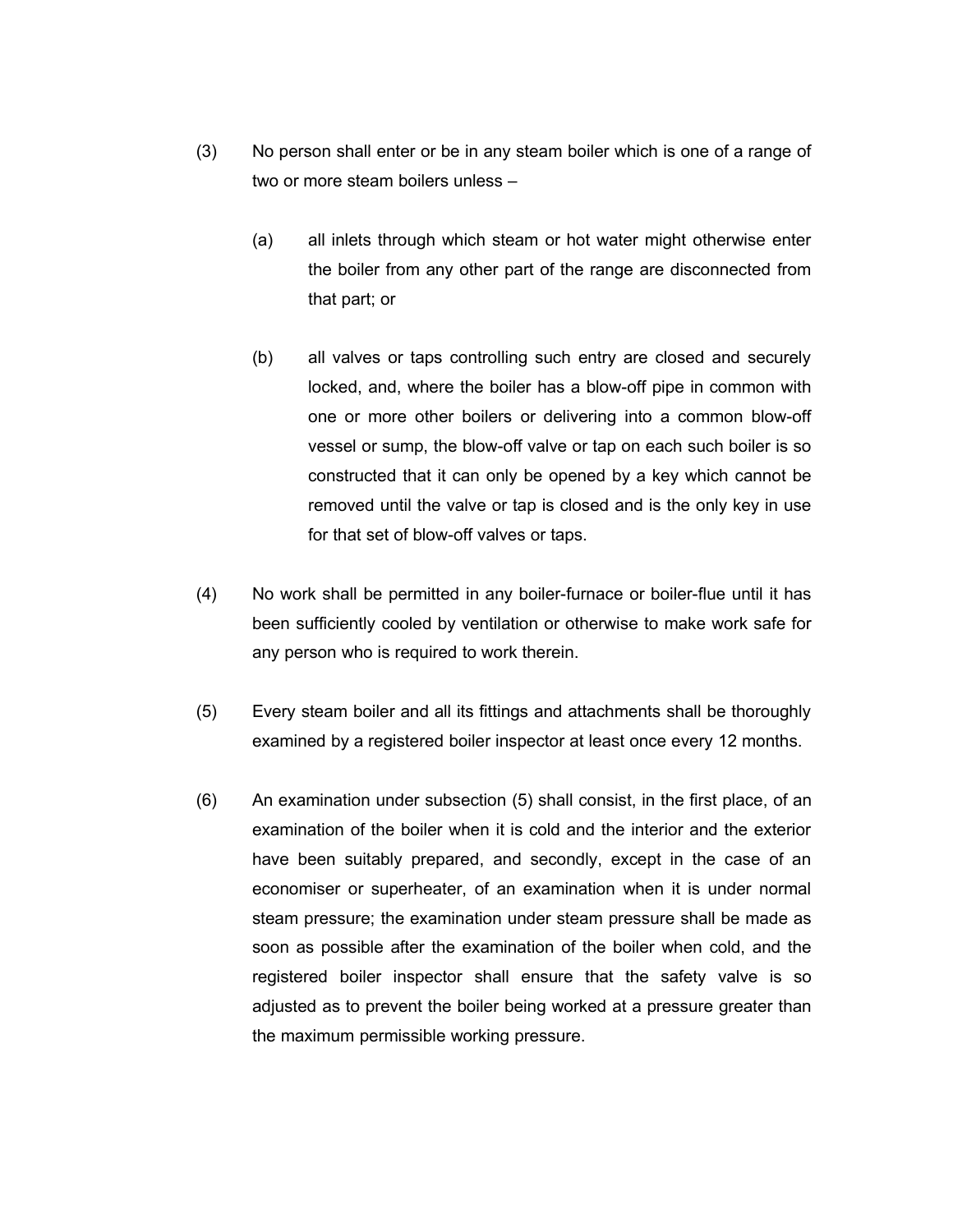(3) No person shall enter or be in any steam boiler which is one of a range of two or more steam boilers unless –

(a) all inlets through which steam or hot water might otherwise enter the boiler from any other part of the range are disconnected from that part; or

(b) all valves or taps controlling such entry are closed and securely locked, and, where the boiler has a blow-off pipe in common with one or more other boilers or delivering into a common blow-off vessel or sump, the blow-off valve or tap on each such boiler is so constructed that it can only be opened by a key which cannot be removed until the valve or tap is closed and is the only key in use for that set of blow-off valves or taps.

(4) No work shall be permitted in any boiler-furnace or boiler-flue until it has been sufficiently cooled by ventilation or otherwise to make work safe for any person who is required to work therein.

(5) Every steam boiler and all its fittings and attachments shall be thoroughly examined by a registered boiler inspector at least once every 12 months.

(6) An examination under subsection (5) shall consist, in the first place, of an examination of the boiler when it is cold and the interior and the exterior have been suitably prepared, and secondly, except in the case of an economiser or superheater, of an examination when it is under normal steam pressure; the examination under steam pressure shall be made as soon as possible after the examination of the boiler when cold, and the registered boiler inspector shall ensure that the safety valve is so adjusted as to prevent the boiler being worked at a pressure greater than the maximum permissible working pressure.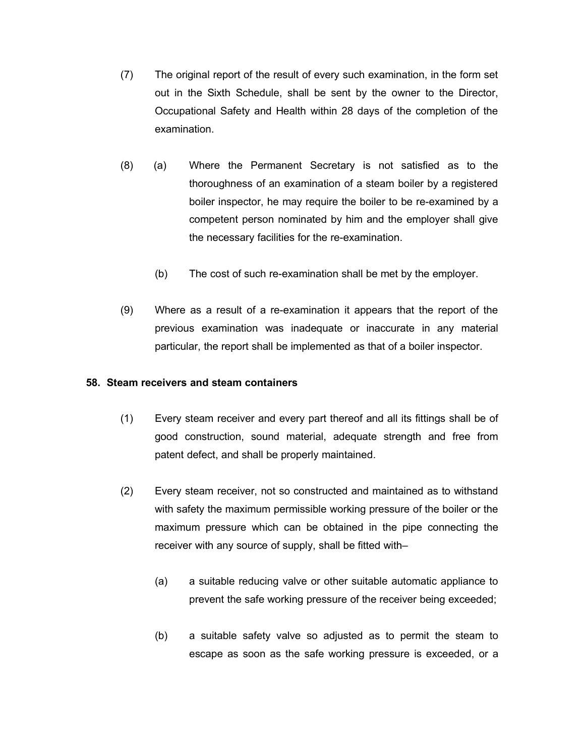(7) The original report of the result of every such examination, in the form set out in the Sixth Schedule, shall be sent by the owner to the Director, Occupational Safety and Health within 28 days of the completion of the examination.

(8) (a) Where the Permanent Secretary is not satisfied as to the thoroughness of an examination of a steam boiler by a registered boiler inspector, he may require the boiler to be re-examined by a competent person nominated by him and the employer shall give the necessary facilities for the re-examination.

(b) The cost of such re-examination shall be met by the employer.

(9) Where as a result of a re-examination it appears that the report of the previous examination was inadequate or inaccurate in any material particular, the report shall be implemented as that of a boiler inspector.

### 58. Steam receivers and steam containers

(1) Every steam receiver and every part thereof and all its fittings shall be of good construction, sound material, adequate strength and free from patent defect, and shall be properly maintained.

(2) Every steam receiver, not so constructed and maintained as to withstand with safety the maximum permissible working pressure of the boiler or the maximum pressure which can be obtained in the pipe connecting the receiver with any source of supply, shall be fitted with–

(a) a suitable reducing valve or other suitable automatic appliance to prevent the safe working pressure of the receiver being exceeded;

(b) a suitable safety valve so adjusted as to permit the steam to escape as soon as the safe working pressure is exceeded, or a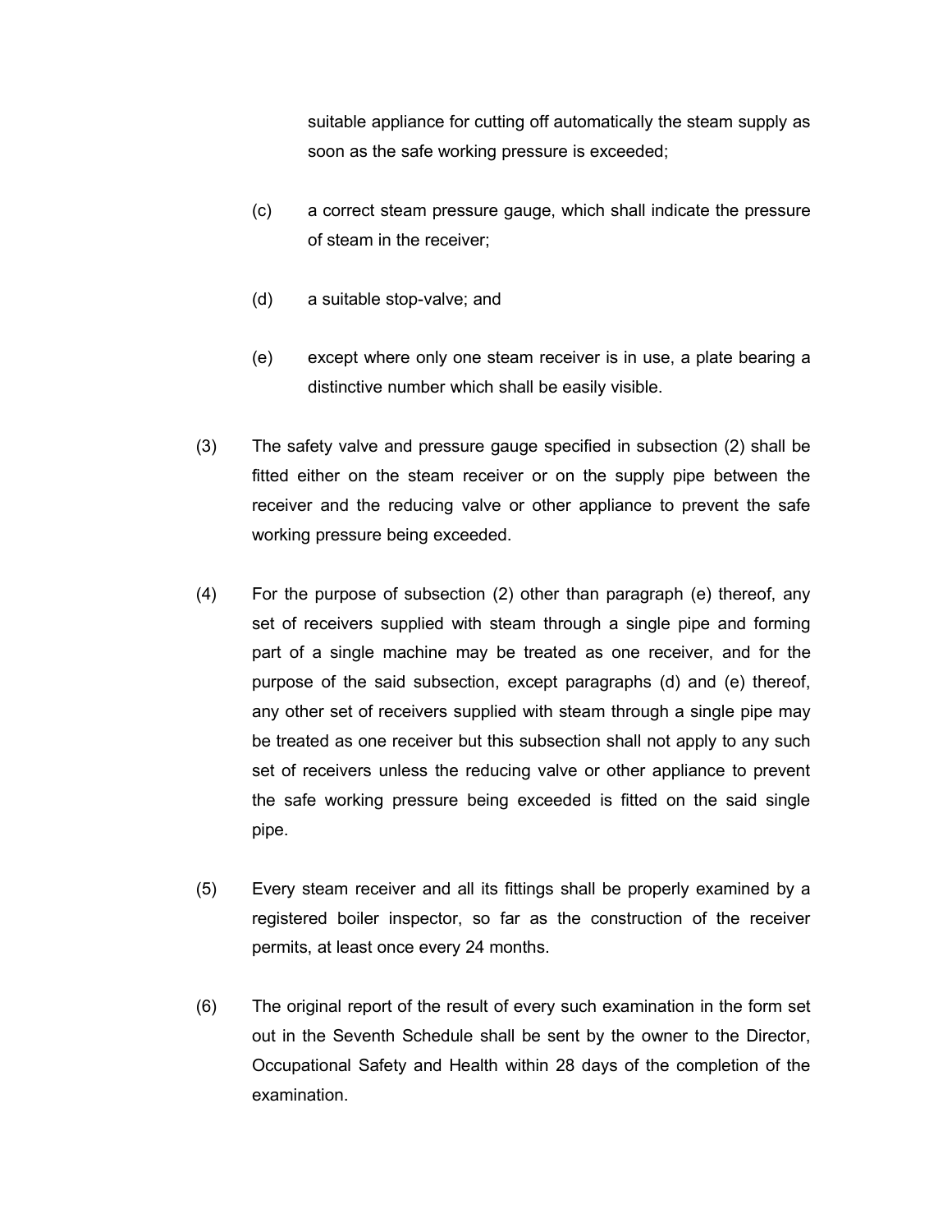suitable appliance for cutting off automatically the steam supply as soon as the safe working pressure is exceeded;

(c) a correct steam pressure gauge, which shall indicate the pressure of steam in the receiver;

(d) a suitable stop-valve; and

(e) except where only one steam receiver is in use, a plate bearing a distinctive number which shall be easily visible.

(3) The safety valve and pressure gauge specified in subsection (2) shall be fitted either on the steam receiver or on the supply pipe between the receiver and the reducing valve or other appliance to prevent the safe working pressure being exceeded.

(4) For the purpose of subsection (2) other than paragraph (e) thereof, any set of receivers supplied with steam through a single pipe and forming part of a single machine may be treated as one receiver, and for the purpose of the said subsection, except paragraphs (d) and (e) thereof, any other set of receivers supplied with steam through a single pipe may be treated as one receiver but this subsection shall not apply to any such set of receivers unless the reducing valve or other appliance to prevent the safe working pressure being exceeded is fitted on the said single pipe.

(5) Every steam receiver and all its fittings shall be properly examined by a registered boiler inspector, so far as the construction of the receiver permits, at least once every 24 months.

(6) The original report of the result of every such examination in the form set out in the Seventh Schedule shall be sent by the owner to the Director, Occupational Safety and Health within 28 days of the completion of the examination.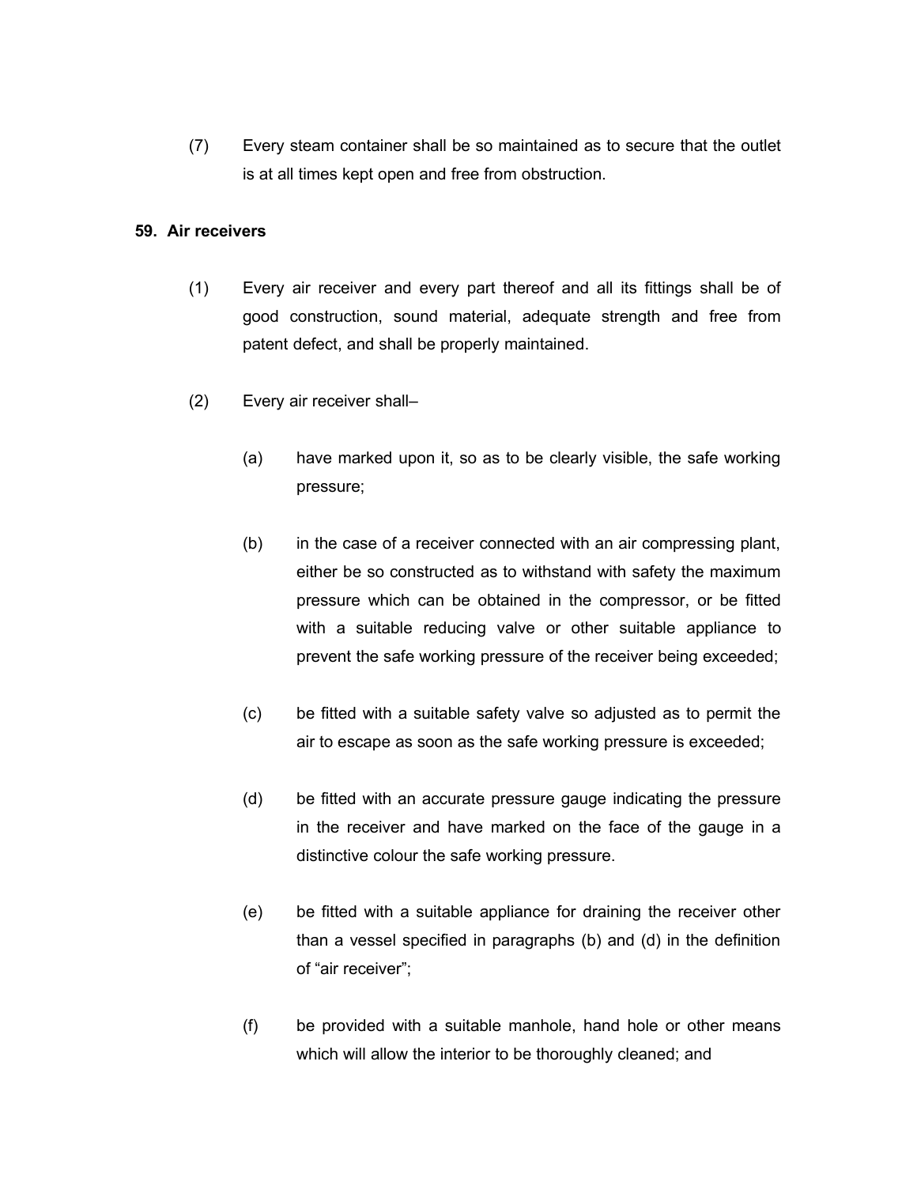(7) Every steam container shall be so maintained as to secure that the outlet is at all times kept open and free from obstruction.

**59. Air receivers**

(1) Every air receiver and every part thereof and all its fittings shall be of good construction, sound material, adequate strength and free from patent defect, and shall be properly maintained.

(2) Every air receiver shall–

(a) have marked upon it, so as to be clearly visible, the safe working pressure;

(b) in the case of a receiver connected with an air compressing plant, either be so constructed as to withstand with safety the maximum pressure which can be obtained in the compressor, or be fitted with a suitable reducing valve or other suitable appliance to prevent the safe working pressure of the receiver being exceeded;

(c) be fitted with a suitable safety valve so adjusted as to permit the air to escape as soon as the safe working pressure is exceeded;

(d) be fitted with an accurate pressure gauge indicating the pressure in the receiver and have marked on the face of the gauge in a distinctive colour the safe working pressure.

(e) be fitted with a suitable appliance for draining the receiver other than a vessel specified in paragraphs (b) and (d) in the definition of "air receiver";

(f) be provided with a suitable manhole, hand hole or other means which will allow the interior to be thoroughly cleaned; and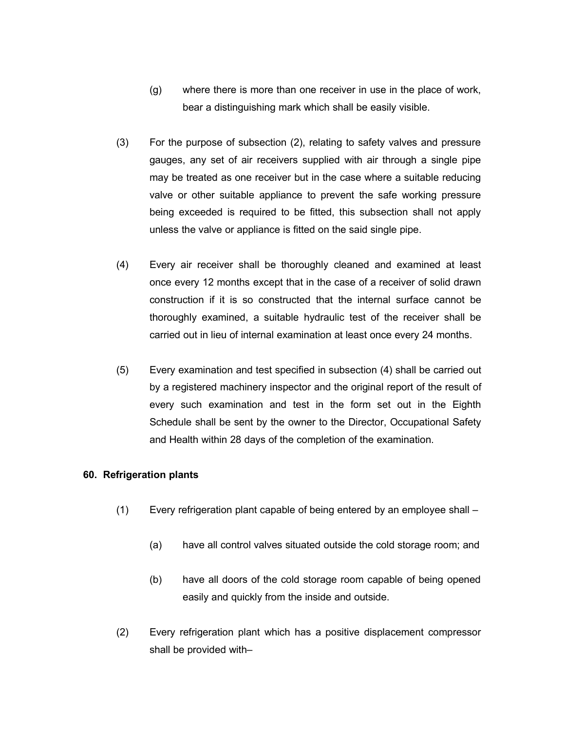(g) where there is more than one receiver in use in the place of work, bear a distinguishing mark which shall be easily visible.

(3) For the purpose of subsection (2), relating to safety valves and pressure gauges, any set of air receivers supplied with air through a single pipe may be treated as one receiver but in the case where a suitable reducing valve or other suitable appliance to prevent the safe working pressure being exceeded is required to be fitted, this subsection shall not apply unless the valve or appliance is fitted on the said single pipe.

(4) Every air receiver shall be thoroughly cleaned and examined at least once every 12 months except that in the case of a receiver of solid drawn construction if it is so constructed that the internal surface cannot be thoroughly examined, a suitable hydraulic test of the receiver shall be carried out in lieu of internal examination at least once every 24 months.

(5) Every examination and test specified in subsection (4) shall be carried out by a registered machinery inspector and the original report of the result of every such examination and test in the form set out in the Eighth Schedule shall be sent by the owner to the Director, Occupational Safety and Health within 28 days of the completion of the examination.

**60. Refrigeration plants**

(1) Every refrigeration plant capable of being entered by an employee shall –

(a) have all control valves situated outside the cold storage room; and

(b) have all doors of the cold storage room capable of being opened easily and quickly from the inside and outside.

(2) Every refrigeration plant which has a positive displacement compressor shall be provided with–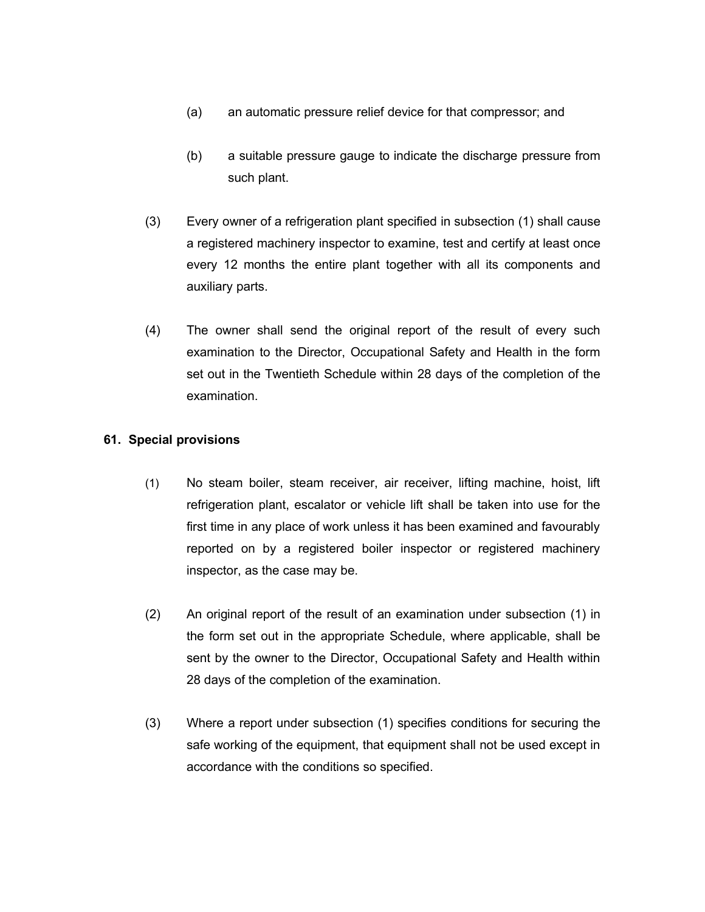(a) an automatic pressure relief device for that compressor; and

(b) a suitable pressure gauge to indicate the discharge pressure from such plant.

(3) Every owner of a refrigeration plant specified in subsection (1) shall cause a registered machinery inspector to examine, test and certify at least once every 12 months the entire plant together with all its components and auxiliary parts.

(4) The owner shall send the original report of the result of every such examination to the Director, Occupational Safety and Health in the form set out in the Twentieth Schedule within 28 days of the completion of the examination.

**61. Special provisions**

(1) No steam boiler, steam receiver, air receiver, lifting machine, hoist, lift refrigeration plant, escalator or vehicle lift shall be taken into use for the first time in any place of work unless it has been examined and favourably reported on by a registered boiler inspector or registered machinery inspector, as the case may be.

(2) An original report of the result of an examination under subsection (1) in the form set out in the appropriate Schedule, where applicable, shall be sent by the owner to the Director, Occupational Safety and Health within 28 days of the completion of the examination.

(3) Where a report under subsection (1) specifies conditions for securing the safe working of the equipment, that equipment shall not be used except in accordance with the conditions so specified.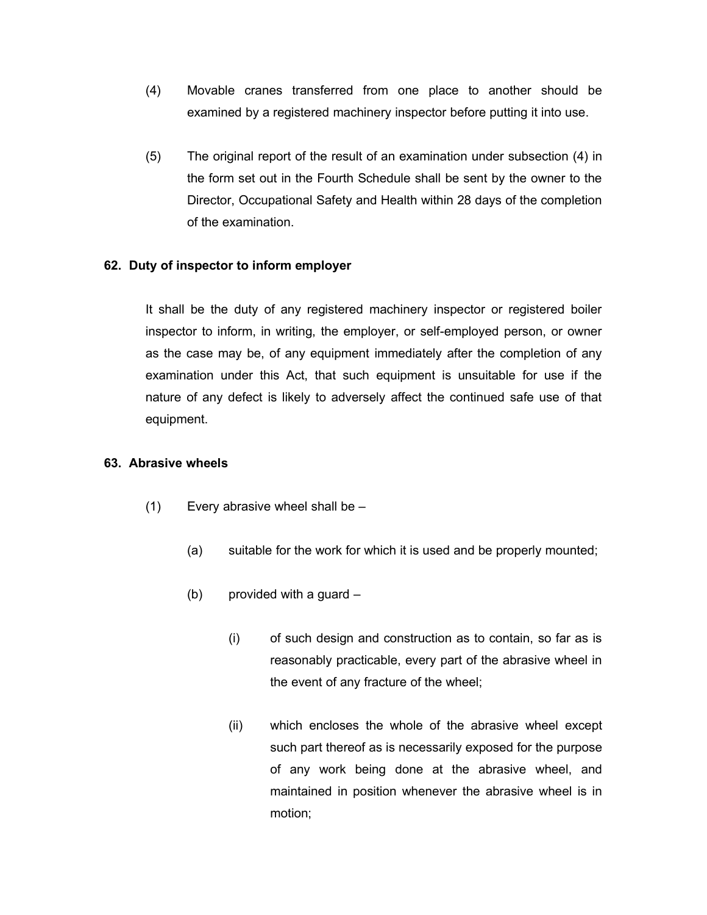(4) Movable cranes transferred from one place to another should be examined by a registered machinery inspector before putting it into use.

(5) The original report of the result of an examination under subsection (4) in the form set out in the Fourth Schedule shall be sent by the owner to the Director, Occupational Safety and Health within 28 days of the completion of the examination.

**62. Duty of inspector to inform employer**

It shall be the duty of any registered machinery inspector or registered boiler inspector to inform, in writing, the employer, or self-employed person, or owner as the case may be, of any equipment immediately after the completion of any examination under this Act, that such equipment is unsuitable for use if the nature of any defect is likely to adversely affect the continued safe use of that equipment.

**63. Abrasive wheels**

(1) Every abrasive wheel shall be –

(a) suitable for the work for which it is used and be properly mounted;

(b) provided with a guard –

(i) of such design and construction as to contain, so far as is reasonably practicable, every part of the abrasive wheel in the event of any fracture of the wheel;

(ii) which encloses the whole of the abrasive wheel except such part thereof as is necessarily exposed for the purpose of any work being done at the abrasive wheel, and maintained in position whenever the abrasive wheel is in motion;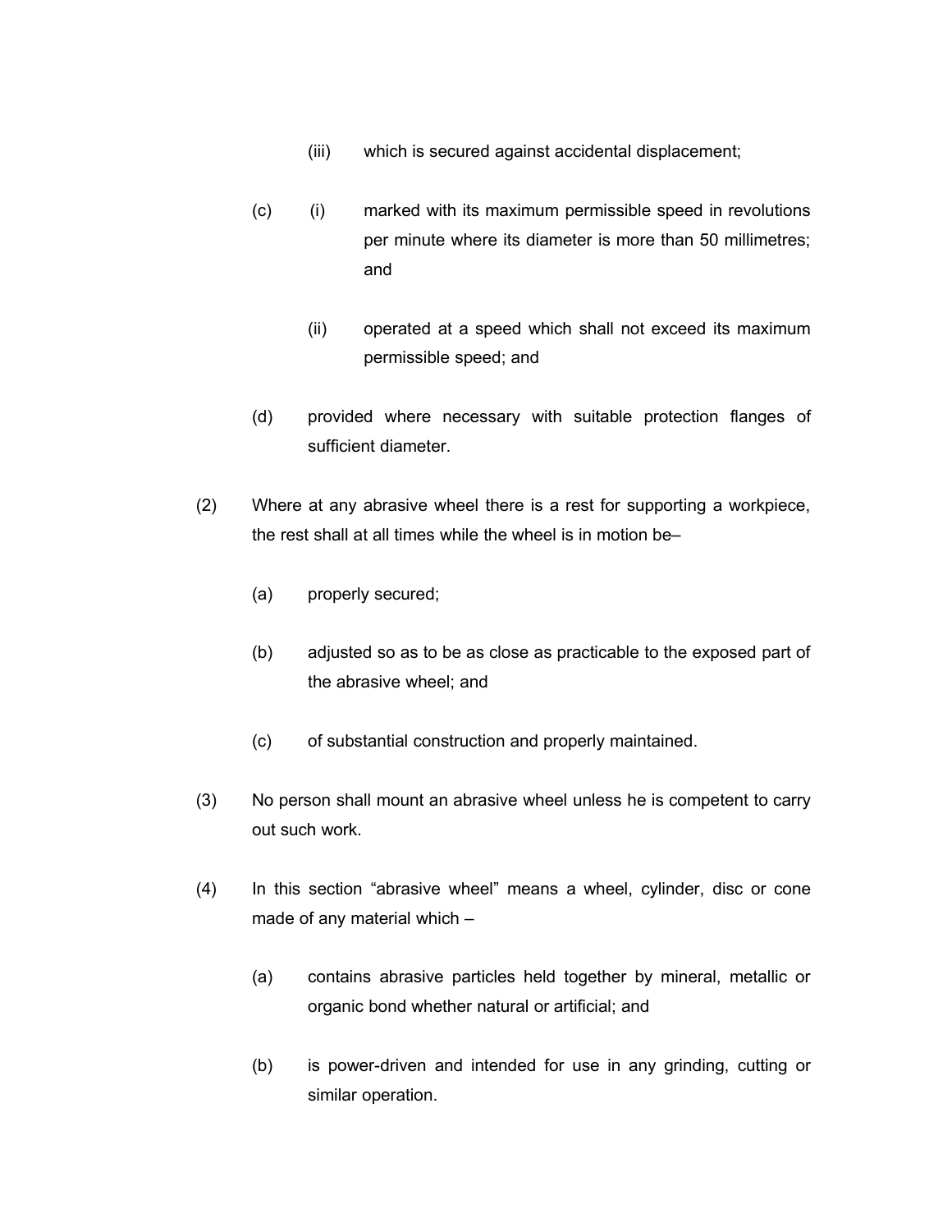(iii) which is secured against accidental displacement;

(c) (i) marked with its maximum permissible speed in revolutions per minute where its diameter is more than 50 millimetres; and

(ii) operated at a speed which shall not exceed its maximum permissible speed; and

(d) provided where necessary with suitable protection flanges of sufficient diameter.

(2) Where at any abrasive wheel there is a rest for supporting a workpiece, the rest shall at all times while the wheel is in motion be–

(a) properly secured;

(b) adjusted so as to be as close as practicable to the exposed part of the abrasive wheel; and

(c) of substantial construction and properly maintained.

(3) No person shall mount an abrasive wheel unless he is competent to carry out such work.

(4) In this section "abrasive wheel" means a wheel, cylinder, disc or cone made of any material which –

(a) contains abrasive particles held together by mineral, metallic or organic bond whether natural or artificial; and

(b) is power-driven and intended for use in any grinding, cutting or similar operation.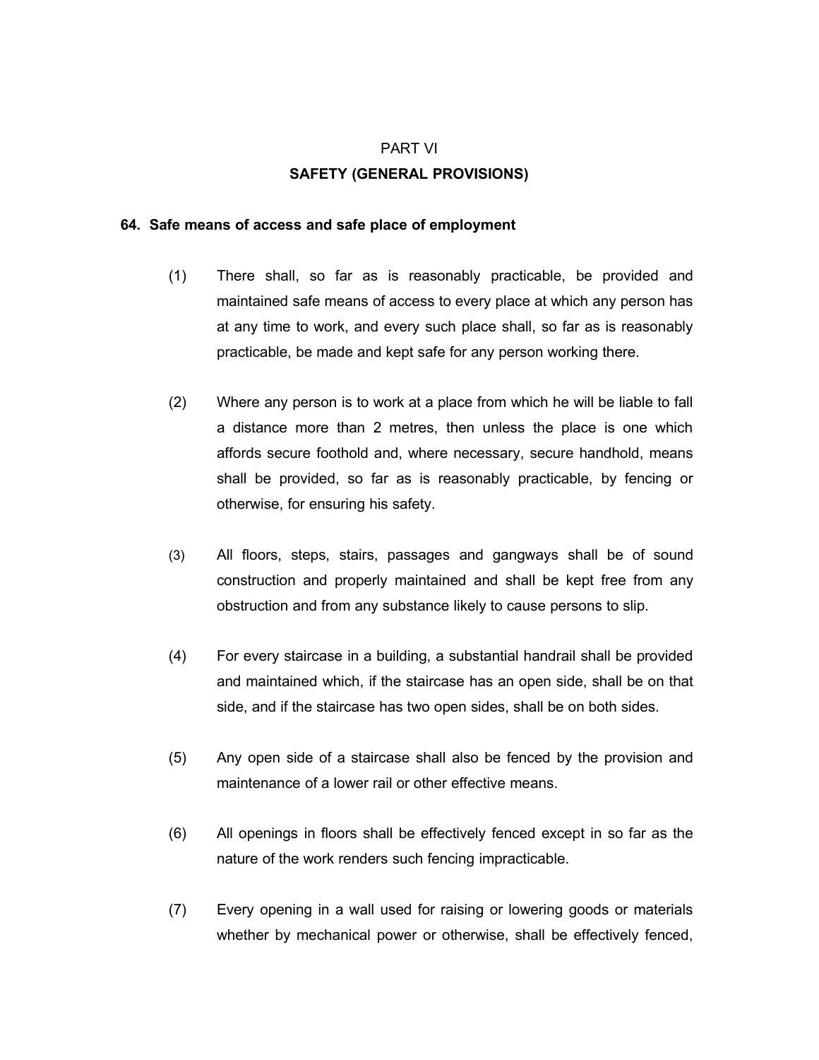# PART VI

## SAFETY (GENERAL PROVISIONS)

### 64. Safe means of access and safe place of employment

(1) There shall, so far as is reasonably practicable, be provided and maintained safe means of access to every place at which any person has at any time to work, and every such place shall, so far as is reasonably practicable, be made and kept safe for any person working there.

(2) Where any person is to work at a place from which he will be liable to fall a distance more than 2 metres, then unless the place is one which affords secure foothold and, where necessary, secure handhold, means shall be provided, so far as is reasonably practicable, by fencing or otherwise, for ensuring his safety.

(3) All floors, steps, stairs, passages and gangways shall be of sound construction and properly maintained and shall be kept free from any obstruction and from any substance likely to cause persons to slip.

(4) For every staircase in a building, a substantial handrail shall be provided and maintained which, if the staircase has an open side, shall be on that side, and if the staircase has two open sides, shall be on both sides.

(5) Any open side of a staircase shall also be fenced by the provision and maintenance of a lower rail or other effective means.

(6) All openings in floors shall be effectively fenced except in so far as the nature of the work renders such fencing impracticable.

(7) Every opening in a wall used for raising or lowering goods or materials whether by mechanical power or otherwise, shall be effectively fenced,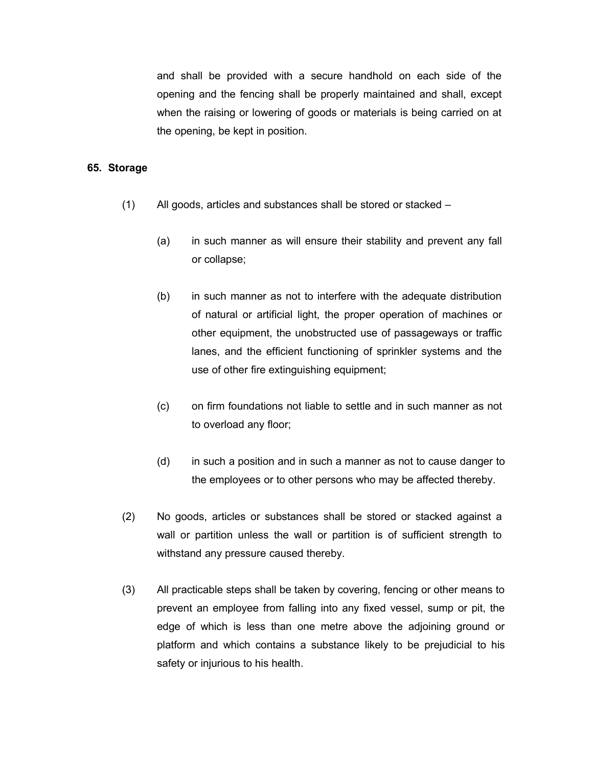and shall be provided with a secure handhold on each side of the opening and the fencing shall be properly maintained and shall, except when the raising or lowering of goods or materials is being carried on at the opening, be kept in position.

**65. Storage**

(1) All goods, articles and substances shall be stored or stacked –

(a) in such manner as will ensure their stability and prevent any fall or collapse;

(b) in such manner as not to interfere with the adequate distribution of natural or artificial light, the proper operation of machines or other equipment, the unobstructed use of passageways or traffic lanes, and the efficient functioning of sprinkler systems and the use of other fire extinguishing equipment;

(c) on firm foundations not liable to settle and in such manner as not to overload any floor;

(d) in such a position and in such a manner as not to cause danger to the employees or to other persons who may be affected thereby.

(2) No goods, articles or substances shall be stored or stacked against a wall or partition unless the wall or partition is of sufficient strength to withstand any pressure caused thereby.

(3) All practicable steps shall be taken by covering, fencing or other means to prevent an employee from falling into any fixed vessel, sump or pit, the edge of which is less than one metre above the adjoining ground or platform and which contains a substance likely to be prejudicial to his safety or injurious to his health.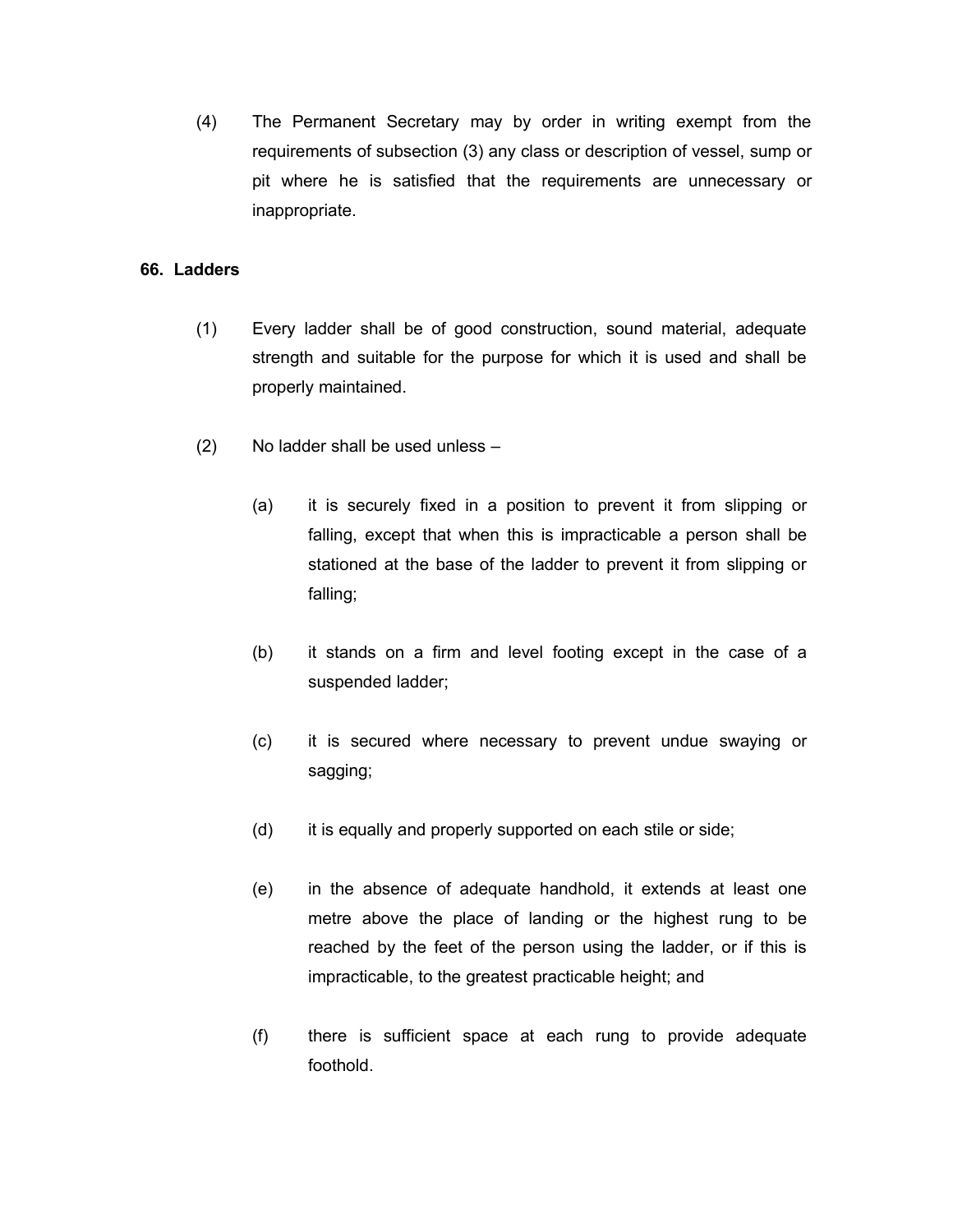(4) The Permanent Secretary may by order in writing exempt from the requirements of subsection (3) any class or description of vessel, sump or pit where he is satisfied that the requirements are unnecessary or inappropriate.

**66. Ladders**

(1) Every ladder shall be of good construction, sound material, adequate strength and suitable for the purpose for which it is used and shall be properly maintained.

(2) No ladder shall be used unless –

(a) it is securely fixed in a position to prevent it from slipping or falling, except that when this is impracticable a person shall be stationed at the base of the ladder to prevent it from slipping or falling;

(b) it stands on a firm and level footing except in the case of a suspended ladder;

(c) it is secured where necessary to prevent undue swaying or sagging;

(d) it is equally and properly supported on each stile or side;

(e) in the absence of adequate handhold, it extends at least one metre above the place of landing or the highest rung to be reached by the feet of the person using the ladder, or if this is impracticable, to the greatest practicable height; and

(f) there is sufficient space at each rung to provide adequate foothold.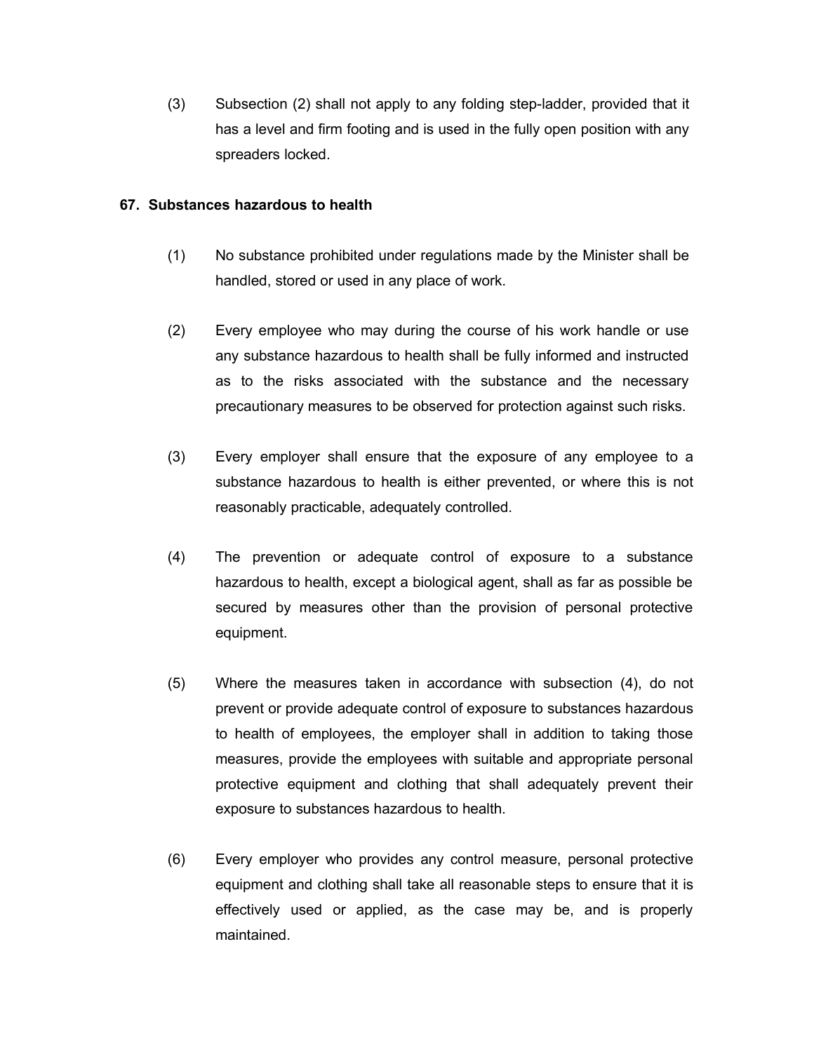(3) Subsection (2) shall not apply to any folding step-ladder, provided that it has a level and firm footing and is used in the fully open position with any spreaders locked.

**67. Substances hazardous to health**

(1) No substance prohibited under regulations made by the Minister shall be handled, stored or used in any place of work.

(2) Every employee who may during the course of his work handle or use any substance hazardous to health shall be fully informed and instructed as to the risks associated with the substance and the necessary precautionary measures to be observed for protection against such risks.

(3) Every employer shall ensure that the exposure of any employee to a substance hazardous to health is either prevented, or where this is not reasonably practicable, adequately controlled.

(4) The prevention or adequate control of exposure to a substance hazardous to health, except a biological agent, shall as far as possible be secured by measures other than the provision of personal protective equipment.

(5) Where the measures taken in accordance with subsection (4), do not prevent or provide adequate control of exposure to substances hazardous to health of employees, the employer shall in addition to taking those measures, provide the employees with suitable and appropriate personal protective equipment and clothing that shall adequately prevent their exposure to substances hazardous to health.

(6) Every employer who provides any control measure, personal protective equipment and clothing shall take all reasonable steps to ensure that it is effectively used or applied, as the case may be, and is properly maintained.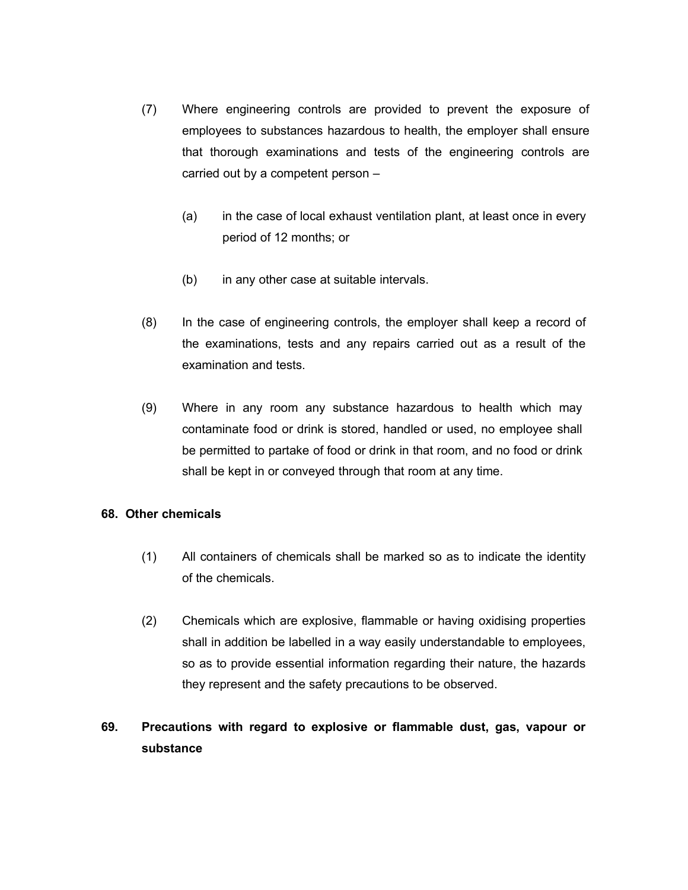(7) Where engineering controls are provided to prevent the exposure of employees to substances hazardous to health, the employer shall ensure that thorough examinations and tests of the engineering controls are carried out by a competent person –

(a) in the case of local exhaust ventilation plant, at least once in every period of 12 months; or

(b) in any other case at suitable intervals.

(8) In the case of engineering controls, the employer shall keep a record of the examinations, tests and any repairs carried out as a result of the examination and tests.

(9) Where in any room any substance hazardous to health which may contaminate food or drink is stored, handled or used, no employee shall be permitted to partake of food or drink in that room, and no food or drink shall be kept in or conveyed through that room at any time.

## 68. Other chemicals

(1) All containers of chemicals shall be marked so as to indicate the identity of the chemicals.

(2) Chemicals which are explosive, flammable or having oxidising properties shall in addition be labelled in a way easily understandable to employees, so as to provide essential information regarding their nature, the hazards they represent and the safety precautions to be observed.

## 69. Precautions with regard to explosive or flammable dust, gas, vapour or substance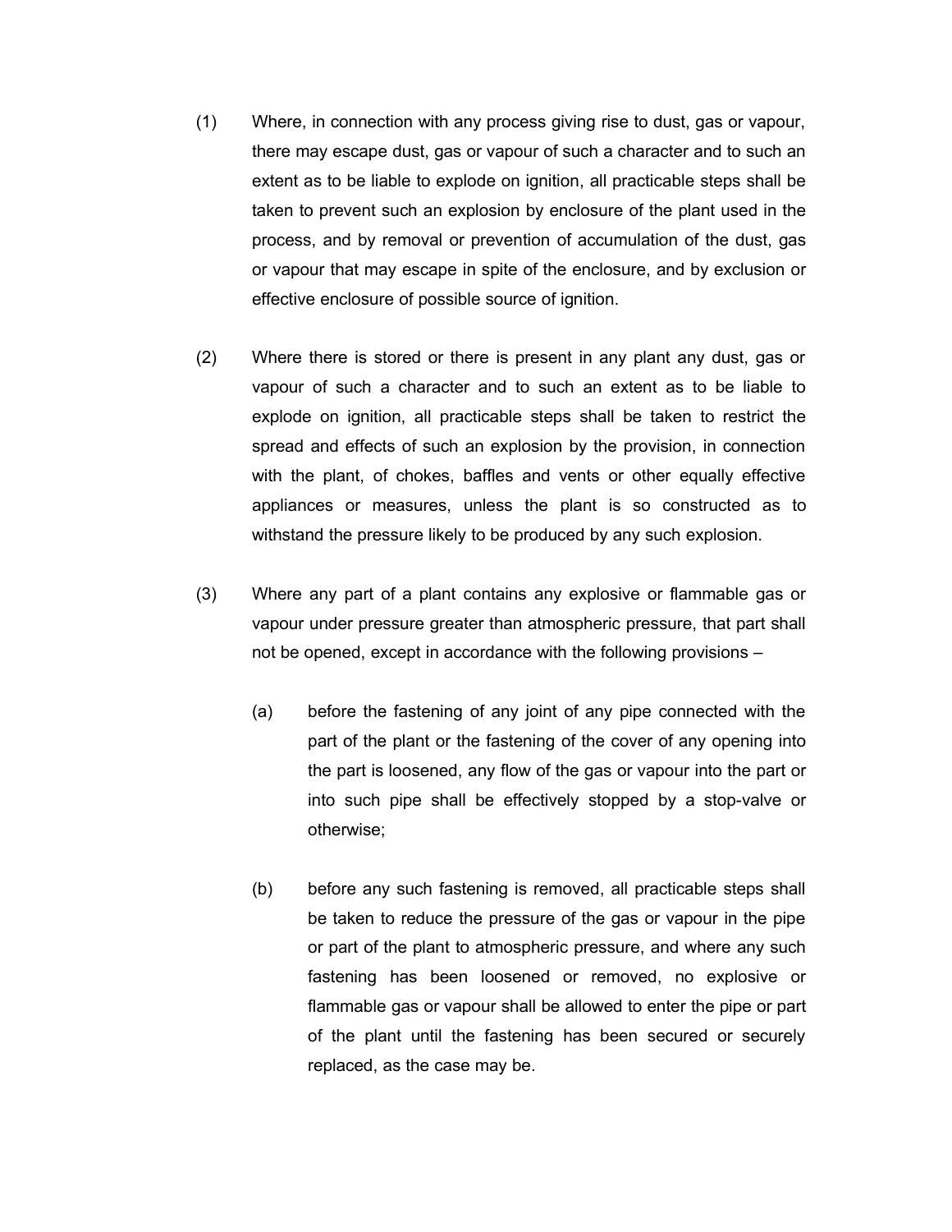(1) Where, in connection with any process giving rise to dust, gas or vapour, there may escape dust, gas or vapour of such a character and to such an extent as to be liable to explode on ignition, all practicable steps shall be taken to prevent such an explosion by enclosure of the plant used in the process, and by removal or prevention of accumulation of the dust, gas or vapour that may escape in spite of the enclosure, and by exclusion or effective enclosure of possible source of ignition.

(2) Where there is stored or there is present in any plant any dust, gas or vapour of such a character and to such an extent as to be liable to explode on ignition, all practicable steps shall be taken to restrict the spread and effects of such an explosion by the provision, in connection with the plant, of chokes, baffles and vents or other equally effective appliances or measures, unless the plant is so constructed as to withstand the pressure likely to be produced by any such explosion.

(3) Where any part of a plant contains any explosive or flammable gas or vapour under pressure greater than atmospheric pressure, that part shall not be opened, except in accordance with the following provisions –

(a) before the fastening of any joint of any pipe connected with the part of the plant or the fastening of the cover of any opening into the part is loosened, any flow of the gas or vapour into the part or into such pipe shall be effectively stopped by a stop-valve or otherwise;

(b) before any such fastening is removed, all practicable steps shall be taken to reduce the pressure of the gas or vapour in the pipe or part of the plant to atmospheric pressure, and where any such fastening has been loosened or removed, no explosive or flammable gas or vapour shall be allowed to enter the pipe or part of the plant until the fastening has been secured or securely replaced, as the case may be.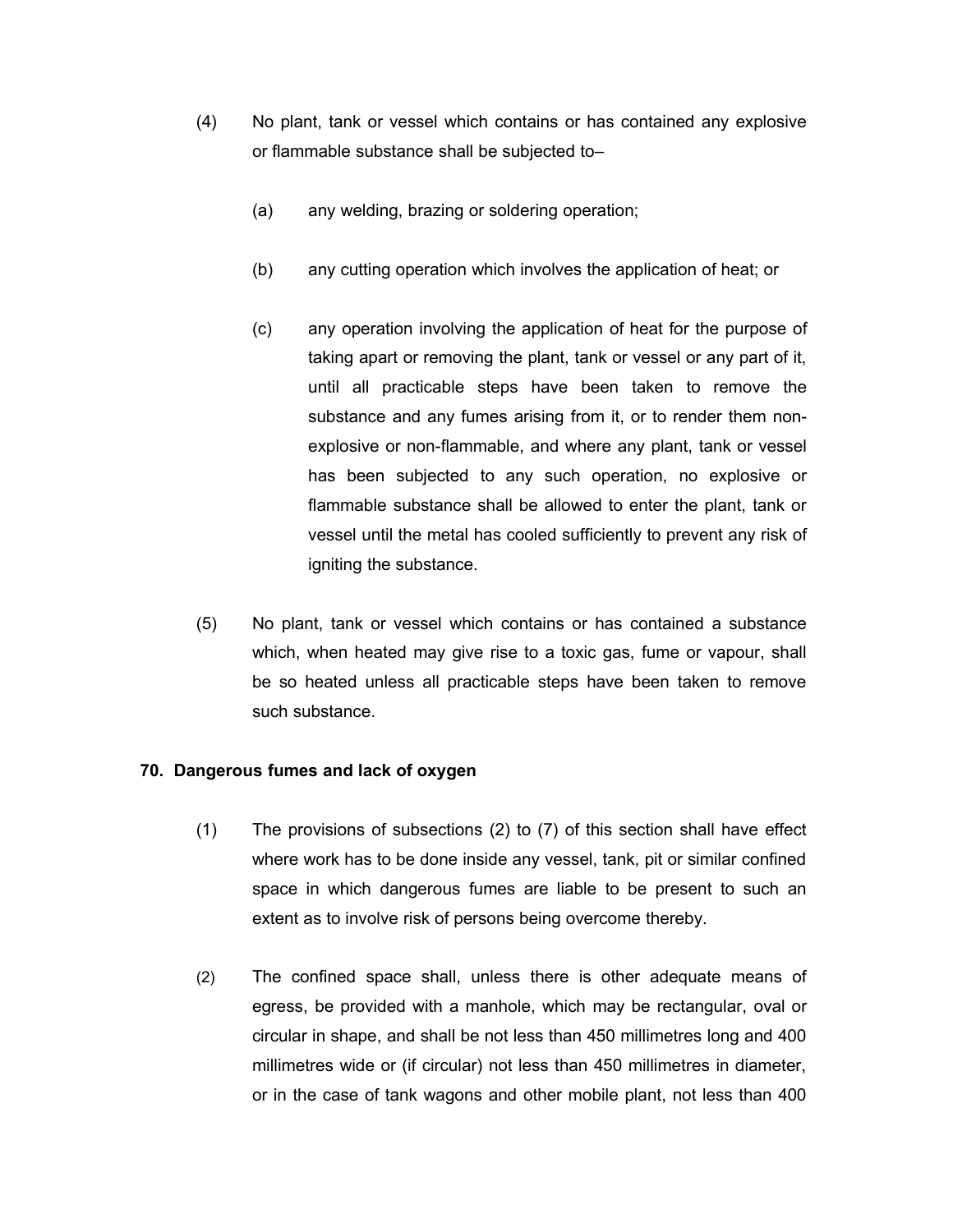(4) No plant, tank or vessel which contains or has contained any explosive or flammable substance shall be subjected to–

(a) any welding, brazing or soldering operation;

(b) any cutting operation which involves the application of heat; or

(c) any operation involving the application of heat for the purpose of taking apart or removing the plant, tank or vessel or any part of it, until all practicable steps have been taken to remove the substance and any fumes arising from it, or to render them non-explosive or non-flammable, and where any plant, tank or vessel has been subjected to any such operation, no explosive or flammable substance shall be allowed to enter the plant, tank or vessel until the metal has cooled sufficiently to prevent any risk of igniting the substance.

(5) No plant, tank or vessel which contains or has contained a substance which, when heated may give rise to a toxic gas, fume or vapour, shall be so heated unless all practicable steps have been taken to remove such substance.

### 70. Dangerous fumes and lack of oxygen

(1) The provisions of subsections (2) to (7) of this section shall have effect where work has to be done inside any vessel, tank, pit or similar confined space in which dangerous fumes are liable to be present to such an extent as to involve risk of persons being overcome thereby.

(2) The confined space shall, unless there is other adequate means of egress, be provided with a manhole, which may be rectangular, oval or circular in shape, and shall be not less than 450 millimetres long and 400 millimetres wide or (if circular) not less than 450 millimetres in diameter, or in the case of tank wagons and other mobile plant, not less than 400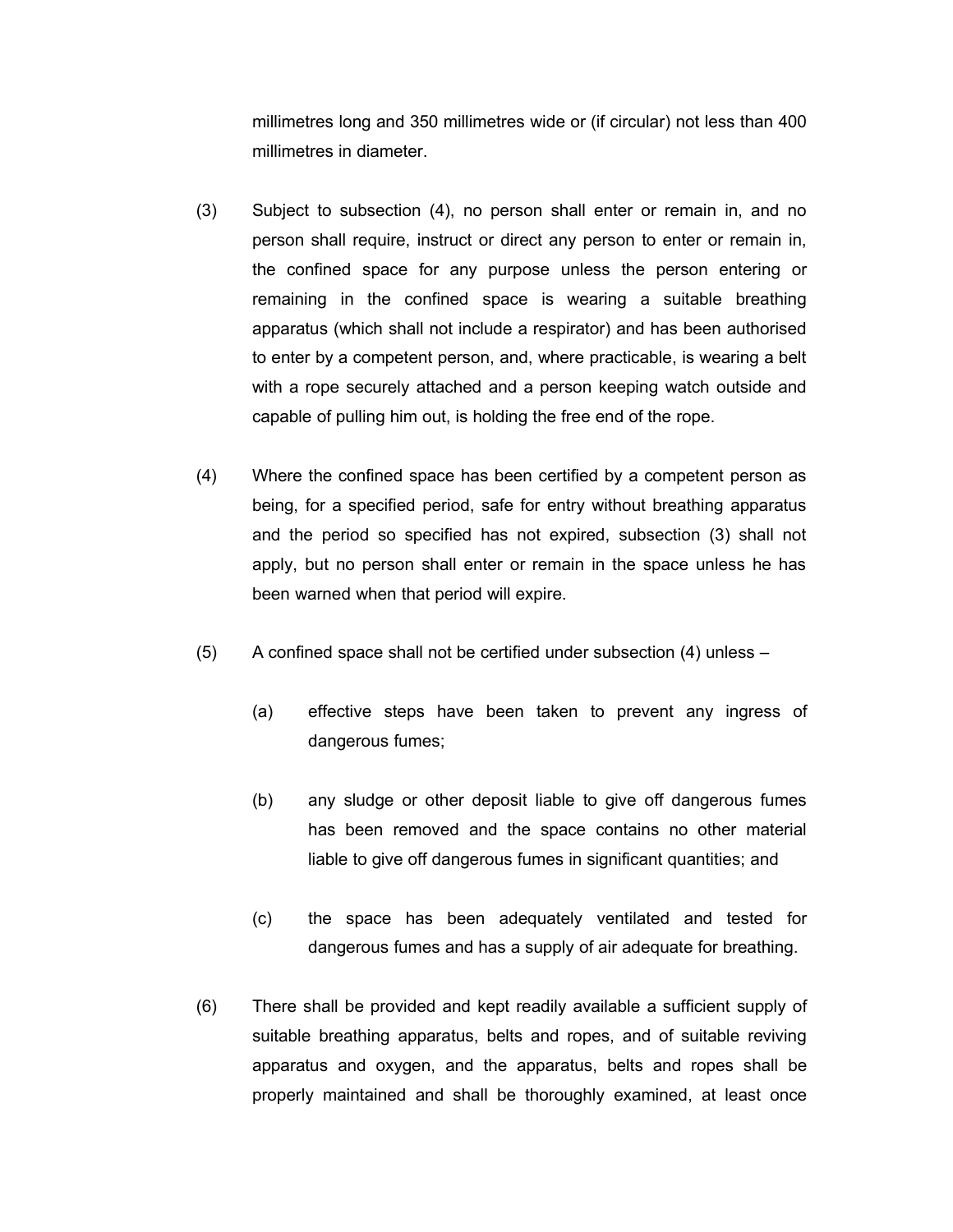millimetres long and 350 millimetres wide or (if circular) not less than 400 millimetres in diameter.

(3) Subject to subsection (4), no person shall enter or remain in, and no person shall require, instruct or direct any person to enter or remain in, the confined space for any purpose unless the person entering or remaining in the confined space is wearing a suitable breathing apparatus (which shall not include a respirator) and has been authorised to enter by a competent person, and, where practicable, is wearing a belt with a rope securely attached and a person keeping watch outside and capable of pulling him out, is holding the free end of the rope.

(4) Where the confined space has been certified by a competent person as being, for a specified period, safe for entry without breathing apparatus and the period so specified has not expired, subsection (3) shall not apply, but no person shall enter or remain in the space unless he has been warned when that period will expire.

(5) A confined space shall not be certified under subsection (4) unless –

(a) effective steps have been taken to prevent any ingress of dangerous fumes;

(b) any sludge or other deposit liable to give off dangerous fumes has been removed and the space contains no other material liable to give off dangerous fumes in significant quantities; and

(c) the space has been adequately ventilated and tested for dangerous fumes and has a supply of air adequate for breathing.

(6) There shall be provided and kept readily available a sufficient supply of suitable breathing apparatus, belts and ropes, and of suitable reviving apparatus and oxygen, and the apparatus, belts and ropes shall be properly maintained and shall be thoroughly examined, at least once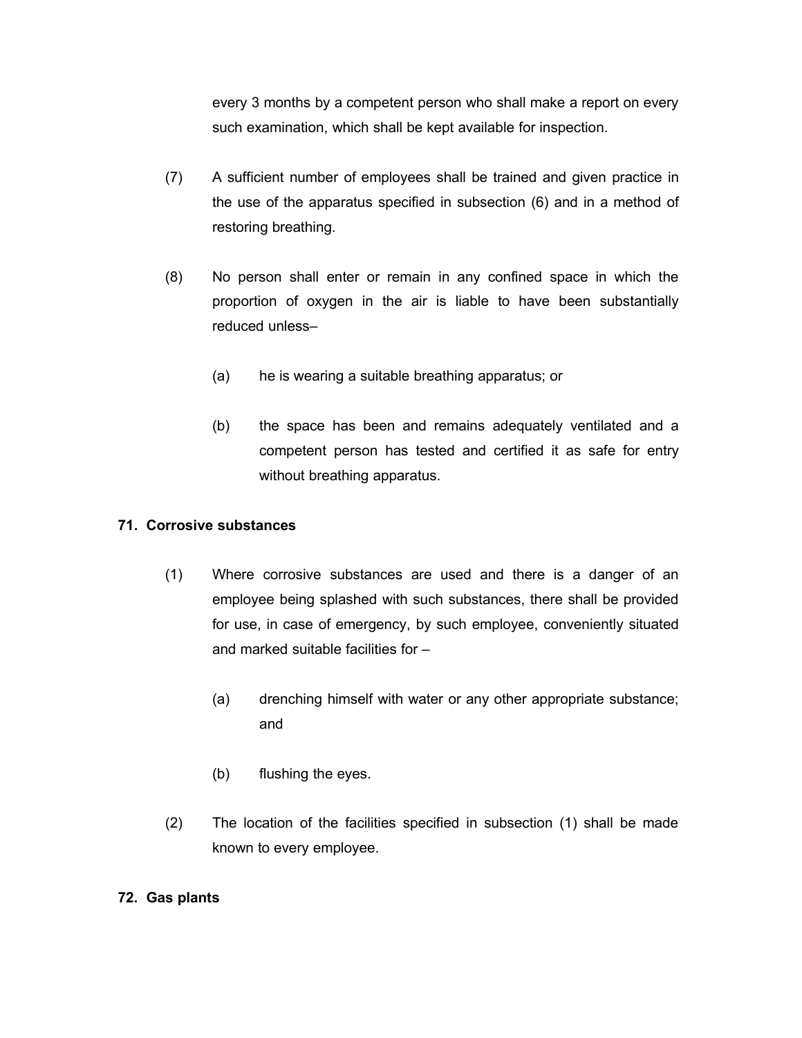every 3 months by a competent person who shall make a report on every such examination, which shall be kept available for inspection.

(7) A sufficient number of employees shall be trained and given practice in the use of the apparatus specified in subsection (6) and in a method of restoring breathing.

(8) No person shall enter or remain in any confined space in which the proportion of oxygen in the air is liable to have been substantially reduced unless–

(a) he is wearing a suitable breathing apparatus; or

(b) the space has been and remains adequately ventilated and a competent person has tested and certified it as safe for entry without breathing apparatus.

**71. Corrosive substances**

(1) Where corrosive substances are used and there is a danger of an employee being splashed with such substances, there shall be provided for use, in case of emergency, by such employee, conveniently situated and marked suitable facilities for –

(a) drenching himself with water or any other appropriate substance; and

(b) flushing the eyes.

(2) The location of the facilities specified in subsection (1) shall be made known to every employee.

**72. Gas plants**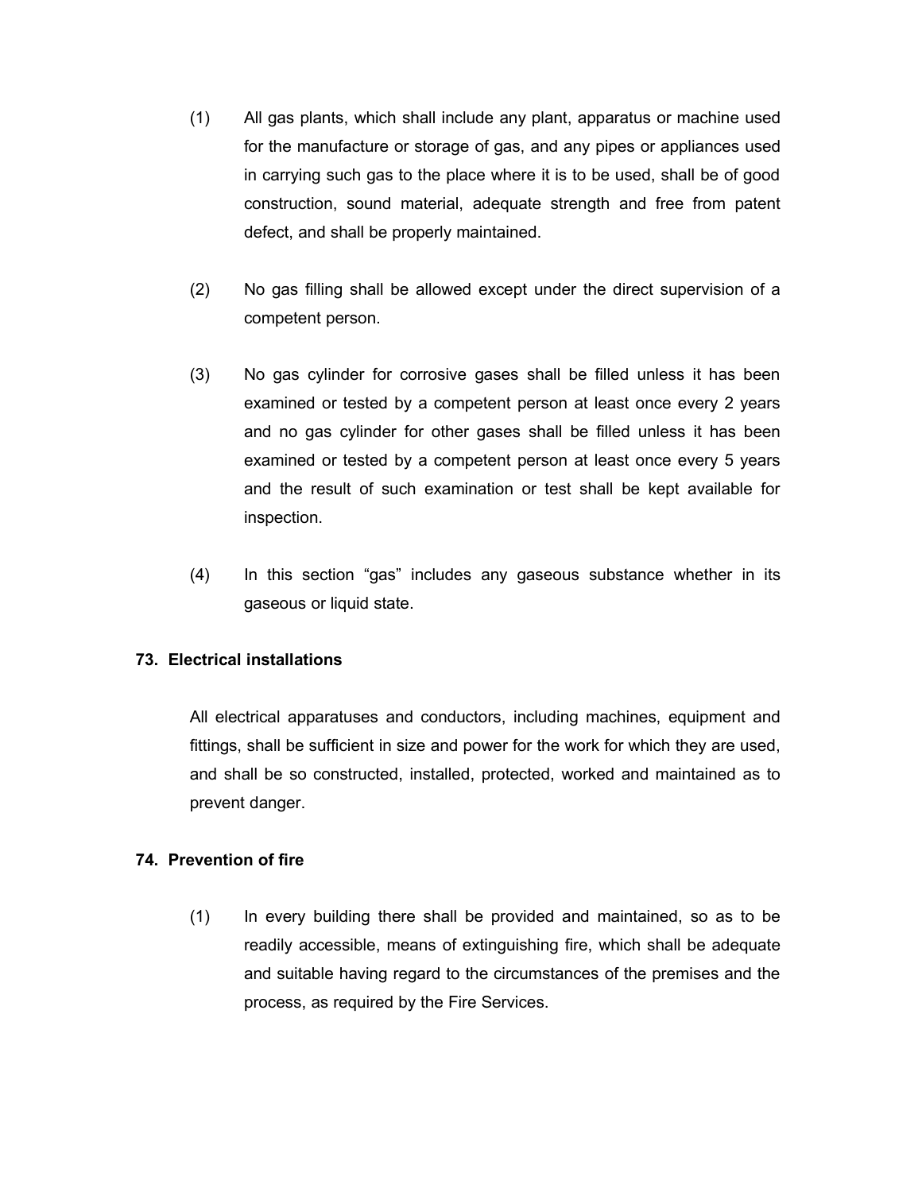(1) All gas plants, which shall include any plant, apparatus or machine used for the manufacture or storage of gas, and any pipes or appliances used in carrying such gas to the place where it is to be used, shall be of good construction, sound material, adequate strength and free from patent defect, and shall be properly maintained.

(2) No gas filling shall be allowed except under the direct supervision of a competent person.

(3) No gas cylinder for corrosive gases shall be filled unless it has been examined or tested by a competent person at least once every 2 years and no gas cylinder for other gases shall be filled unless it has been examined or tested by a competent person at least once every 5 years and the result of such examination or test shall be kept available for inspection.

(4) In this section "gas" includes any gaseous substance whether in its gaseous or liquid state.

### 73. Electrical installations

All electrical apparatuses and conductors, including machines, equipment and fittings, shall be sufficient in size and power for the work for which they are used, and shall be so constructed, installed, protected, worked and maintained as to prevent danger.

### 74. Prevention of fire

(1) In every building there shall be provided and maintained, so as to be readily accessible, means of extinguishing fire, which shall be adequate and suitable having regard to the circumstances of the premises and the process, as required by the Fire Services.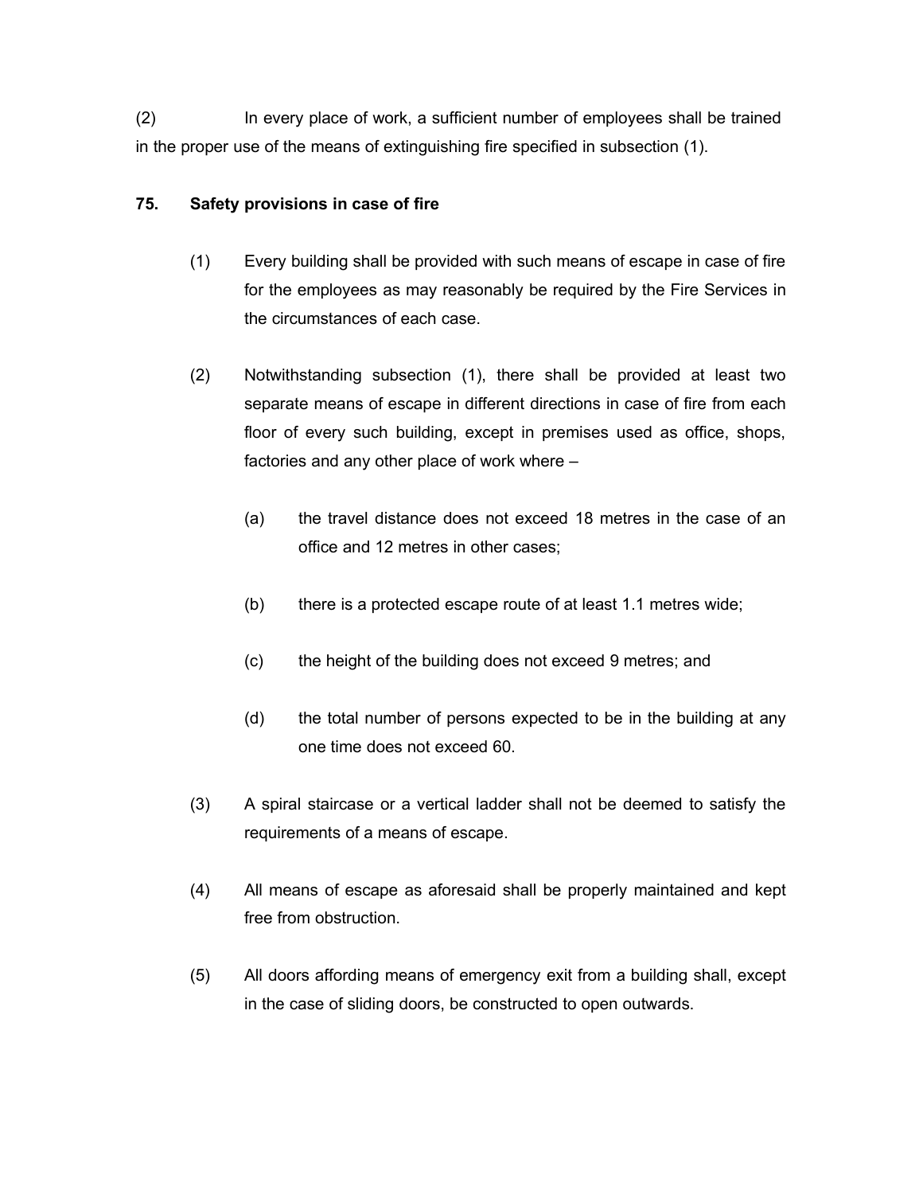(2) In every place of work, a sufficient number of employees shall be trained in the proper use of the means of extinguishing fire specified in subsection (1).

**75. Safety provisions in case of fire**

(1) Every building shall be provided with such means of escape in case of fire for the employees as may reasonably be required by the Fire Services in the circumstances of each case.

(2) Notwithstanding subsection (1), there shall be provided at least two separate means of escape in different directions in case of fire from each floor of every such building, except in premises used as office, shops, factories and any other place of work where –

(a) the travel distance does not exceed 18 metres in the case of an office and 12 metres in other cases;

(b) there is a protected escape route of at least 1.1 metres wide;

(c) the height of the building does not exceed 9 metres; and

(d) the total number of persons expected to be in the building at any one time does not exceed 60.

(3) A spiral staircase or a vertical ladder shall not be deemed to satisfy the requirements of a means of escape.

(4) All means of escape as aforesaid shall be properly maintained and kept free from obstruction.

(5) All doors affording means of emergency exit from a building shall, except in the case of sliding doors, be constructed to open outwards.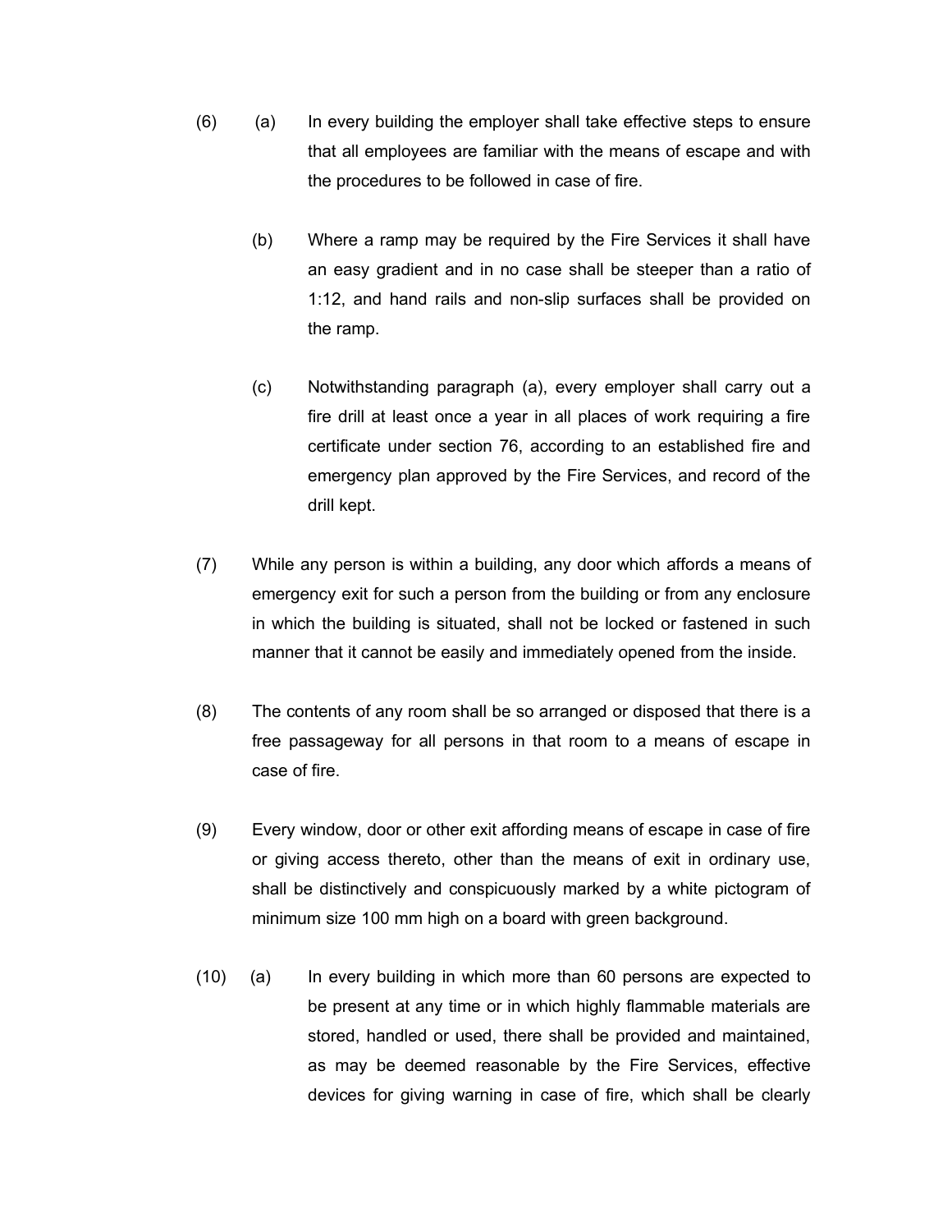(6) (a) In every building the employer shall take effective steps to ensure that all employees are familiar with the means of escape and with the procedures to be followed in case of fire.

(b) Where a ramp may be required by the Fire Services it shall have an easy gradient and in no case shall be steeper than a ratio of 1:12, and hand rails and non-slip surfaces shall be provided on the ramp.

(c) Notwithstanding paragraph (a), every employer shall carry out a fire drill at least once a year in all places of work requiring a fire certificate under section 76, according to an established fire and emergency plan approved by the Fire Services, and record of the drill kept.

(7) While any person is within a building, any door which affords a means of emergency exit for such a person from the building or from any enclosure in which the building is situated, shall not be locked or fastened in such manner that it cannot be easily and immediately opened from the inside.

(8) The contents of any room shall be so arranged or disposed that there is a free passageway for all persons in that room to a means of escape in case of fire.

(9) Every window, door or other exit affording means of escape in case of fire or giving access thereto, other than the means of exit in ordinary use, shall be distinctively and conspicuously marked by a white pictogram of minimum size 100 mm high on a board with green background.

(10) (a) In every building in which more than 60 persons are expected to be present at any time or in which highly flammable materials are stored, handled or used, there shall be provided and maintained, as may be deemed reasonable by the Fire Services, effective devices for giving warning in case of fire, which shall be clearly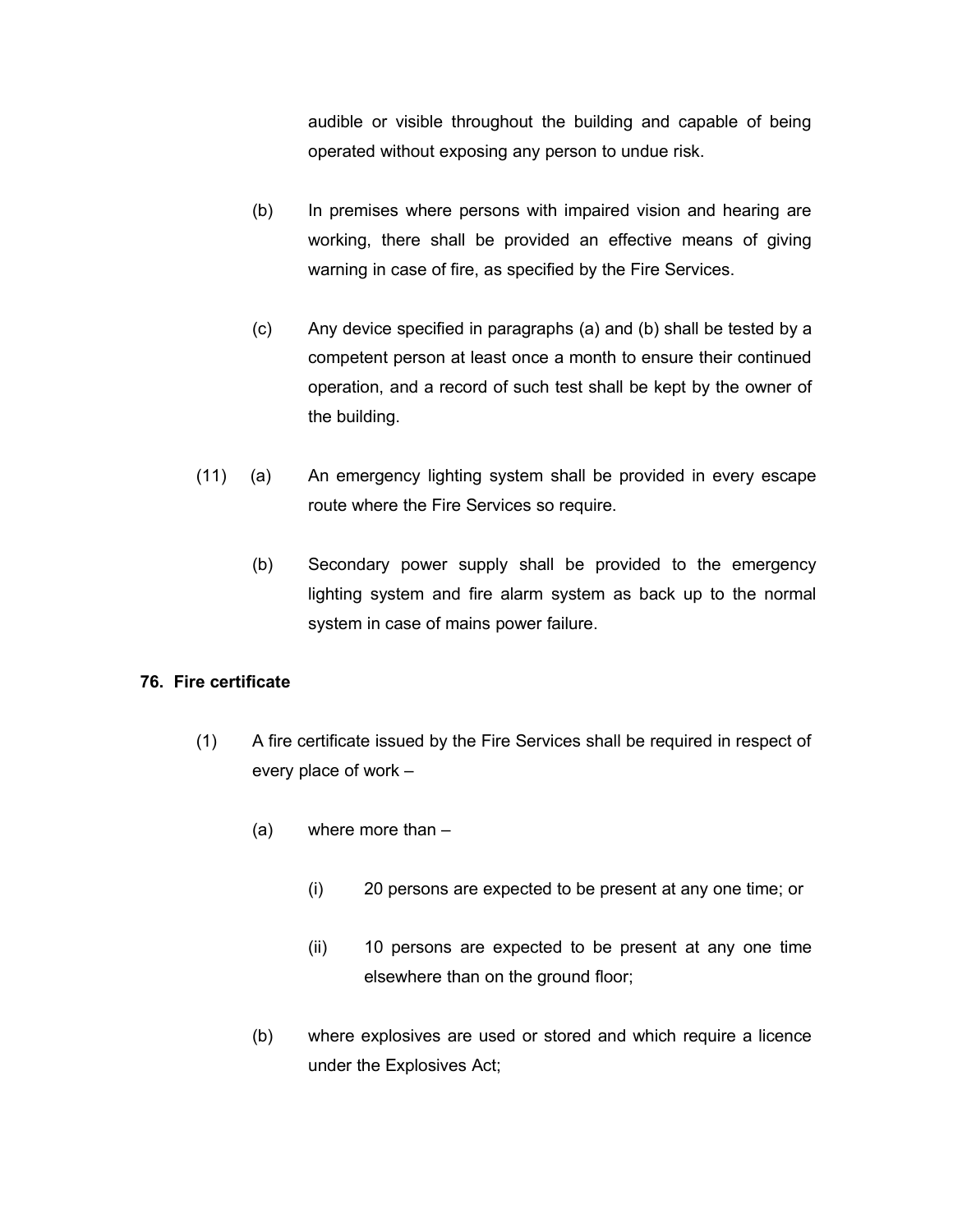audible or visible throughout the building and capable of being operated without exposing any person to undue risk.

(b) In premises where persons with impaired vision and hearing are working, there shall be provided an effective means of giving warning in case of fire, as specified by the Fire Services.

(c) Any device specified in paragraphs (a) and (b) shall be tested by a competent person at least once a month to ensure their continued operation, and a record of such test shall be kept by the owner of the building.

(11) (a) An emergency lighting system shall be provided in every escape route where the Fire Services so require.

(b) Secondary power supply shall be provided to the emergency lighting system and fire alarm system as back up to the normal system in case of mains power failure.

**76. Fire certificate**

(1) A fire certificate issued by the Fire Services shall be required in respect of every place of work –

(a) where more than –

(i) 20 persons are expected to be present at any one time; or

(ii) 10 persons are expected to be present at any one time elsewhere than on the ground floor;

(b) where explosives are used or stored and which require a licence under the Explosives Act;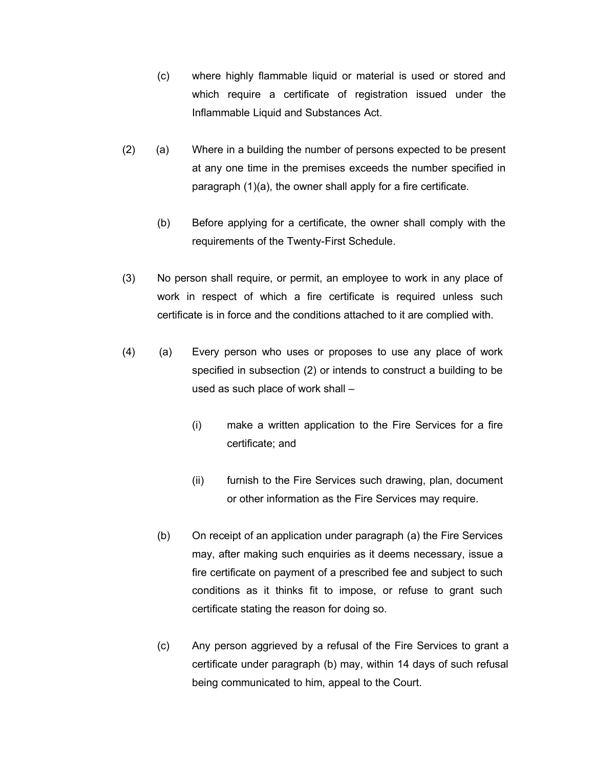(c) where highly flammable liquid or material is used or stored and which require a certificate of registration issued under the Inflammable Liquid and Substances Act.

(2) (a) Where in a building the number of persons expected to be present at any one time in the premises exceeds the number specified in paragraph (1)(a), the owner shall apply for a fire certificate.

(b) Before applying for a certificate, the owner shall comply with the requirements of the Twenty-First Schedule.

(3) No person shall require, or permit, an employee to work in any place of work in respect of which a fire certificate is required unless such certificate is in force and the conditions attached to it are complied with.

(4) (a) Every person who uses or proposes to use any place of work specified in subsection (2) or intends to construct a building to be used as such place of work shall –

(i) make a written application to the Fire Services for a fire certificate; and

(ii) furnish to the Fire Services such drawing, plan, document or other information as the Fire Services may require.

(b) On receipt of an application under paragraph (a) the Fire Services may, after making such enquiries as it deems necessary, issue a fire certificate on payment of a prescribed fee and subject to such conditions as it thinks fit to impose, or refuse to grant such certificate stating the reason for doing so.

(c) Any person aggrieved by a refusal of the Fire Services to grant a certificate under paragraph (b) may, within 14 days of such refusal being communicated to him, appeal to the Court.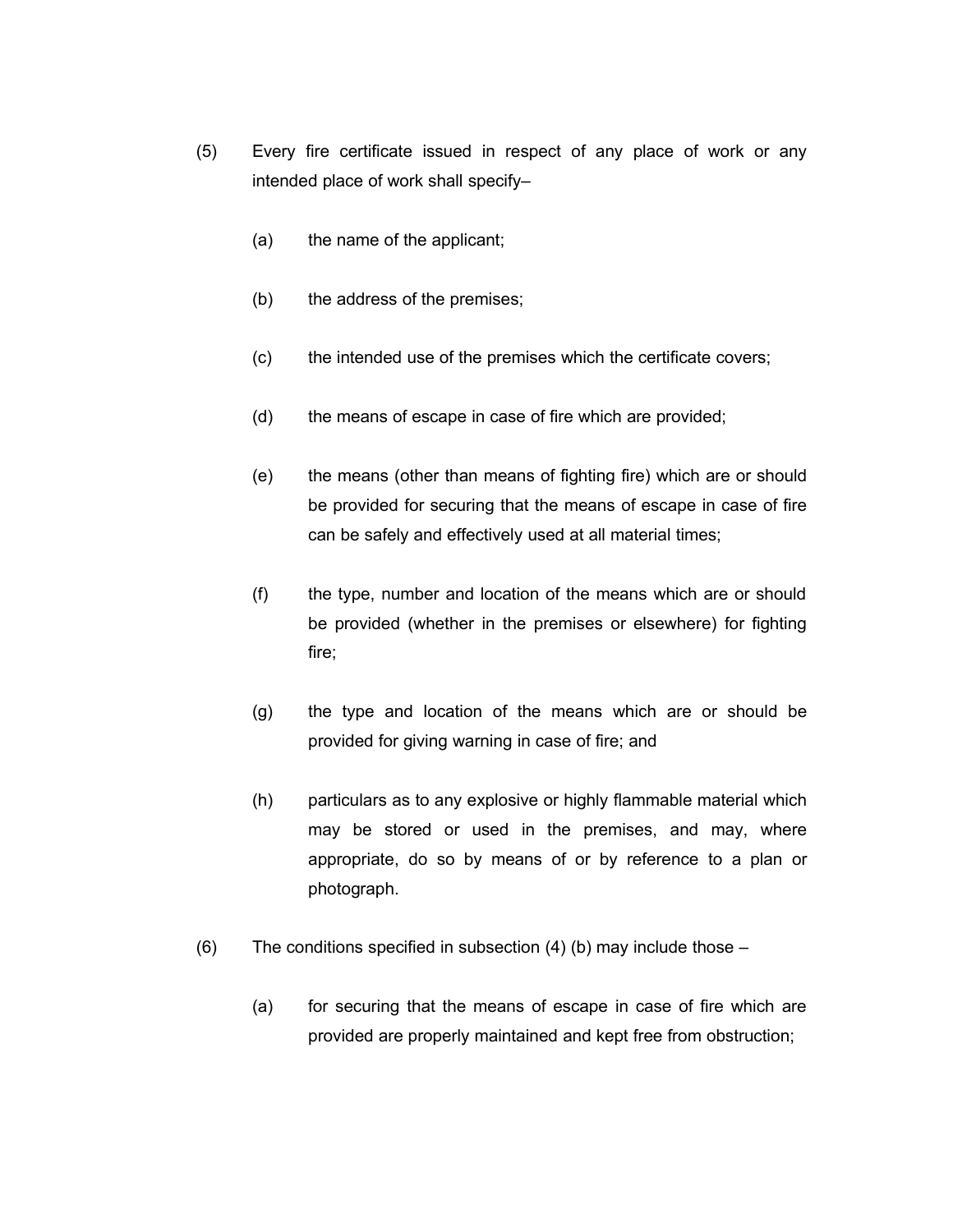(5) Every fire certificate issued in respect of any place of work or any intended place of work shall specify–

(a) the name of the applicant;

(b) the address of the premises;

(c) the intended use of the premises which the certificate covers;

(d) the means of escape in case of fire which are provided;

(e) the means (other than means of fighting fire) which are or should be provided for securing that the means of escape in case of fire can be safely and effectively used at all material times;

(f) the type, number and location of the means which are or should be provided (whether in the premises or elsewhere) for fighting fire;

(g) the type and location of the means which are or should be provided for giving warning in case of fire; and

(h) particulars as to any explosive or highly flammable material which may be stored or used in the premises, and may, where appropriate, do so by means of or by reference to a plan or photograph.

(6) The conditions specified in subsection (4) (b) may include those –

(a) for securing that the means of escape in case of fire which are provided are properly maintained and kept free from obstruction;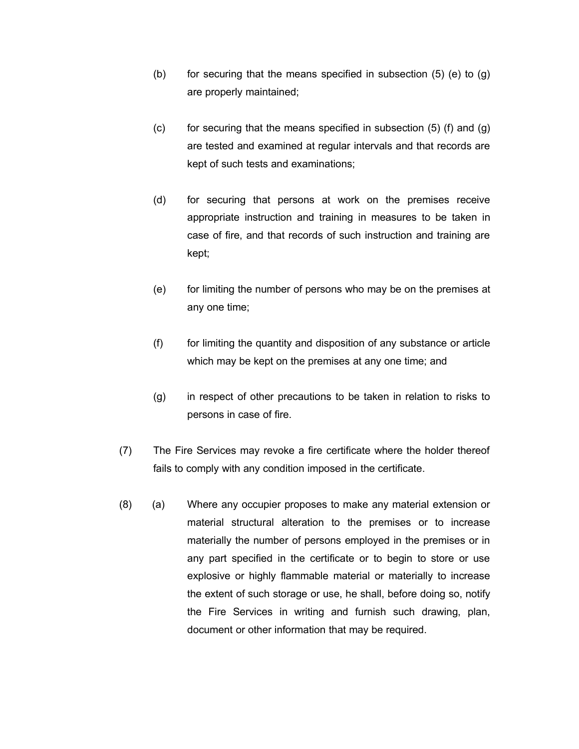(b) for securing that the means specified in subsection (5) (e) to (g) are properly maintained;

(c) for securing that the means specified in subsection (5) (f) and (g) are tested and examined at regular intervals and that records are kept of such tests and examinations;

(d) for securing that persons at work on the premises receive appropriate instruction and training in measures to be taken in case of fire, and that records of such instruction and training are kept;

(e) for limiting the number of persons who may be on the premises at any one time;

(f) for limiting the quantity and disposition of any substance or article which may be kept on the premises at any one time; and

(g) in respect of other precautions to be taken in relation to risks to persons in case of fire.

(7) The Fire Services may revoke a fire certificate where the holder thereof fails to comply with any condition imposed in the certificate.

(8) (a) Where any occupier proposes to make any material extension or material structural alteration to the premises or to increase materially the number of persons employed in the premises or in any part specified in the certificate or to begin to store or use explosive or highly flammable material or materially to increase the extent of such storage or use, he shall, before doing so, notify the Fire Services in writing and furnish such drawing, plan, document or other information that may be required.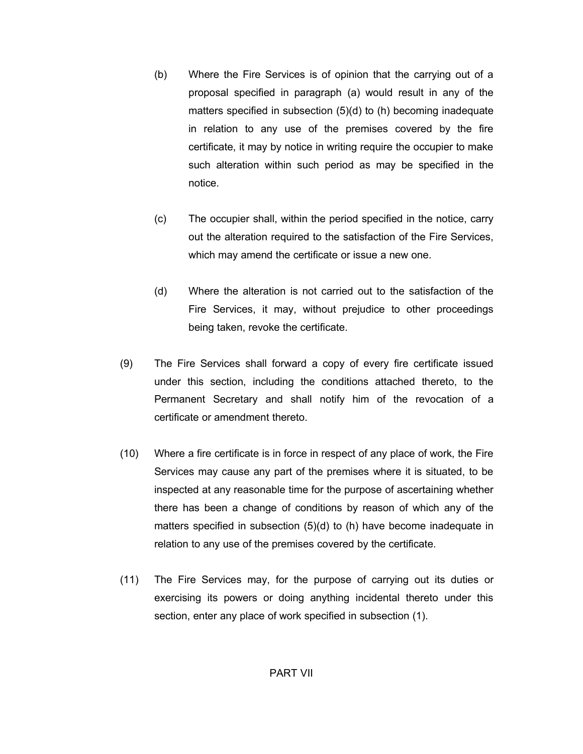(b) Where the Fire Services is of opinion that the carrying out of a proposal specified in paragraph (a) would result in any of the matters specified in subsection (5)(d) to (h) becoming inadequate in relation to any use of the premises covered by the fire certificate, it may by notice in writing require the occupier to make such alteration within such period as may be specified in the notice.

(c) The occupier shall, within the period specified in the notice, carry out the alteration required to the satisfaction of the Fire Services, which may amend the certificate or issue a new one.

(d) Where the alteration is not carried out to the satisfaction of the Fire Services, it may, without prejudice to other proceedings being taken, revoke the certificate.

(9) The Fire Services shall forward a copy of every fire certificate issued under this section, including the conditions attached thereto, to the Permanent Secretary and shall notify him of the revocation of a certificate or amendment thereto.

(10) Where a fire certificate is in force in respect of any place of work, the Fire Services may cause any part of the premises where it is situated, to be inspected at any reasonable time for the purpose of ascertaining whether there has been a change of conditions by reason of which any of the matters specified in subsection (5)(d) to (h) have become inadequate in relation to any use of the premises covered by the certificate.

(11) The Fire Services may, for the purpose of carrying out its duties or exercising its powers or doing anything incidental thereto under this section, enter any place of work specified in subsection (1).

## PART VII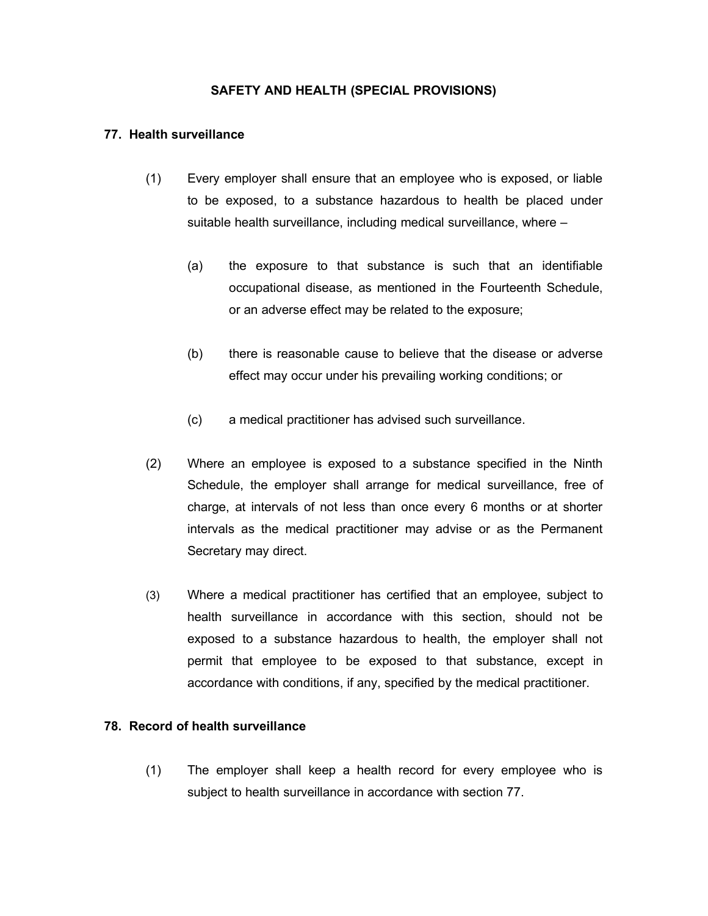## SAFETY AND HEALTH (SPECIAL PROVISIONS)

### 77. Health surveillance

(1) Every employer shall ensure that an employee who is exposed, or liable to be exposed, to a substance hazardous to health be placed under suitable health surveillance, including medical surveillance, where –

(a) the exposure to that substance is such that an identifiable occupational disease, as mentioned in the Fourteenth Schedule, or an adverse effect may be related to the exposure;

(b) there is reasonable cause to believe that the disease or adverse effect may occur under his prevailing working conditions; or

(c) a medical practitioner has advised such surveillance.

(2) Where an employee is exposed to a substance specified in the Ninth Schedule, the employer shall arrange for medical surveillance, free of charge, at intervals of not less than once every 6 months or at shorter intervals as the medical practitioner may advise or as the Permanent Secretary may direct.

(3) Where a medical practitioner has certified that an employee, subject to health surveillance in accordance with this section, should not be exposed to a substance hazardous to health, the employer shall not permit that employee to be exposed to that substance, except in accordance with conditions, if any, specified by the medical practitioner.

### 78. Record of health surveillance

(1) The employer shall keep a health record for every employee who is subject to health surveillance in accordance with section 77.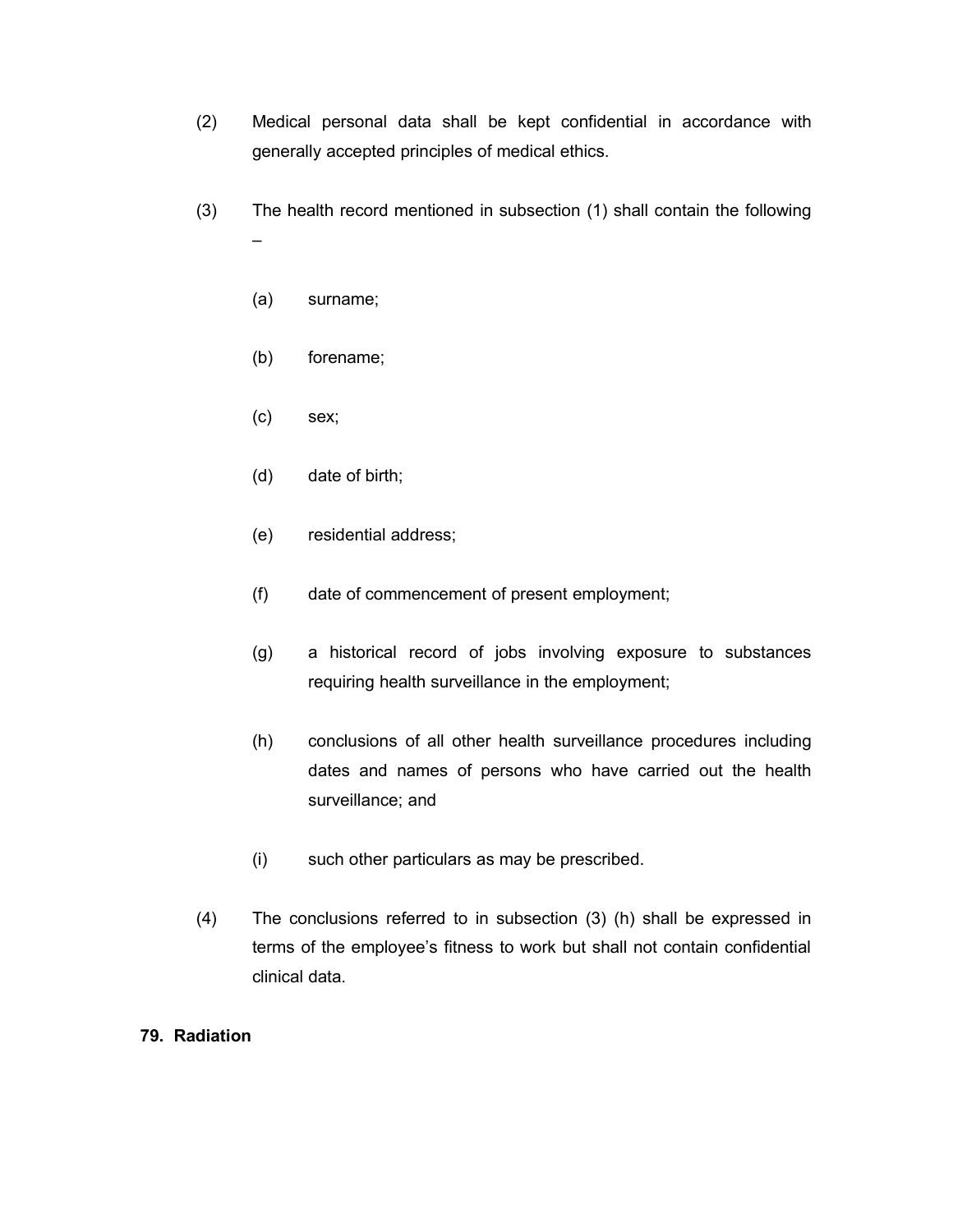(2) Medical personal data shall be kept confidential in accordance with generally accepted principles of medical ethics.

(3) The health record mentioned in subsection (1) shall contain the following –

(a) surname;

(b) forename;

(c) sex;

(d) date of birth;

(e) residential address;

(f) date of commencement of present employment;

(g) a historical record of jobs involving exposure to substances requiring health surveillance in the employment;

(h) conclusions of all other health surveillance procedures including dates and names of persons who have carried out the health surveillance; and

(i) such other particulars as may be prescribed.

(4) The conclusions referred to in subsection (3) (h) shall be expressed in terms of the employee's fitness to work but shall not contain confidential clinical data.

**79. Radiation**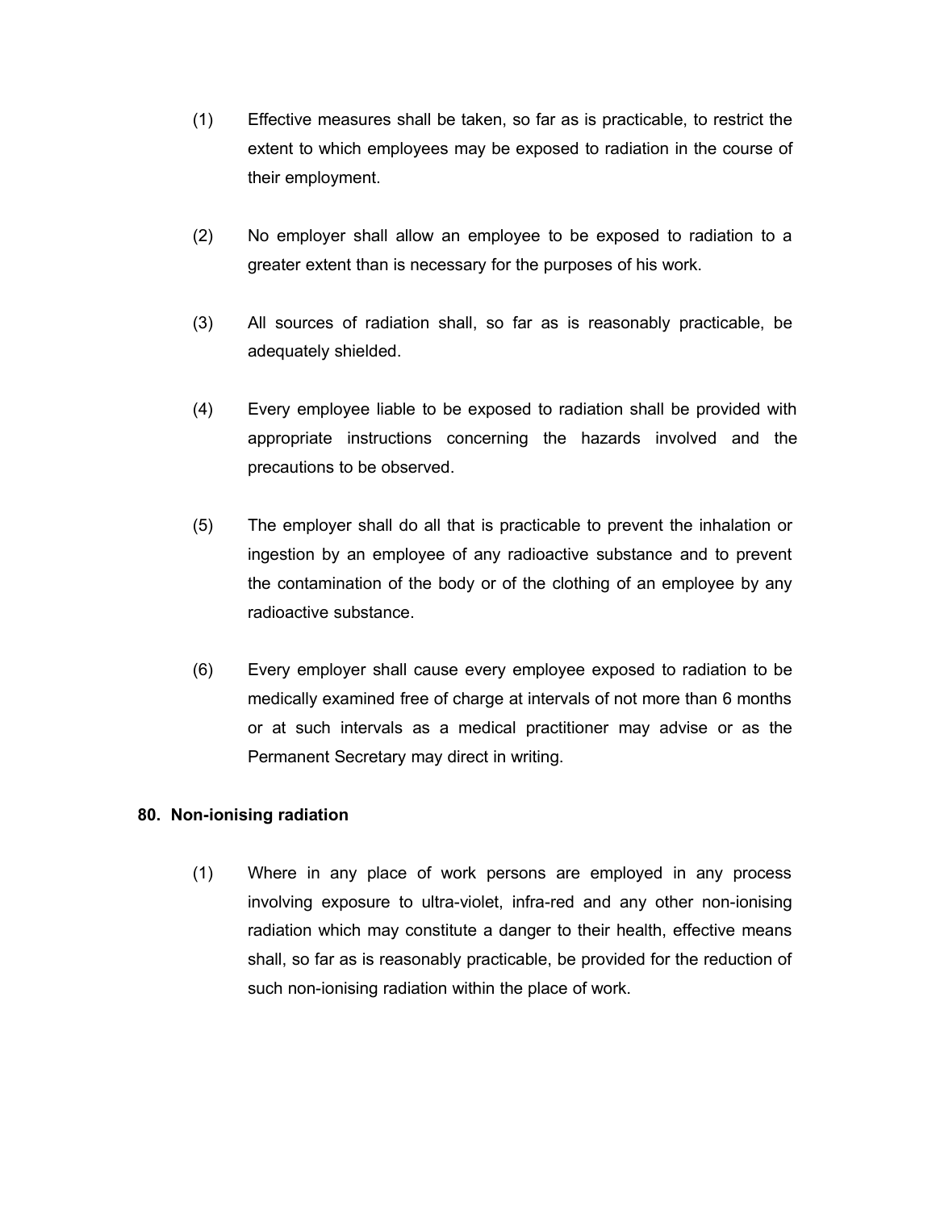(1) Effective measures shall be taken, so far as is practicable, to restrict the extent to which employees may be exposed to radiation in the course of their employment.

(2) No employer shall allow an employee to be exposed to radiation to a greater extent than is necessary for the purposes of his work.

(3) All sources of radiation shall, so far as is reasonably practicable, be adequately shielded.

(4) Every employee liable to be exposed to radiation shall be provided with appropriate instructions concerning the hazards involved and the precautions to be observed.

(5) The employer shall do all that is practicable to prevent the inhalation or ingestion by an employee of any radioactive substance and to prevent the contamination of the body or of the clothing of an employee by any radioactive substance.

(6) Every employer shall cause every employee exposed to radiation to be medically examined free of charge at intervals of not more than 6 months or at such intervals as a medical practitioner may advise or as the Permanent Secretary may direct in writing.

**80. Non-ionising radiation**

(1) Where in any place of work persons are employed in any process involving exposure to ultra-violet, infra-red and any other non-ionising radiation which may constitute a danger to their health, effective means shall, so far as is reasonably practicable, be provided for the reduction of such non-ionising radiation within the place of work.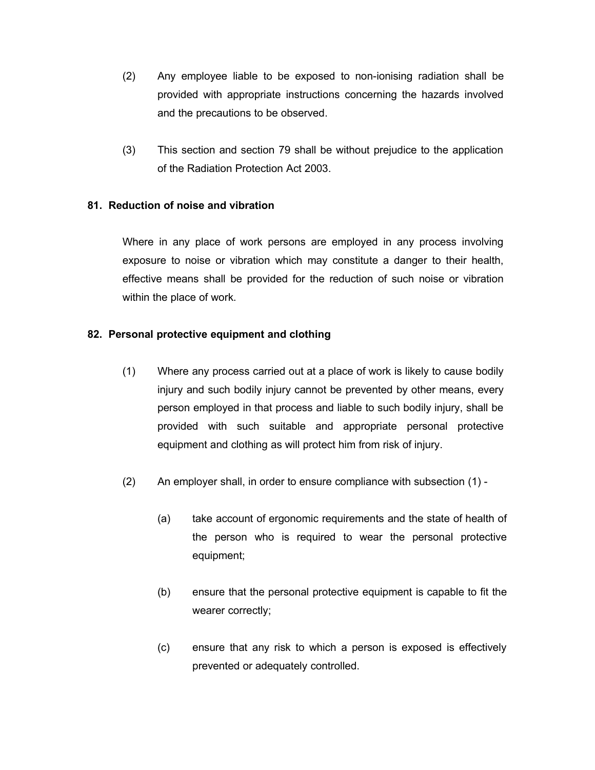(2) Any employee liable to be exposed to non-ionising radiation shall be provided with appropriate instructions concerning the hazards involved and the precautions to be observed.

(3) This section and section 79 shall be without prejudice to the application of the Radiation Protection Act 2003.

### 81. Reduction of noise and vibration

Where in any place of work persons are employed in any process involving exposure to noise or vibration which may constitute a danger to their health, effective means shall be provided for the reduction of such noise or vibration within the place of work.

### 82. Personal protective equipment and clothing

(1) Where any process carried out at a place of work is likely to cause bodily injury and such bodily injury cannot be prevented by other means, every person employed in that process and liable to such bodily injury, shall be provided with such suitable and appropriate personal protective equipment and clothing as will protect him from risk of injury.

(2) An employer shall, in order to ensure compliance with subsection (1) -

(a) take account of ergonomic requirements and the state of health of the person who is required to wear the personal protective equipment;

(b) ensure that the personal protective equipment is capable to fit the wearer correctly;

(c) ensure that any risk to which a person is exposed is effectively prevented or adequately controlled.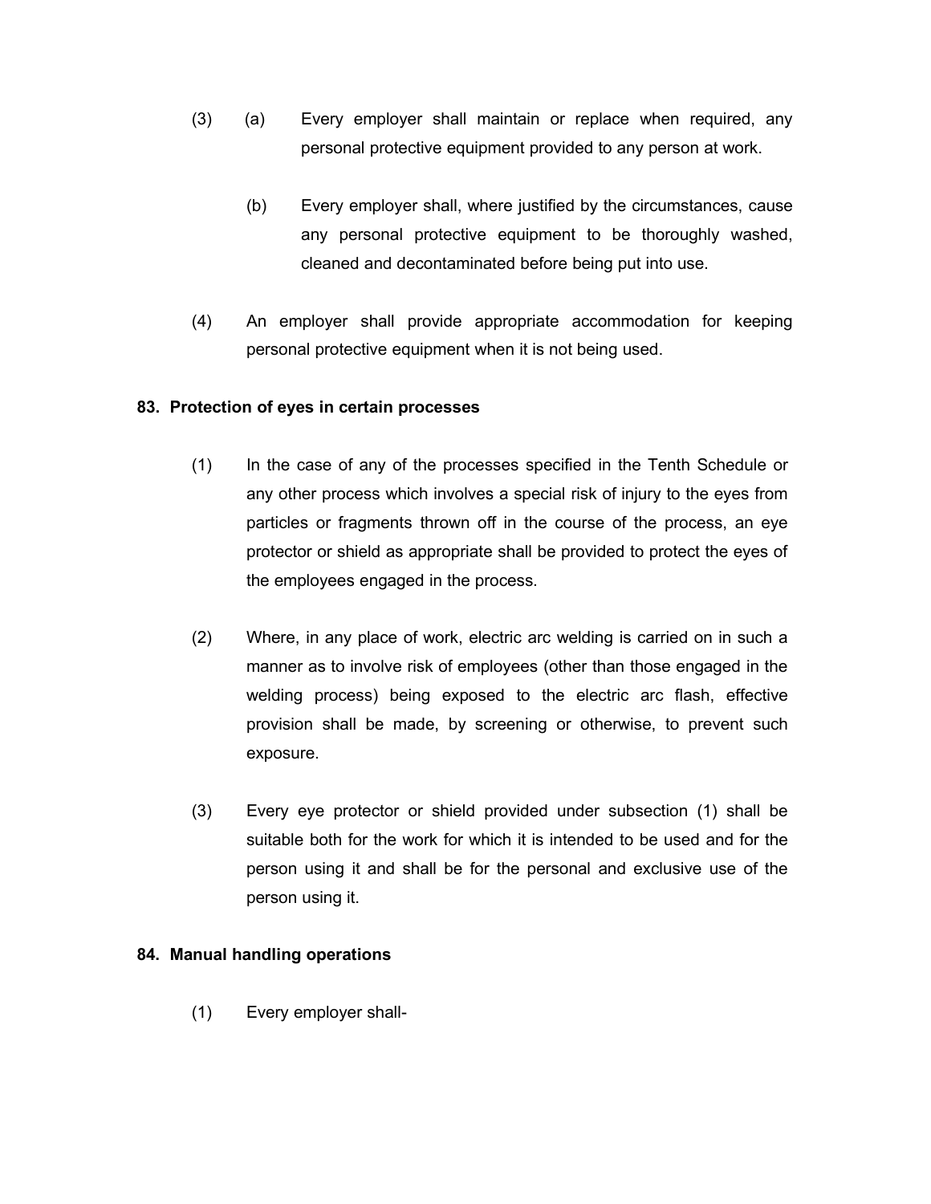(3) (a) Every employer shall maintain or replace when required, any personal protective equipment provided to any person at work.

(b) Every employer shall, where justified by the circumstances, cause any personal protective equipment to be thoroughly washed, cleaned and decontaminated before being put into use.

(4) An employer shall provide appropriate accommodation for keeping personal protective equipment when it is not being used.

**83. Protection of eyes in certain processes**

(1) In the case of any of the processes specified in the Tenth Schedule or any other process which involves a special risk of injury to the eyes from particles or fragments thrown off in the course of the process, an eye protector or shield as appropriate shall be provided to protect the eyes of the employees engaged in the process.

(2) Where, in any place of work, electric arc welding is carried on in such a manner as to involve risk of employees (other than those engaged in the welding process) being exposed to the electric arc flash, effective provision shall be made, by screening or otherwise, to prevent such exposure.

(3) Every eye protector or shield provided under subsection (1) shall be suitable both for the work for which it is intended to be used and for the person using it and shall be for the personal and exclusive use of the person using it.

**84. Manual handling operations**

(1) Every employer shall-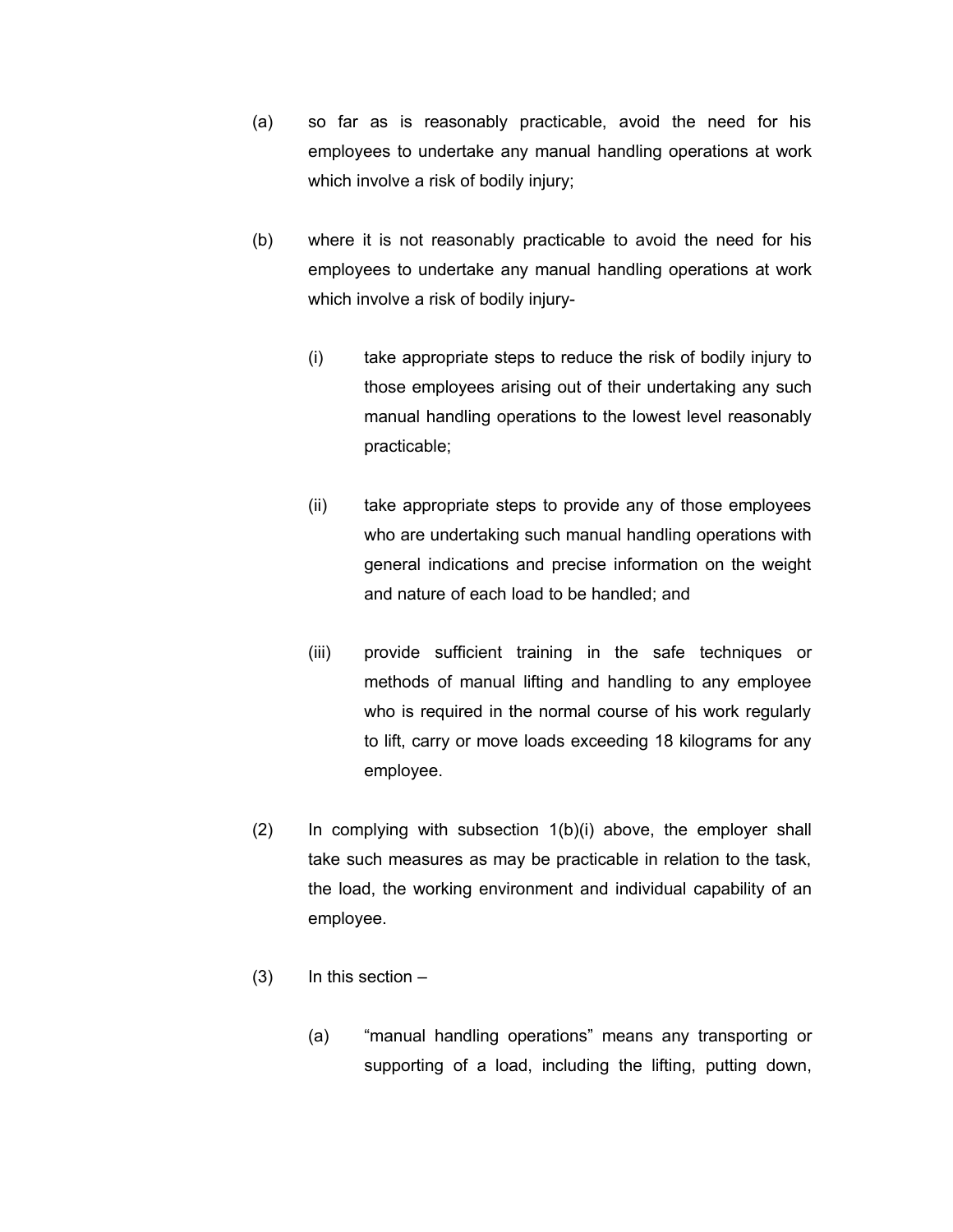(a) so far as is reasonably practicable, avoid the need for his employees to undertake any manual handling operations at work which involve a risk of bodily injury;

(b) where it is not reasonably practicable to avoid the need for his employees to undertake any manual handling operations at work which involve a risk of bodily injury-

   (i) take appropriate steps to reduce the risk of bodily injury to those employees arising out of their undertaking any such manual handling operations to the lowest level reasonably practicable;

   (ii) take appropriate steps to provide any of those employees who are undertaking such manual handling operations with general indications and precise information on the weight and nature of each load to be handled; and

   (iii) provide sufficient training in the safe techniques or methods of manual lifting and handling to any employee who is required in the normal course of his work regularly to lift, carry or move loads exceeding 18 kilograms for any employee.

(2) In complying with subsection 1(b)(i) above, the employer shall take such measures as may be practicable in relation to the task, the load, the working environment and individual capability of an employee.

(3) In this section –

   (a) "manual handling operations" means any transporting or supporting of a load, including the lifting, putting down,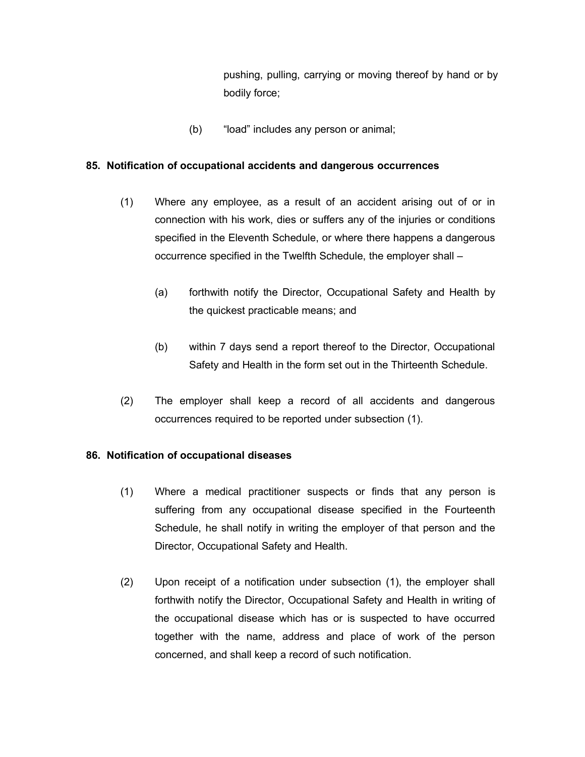pushing, pulling, carrying or moving thereof by hand or by bodily force;

(b) "load" includes any person or animal;

**85. Notification of occupational accidents and dangerous occurrences**

(1) Where any employee, as a result of an accident arising out of or in connection with his work, dies or suffers any of the injuries or conditions specified in the Eleventh Schedule, or where there happens a dangerous occurrence specified in the Twelfth Schedule, the employer shall –

(a) forthwith notify the Director, Occupational Safety and Health by the quickest practicable means; and

(b) within 7 days send a report thereof to the Director, Occupational Safety and Health in the form set out in the Thirteenth Schedule.

(2) The employer shall keep a record of all accidents and dangerous occurrences required to be reported under subsection (1).

**86. Notification of occupational diseases**

(1) Where a medical practitioner suspects or finds that any person is suffering from any occupational disease specified in the Fourteenth Schedule, he shall notify in writing the employer of that person and the Director, Occupational Safety and Health.

(2) Upon receipt of a notification under subsection (1), the employer shall forthwith notify the Director, Occupational Safety and Health in writing of the occupational disease which has or is suspected to have occurred together with the name, address and place of work of the person concerned, and shall keep a record of such notification.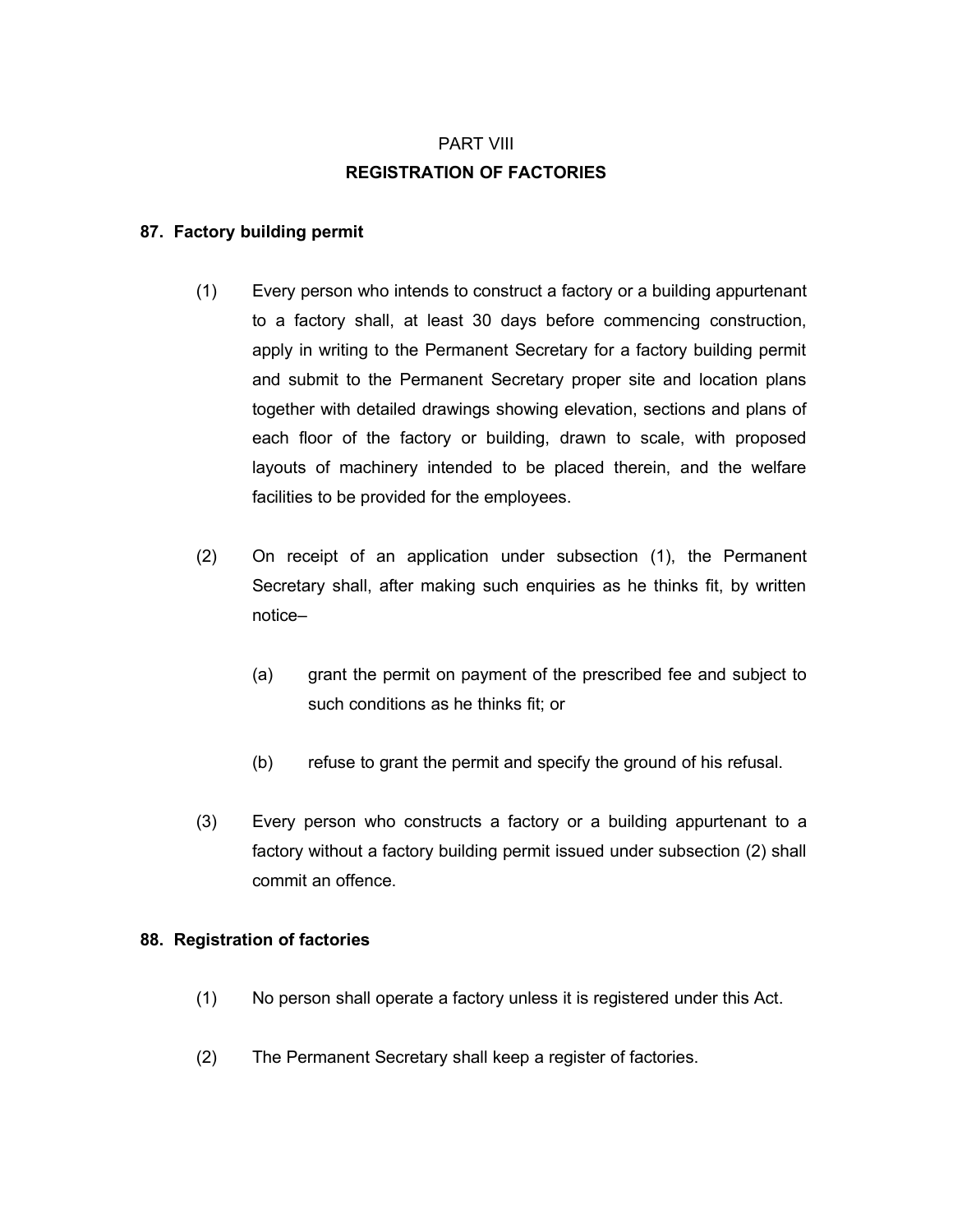# PART VIII

## REGISTRATION OF FACTORIES

### 87. Factory building permit

(1) Every person who intends to construct a factory or a building appurtenant to a factory shall, at least 30 days before commencing construction, apply in writing to the Permanent Secretary for a factory building permit and submit to the Permanent Secretary proper site and location plans together with detailed drawings showing elevation, sections and plans of each floor of the factory or building, drawn to scale, with proposed layouts of machinery intended to be placed therein, and the welfare facilities to be provided for the employees.

(2) On receipt of an application under subsection (1), the Permanent Secretary shall, after making such enquiries as he thinks fit, by written notice–

(a) grant the permit on payment of the prescribed fee and subject to such conditions as he thinks fit; or

(b) refuse to grant the permit and specify the ground of his refusal.

(3) Every person who constructs a factory or a building appurtenant to a factory without a factory building permit issued under subsection (2) shall commit an offence.

### 88. Registration of factories

(1) No person shall operate a factory unless it is registered under this Act.

(2) The Permanent Secretary shall keep a register of factories.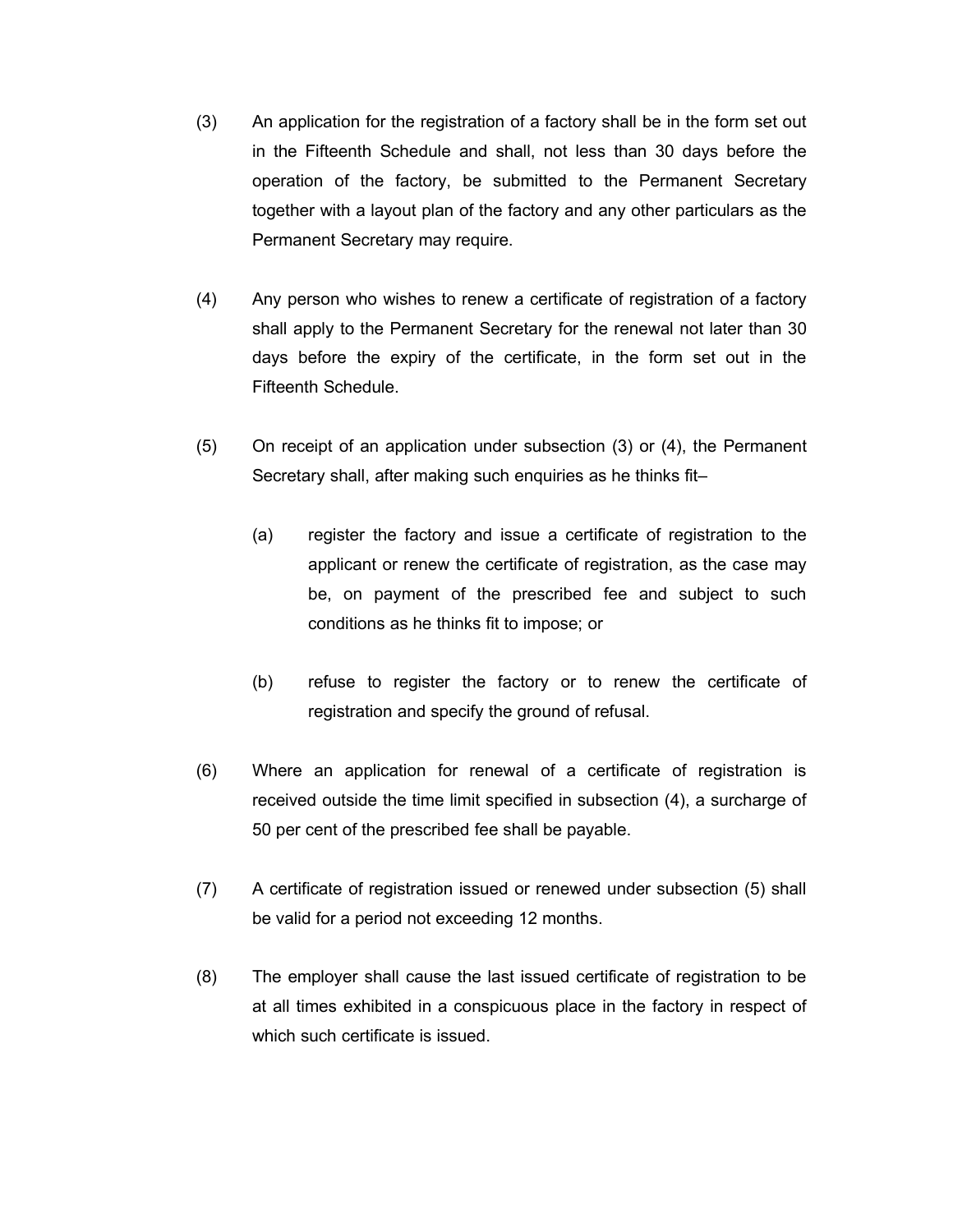(3) An application for the registration of a factory shall be in the form set out in the Fifteenth Schedule and shall, not less than 30 days before the operation of the factory, be submitted to the Permanent Secretary together with a layout plan of the factory and any other particulars as the Permanent Secretary may require.

(4) Any person who wishes to renew a certificate of registration of a factory shall apply to the Permanent Secretary for the renewal not later than 30 days before the expiry of the certificate, in the form set out in the Fifteenth Schedule.

(5) On receipt of an application under subsection (3) or (4), the Permanent Secretary shall, after making such enquiries as he thinks fit–

   (a) register the factory and issue a certificate of registration to the applicant or renew the certificate of registration, as the case may be, on payment of the prescribed fee and subject to such conditions as he thinks fit to impose; or

   (b) refuse to register the factory or to renew the certificate of registration and specify the ground of refusal.

(6) Where an application for renewal of a certificate of registration is received outside the time limit specified in subsection (4), a surcharge of 50 per cent of the prescribed fee shall be payable.

(7) A certificate of registration issued or renewed under subsection (5) shall be valid for a period not exceeding 12 months.

(8) The employer shall cause the last issued certificate of registration to be at all times exhibited in a conspicuous place in the factory in respect of which such certificate is issued.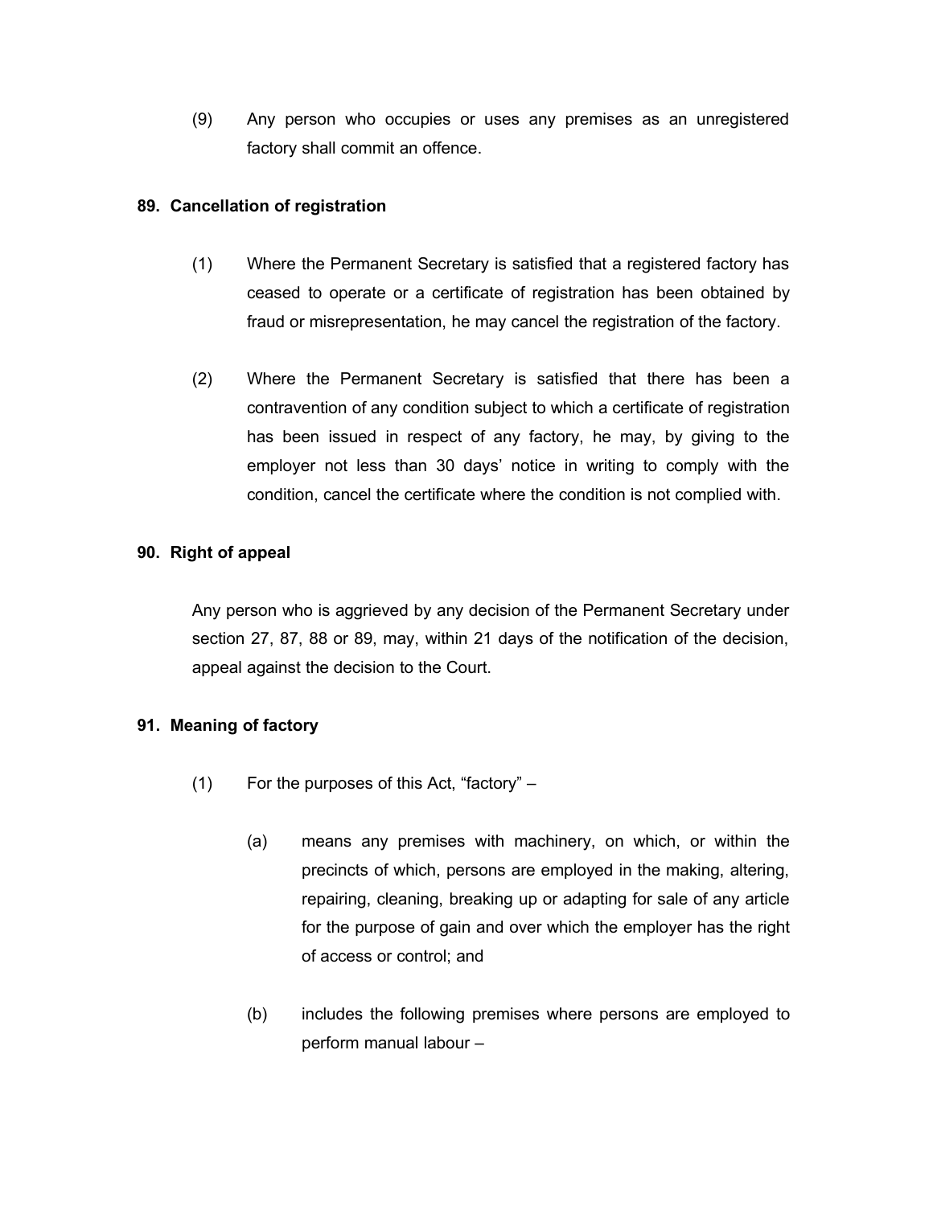(9) Any person who occupies or uses any premises as an unregistered factory shall commit an offence.

**89. Cancellation of registration**

(1) Where the Permanent Secretary is satisfied that a registered factory has ceased to operate or a certificate of registration has been obtained by fraud or misrepresentation, he may cancel the registration of the factory.

(2) Where the Permanent Secretary is satisfied that there has been a contravention of any condition subject to which a certificate of registration has been issued in respect of any factory, he may, by giving to the employer not less than 30 days' notice in writing to comply with the condition, cancel the certificate where the condition is not complied with.

**90. Right of appeal**

Any person who is aggrieved by any decision of the Permanent Secretary under section 27, 87, 88 or 89, may, within 21 days of the notification of the decision, appeal against the decision to the Court.

**91. Meaning of factory**

(1) For the purposes of this Act, "factory" –

(a) means any premises with machinery, on which, or within the precincts of which, persons are employed in the making, altering, repairing, cleaning, breaking up or adapting for sale of any article for the purpose of gain and over which the employer has the right of access or control; and

(b) includes the following premises where persons are employed to perform manual labour –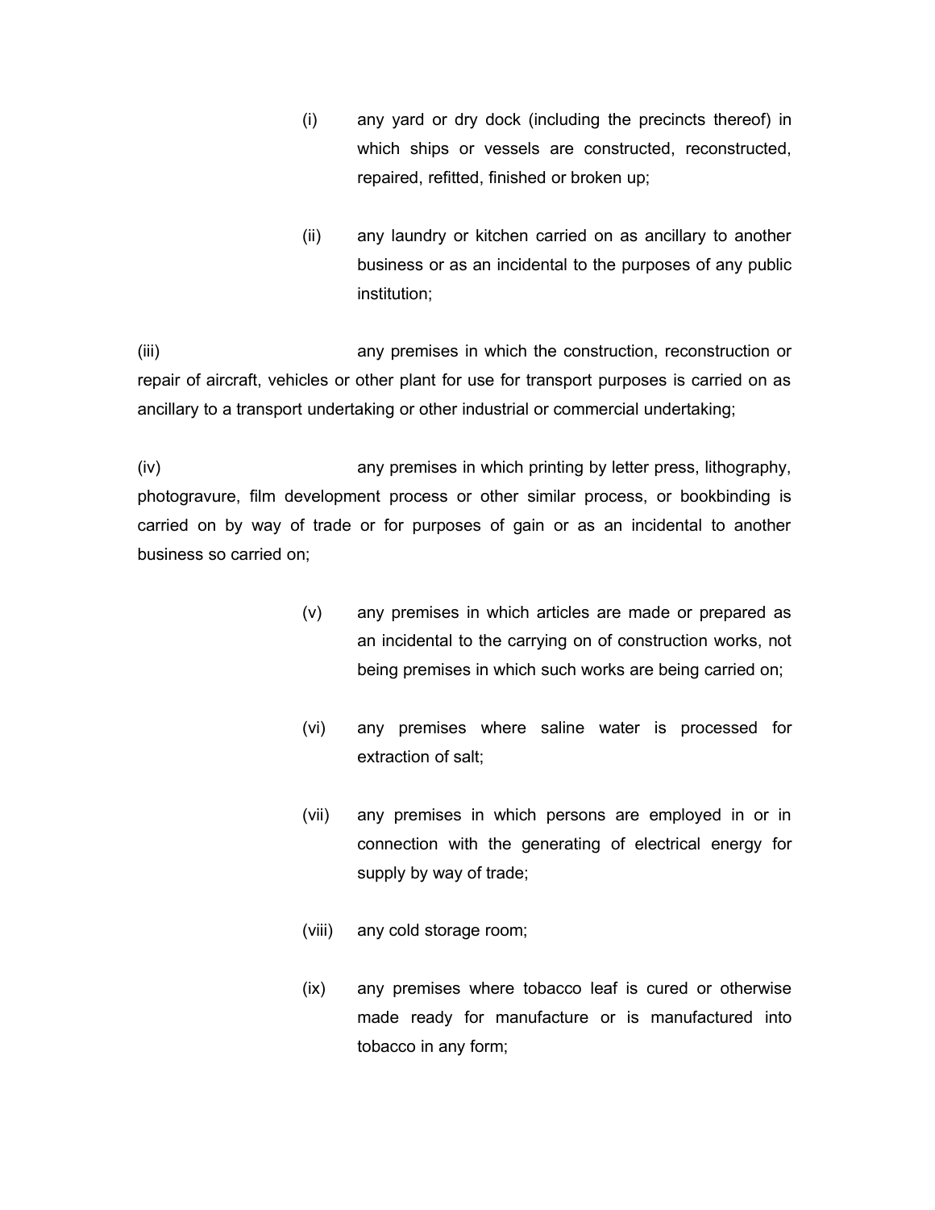(i) any yard or dry dock (including the precincts thereof) in which ships or vessels are constructed, reconstructed, repaired, refitted, finished or broken up;

(ii) any laundry or kitchen carried on as ancillary to another business or as an incidental to the purposes of any public institution;

(iii) any premises in which the construction, reconstruction or repair of aircraft, vehicles or other plant for use for transport purposes is carried on as ancillary to a transport undertaking or other industrial or commercial undertaking;

(iv) any premises in which printing by letter press, lithography, photogravure, film development process or other similar process, or bookbinding is carried on by way of trade or for purposes of gain or as an incidental to another business so carried on;

(v) any premises in which articles are made or prepared as an incidental to the carrying on of construction works, not being premises in which such works are being carried on;

(vi) any premises where saline water is processed for extraction of salt;

(vii) any premises in which persons are employed in or in connection with the generating of electrical energy for supply by way of trade;

(viii) any cold storage room;

(ix) any premises where tobacco leaf is cured or otherwise made ready for manufacture or is manufactured into tobacco in any form;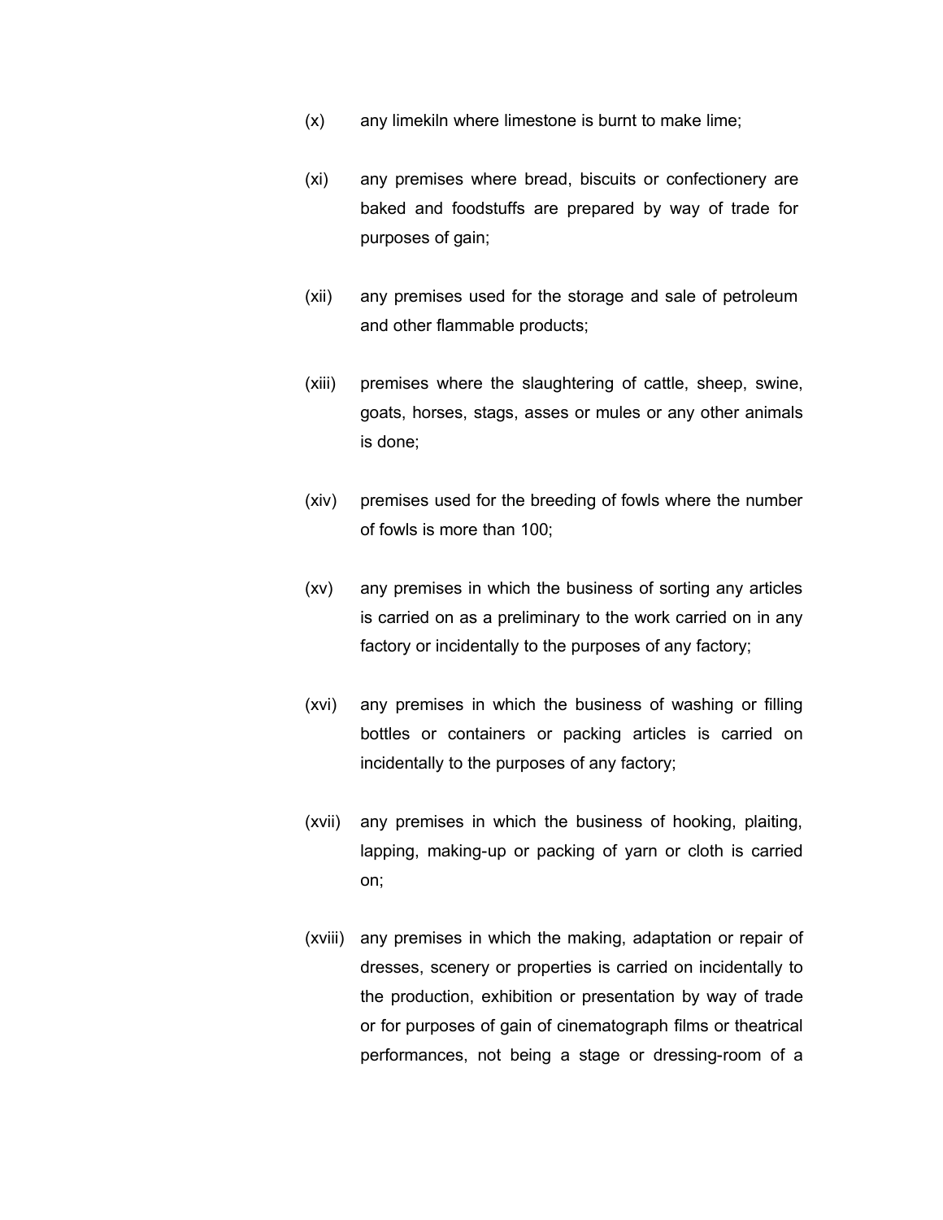(x) any limekiln where limestone is burnt to make lime;

(xi) any premises where bread, biscuits or confectionery are baked and foodstuffs are prepared by way of trade for purposes of gain;

(xii) any premises used for the storage and sale of petroleum and other flammable products;

(xiii) premises where the slaughtering of cattle, sheep, swine, goats, horses, stags, asses or mules or any other animals is done;

(xiv) premises used for the breeding of fowls where the number of fowls is more than 100;

(xv) any premises in which the business of sorting any articles is carried on as a preliminary to the work carried on in any factory or incidentally to the purposes of any factory;

(xvi) any premises in which the business of washing or filling bottles or containers or packing articles is carried on incidentally to the purposes of any factory;

(xvii) any premises in which the business of hooking, plaiting, lapping, making-up or packing of yarn or cloth is carried on;

(xviii) any premises in which the making, adaptation or repair of dresses, scenery or properties is carried on incidentally to the production, exhibition or presentation by way of trade or for purposes of gain of cinematograph films or theatrical performances, not being a stage or dressing-room of a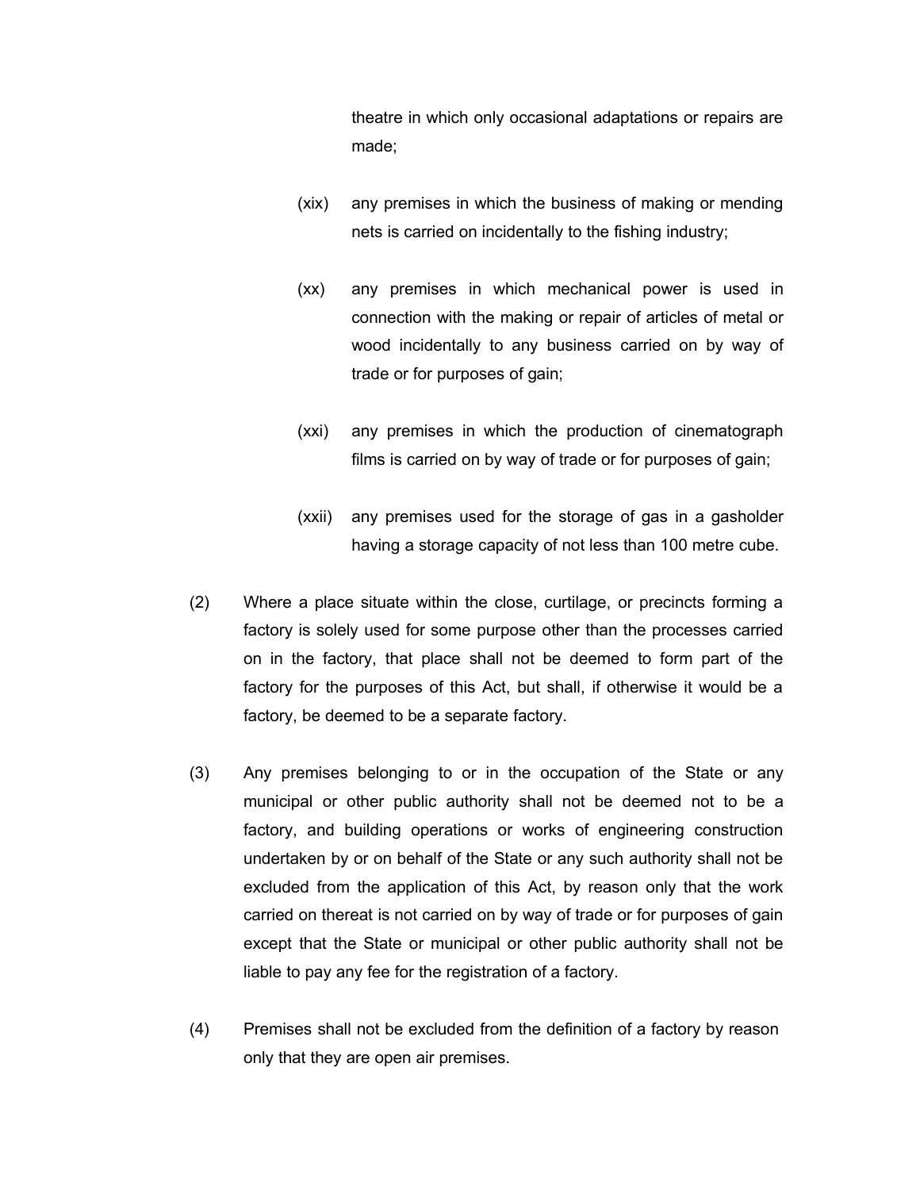theatre in which only occasional adaptations or repairs are made;

(xix) any premises in which the business of making or mending nets is carried on incidentally to the fishing industry;

(xx) any premises in which mechanical power is used in connection with the making or repair of articles of metal or wood incidentally to any business carried on by way of trade or for purposes of gain;

(xxi) any premises in which the production of cinematograph films is carried on by way of trade or for purposes of gain;

(xxii) any premises used for the storage of gas in a gasholder having a storage capacity of not less than 100 metre cube.

(2) Where a place situate within the close, curtilage, or precincts forming a factory is solely used for some purpose other than the processes carried on in the factory, that place shall not be deemed to form part of the factory for the purposes of this Act, but shall, if otherwise it would be a factory, be deemed to be a separate factory.

(3) Any premises belonging to or in the occupation of the State or any municipal or other public authority shall not be deemed not to be a factory, and building operations or works of engineering construction undertaken by or on behalf of the State or any such authority shall not be excluded from the application of this Act, by reason only that the work carried on thereat is not carried on by way of trade or for purposes of gain except that the State or municipal or other public authority shall not be liable to pay any fee for the registration of a factory.

(4) Premises shall not be excluded from the definition of a factory by reason only that they are open air premises.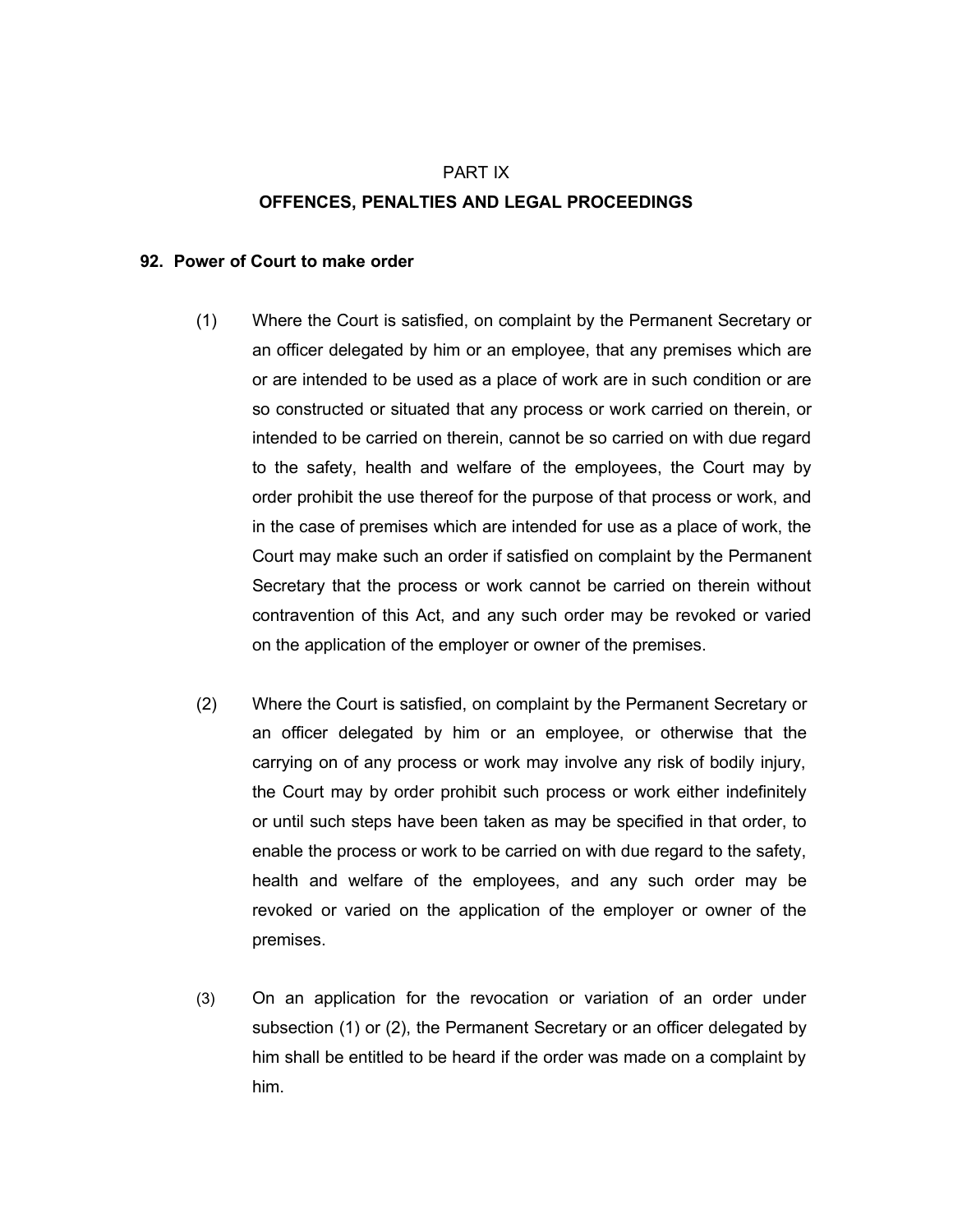# PART IX

## OFFENCES, PENALTIES AND LEGAL PROCEEDINGS

### 92. Power of Court to make order

(1) Where the Court is satisfied, on complaint by the Permanent Secretary or an officer delegated by him or an employee, that any premises which are or are intended to be used as a place of work are in such condition or are so constructed or situated that any process or work carried on therein, or intended to be carried on therein, cannot be so carried on with due regard to the safety, health and welfare of the employees, the Court may by order prohibit the use thereof for the purpose of that process or work, and in the case of premises which are intended for use as a place of work, the Court may make such an order if satisfied on complaint by the Permanent Secretary that the process or work cannot be carried on therein without contravention of this Act, and any such order may be revoked or varied on the application of the employer or owner of the premises.

(2) Where the Court is satisfied, on complaint by the Permanent Secretary or an officer delegated by him or an employee, or otherwise that the carrying on of any process or work may involve any risk of bodily injury, the Court may by order prohibit such process or work either indefinitely or until such steps have been taken as may be specified in that order, to enable the process or work to be carried on with due regard to the safety, health and welfare of the employees, and any such order may be revoked or varied on the application of the employer or owner of the premises.

(3) On an application for the revocation or variation of an order under subsection (1) or (2), the Permanent Secretary or an officer delegated by him shall be entitled to be heard if the order was made on a complaint by him.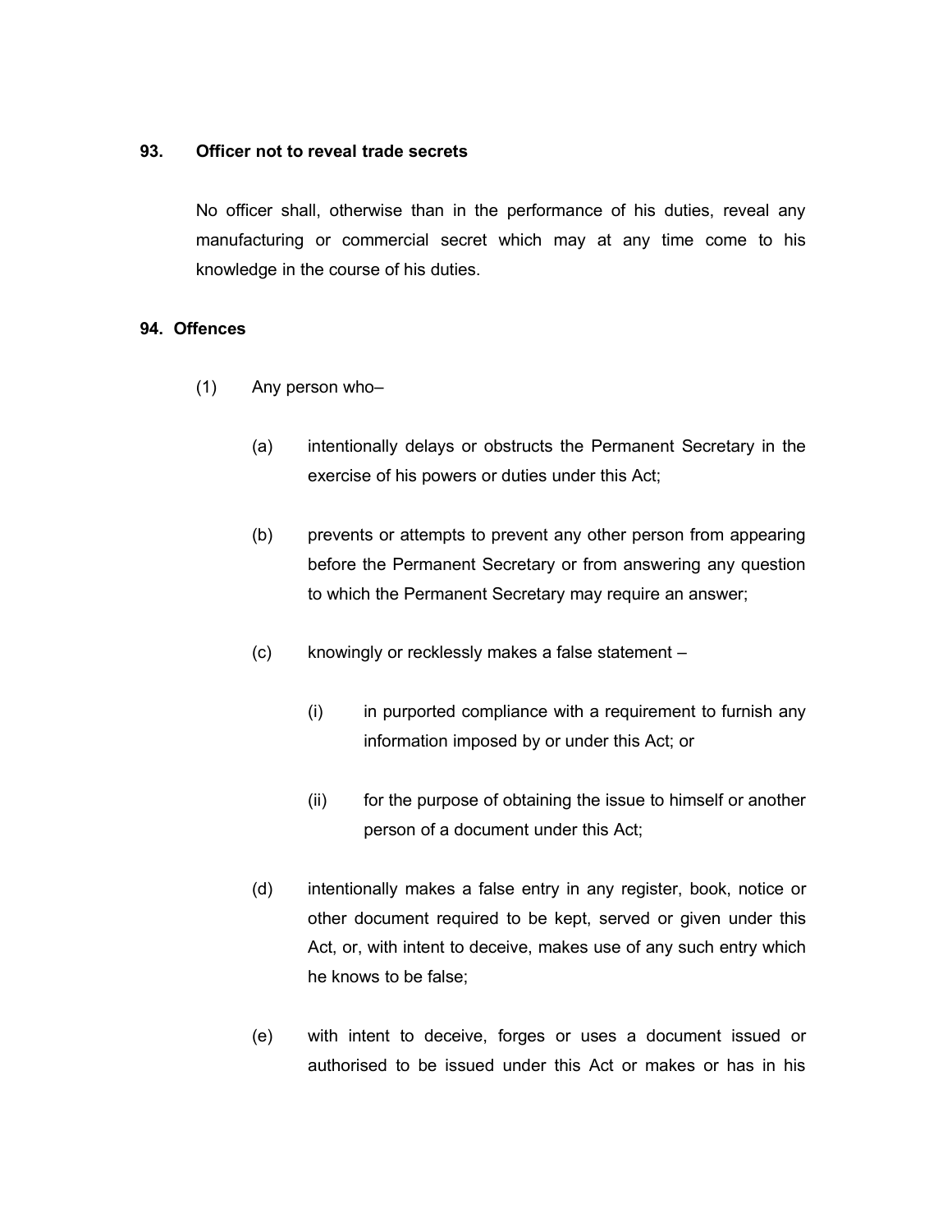### 93. Officer not to reveal trade secrets

No officer shall, otherwise than in the performance of his duties, reveal any manufacturing or commercial secret which may at any time come to his knowledge in the course of his duties.

### 94. Offences

(1) Any person who–

(a) intentionally delays or obstructs the Permanent Secretary in the exercise of his powers or duties under this Act;

(b) prevents or attempts to prevent any other person from appearing before the Permanent Secretary or from answering any question to which the Permanent Secretary may require an answer;

(c) knowingly or recklessly makes a false statement –

(i) in purported compliance with a requirement to furnish any information imposed by or under this Act; or

(ii) for the purpose of obtaining the issue to himself or another person of a document under this Act;

(d) intentionally makes a false entry in any register, book, notice or other document required to be kept, served or given under this Act, or, with intent to deceive, makes use of any such entry which he knows to be false;

(e) with intent to deceive, forges or uses a document issued or authorised to be issued under this Act or makes or has in his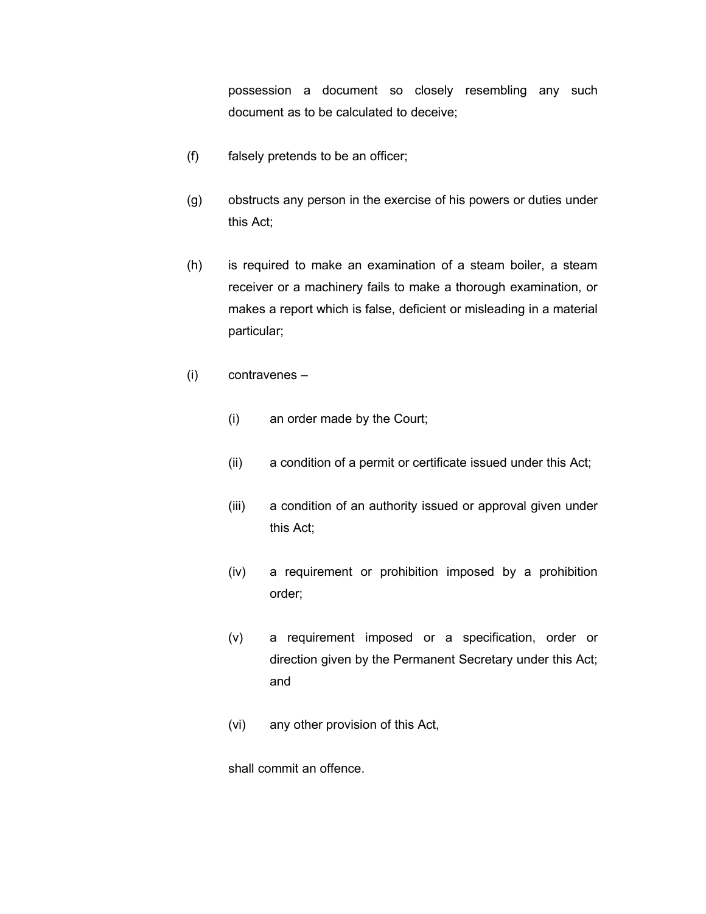possession a document so closely resembling any such document as to be calculated to deceive;

(f) falsely pretends to be an officer;

(g) obstructs any person in the exercise of his powers or duties under this Act;

(h) is required to make an examination of a steam boiler, a steam receiver or a machinery fails to make a thorough examination, or makes a report which is false, deficient or misleading in a material particular;

(i) contravenes –

   (i) an order made by the Court;

   (ii) a condition of a permit or certificate issued under this Act;

   (iii) a condition of an authority issued or approval given under this Act;

   (iv) a requirement or prohibition imposed by a prohibition order;

   (v) a requirement imposed or a specification, order or direction given by the Permanent Secretary under this Act; and

   (vi) any other provision of this Act,

shall commit an offence.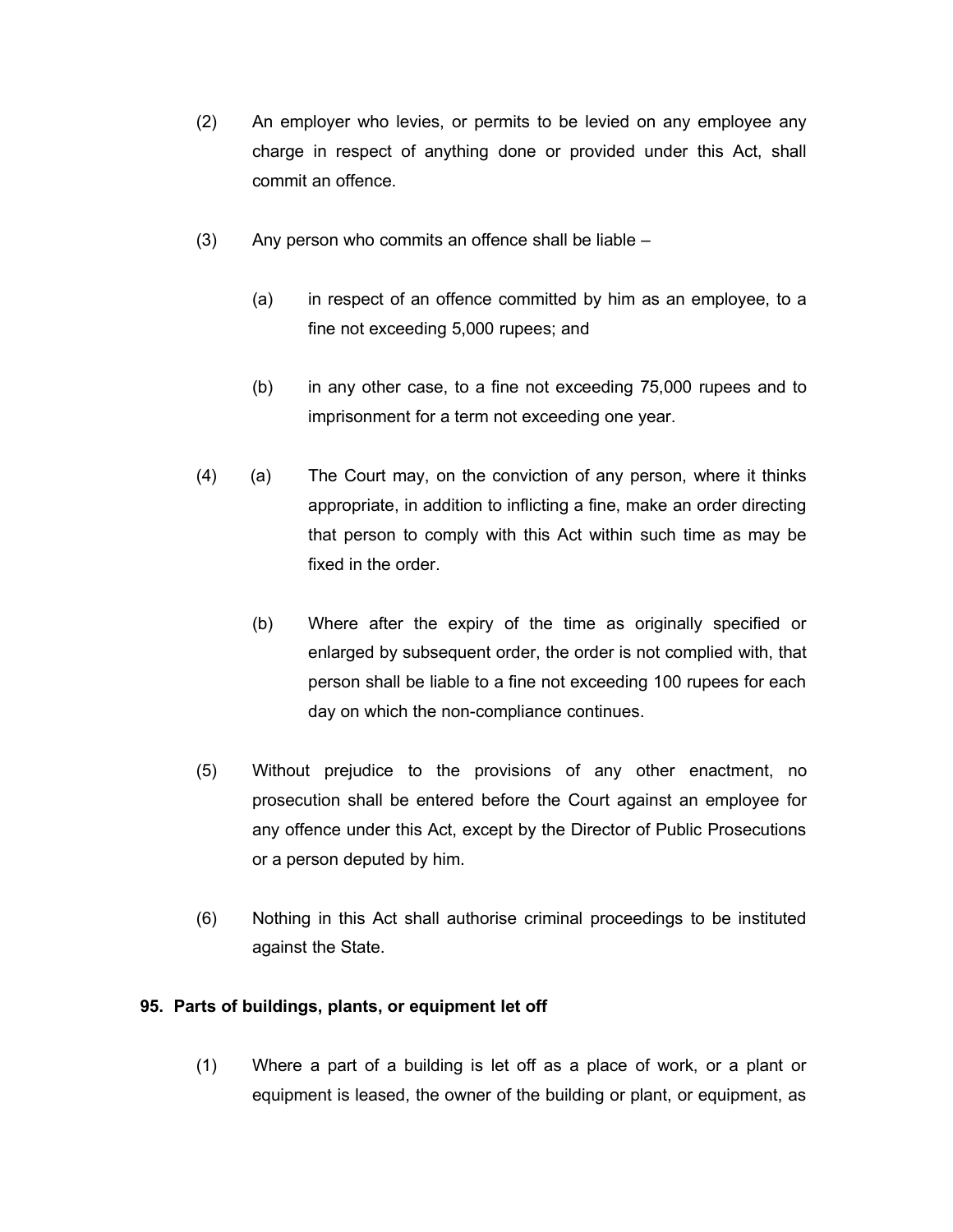(2) An employer who levies, or permits to be levied on any employee any charge in respect of anything done or provided under this Act, shall commit an offence.

(3) Any person who commits an offence shall be liable –

(a) in respect of an offence committed by him as an employee, to a fine not exceeding 5,000 rupees; and

(b) in any other case, to a fine not exceeding 75,000 rupees and to imprisonment for a term not exceeding one year.

(4) (a) The Court may, on the conviction of any person, where it thinks appropriate, in addition to inflicting a fine, make an order directing that person to comply with this Act within such time as may be fixed in the order.

(b) Where after the expiry of the time as originally specified or enlarged by subsequent order, the order is not complied with, that person shall be liable to a fine not exceeding 100 rupees for each day on which the non-compliance continues.

(5) Without prejudice to the provisions of any other enactment, no prosecution shall be entered before the Court against an employee for any offence under this Act, except by the Director of Public Prosecutions or a person deputed by him.

(6) Nothing in this Act shall authorise criminal proceedings to be instituted against the State.

**95. Parts of buildings, plants, or equipment let off**

(1) Where a part of a building is let off as a place of work, or a plant or equipment is leased, the owner of the building or plant, or equipment, as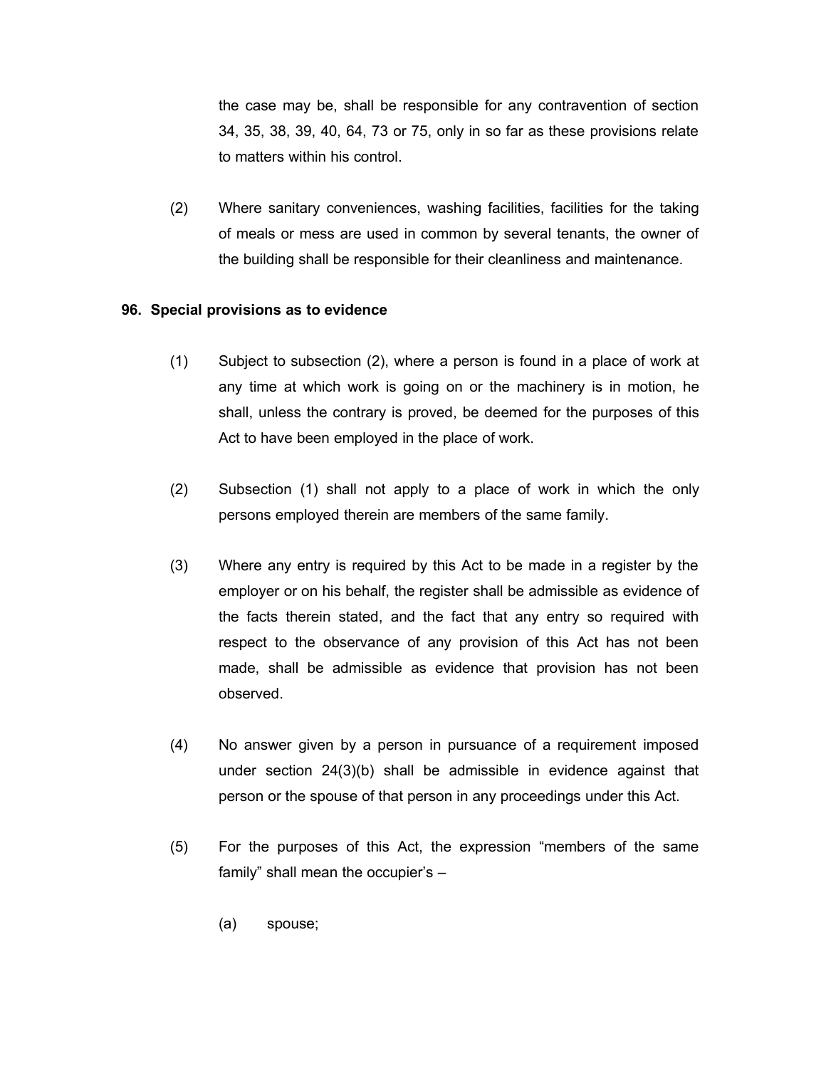the case may be, shall be responsible for any contravention of section 34, 35, 38, 39, 40, 64, 73 or 75, only in so far as these provisions relate to matters within his control.

(2) Where sanitary conveniences, washing facilities, facilities for the taking of meals or mess are used in common by several tenants, the owner of the building shall be responsible for their cleanliness and maintenance.

**96. Special provisions as to evidence**

(1) Subject to subsection (2), where a person is found in a place of work at any time at which work is going on or the machinery is in motion, he shall, unless the contrary is proved, be deemed for the purposes of this Act to have been employed in the place of work.

(2) Subsection (1) shall not apply to a place of work in which the only persons employed therein are members of the same family.

(3) Where any entry is required by this Act to be made in a register by the employer or on his behalf, the register shall be admissible as evidence of the facts therein stated, and the fact that any entry so required with respect to the observance of any provision of this Act has not been made, shall be admissible as evidence that provision has not been observed.

(4) No answer given by a person in pursuance of a requirement imposed under section 24(3)(b) shall be admissible in evidence against that person or the spouse of that person in any proceedings under this Act.

(5) For the purposes of this Act, the expression "members of the same family" shall mean the occupier's –

(a) spouse;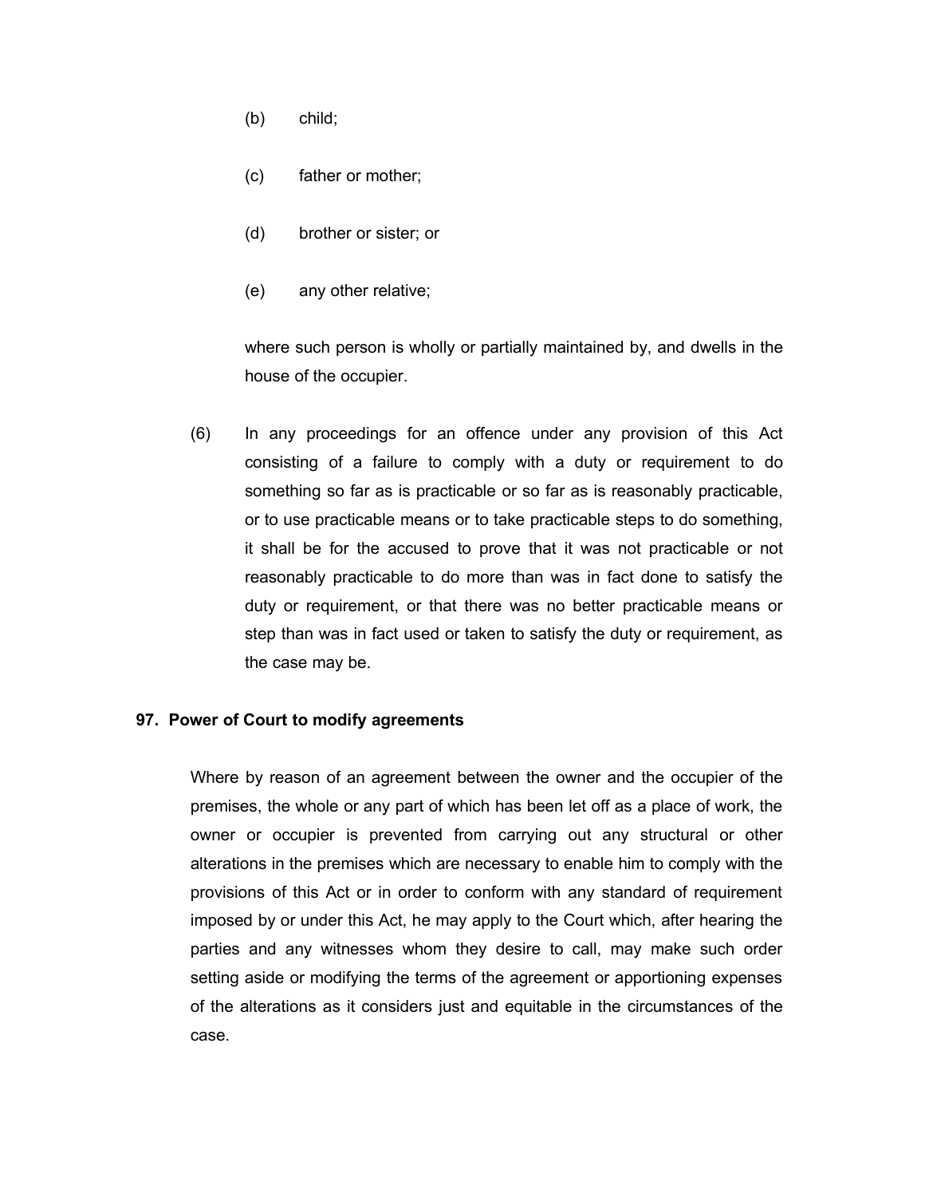(b) child;

(c) father or mother;

(d) brother or sister; or

(e) any other relative;

where such person is wholly or partially maintained by, and dwells in the house of the occupier.

(6) In any proceedings for an offence under any provision of this Act consisting of a failure to comply with a duty or requirement to do something so far as is practicable or so far as is reasonably practicable, or to use practicable means or to take practicable steps to do something, it shall be for the accused to prove that it was not practicable or not reasonably practicable to do more than was in fact done to satisfy the duty or requirement, or that there was no better practicable means or step than was in fact used or taken to satisfy the duty or requirement, as the case may be.

**97. Power of Court to modify agreements**

Where by reason of an agreement between the owner and the occupier of the premises, the whole or any part of which has been let off as a place of work, the owner or occupier is prevented from carrying out any structural or other alterations in the premises which are necessary to enable him to comply with the provisions of this Act or in order to conform with any standard of requirement imposed by or under this Act, he may apply to the Court which, after hearing the parties and any witnesses whom they desire to call, may make such order setting aside or modifying the terms of the agreement or apportioning expenses of the alterations as it considers just and equitable in the circumstances of the case.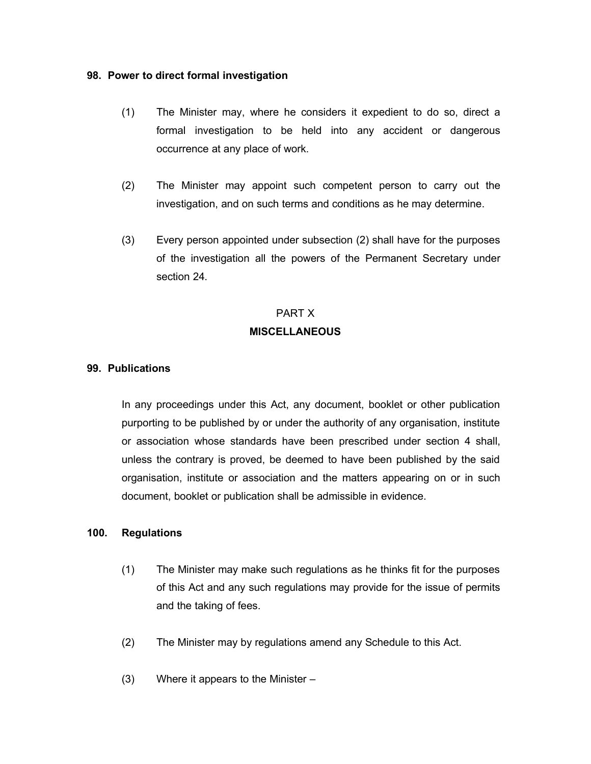**98. Power to direct formal investigation**

(1) The Minister may, where he considers it expedient to do so, direct a formal investigation to be held into any accident or dangerous occurrence at any place of work.

(2) The Minister may appoint such competent person to carry out the investigation, and on such terms and conditions as he may determine.

(3) Every person appointed under subsection (2) shall have for the purposes of the investigation all the powers of the Permanent Secretary under section 24.

## PART X

## MISCELLANEOUS

**99. Publications**

In any proceedings under this Act, any document, booklet or other publication purporting to be published by or under the authority of any organisation, institute or association whose standards have been prescribed under section 4 shall, unless the contrary is proved, be deemed to have been published by the said organisation, institute or association and the matters appearing on or in such document, booklet or publication shall be admissible in evidence.

**100. Regulations**

(1) The Minister may make such regulations as he thinks fit for the purposes of this Act and any such regulations may provide for the issue of permits and the taking of fees.

(2) The Minister may by regulations amend any Schedule to this Act.

(3) Where it appears to the Minister –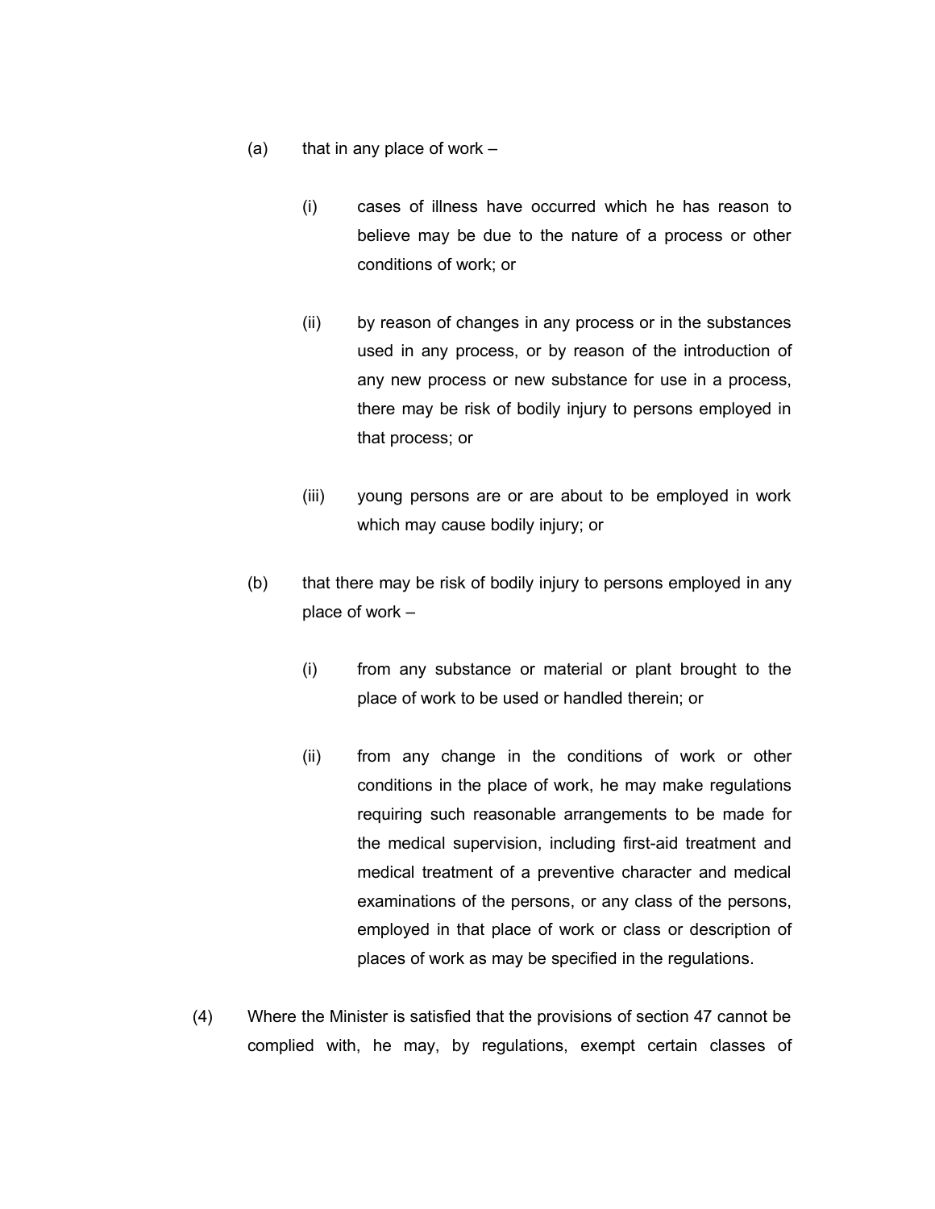(a) that in any place of work –

  (i) cases of illness have occurred which he has reason to believe may be due to the nature of a process or other conditions of work; or

  (ii) by reason of changes in any process or in the substances used in any process, or by reason of the introduction of any new process or new substance for use in a process, there may be risk of bodily injury to persons employed in that process; or

  (iii) young persons are or are about to be employed in work which may cause bodily injury; or

(b) that there may be risk of bodily injury to persons employed in any place of work –

  (i) from any substance or material or plant brought to the place of work to be used or handled therein; or

  (ii) from any change in the conditions of work or other conditions in the place of work, he may make regulations requiring such reasonable arrangements to be made for the medical supervision, including first-aid treatment and medical treatment of a preventive character and medical examinations of the persons, or any class of the persons, employed in that place of work or class or description of places of work as may be specified in the regulations.

(4) Where the Minister is satisfied that the provisions of section 47 cannot be complied with, he may, by regulations, exempt certain classes of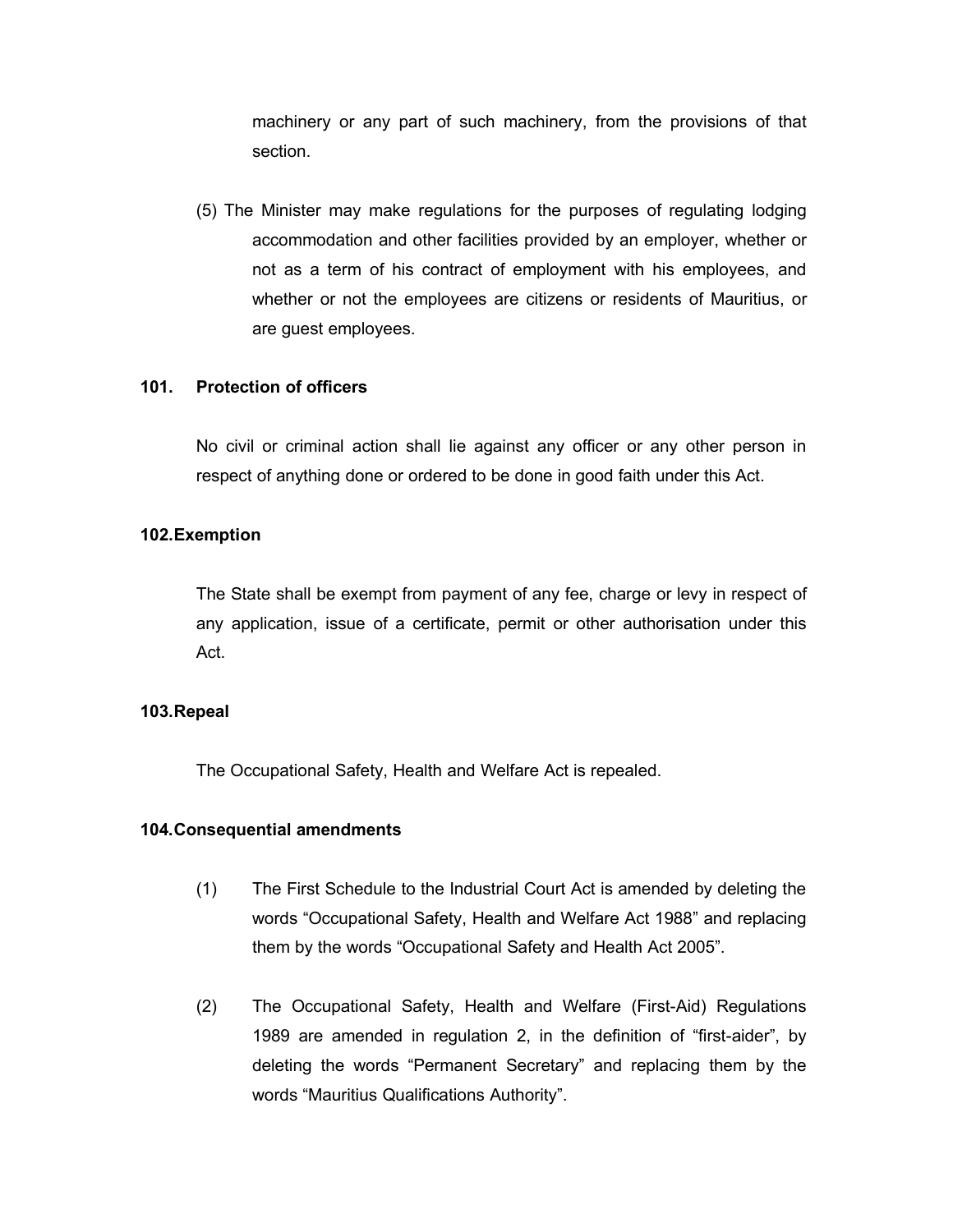machinery or any part of such machinery, from the provisions of that section.

(5) The Minister may make regulations for the purposes of regulating lodging accommodation and other facilities provided by an employer, whether or not as a term of his contract of employment with his employees, and whether or not the employees are citizens or residents of Mauritius, or are guest employees.

**101. Protection of officers**

No civil or criminal action shall lie against any officer or any other person in respect of anything done or ordered to be done in good faith under this Act.

**102. Exemption**

The State shall be exempt from payment of any fee, charge or levy in respect of any application, issue of a certificate, permit or other authorisation under this Act.

**103. Repeal**

The Occupational Safety, Health and Welfare Act is repealed.

**104. Consequential amendments**

(1) The First Schedule to the Industrial Court Act is amended by deleting the words "Occupational Safety, Health and Welfare Act 1988" and replacing them by the words "Occupational Safety and Health Act 2005".

(2) The Occupational Safety, Health and Welfare (First-Aid) Regulations 1989 are amended in regulation 2, in the definition of "first-aider", by deleting the words "Permanent Secretary" and replacing them by the words "Mauritius Qualifications Authority".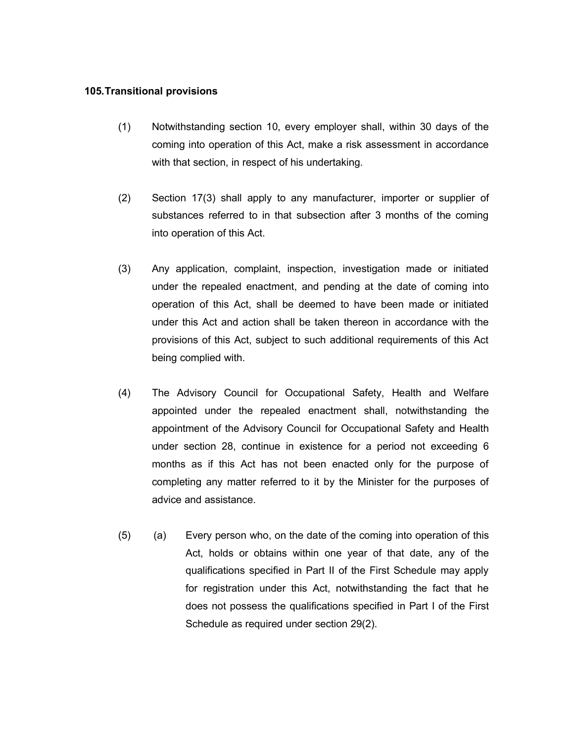**105. Transitional provisions**

(1) Notwithstanding section 10, every employer shall, within 30 days of the coming into operation of this Act, make a risk assessment in accordance with that section, in respect of his undertaking.

(2) Section 17(3) shall apply to any manufacturer, importer or supplier of substances referred to in that subsection after 3 months of the coming into operation of this Act.

(3) Any application, complaint, inspection, investigation made or initiated under the repealed enactment, and pending at the date of coming into operation of this Act, shall be deemed to have been made or initiated under this Act and action shall be taken thereon in accordance with the provisions of this Act, subject to such additional requirements of this Act being complied with.

(4) The Advisory Council for Occupational Safety, Health and Welfare appointed under the repealed enactment shall, notwithstanding the appointment of the Advisory Council for Occupational Safety and Health under section 28, continue in existence for a period not exceeding 6 months as if this Act has not been enacted only for the purpose of completing any matter referred to it by the Minister for the purposes of advice and assistance.

(5) (a) Every person who, on the date of the coming into operation of this Act, holds or obtains within one year of that date, any of the qualifications specified in Part II of the First Schedule may apply for registration under this Act, notwithstanding the fact that he does not possess the qualifications specified in Part I of the First Schedule as required under section 29(2).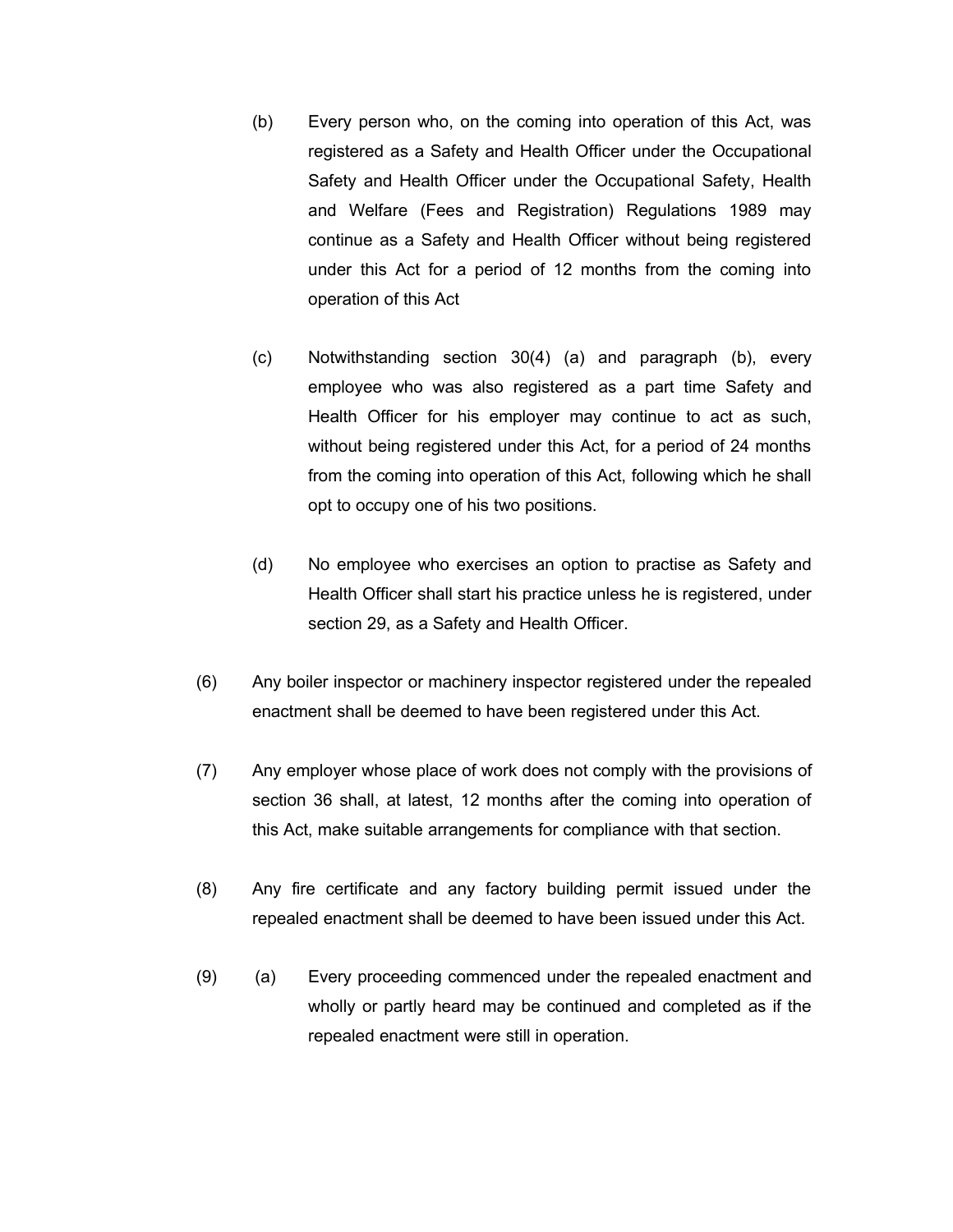(b) Every person who, on the coming into operation of this Act, was registered as a Safety and Health Officer under the Occupational Safety and Health Officer under the Occupational Safety, Health and Welfare (Fees and Registration) Regulations 1989 may continue as a Safety and Health Officer without being registered under this Act for a period of 12 months from the coming into operation of this Act

(c) Notwithstanding section 30(4) (a) and paragraph (b), every employee who was also registered as a part time Safety and Health Officer for his employer may continue to act as such, without being registered under this Act, for a period of 24 months from the coming into operation of this Act, following which he shall opt to occupy one of his two positions.

(d) No employee who exercises an option to practise as Safety and Health Officer shall start his practice unless he is registered, under section 29, as a Safety and Health Officer.

(6) Any boiler inspector or machinery inspector registered under the repealed enactment shall be deemed to have been registered under this Act.

(7) Any employer whose place of work does not comply with the provisions of section 36 shall, at latest, 12 months after the coming into operation of this Act, make suitable arrangements for compliance with that section.

(8) Any fire certificate and any factory building permit issued under the repealed enactment shall be deemed to have been issued under this Act.

(9) (a) Every proceeding commenced under the repealed enactment and wholly or partly heard may be continued and completed as if the repealed enactment were still in operation.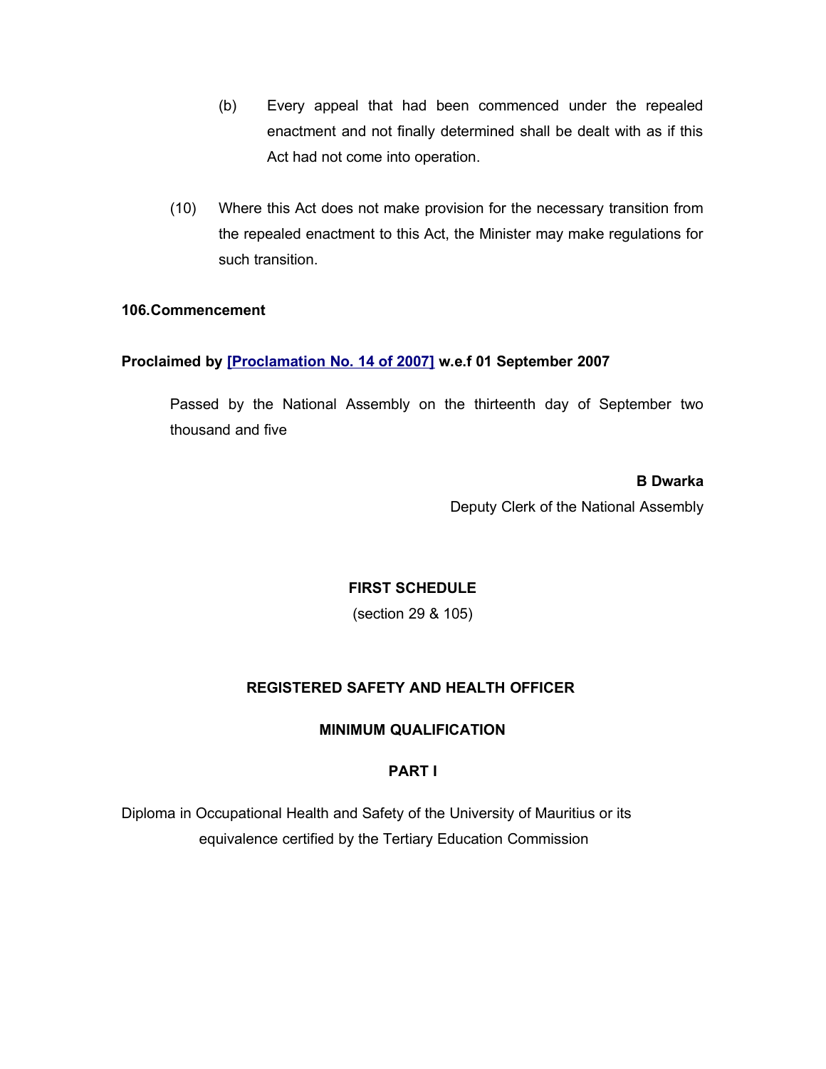(b) Every appeal that had been commenced under the repealed enactment and not finally determined shall be dealt with as if this Act had not come into operation.

(10) Where this Act does not make provision for the necessary transition from the repealed enactment to this Act, the Minister may make regulations for such transition.

**106.Commencement**

**Proclaimed by [Proclamation No. 14 of 2007] w.e.f 01 September 2007**

Passed by the National Assembly on the thirteenth day of September two thousand and five

**B Dwarka**
Deputy Clerk of the National Assembly

## FIRST SCHEDULE

(section 29 & 105)

### REGISTERED SAFETY AND HEALTH OFFICER

### MINIMUM QUALIFICATION

### PART I

Diploma in Occupational Health and Safety of the University of Mauritius or its equivalence certified by the Tertiary Education Commission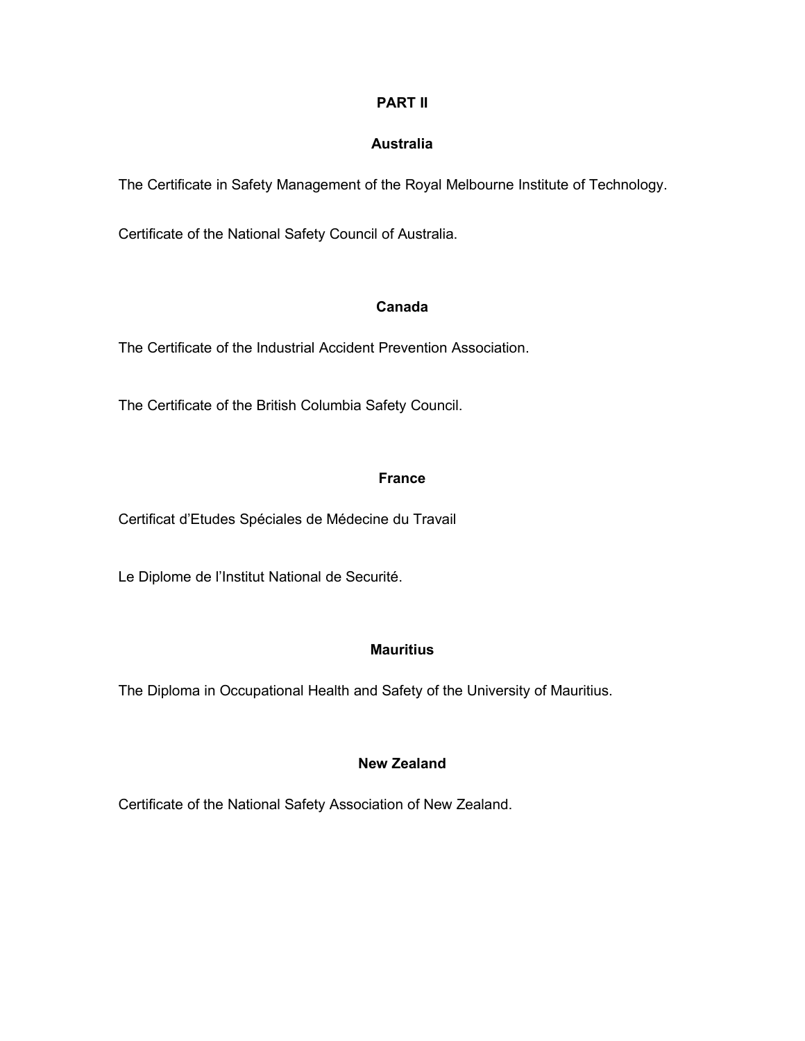## PART II

### Australia

The Certificate in Safety Management of the Royal Melbourne Institute of Technology.

Certificate of the National Safety Council of Australia.

### Canada

The Certificate of the Industrial Accident Prevention Association.

The Certificate of the British Columbia Safety Council.

### France

Certificat d'Etudes Spéciales de Médecine du Travail

Le Diplome de l'Institut National de Securité.

### Mauritius

The Diploma in Occupational Health and Safety of the University of Mauritius.

### New Zealand

Certificate of the National Safety Association of New Zealand.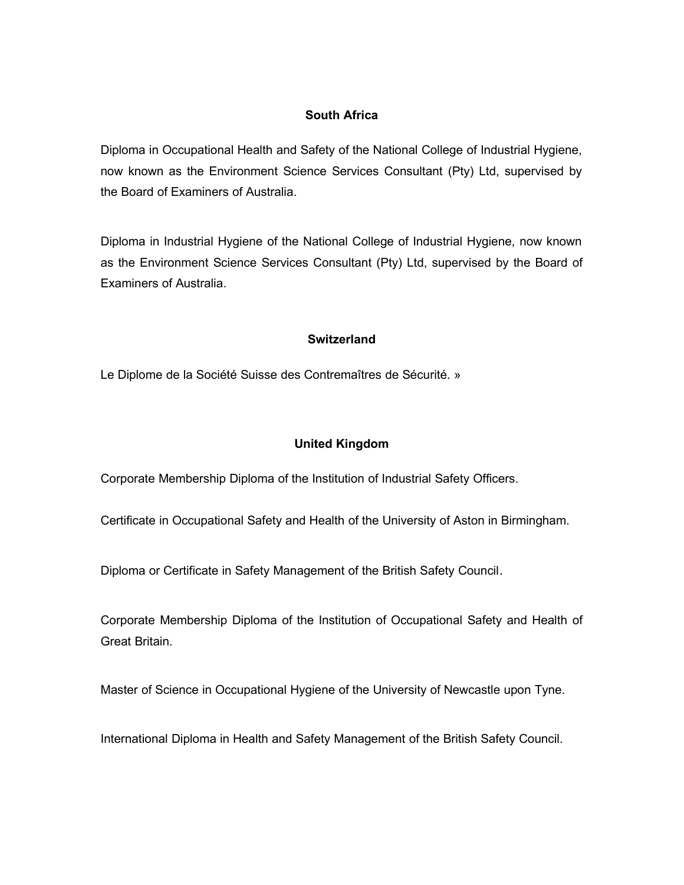### South Africa

Diploma in Occupational Health and Safety of the National College of Industrial Hygiene, now known as the Environment Science Services Consultant (Pty) Ltd, supervised by the Board of Examiners of Australia.

Diploma in Industrial Hygiene of the National College of Industrial Hygiene, now known as the Environment Science Services Consultant (Pty) Ltd, supervised by the Board of Examiners of Australia.

### Switzerland

Le Diplome de la Société Suisse des Contremaîtres de Sécurité. »

### United Kingdom

Corporate Membership Diploma of the Institution of Industrial Safety Officers.

Certificate in Occupational Safety and Health of the University of Aston in Birmingham.

Diploma or Certificate in Safety Management of the British Safety Council.

Corporate Membership Diploma of the Institution of Occupational Safety and Health of Great Britain.

Master of Science in Occupational Hygiene of the University of Newcastle upon Tyne.

International Diploma in Health and Safety Management of the British Safety Council.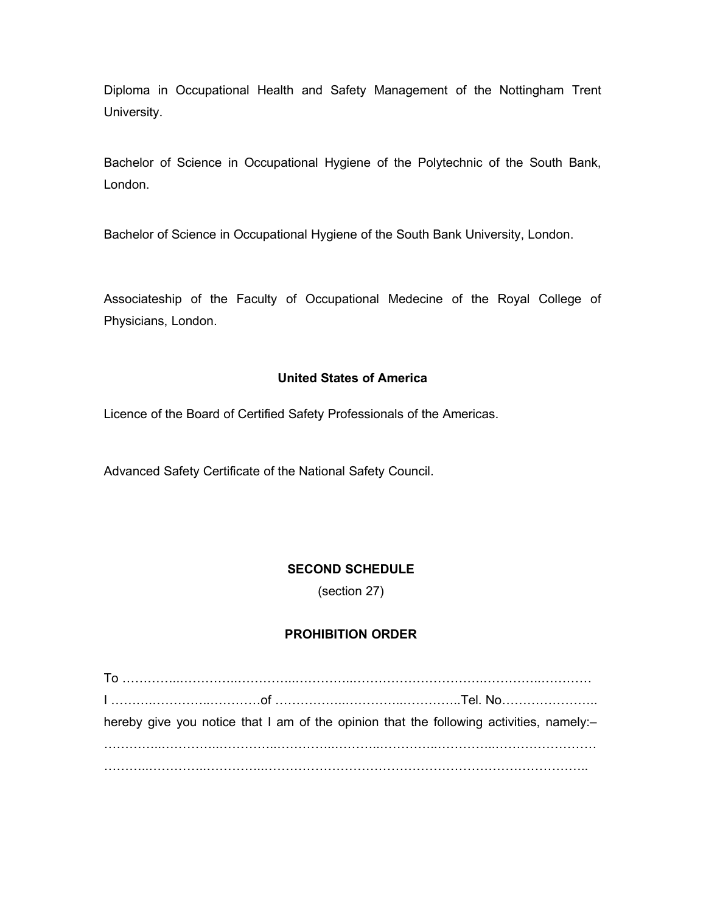Diploma in Occupational Health and Safety Management of the Nottingham Trent University.

Bachelor of Science in Occupational Hygiene of the Polytechnic of the South Bank, London.

Bachelor of Science in Occupational Hygiene of the South Bank University, London.

Associateship of the Faculty of Occupational Medecine of the Royal College of Physicians, London.

**United States of America**

Licence of the Board of Certified Safety Professionals of the Americas.

Advanced Safety Certificate of the National Safety Council.

**SECOND SCHEDULE**

(section 27)

**PROHIBITION ORDER**

To …………...…………..…………...…………...……………………….………..…………
I ………..…………..…………of ……………..………...…………..Tel. No…………………..
hereby give you notice that I am of the opinion that the following activities, namely:–
…………..…………...…………..…………...………..…………..…………..……………………
………..…………..…………..………………………………………………………………..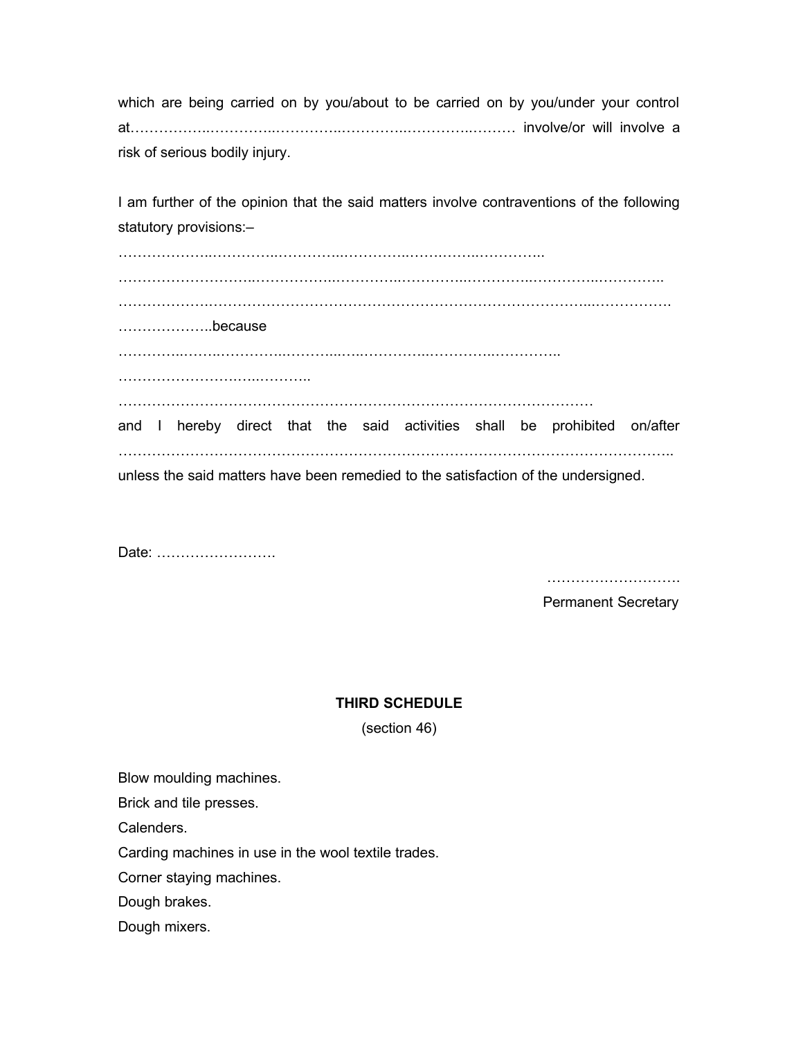which are being carried on by you/about to be carried on by you/under your control at……………..…………..…………..…………..………..……… involve/or will involve a risk of serious bodily injury.

I am further of the opinion that the said matters involve contraventions of the following statutory provisions:–

………………..…………..…………..…………..………..………..…………..

………………………..……………..…………..…………..…………..…………..…………..

……………….……………………………………………………………………...…………….

………………..because

…………..……..…………..………..…..…………..…………..…………..

……………………..………..

…………………………………………………………………………………………

and I hereby direct that the said activities shall be prohibited on/after

…………………………………………………………………………………………………..

unless the said matters have been remedied to the satisfaction of the undersigned.

Date: …………………….

……………………….
Permanent Secretary

## THIRD SCHEDULE

(section 46)

Blow moulding machines.

Brick and tile presses.

Calenders.

Carding machines in use in the wool textile trades.

Corner staying machines.

Dough brakes.

Dough mixers.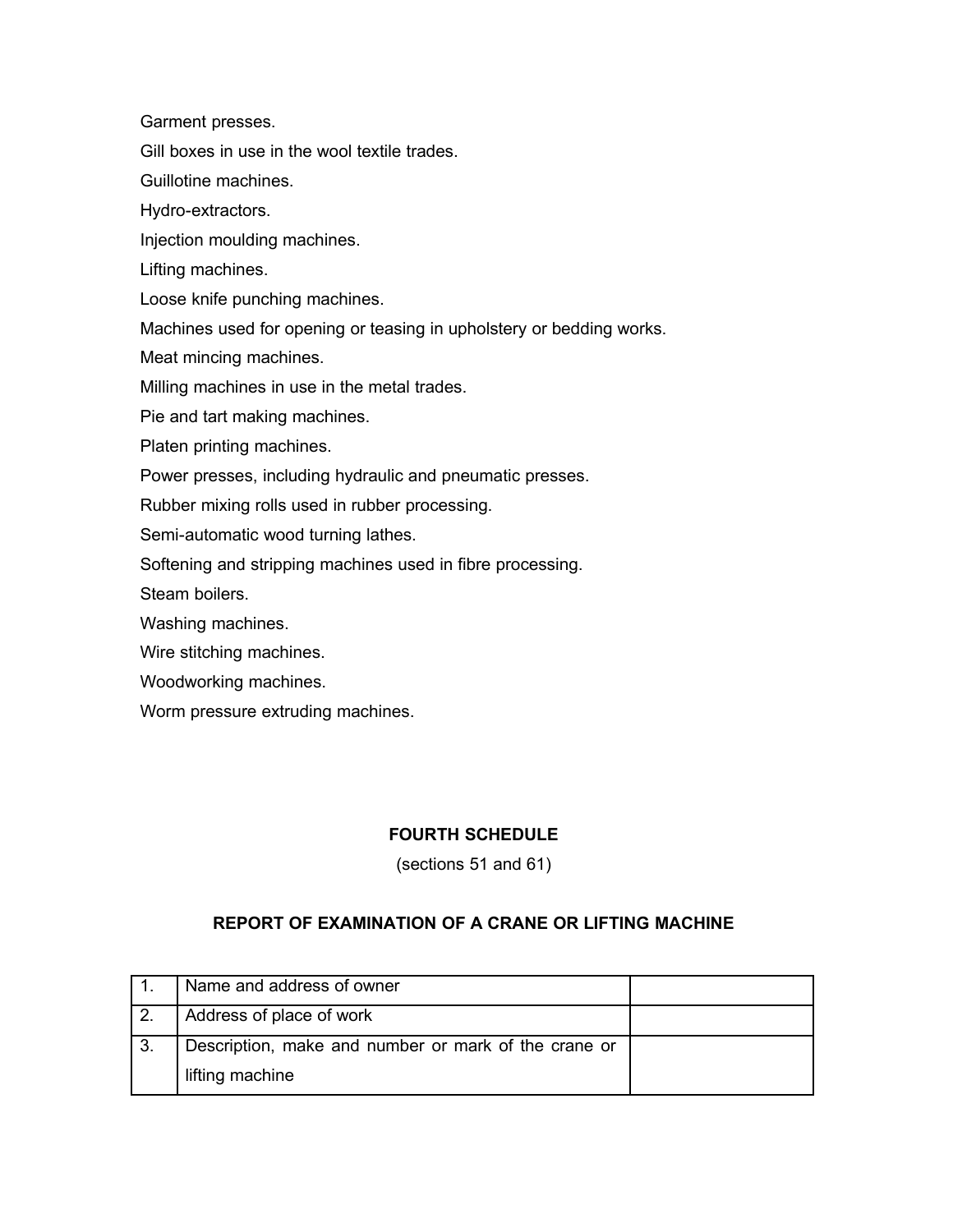Garment presses.

Gill boxes in use in the wool textile trades.

Guillotine machines.

Hydro-extractors.

Injection moulding machines.

Lifting machines.

Loose knife punching machines.

Machines used for opening or teasing in upholstery or bedding works.

Meat mincing machines.

Milling machines in use in the metal trades.

Pie and tart making machines.

Platen printing machines.

Power presses, including hydraulic and pneumatic presses.

Rubber mixing rolls used in rubber processing.

Semi-automatic wood turning lathes.

Softening and stripping machines used in fibre processing.

Steam boilers.

Washing machines.

Wire stitching machines.

Woodworking machines.

Worm pressure extruding machines.

## FOURTH SCHEDULE

(sections 51 and 61)

### REPORT OF EXAMINATION OF A CRANE OR LIFTING MACHINE

| | | |
|---|---|---|
| 1. | Name and address of owner | |
| 2. | Address of place of work | |
| 3. | Description, make and number or mark of the crane or lifting machine | |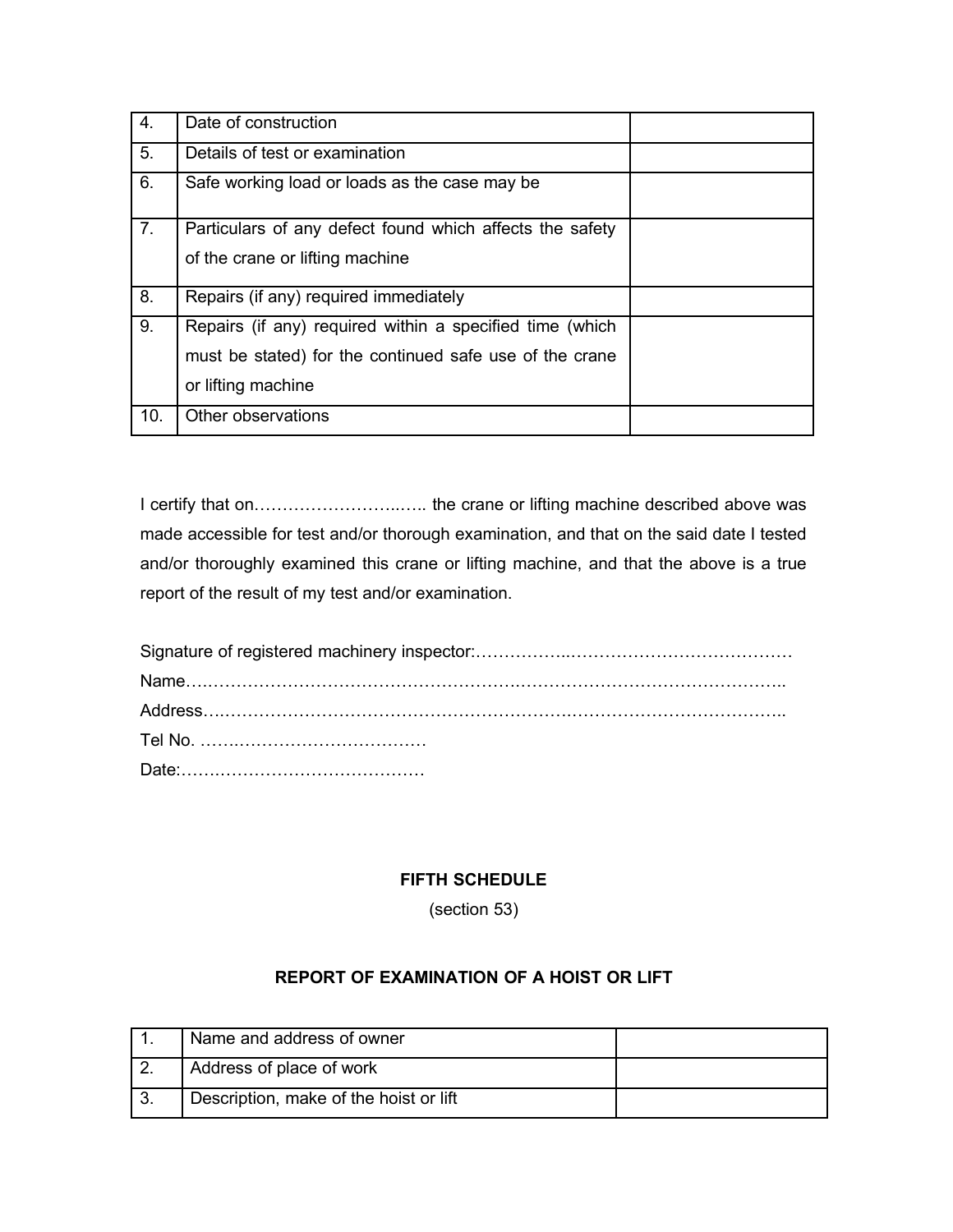| | | |
|---|---|---|
| 4. | Date of construction | |
| 5. | Details of test or examination | |
| 6. | Safe working load or loads as the case may be | |
| 7. | Particulars of any defect found which affects the safety of the crane or lifting machine | |
| 8. | Repairs (if any) required immediately | |
| 9. | Repairs (if any) required within a specified time (which must be stated) for the continued safe use of the crane or lifting machine | |
| 10. | Other observations | |

I certify that on……………………..….. the crane or lifting machine described above was made accessible for test and/or thorough examination, and that on the said date I tested and/or thoroughly examined this crane or lifting machine, and that the above is a true report of the result of my test and/or examination.

Signature of registered machinery inspector:……………..…………………………………
Name…………………………………………………..…..…………………………………..
Address….…………………………………………………….…………………………………..
Tel No. ……..………………………………
Date:……..……………………………………

**FIFTH SCHEDULE**

(section 53)

**REPORT OF EXAMINATION OF A HOIST OR LIFT**

| | | |
|---|---|---|
| 1. | Name and address of owner | |
| 2. | Address of place of work | |
| 3. | Description, make of the hoist or lift | |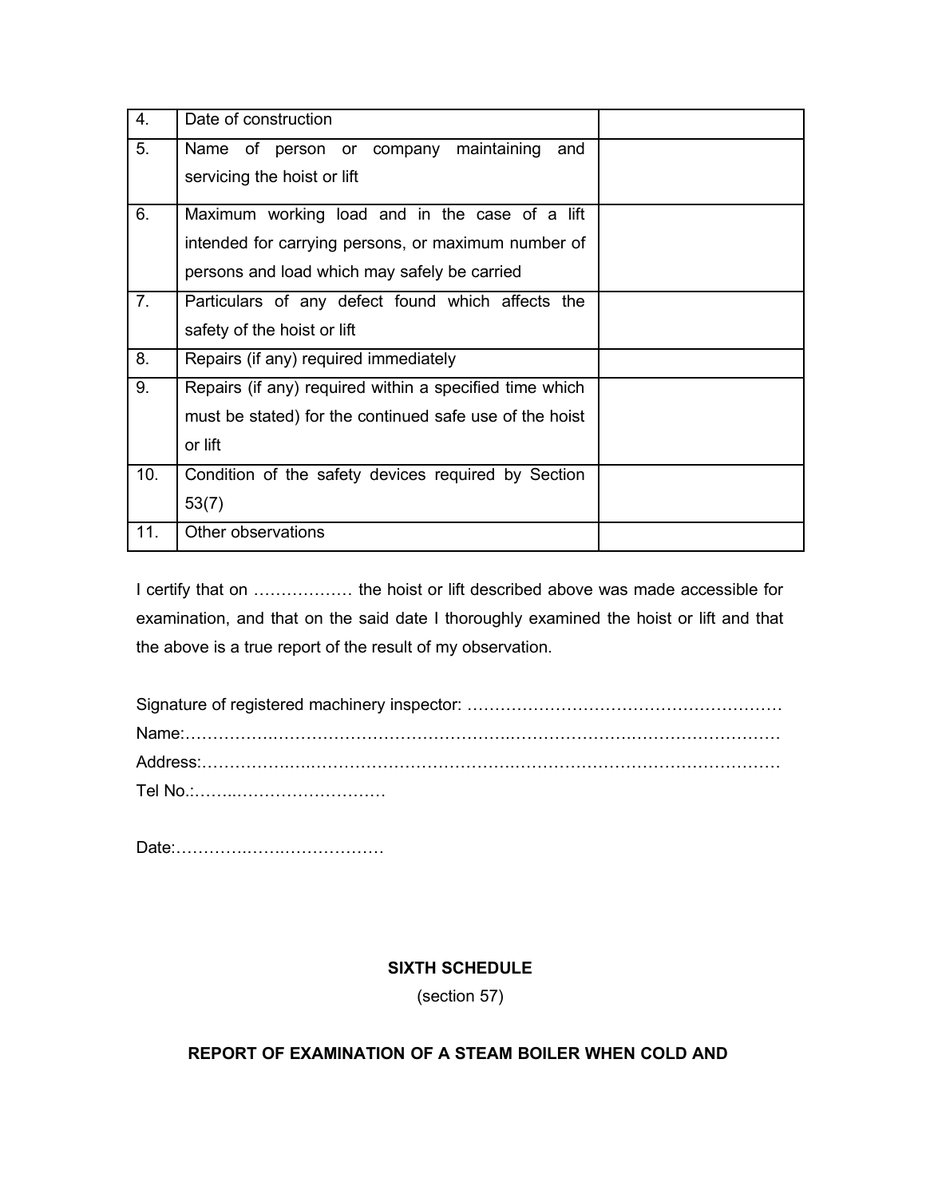| | | |
|---|---|---|
| 4. | Date of construction | |
| 5. | Name of person or company maintaining and servicing the hoist or lift | |
| 6. | Maximum working load and in the case of a lift intended for carrying persons, or maximum number of persons and load which may safely be carried | |
| 7. | Particulars of any defect found which affects the safety of the hoist or lift | |
| 8. | Repairs (if any) required immediately | |
| 9. | Repairs (if any) required within a specified time which must be stated) for the continued safe use of the hoist or lift | |
| 10. | Condition of the safety devices required by Section 53(7) | |
| 11. | Other observations | |

I certify that on ……………… the hoist or lift described above was made accessible for examination, and that on the said date I thoroughly examined the hoist or lift and that the above is a true report of the result of my observation.

Signature of registered machinery inspector: ………………………………………………
Name:……………………………………………………………………………………………
Address:…………………………………………………………………………………………
Tel No.:…………………………………

Date:……………………………………

**SIXTH SCHEDULE**

(section 57)

**REPORT OF EXAMINATION OF A STEAM BOILER WHEN COLD AND**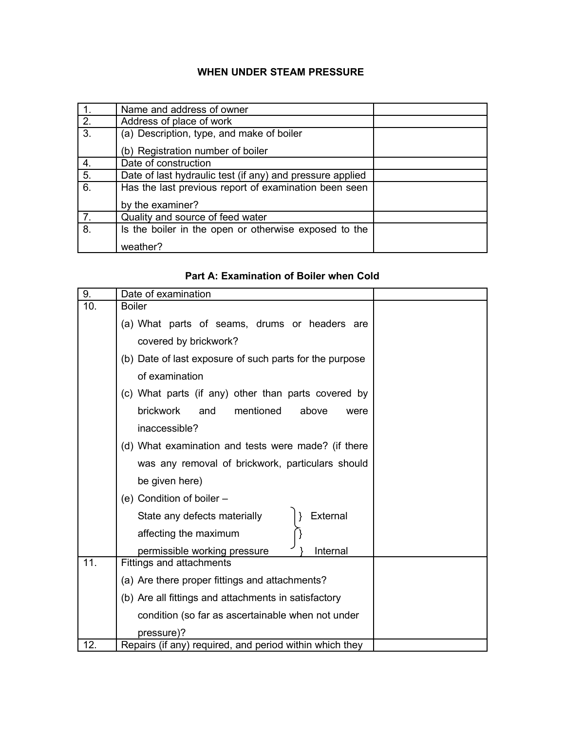### WHEN UNDER STEAM PRESSURE

| | | |
|---|---|---|
| 1. | Name and address of owner | |
| 2. | Address of place of work | |
| 3. | (a) Description, type, and make of boiler<br>(b) Registration number of boiler | |
| 4. | Date of construction | |
| 5. | Date of last hydraulic test (if any) and pressure applied | |
| 6. | Has the last previous report of examination been seen by the examiner? | |
| 7. | Quality and source of feed water | |
| 8. | Is the boiler in the open or otherwise exposed to the weather? | |

### Part A: Examination of Boiler when Cold

| | | |
|---|---|---|
| 9. | Date of examination | |
| 10. | Boiler<br>(a) What parts of seams, drums or headers are covered by brickwork?<br>(b) Date of last exposure of such parts for the purpose of examination<br>(c) What parts (if any) other than parts covered by brickwork and mentioned above were inaccessible?<br>(d) What examination and tests were made? (if there was any removal of brickwork, particulars should be given here)<br>(e) Condition of boiler –<br>State any defects materially affecting the maximum permissible working pressure } External } Internal | |
| 11. | Fittings and attachments<br>(a) Are there proper fittings and attachments?<br>(b) Are all fittings and attachments in satisfactory condition (so far as ascertainable when not under pressure)? | |
| 12. | Repairs (if any) required, and period within which they | |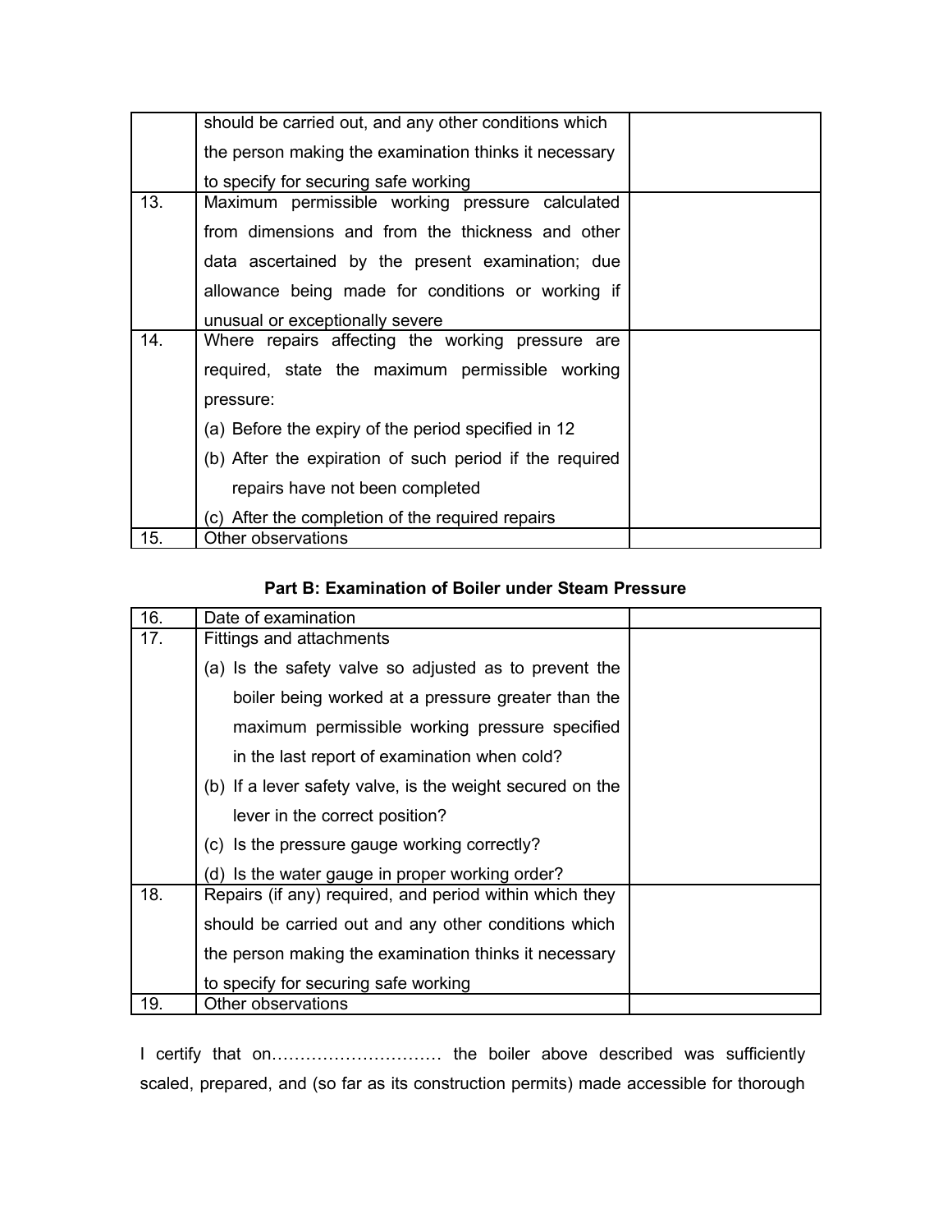| | | |
|---|---|---|
| | should be carried out, and any other conditions which the person making the examination thinks it necessary to specify for securing safe working | |
| 13. | Maximum permissible working pressure calculated from dimensions and from the thickness and other data ascertained by the present examination; due allowance being made for conditions or working if unusual or exceptionally severe | |
| 14. | Where repairs affecting the working pressure are required, state the maximum permissible working pressure:<br>(a) Before the expiry of the period specified in 12<br>(b) After the expiration of such period if the required repairs have not been completed<br>(c) After the completion of the required repairs | |
| 15. | Other observations | |

**Part B: Examination of Boiler under Steam Pressure**

| | | |
|---|---|---|
| 16. | Date of examination | |
| 17. | Fittings and attachments<br>(a) Is the safety valve so adjusted as to prevent the boiler being worked at a pressure greater than the maximum permissible working pressure specified in the last report of examination when cold?<br>(b) If a lever safety valve, is the weight secured on the lever in the correct position?<br>(c) Is the pressure gauge working correctly?<br>(d) Is the water gauge in proper working order? | |
| 18. | Repairs (if any) required, and period within which they should be carried out and any other conditions which the person making the examination thinks it necessary to specify for securing safe working | |
| 19. | Other observations | |

I certify that on………………………… the boiler above described was sufficiently scaled, prepared, and (so far as its construction permits) made accessible for thorough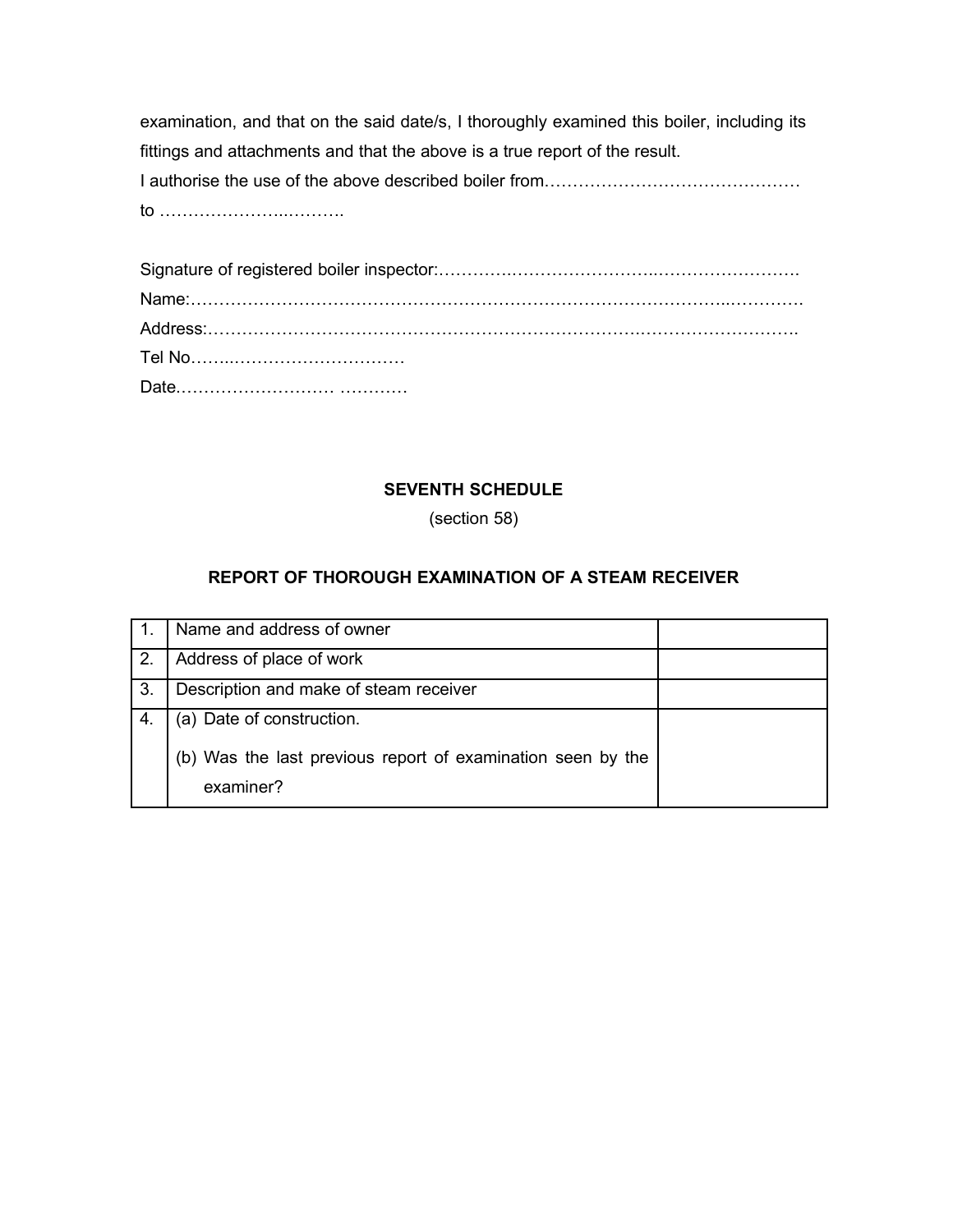examination, and that on the said date/s, I thoroughly examined this boiler, including its fittings and attachments and that the above is a true report of the result.

I authorise the use of the above described boiler from………………………………………
to …………………..……….

Signature of registered boiler inspector:…………..……………………..…………………….

Name:……………………………………………………………………………………...………….

Address:……………………………………………………………….……………………….

Tel No……..…………………………

Date.……………………… …………

**SEVENTH SCHEDULE**

(section 58)

**REPORT OF THOROUGH EXAMINATION OF A STEAM RECEIVER**

| | | |
|---|---|---|
| 1. | Name and address of owner | |
| 2. | Address of place of work | |
| 3. | Description and make of steam receiver | |
| 4. | (a) Date of construction.<br>(b) Was the last previous report of examination seen by the examiner? | |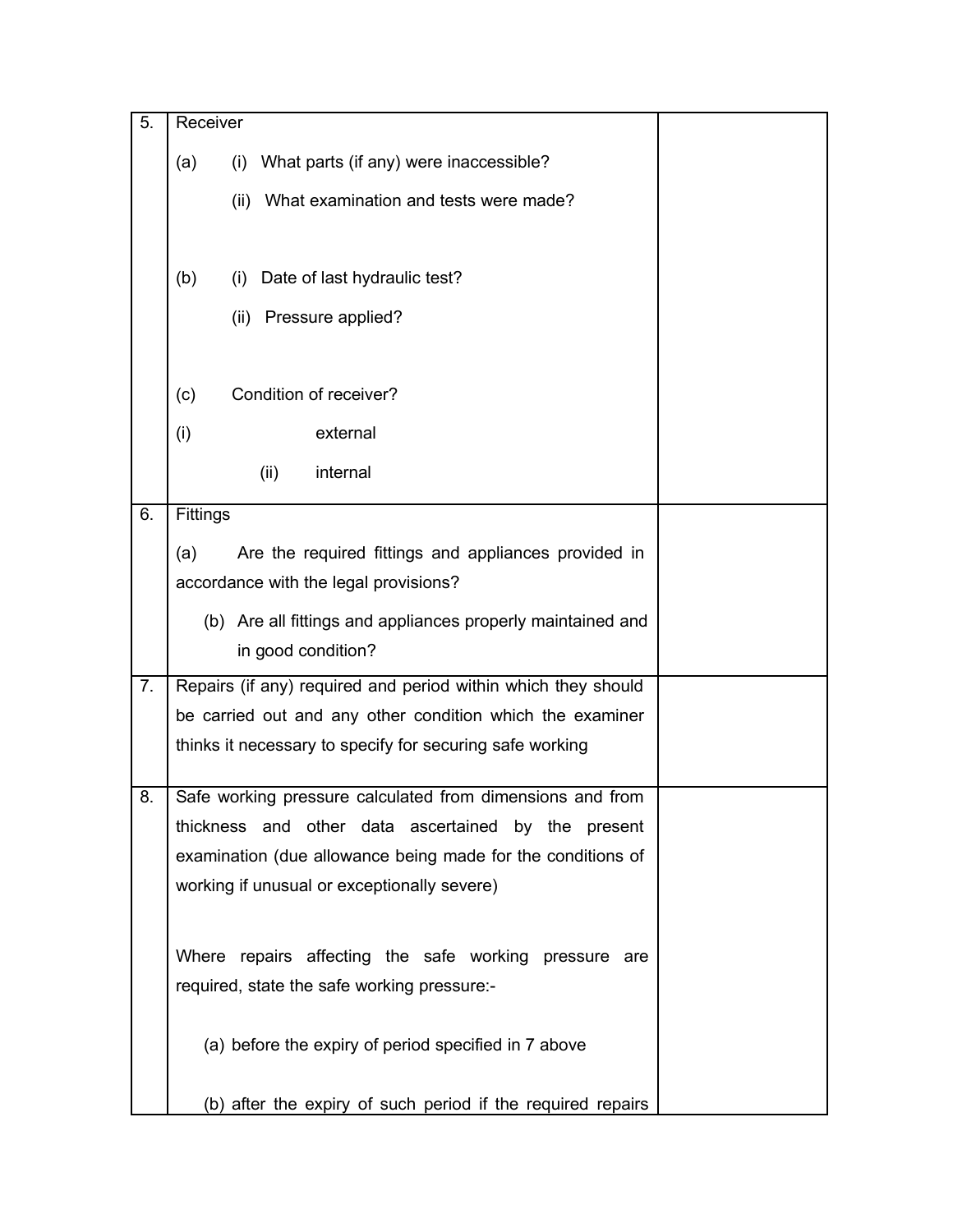| | | |
|---|---|---|
| 5. | Receiver<br><br>(a) (i) What parts (if any) were inaccessible?<br><br>(ii) What examination and tests were made?<br><br>(b) (i) Date of last hydraulic test?<br><br>(ii) Pressure applied?<br><br>(c) Condition of receiver?<br><br>(i) external<br><br>(ii) internal | |
| 6. | Fittings<br><br>(a) Are the required fittings and appliances provided in accordance with the legal provisions?<br><br>(b) Are all fittings and appliances properly maintained and in good condition? | |
| 7. | Repairs (if any) required and period within which they should be carried out and any other condition which the examiner thinks it necessary to specify for securing safe working | |
| 8. | Safe working pressure calculated from dimensions and from thickness and other data ascertained by the present examination (due allowance being made for the conditions of working if unusual or exceptionally severe)<br><br>Where repairs affecting the safe working pressure are required, state the safe working pressure:-<br><br>(a) before the expiry of period specified in 7 above<br><br>(b) after the expiry of such period if the required repairs | |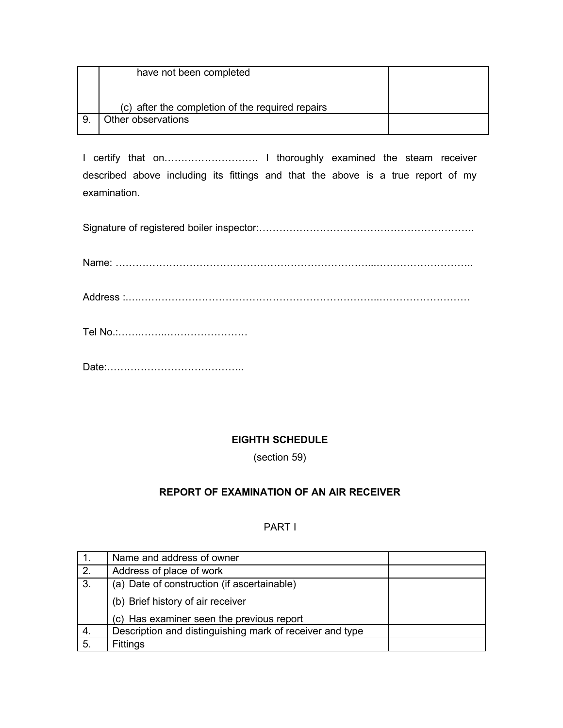|  |  |  |
|---|---|---|
|  | have not been completed<br><br>(c) after the completion of the required repairs |  |
| 9. | Other observations |  |

I certify that on………………………. I thoroughly examined the steam receiver described above including its fittings and that the above is a true report of my examination.

Signature of registered boiler inspector:……………………………………………………….

Name: ……………………………………………………………...………………………..

Address :.……………………………………………………………..………………………

Tel No.:…….……..……………………

Date:…………………………………..

**EIGHTH SCHEDULE**

(section 59)

**REPORT OF EXAMINATION OF AN AIR RECEIVER**

PART I

|  |  |  |
|---|---|---|
| 1. | Name and address of owner |  |
| 2. | Address of place of work |  |
| 3. | (a) Date of construction (if ascertainable)<br>(b) Brief history of air receiver<br>(c) Has examiner seen the previous report |  |
| 4. | Description and distinguishing mark of receiver and type |  |
| 5. | Fittings |  |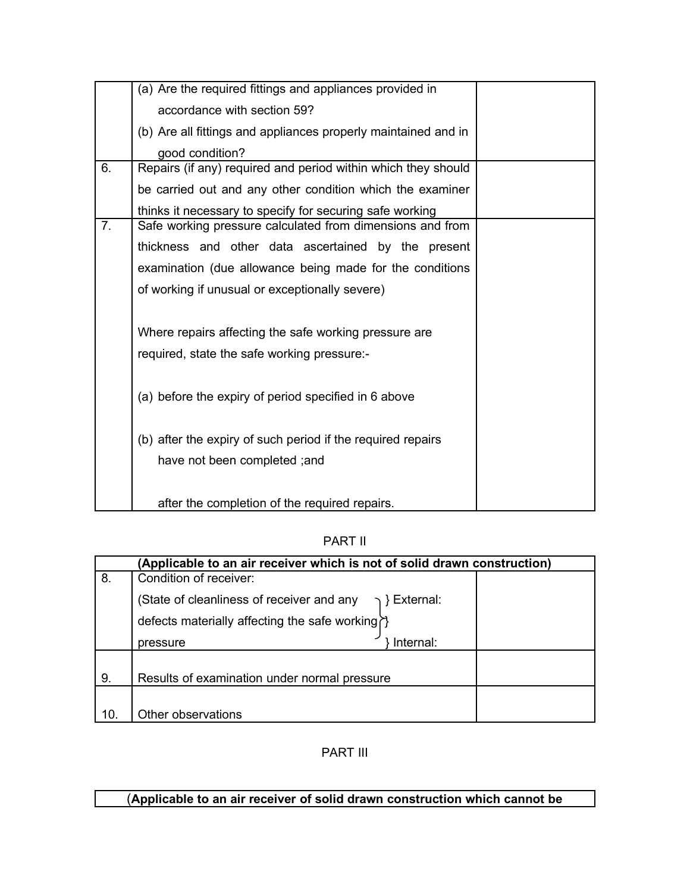|  |  |  |
|---|---|---|
|  | (a) Are the required fittings and appliances provided in accordance with section 59?<br>(b) Are all fittings and appliances properly maintained and in good condition? |  |
| 6. | Repairs (if any) required and period within which they should be carried out and any other condition which the examiner thinks it necessary to specify for securing safe working |  |
| 7. | Safe working pressure calculated from dimensions and from thickness and other data ascertained by the present examination (due allowance being made for the conditions of working if unusual or exceptionally severe)<br><br>Where repairs affecting the safe working pressure are required, state the safe working pressure:-<br><br>(a) before the expiry of period specified in 6 above<br><br>(b) after the expiry of such period if the required repairs have not been completed ;and<br><br>after the completion of the required repairs. |  |

PART II

|  | **(Applicable to an air receiver which is not of solid drawn construction)** |  |
|---|---|---|
| 8. | Condition of receiver:<br>(State of cleanliness of receiver and any defects materially affecting the safe working pressure } External: } Internal: |  |
| 9. | Results of examination under normal pressure |  |
| 10. | Other observations |  |

PART III

| (**Applicable to an air receiver of solid drawn construction which cannot be** |
|---|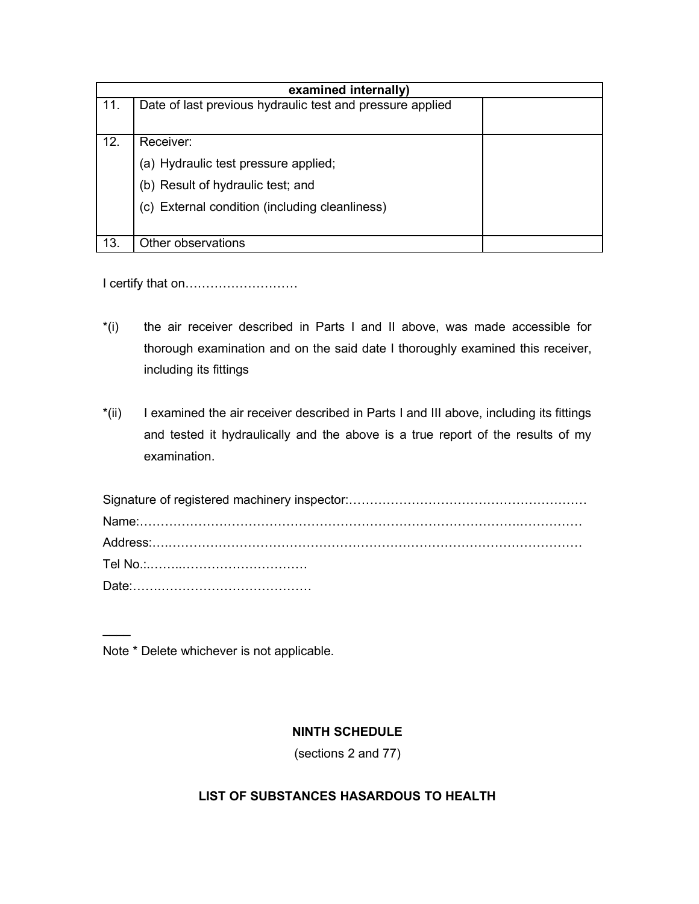| examined internally) | | |
|---|---|---|
| 11. | Date of last previous hydraulic test and pressure applied | |
| 12. | Receiver:<br>(a) Hydraulic test pressure applied;<br>(b) Result of hydraulic test; and<br>(c) External condition (including cleanliness) | |
| 13. | Other observations | |

I certify that on………………………

*(i) the air receiver described in Parts I and II above, was made accessible for thorough examination and on the said date I thoroughly examined this receiver, including its fittings

*(ii) I examined the air receiver described in Parts I and III above, including its fittings and tested it hydraulically and the above is a true report of the results of my examination.

Signature of registered machinery inspector:…………………………………………………
Name:………………………………………………………………………………….……………
Address:…………………………………………………………………………………………
Tel No.:……..…………………………
Date:……………………………………

____
Note * Delete whichever is not applicable.

## NINTH SCHEDULE

(sections 2 and 77)

## LIST OF SUBSTANCES HASARDOUS TO HEALTH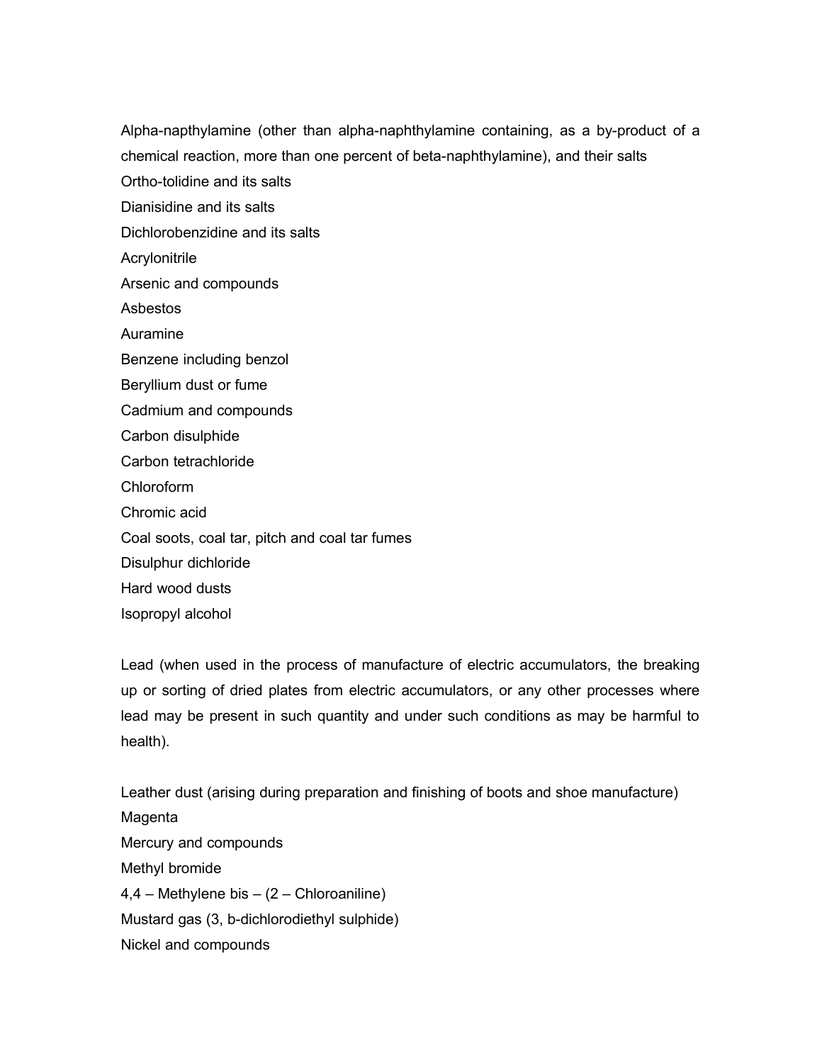Alpha-napthylamine (other than alpha-naphthylamine containing, as a by-product of a chemical reaction, more than one percent of beta-naphthylamine), and their salts

Ortho-tolidine and its salts

Dianisidine and its salts

Dichlorobenzidine and its salts

Acrylonitrile

Arsenic and compounds

Asbestos

Auramine

Benzene including benzol

Beryllium dust or fume

Cadmium and compounds

Carbon disulphide

Carbon tetrachloride

Chloroform

Chromic acid

Coal soots, coal tar, pitch and coal tar fumes

Disulphur dichloride

Hard wood dusts

Isopropyl alcohol

Lead (when used in the process of manufacture of electric accumulators, the breaking up or sorting of dried plates from electric accumulators, or any other processes where lead may be present in such quantity and under such conditions as may be harmful to health).

Leather dust (arising during preparation and finishing of boots and shoe manufacture)

Magenta

Mercury and compounds

Methyl bromide

4,4 – Methylene bis – (2 – Chloroaniline)

Mustard gas (3, b-dichlorodiethyl sulphide)

Nickel and compounds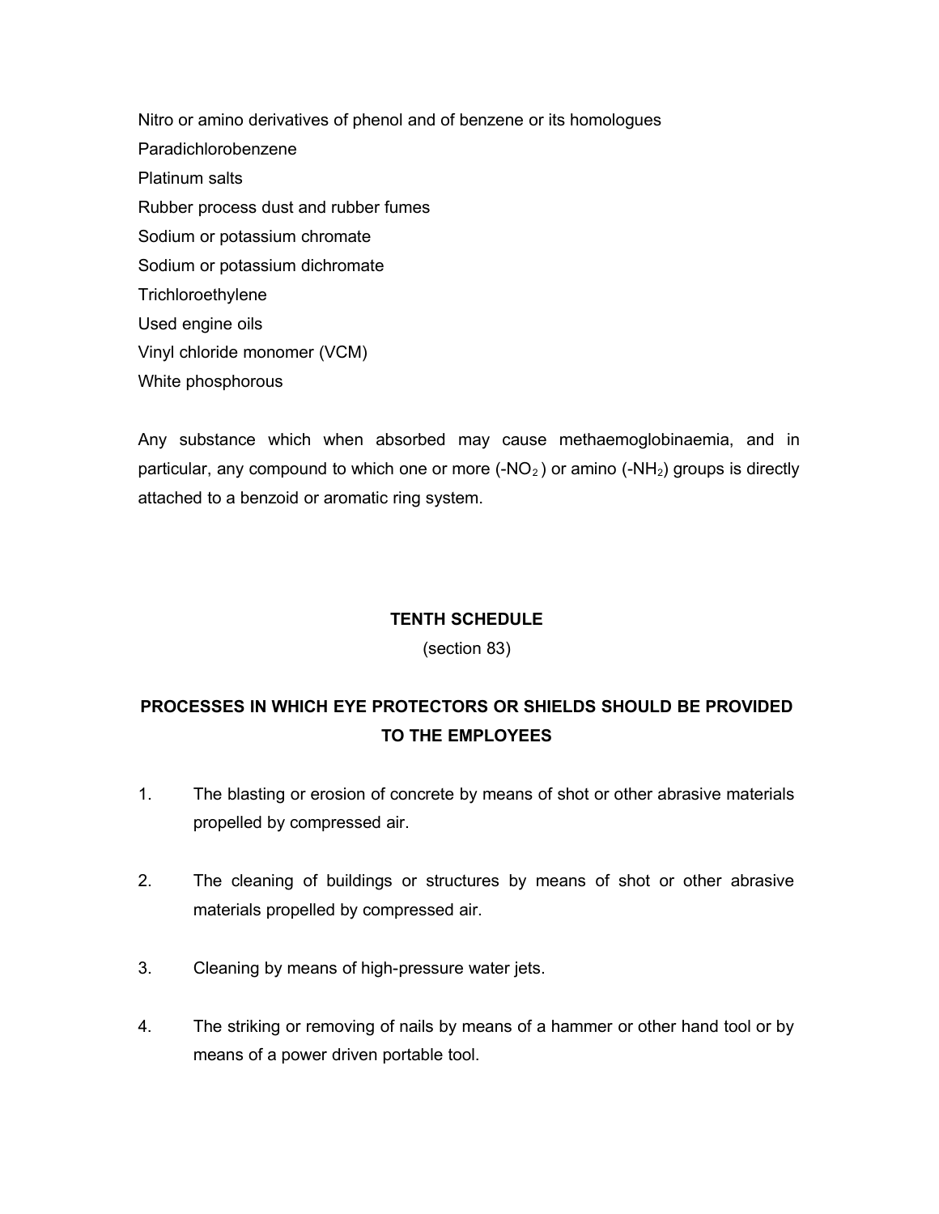Nitro or amino derivatives of phenol and of benzene or its homologues

Paradichlorobenzene

Platinum salts

Rubber process dust and rubber fumes

Sodium or potassium chromate

Sodium or potassium dichromate

Trichloroethylene

Used engine oils

Vinyl chloride monomer (VCM)

White phosphorous

Any substance which when absorbed may cause methaemoglobinaemia, and in particular, any compound to which one or more ($-NO_2$) or amino ($-NH_2$) groups is directly attached to a benzoid or aromatic ring system.

## TENTH SCHEDULE

(section 83)

## PROCESSES IN WHICH EYE PROTECTORS OR SHIELDS SHOULD BE PROVIDED TO THE EMPLOYEES

1. The blasting or erosion of concrete by means of shot or other abrasive materials propelled by compressed air.

2. The cleaning of buildings or structures by means of shot or other abrasive materials propelled by compressed air.

3. Cleaning by means of high-pressure water jets.

4. The striking or removing of nails by means of a hammer or other hand tool or by means of a power driven portable tool.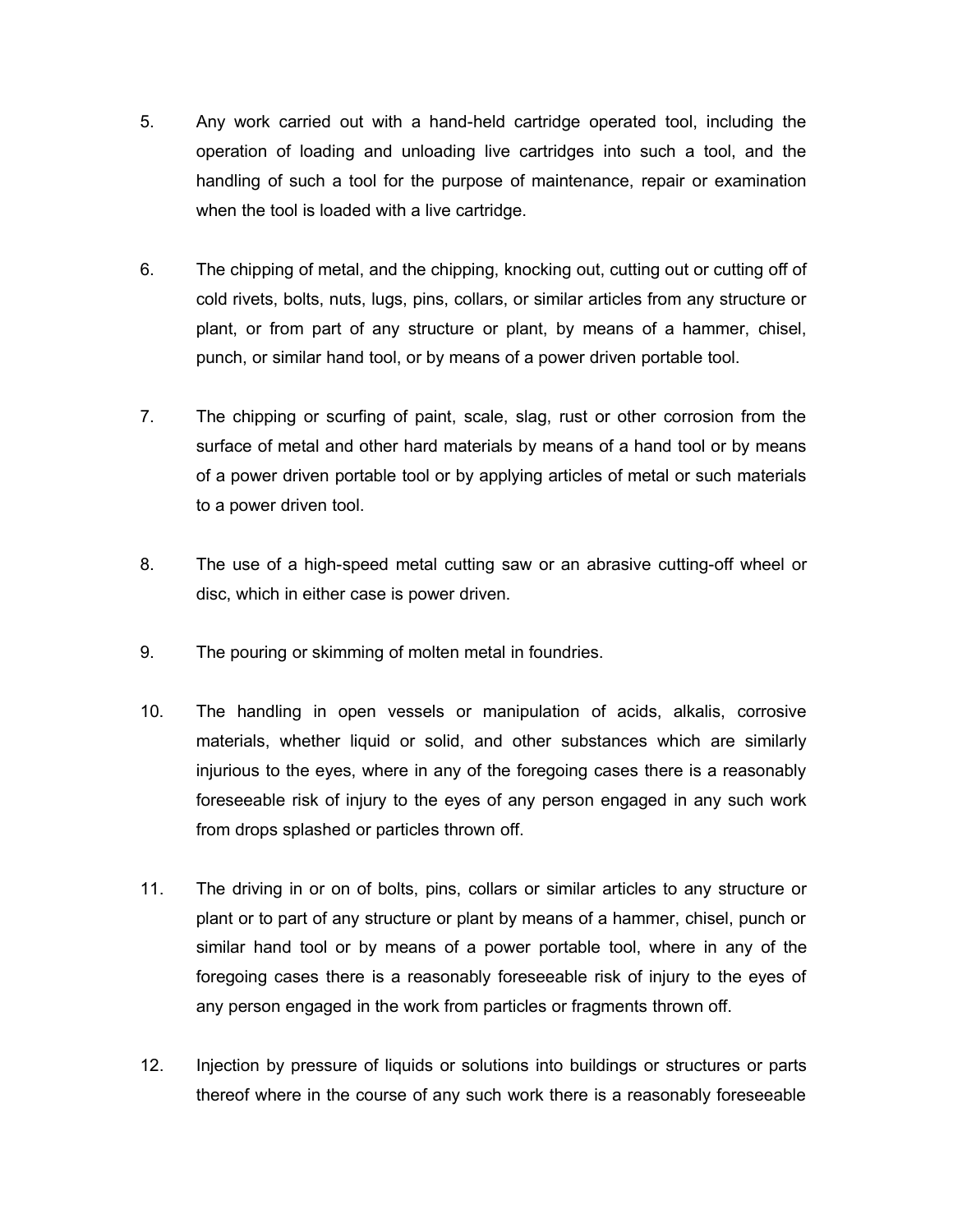5. Any work carried out with a hand-held cartridge operated tool, including the operation of loading and unloading live cartridges into such a tool, and the handling of such a tool for the purpose of maintenance, repair or examination when the tool is loaded with a live cartridge.

6. The chipping of metal, and the chipping, knocking out, cutting out or cutting off of cold rivets, bolts, nuts, lugs, pins, collars, or similar articles from any structure or plant, or from part of any structure or plant, by means of a hammer, chisel, punch, or similar hand tool, or by means of a power driven portable tool.

7. The chipping or scurfing of paint, scale, slag, rust or other corrosion from the surface of metal and other hard materials by means of a hand tool or by means of a power driven portable tool or by applying articles of metal or such materials to a power driven tool.

8. The use of a high-speed metal cutting saw or an abrasive cutting-off wheel or disc, which in either case is power driven.

9. The pouring or skimming of molten metal in foundries.

10. The handling in open vessels or manipulation of acids, alkalis, corrosive materials, whether liquid or solid, and other substances which are similarly injurious to the eyes, where in any of the foregoing cases there is a reasonably foreseeable risk of injury to the eyes of any person engaged in any such work from drops splashed or particles thrown off.

11. The driving in or on of bolts, pins, collars or similar articles to any structure or plant or to part of any structure or plant by means of a hammer, chisel, punch or similar hand tool or by means of a power portable tool, where in any of the foregoing cases there is a reasonably foreseeable risk of injury to the eyes of any person engaged in the work from particles or fragments thrown off.

12. Injection by pressure of liquids or solutions into buildings or structures or parts thereof where in the course of any such work there is a reasonably foreseeable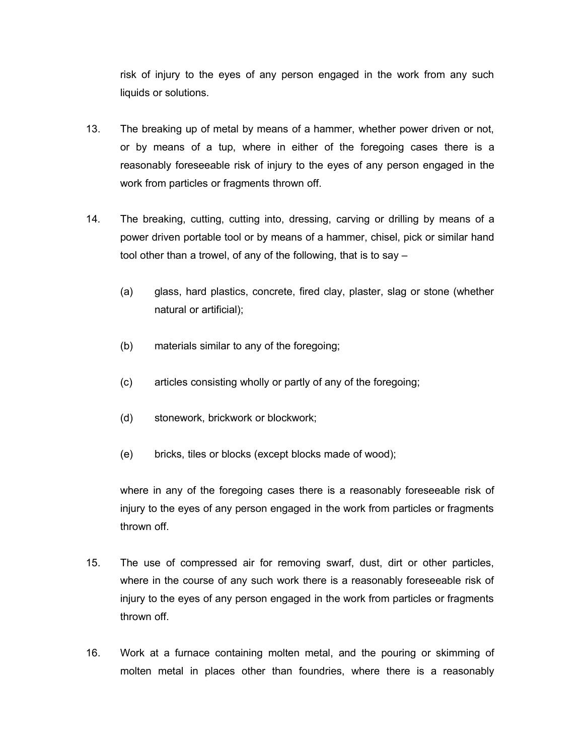risk of injury to the eyes of any person engaged in the work from any such liquids or solutions.

13. The breaking up of metal by means of a hammer, whether power driven or not, or by means of a tup, where in either of the foregoing cases there is a reasonably foreseeable risk of injury to the eyes of any person engaged in the work from particles or fragments thrown off.

14. The breaking, cutting, cutting into, dressing, carving or drilling by means of a power driven portable tool or by means of a hammer, chisel, pick or similar hand tool other than a trowel, of any of the following, that is to say –

    (a) glass, hard plastics, concrete, fired clay, plaster, slag or stone (whether natural or artificial);

    (b) materials similar to any of the foregoing;

    (c) articles consisting wholly or partly of any of the foregoing;

    (d) stonework, brickwork or blockwork;

    (e) bricks, tiles or blocks (except blocks made of wood);

    where in any of the foregoing cases there is a reasonably foreseeable risk of injury to the eyes of any person engaged in the work from particles or fragments thrown off.

15. The use of compressed air for removing swarf, dust, dirt or other particles, where in the course of any such work there is a reasonably foreseeable risk of injury to the eyes of any person engaged in the work from particles or fragments thrown off.

16. Work at a furnace containing molten metal, and the pouring or skimming of molten metal in places other than foundries, where there is a reasonably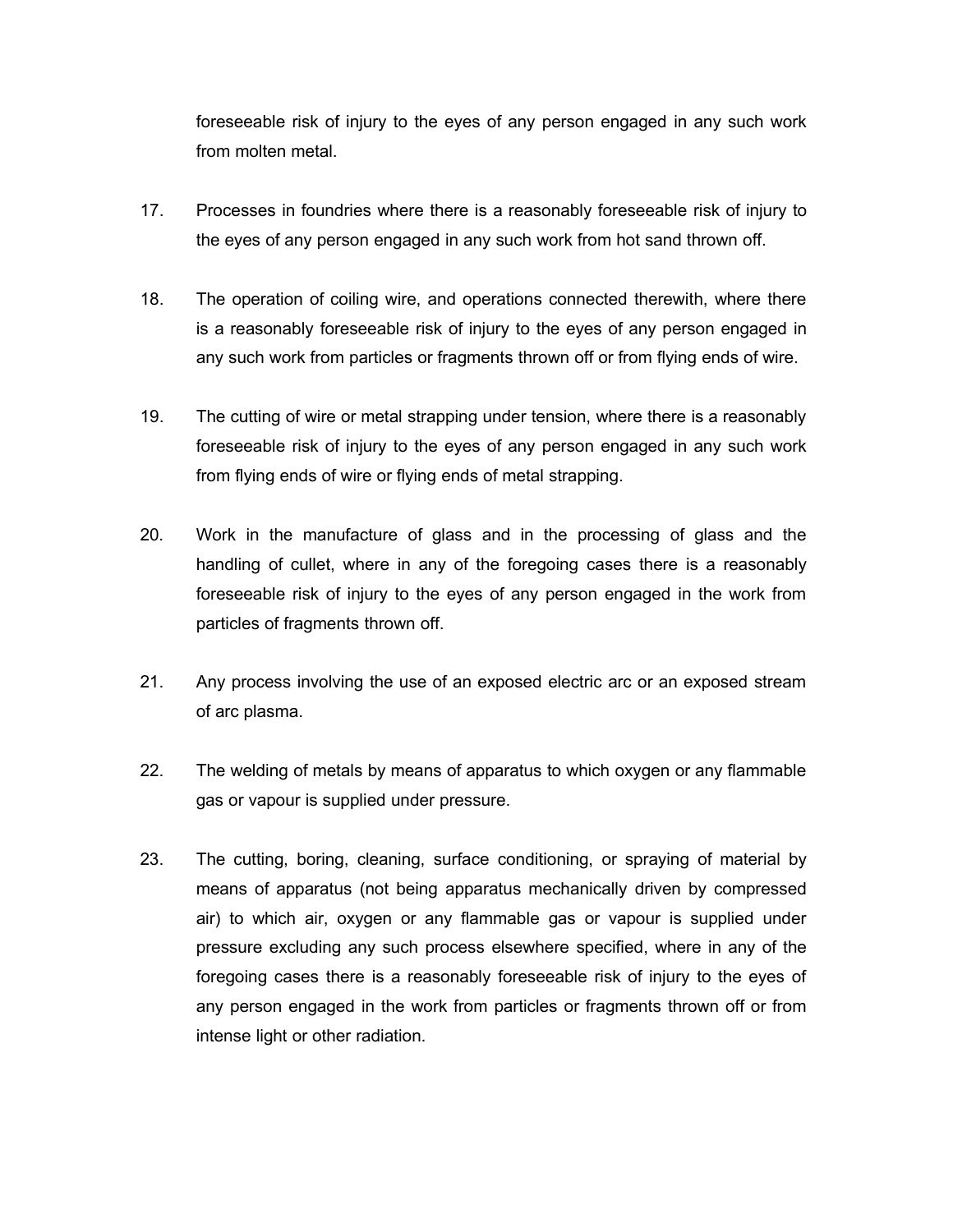foreseeable risk of injury to the eyes of any person engaged in any such work from molten metal.

17. Processes in foundries where there is a reasonably foreseeable risk of injury to the eyes of any person engaged in any such work from hot sand thrown off.

18. The operation of coiling wire, and operations connected therewith, where there is a reasonably foreseeable risk of injury to the eyes of any person engaged in any such work from particles or fragments thrown off or from flying ends of wire.

19. The cutting of wire or metal strapping under tension, where there is a reasonably foreseeable risk of injury to the eyes of any person engaged in any such work from flying ends of wire or flying ends of metal strapping.

20. Work in the manufacture of glass and in the processing of glass and the handling of cullet, where in any of the foregoing cases there is a reasonably foreseeable risk of injury to the eyes of any person engaged in the work from particles of fragments thrown off.

21. Any process involving the use of an exposed electric arc or an exposed stream of arc plasma.

22. The welding of metals by means of apparatus to which oxygen or any flammable gas or vapour is supplied under pressure.

23. The cutting, boring, cleaning, surface conditioning, or spraying of material by means of apparatus (not being apparatus mechanically driven by compressed air) to which air, oxygen or any flammable gas or vapour is supplied under pressure excluding any such process elsewhere specified, where in any of the foregoing cases there is a reasonably foreseeable risk of injury to the eyes of any person engaged in the work from particles or fragments thrown off or from intense light or other radiation.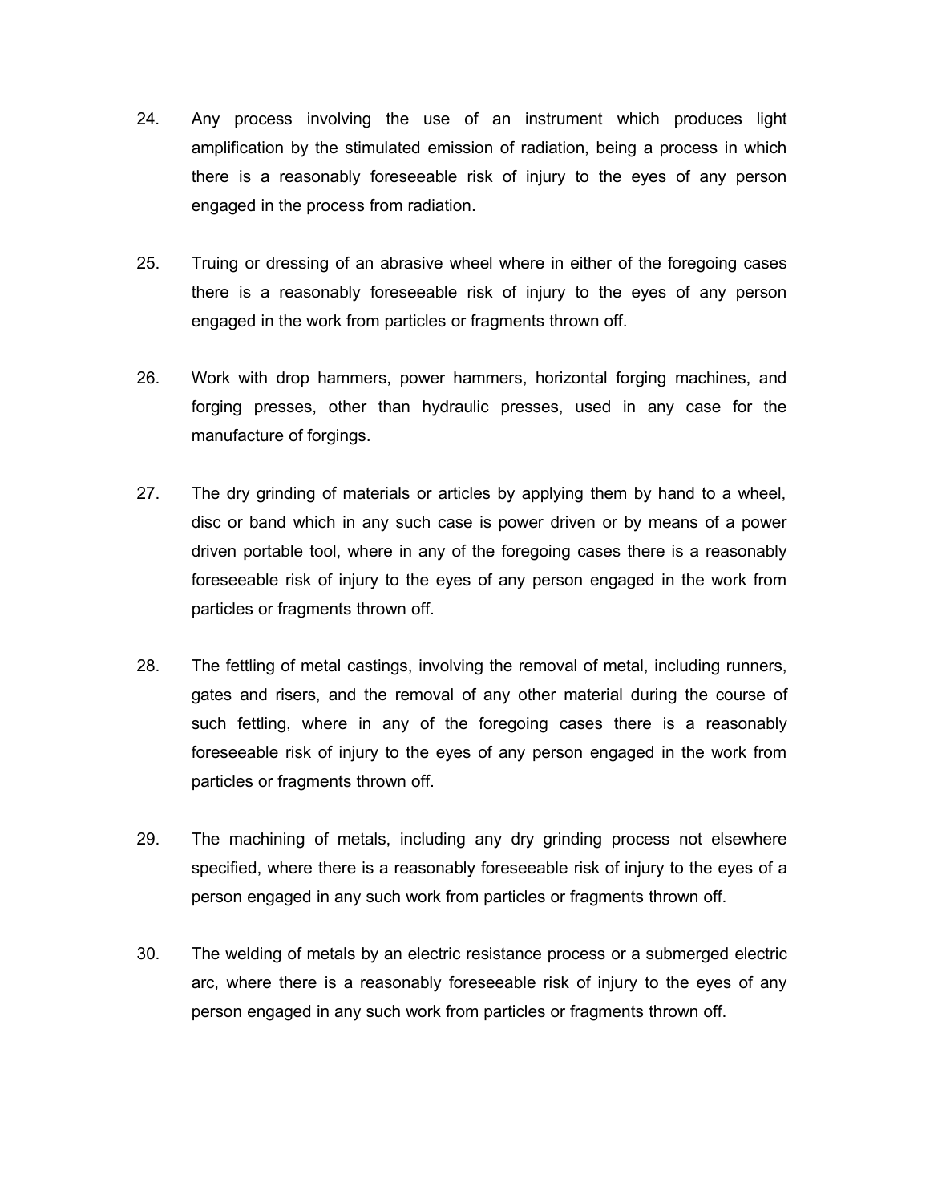24. Any process involving the use of an instrument which produces light amplification by the stimulated emission of radiation, being a process in which there is a reasonably foreseeable risk of injury to the eyes of any person engaged in the process from radiation.

25. Truing or dressing of an abrasive wheel where in either of the foregoing cases there is a reasonably foreseeable risk of injury to the eyes of any person engaged in the work from particles or fragments thrown off.

26. Work with drop hammers, power hammers, horizontal forging machines, and forging presses, other than hydraulic presses, used in any case for the manufacture of forgings.

27. The dry grinding of materials or articles by applying them by hand to a wheel, disc or band which in any such case is power driven or by means of a power driven portable tool, where in any of the foregoing cases there is a reasonably foreseeable risk of injury to the eyes of any person engaged in the work from particles or fragments thrown off.

28. The fettling of metal castings, involving the removal of metal, including runners, gates and risers, and the removal of any other material during the course of such fettling, where in any of the foregoing cases there is a reasonably foreseeable risk of injury to the eyes of any person engaged in the work from particles or fragments thrown off.

29. The machining of metals, including any dry grinding process not elsewhere specified, where there is a reasonably foreseeable risk of injury to the eyes of a person engaged in any such work from particles or fragments thrown off.

30. The welding of metals by an electric resistance process or a submerged electric arc, where there is a reasonably foreseeable risk of injury to the eyes of any person engaged in any such work from particles or fragments thrown off.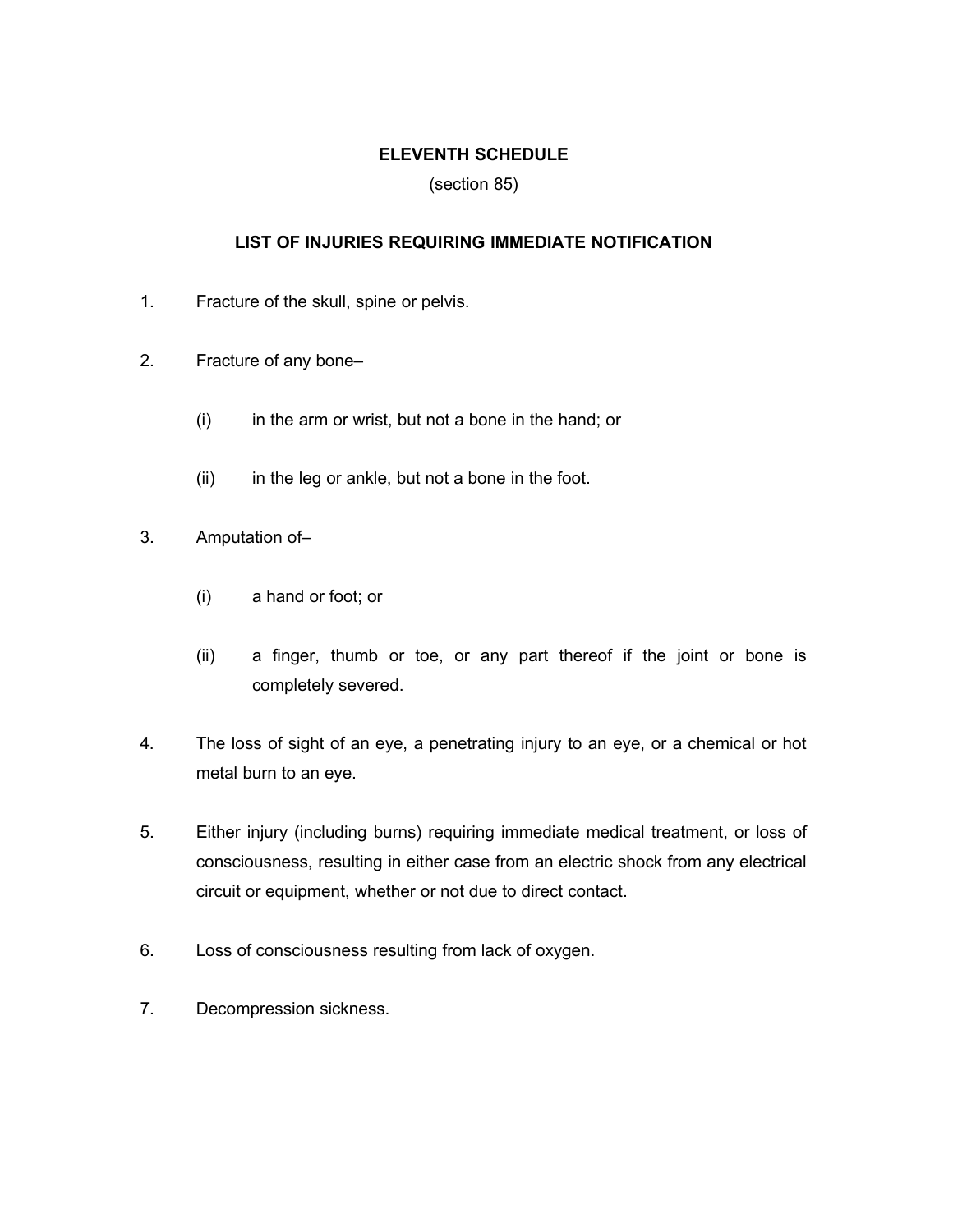## ELEVENTH SCHEDULE

(section 85)

### LIST OF INJURIES REQUIRING IMMEDIATE NOTIFICATION

1. Fracture of the skull, spine or pelvis.

2. Fracture of any bone–

   (i) in the arm or wrist, but not a bone in the hand; or

   (ii) in the leg or ankle, but not a bone in the foot.

3. Amputation of–

   (i) a hand or foot; or

   (ii) a finger, thumb or toe, or any part thereof if the joint or bone is completely severed.

4. The loss of sight of an eye, a penetrating injury to an eye, or a chemical or hot metal burn to an eye.

5. Either injury (including burns) requiring immediate medical treatment, or loss of consciousness, resulting in either case from an electric shock from any electrical circuit or equipment, whether or not due to direct contact.

6. Loss of consciousness resulting from lack of oxygen.

7. Decompression sickness.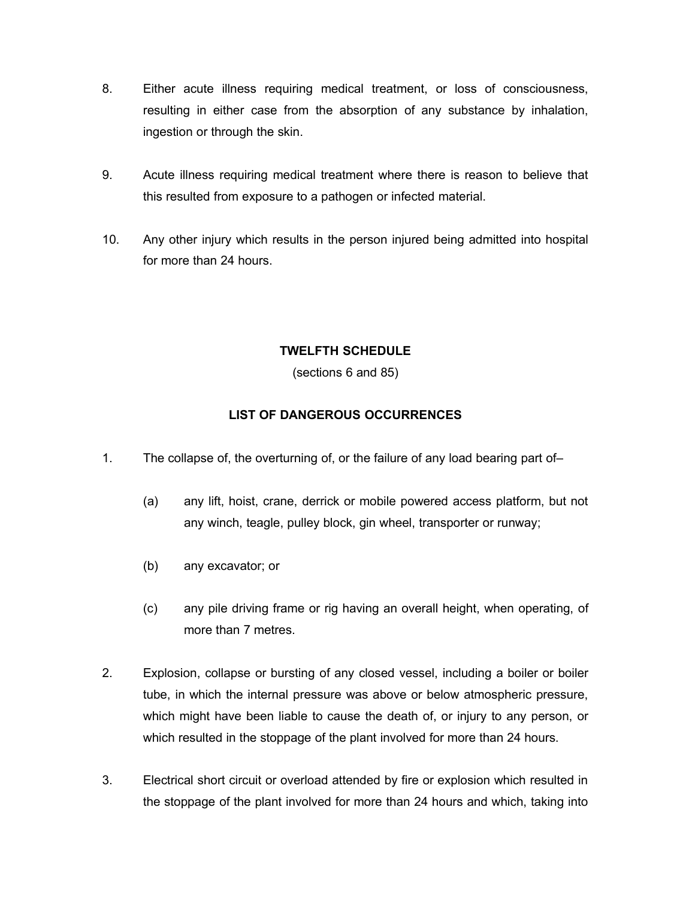8. Either acute illness requiring medical treatment, or loss of consciousness, resulting in either case from the absorption of any substance by inhalation, ingestion or through the skin.

9. Acute illness requiring medical treatment where there is reason to believe that this resulted from exposure to a pathogen or infected material.

10. Any other injury which results in the person injured being admitted into hospital for more than 24 hours.

## TWELFTH SCHEDULE

(sections 6 and 85)

### LIST OF DANGEROUS OCCURRENCES

1. The collapse of, the overturning of, or the failure of any load bearing part of–

    (a) any lift, hoist, crane, derrick or mobile powered access platform, but not any winch, teagle, pulley block, gin wheel, transporter or runway;

    (b) any excavator; or

    (c) any pile driving frame or rig having an overall height, when operating, of more than 7 metres.

2. Explosion, collapse or bursting of any closed vessel, including a boiler or boiler tube, in which the internal pressure was above or below atmospheric pressure, which might have been liable to cause the death of, or injury to any person, or which resulted in the stoppage of the plant involved for more than 24 hours.

3. Electrical short circuit or overload attended by fire or explosion which resulted in the stoppage of the plant involved for more than 24 hours and which, taking into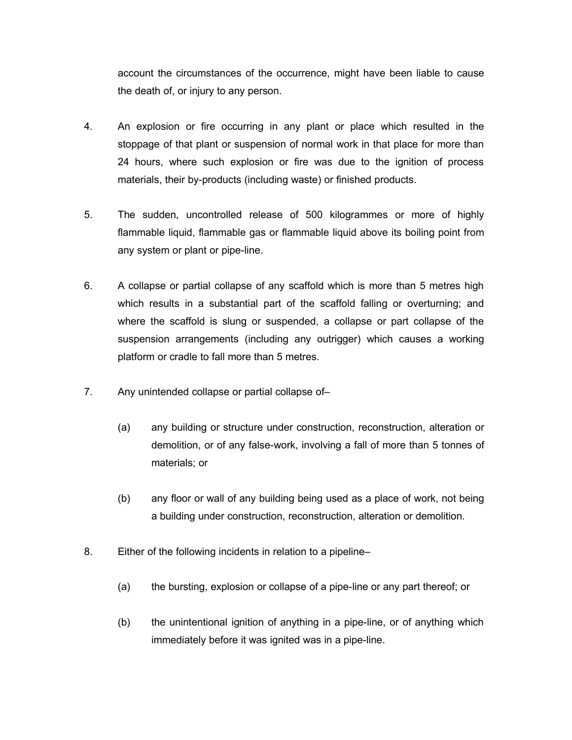account the circumstances of the occurrence, might have been liable to cause the death of, or injury to any person.

4. An explosion or fire occurring in any plant or place which resulted in the stoppage of that plant or suspension of normal work in that place for more than 24 hours, where such explosion or fire was due to the ignition of process materials, their by-products (including waste) or finished products.

5. The sudden, uncontrolled release of 500 kilogrammes or more of highly flammable liquid, flammable gas or flammable liquid above its boiling point from any system or plant or pipe-line.

6. A collapse or partial collapse of any scaffold which is more than 5 metres high which results in a substantial part of the scaffold falling or overturning; and where the scaffold is slung or suspended, a collapse or part collapse of the suspension arrangements (including any outrigger) which causes a working platform or cradle to fall more than 5 metres.

7. Any unintended collapse or partial collapse of–

   (a) any building or structure under construction, reconstruction, alteration or demolition, or of any false-work, involving a fall of more than 5 tonnes of materials; or

   (b) any floor or wall of any building being used as a place of work, not being a building under construction, reconstruction, alteration or demolition.

8. Either of the following incidents in relation to a pipeline–

   (a) the bursting, explosion or collapse of a pipe-line or any part thereof; or

   (b) the unintentional ignition of anything in a pipe-line, or of anything which immediately before it was ignited was in a pipe-line.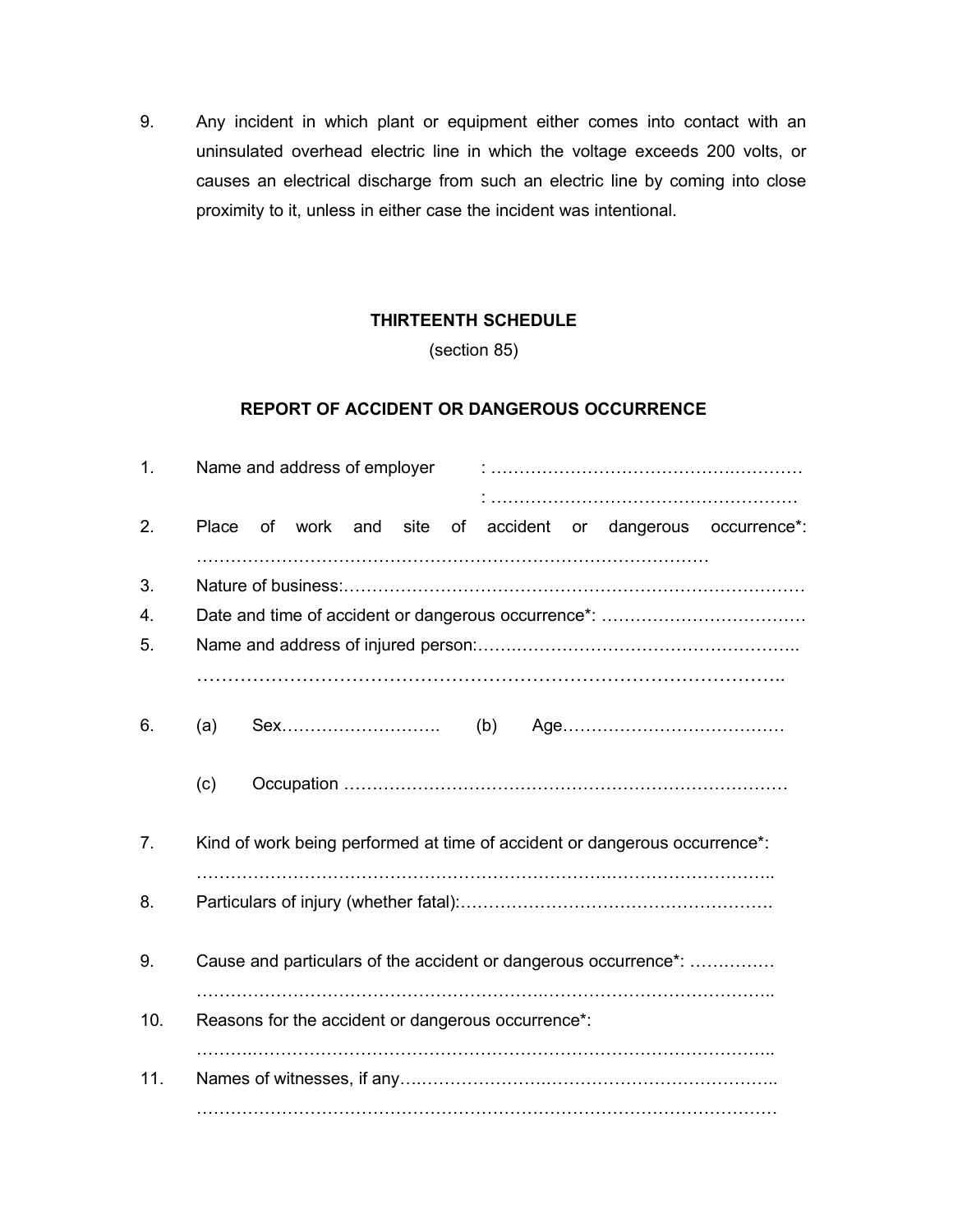9. Any incident in which plant or equipment either comes into contact with an uninsulated overhead electric line in which the voltage exceeds 200 volts, or causes an electrical discharge from such an electric line by coming into close proximity to it, unless in either case the incident was intentional.

## THIRTEENTH SCHEDULE

(section 85)

### REPORT OF ACCIDENT OR DANGEROUS OCCURRENCE

1. Name and address of employer : ………………………………………………
   : ………………………………………………
2. Place of work and site of accident or dangerous occurrence*: ………………………………………………………………………………
3. Nature of business:………………………………………………………………………
4. Date and time of accident or dangerous occurrence*: ………………………………
5. Name and address of injured person:………………………………………………..
   ……………………………………………………………………………………..
6. (a) Sex………………………. (b) Age…………………………………

   (c) Occupation ……………………………………………………………………
7. Kind of work being performed at time of accident or dangerous occurrence*:
   ……………………………………………………………………………………..
8. Particulars of injury (whether fatal):……………………………………………….
9. Cause and particulars of the accident or dangerous occurrence*: ……………
   ……………………………………………………………………………………..
10. Reasons for the accident or dangerous occurrence*:
    ……………………………………………………………………………………..
11. Names of witnesses, if any…………………………………………………………..
    ……………………………………………………………………………………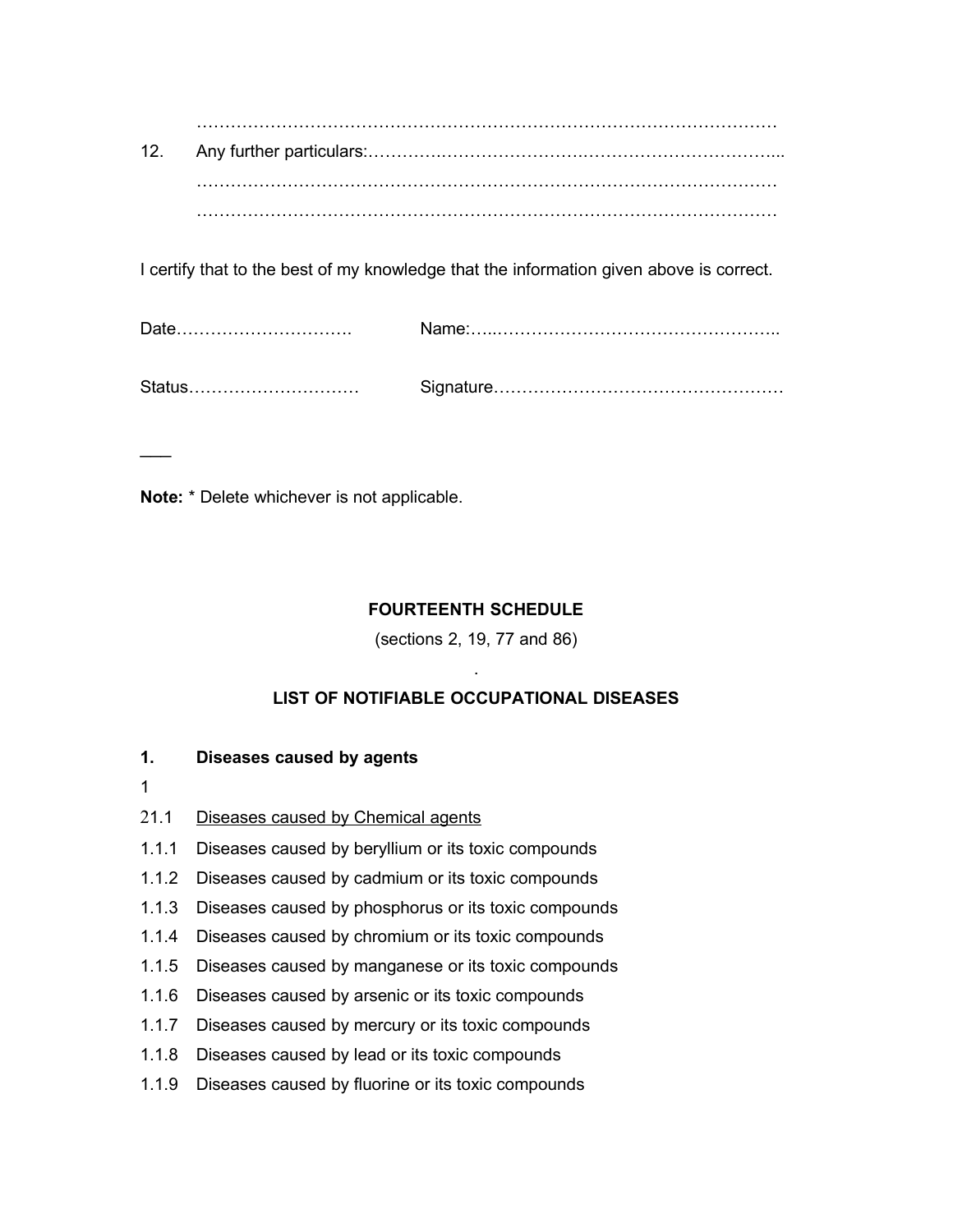…………………………………………………………………………………………

12. Any further particulars:………………………………………………………………...

…………………………………………………………………………………………

…………………………………………………………………………………………

I certify that to the best of my knowledge that the information given above is correct.

Date…………………………. Name:…..…………………………………………..

Status………………………… Signature……………………………………………

___

**Note:** * Delete whichever is not applicable.

## FOURTEENTH SCHEDULE

(sections 2, 19, 77 and 86)

.

## LIST OF NOTIFIABLE OCCUPATIONAL DISEASES

**1. Diseases caused by agents**

1

21.1 Diseases caused by Chemical agents

1.1.1 Diseases caused by beryllium or its toxic compounds

1.1.2 Diseases caused by cadmium or its toxic compounds

1.1.3 Diseases caused by phosphorus or its toxic compounds

1.1.4 Diseases caused by chromium or its toxic compounds

1.1.5 Diseases caused by manganese or its toxic compounds

1.1.6 Diseases caused by arsenic or its toxic compounds

1.1.7 Diseases caused by mercury or its toxic compounds

1.1.8 Diseases caused by lead or its toxic compounds

1.1.9 Diseases caused by fluorine or its toxic compounds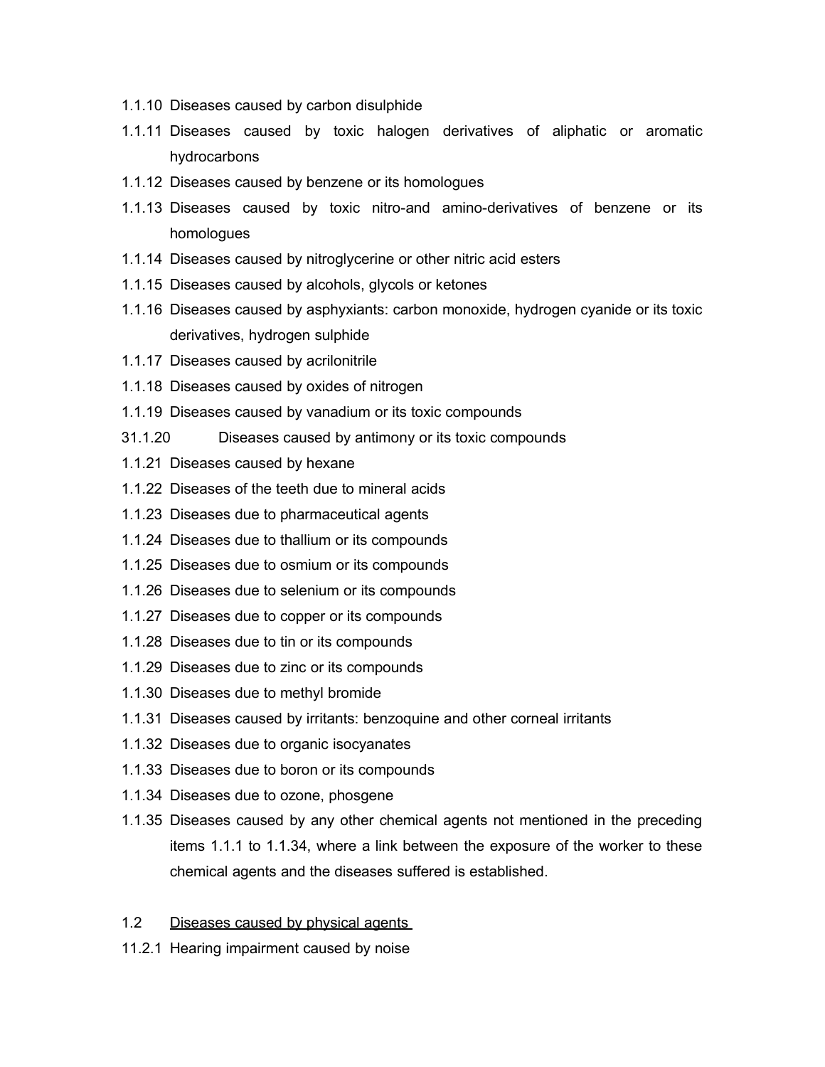1.1.10 Diseases caused by carbon disulphide

1.1.11 Diseases caused by toxic halogen derivatives of aliphatic or aromatic hydrocarbons

1.1.12 Diseases caused by benzene or its homologues

1.1.13 Diseases caused by toxic nitro-and amino-derivatives of benzene or its homologues

1.1.14 Diseases caused by nitroglycerine or other nitric acid esters

1.1.15 Diseases caused by alcohols, glycols or ketones

1.1.16 Diseases caused by asphyxiants: carbon monoxide, hydrogen cyanide or its toxic derivatives, hydrogen sulphide

1.1.17 Diseases caused by acrilonitrile

1.1.18 Diseases caused by oxides of nitrogen

1.1.19 Diseases caused by vanadium or its toxic compounds

31.1.20 Diseases caused by antimony or its toxic compounds

1.1.21 Diseases caused by hexane

1.1.22 Diseases of the teeth due to mineral acids

1.1.23 Diseases due to pharmaceutical agents

1.1.24 Diseases due to thallium or its compounds

1.1.25 Diseases due to osmium or its compounds

1.1.26 Diseases due to selenium or its compounds

1.1.27 Diseases due to copper or its compounds

1.1.28 Diseases due to tin or its compounds

1.1.29 Diseases due to zinc or its compounds

1.1.30 Diseases due to methyl bromide

1.1.31 Diseases caused by irritants: benzoquine and other corneal irritants

1.1.32 Diseases due to organic isocyanates

1.1.33 Diseases due to boron or its compounds

1.1.34 Diseases due to ozone, phosgene

1.1.35 Diseases caused by any other chemical agents not mentioned in the preceding items 1.1.1 to 1.1.34, where a link between the exposure of the worker to these chemical agents and the diseases suffered is established.

1.2 <u>Diseases caused by physical agents</u>

11.2.1 Hearing impairment caused by noise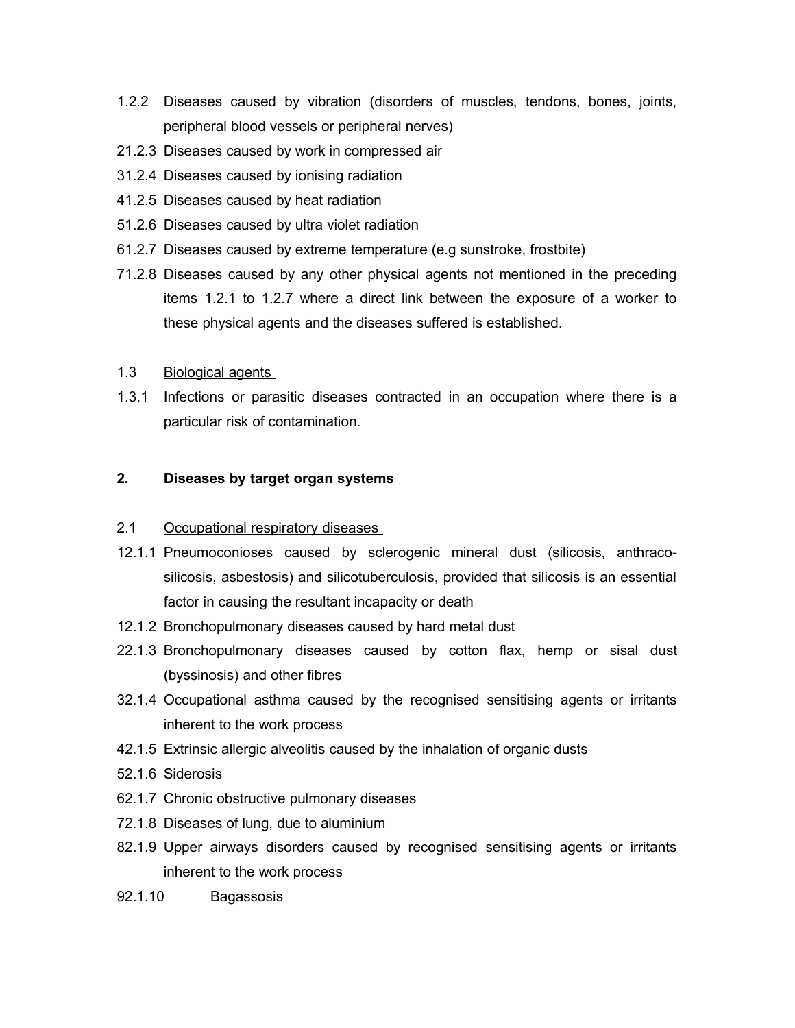1.2.2 Diseases caused by vibration (disorders of muscles, tendons, bones, joints, peripheral blood vessels or peripheral nerves)

21.2.3 Diseases caused by work in compressed air

31.2.4 Diseases caused by ionising radiation

41.2.5 Diseases caused by heat radiation

51.2.6 Diseases caused by ultra violet radiation

61.2.7 Diseases caused by extreme temperature (e.g sunstroke, frostbite)

71.2.8 Diseases caused by any other physical agents not mentioned in the preceding items 1.2.1 to 1.2.7 where a direct link between the exposure of a worker to these physical agents and the diseases suffered is established.

1.3 Biological agents

1.3.1 Infections or parasitic diseases contracted in an occupation where there is a particular risk of contamination.

**2. Diseases by target organ systems**

2.1 Occupational respiratory diseases

12.1.1 Pneumoconioses caused by sclerogenic mineral dust (silicosis, anthraco-silicosis, asbestosis) and silicotuberculosis, provided that silicosis is an essential factor in causing the resultant incapacity or death

12.1.2 Bronchopulmonary diseases caused by hard metal dust

22.1.3 Bronchopulmonary diseases caused by cotton flax, hemp or sisal dust (byssinosis) and other fibres

32.1.4 Occupational asthma caused by the recognised sensitising agents or irritants inherent to the work process

42.1.5 Extrinsic allergic alveolitis caused by the inhalation of organic dusts

52.1.6 Siderosis

62.1.7 Chronic obstructive pulmonary diseases

72.1.8 Diseases of lung, due to aluminium

82.1.9 Upper airways disorders caused by recognised sensitising agents or irritants inherent to the work process

92.1.10 Bagassosis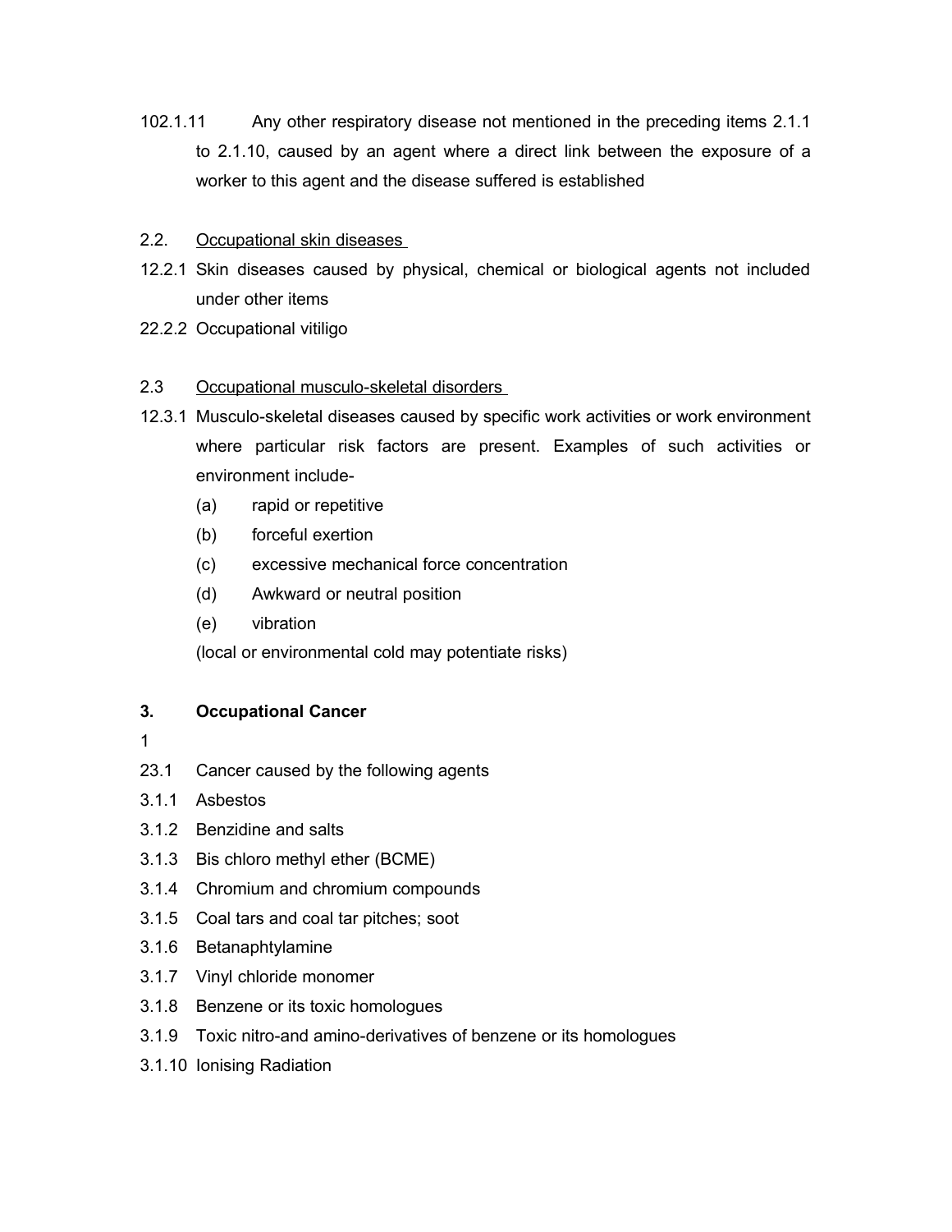102.1.11 Any other respiratory disease not mentioned in the preceding items 2.1.1 to 2.1.10, caused by an agent where a direct link between the exposure of a worker to this agent and the disease suffered is established

2.2. Occupational skin diseases

12.2.1 Skin diseases caused by physical, chemical or biological agents not included under other items

22.2.2 Occupational vitiligo

2.3 Occupational musculo-skeletal disorders

12.3.1 Musculo-skeletal diseases caused by specific work activities or work environment where particular risk factors are present. Examples of such activities or environment include-

(a) rapid or repetitive

(b) forceful exertion

(c) excessive mechanical force concentration

(d) Awkward or neutral position

(e) vibration

(local or environmental cold may potentiate risks)

**3. Occupational Cancer**

1

23.1 Cancer caused by the following agents

3.1.1 Asbestos

3.1.2 Benzidine and salts

3.1.3 Bis chloro methyl ether (BCME)

3.1.4 Chromium and chromium compounds

3.1.5 Coal tars and coal tar pitches; soot

3.1.6 Betanaphtylamine

3.1.7 Vinyl chloride monomer

3.1.8 Benzene or its toxic homologues

3.1.9 Toxic nitro-and amino-derivatives of benzene or its homologues

3.1.10 Ionising Radiation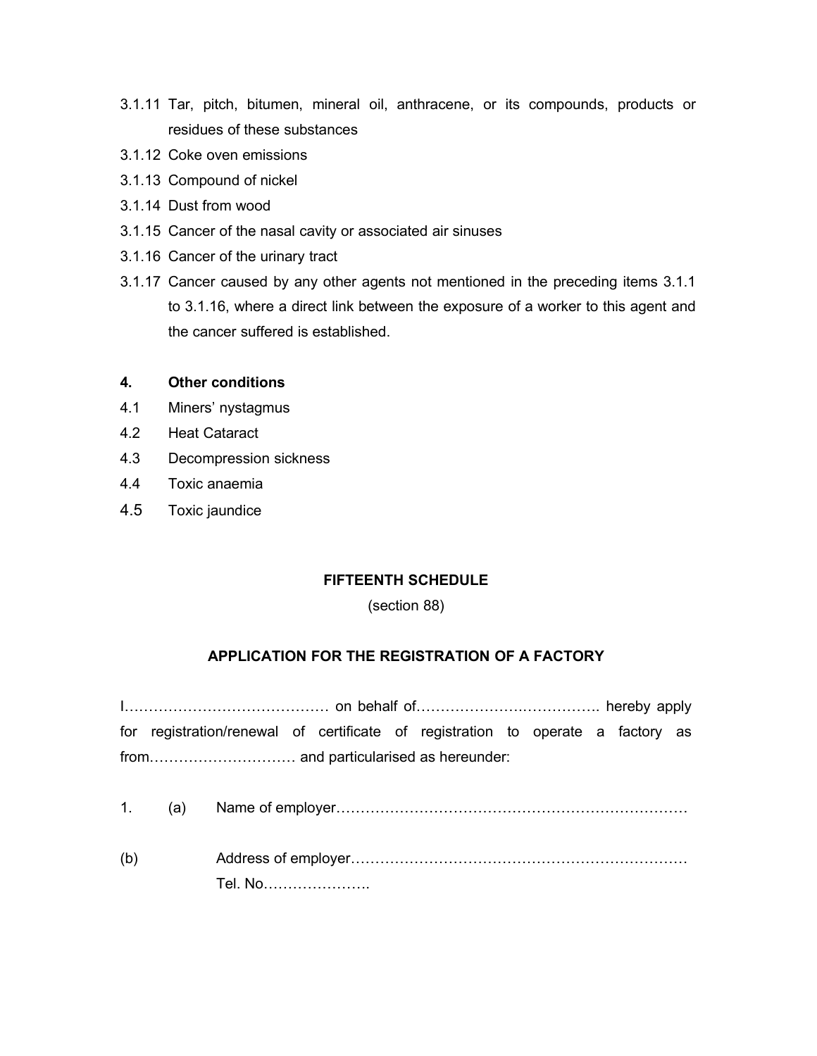3.1.11 Tar, pitch, bitumen, mineral oil, anthracene, or its compounds, products or residues of these substances

3.1.12 Coke oven emissions

3.1.13 Compound of nickel

3.1.14 Dust from wood

3.1.15 Cancer of the nasal cavity or associated air sinuses

3.1.16 Cancer of the urinary tract

3.1.17 Cancer caused by any other agents not mentioned in the preceding items 3.1.1 to 3.1.16, where a direct link between the exposure of a worker to this agent and the cancer suffered is established.

**4. Other conditions**

4.1 Miners' nystagmus

4.2 Heat Cataract

4.3 Decompression sickness

4.4 Toxic anaemia

4.5 Toxic jaundice

## FIFTEENTH SCHEDULE

(section 88)

## APPLICATION FOR THE REGISTRATION OF A FACTORY

I…………………………………… on behalf of………………….……………. hereby apply for registration/renewal of certificate of registration to operate a factory as from………………………… and particularised as hereunder:

1. (a) Name of employer………………………………………………………………

(b) Address of employer……………………………………………………………
Tel. No………………….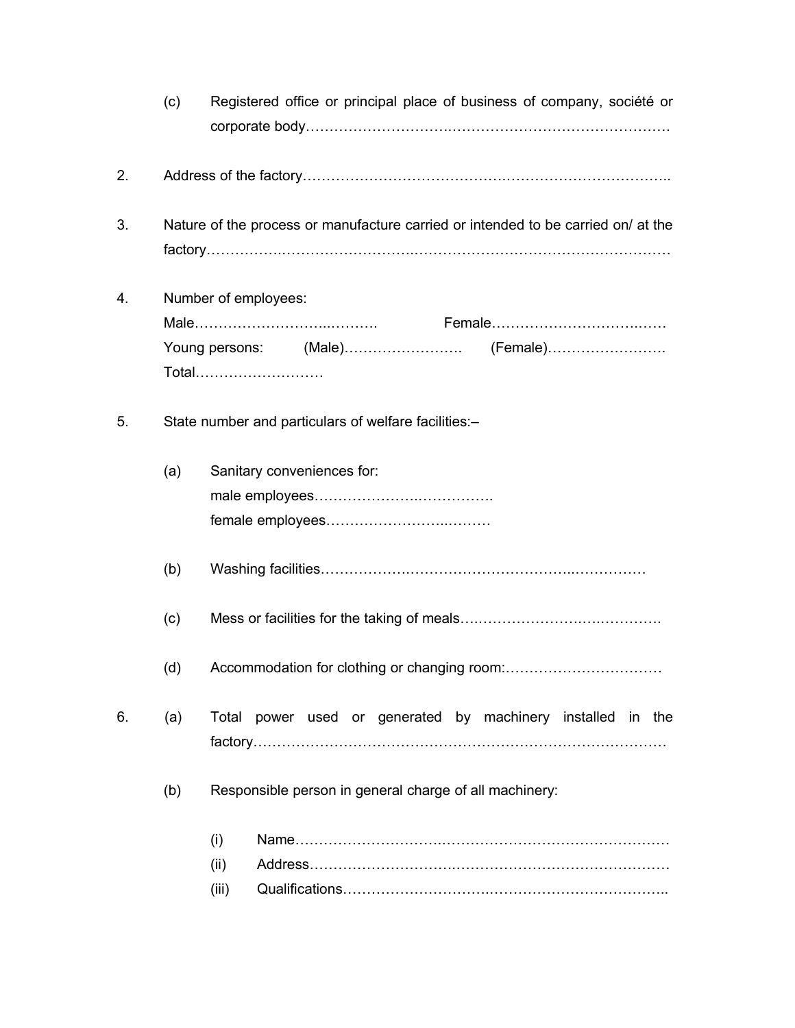(c) Registered office or principal place of business of company, société or corporate body……………………….………………………………………

2. Address of the factory…………………………………….…………………………..

3. Nature of the process or manufacture carried or intended to be carried on/ at the factory…………….……………………..…………………….……………………

4. Number of employees:

   Male…………………….…..……… Female…………………………….……

   Young persons: (Male)…………………….. (Female)…………………….

   Total………………………

5. State number and particulars of welfare facilities:–

   (a) Sanitary conveniences for:

   male employees…………………..…………….

   female employees……………………..………

   (b) Washing facilities……………….……………………………..…………….

   (c) Mess or facilities for the taking of meals….…………………….………….

   (d) Accommodation for clothing or changing room:……………………………

6. (a) Total power used or generated by machinery installed in the factory…………………………………………………………………………

   (b) Responsible person in general charge of all machinery:

   (i) Name………………………….…………………………………………

   (ii) Address………………………..………………………………………

   (iii) Qualifications………………………….……………………………..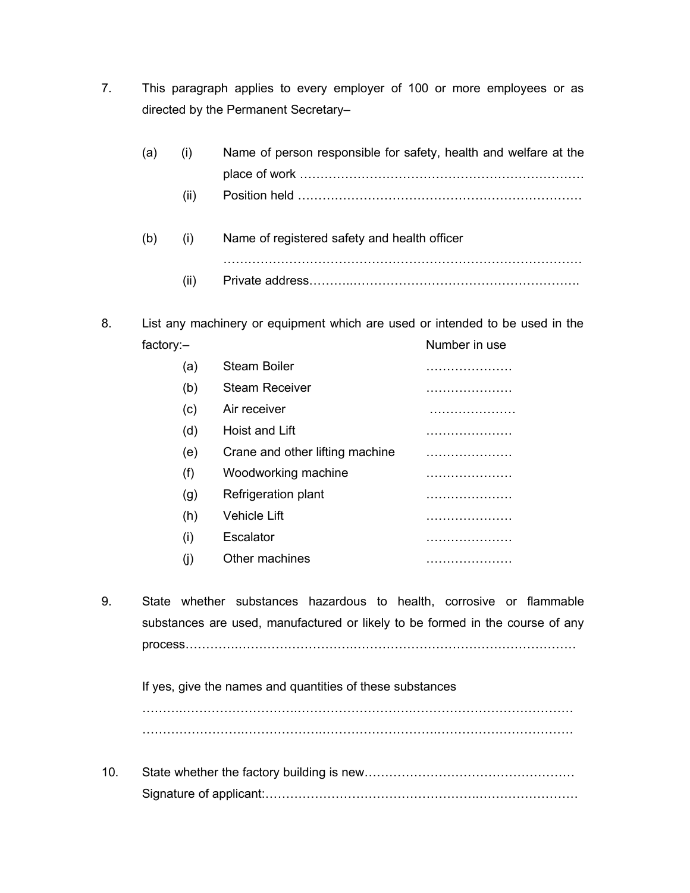7. This paragraph applies to every employer of 100 or more employees or as directed by the Permanent Secretary–

(a) (i) Name of person responsible for safety, health and welfare at the place of work ……………………………………………………………

(ii) Position held ……………………………………………………………

(b) (i) Name of registered safety and health officer ……………………………………………………………………………

(ii) Private address………..……………………………………………….

8. List any machinery or equipment which are used or intended to be used in the factory:–

| | | Number in use |
|---|---|---|
| (a) | Steam Boiler | ………………… |
| (b) | Steam Receiver | ………………… |
| (c) | Air receiver | ………………… |
| (d) | Hoist and Lift | ………………… |
| (e) | Crane and other lifting machine | ………………… |
| (f) | Woodworking machine | ………………… |
| (g) | Refrigeration plant | ………………… |
| (h) | Vehicle Lift | ………………… |
| (i) | Escalator | ………………… |
| (j) | Other machines | ………………… |

9. State whether substances hazardous to health, corrosive or flammable substances are used, manufactured or likely to be formed in the course of any process……………………………………………………………………………………

If yes, give the names and quantities of these substances

…………………………………………………………………………………………

…………………………………………………………………………………………

10. State whether the factory building is new……………………………………………

Signature of applicant:……………………………………………………………………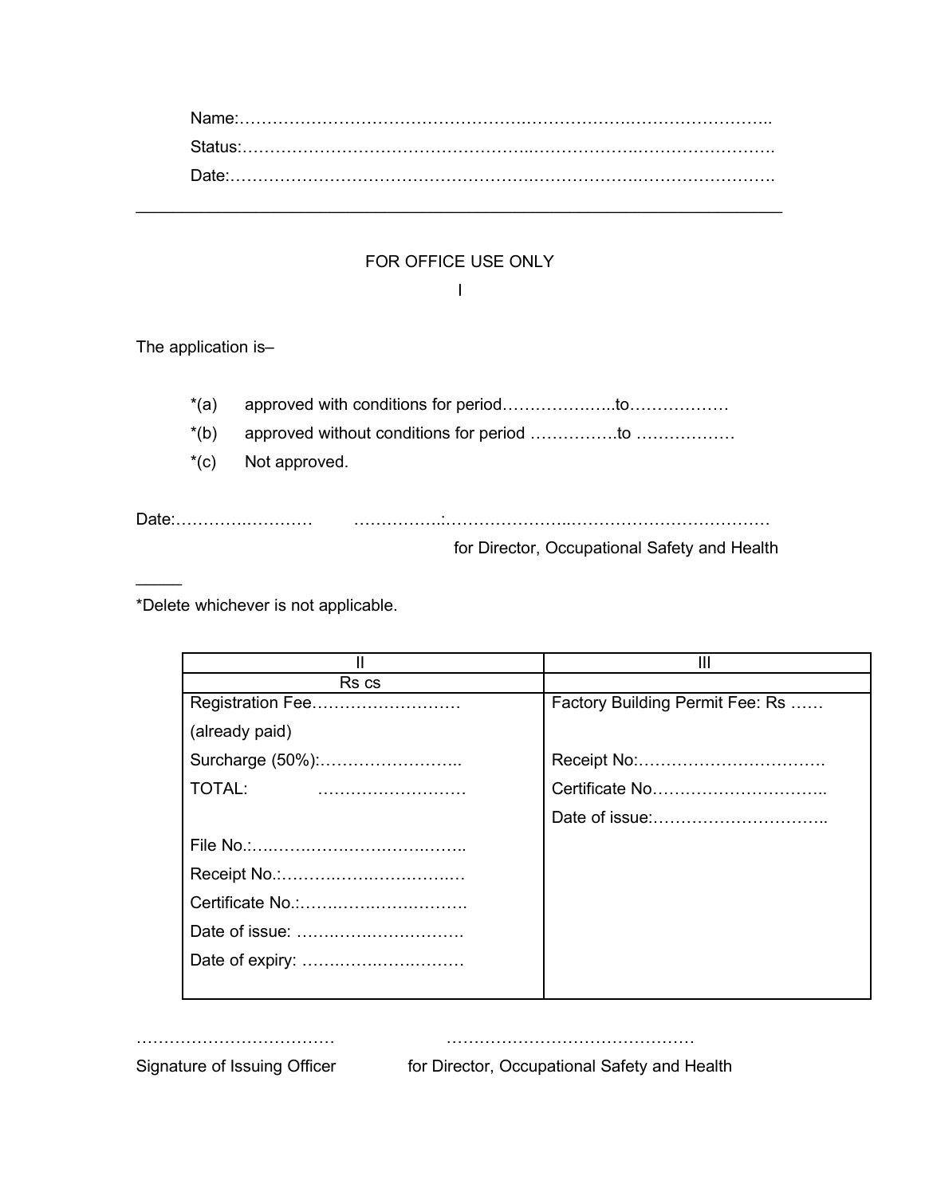Name:………………………………………….……………….…………………..

Status:…………………………………………..…………….……………………….

Date:………………………………………………….…………….…………………….

---

FOR OFFICE USE ONLY

I

The application is–

*(a) approved with conditions for period………………..to………………

*(b) approved without conditions for period …………….to ………………

*(c) Not approved.

Date:……….………… …………….:…………………..………………………………

for Director, Occupational Safety and Health

*Delete whichever is not applicable.

| II | III |
|---|---|
| Rs cs | |
| Registration Fee………………………<br>(already paid)<br>Surcharge (50%):……………………..<br>TOTAL: ………………………<br><br>File No.:….…….…….……….……..<br>Receipt No.:……….…….……….…<br>Certificate No.:……..……..…….…….<br>Date of issue: ……….….……….….<br>Date of expiry: ……….….……….…… | Factory Building Permit Fee: Rs ……<br><br>Receipt No:……………………………<br>Certificate No…………………………..<br>Date of issue:………………………….. |

……………………………… ………………………………………

Signature of Issuing Officer for Director, Occupational Safety and Health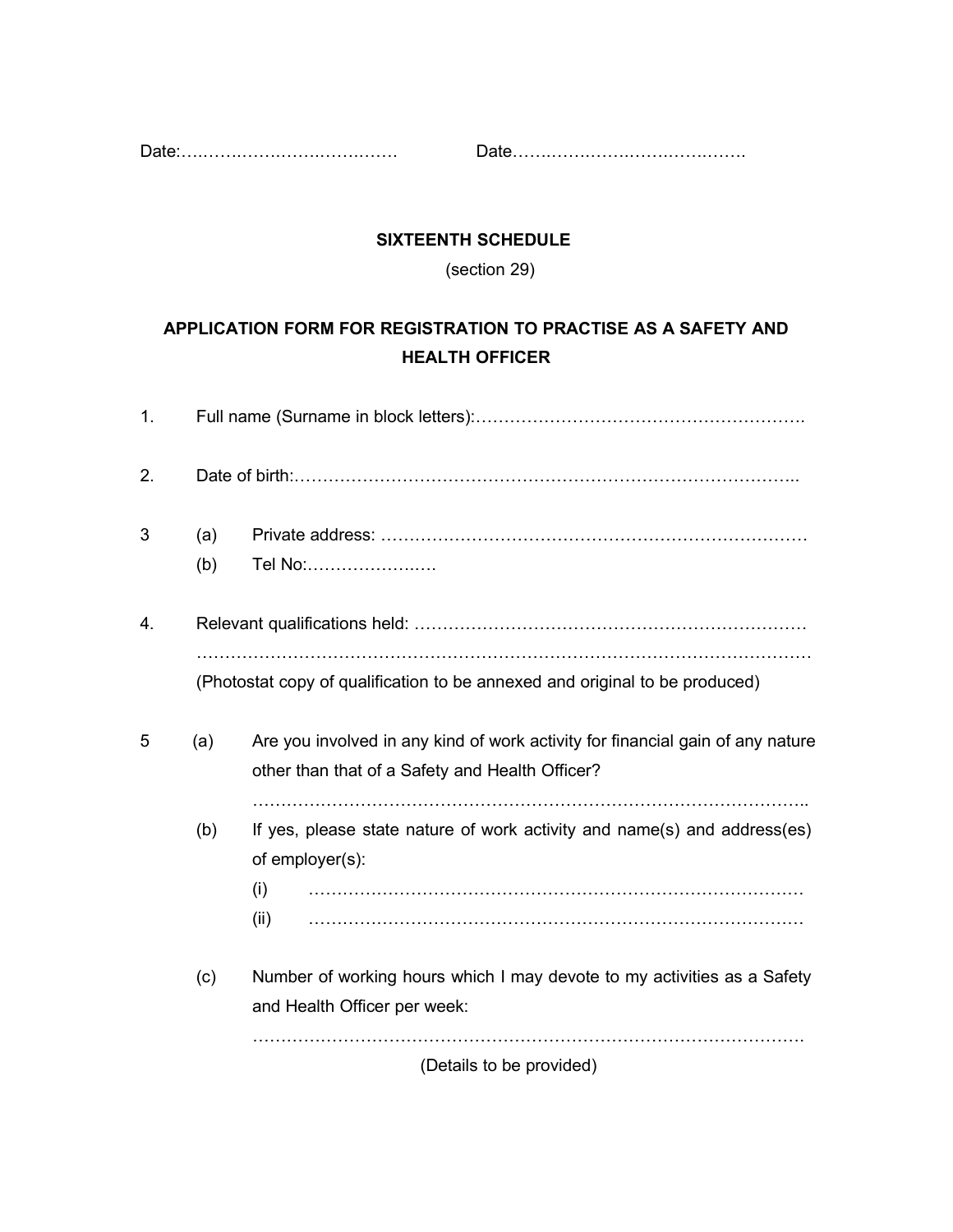Date:…….…………….………… Date…….……………………………….

**SIXTEENTH SCHEDULE**

(section 29)

## APPLICATION FORM FOR REGISTRATION TO PRACTISE AS A SAFETY AND HEALTH OFFICER

1. Full name (Surname in block letters):………………………………………………….

2. Date of birth:…………………………………………………………………………..

3 (a) Private address: …………………………………………………………………
 (b) Tel No:………………..…

4. Relevant qualifications held: ……………………………………………………………
 ……………………………………………………………………………………………
 (Photostat copy of qualification to be annexed and original to be produced)

5 (a) Are you involved in any kind of work activity for financial gain of any nature other than that of a Safety and Health Officer?
 ……………………………………………………………………………………..
 (b) If yes, please state nature of work activity and name(s) and address(es) of employer(s):
 (i) ……………………………………………………………………………
 (ii) ……………………………………………………………………………

 (c) Number of working hours which I may devote to my activities as a Safety and Health Officer per week:
 ……………………………………………………………………………………
 (Details to be provided)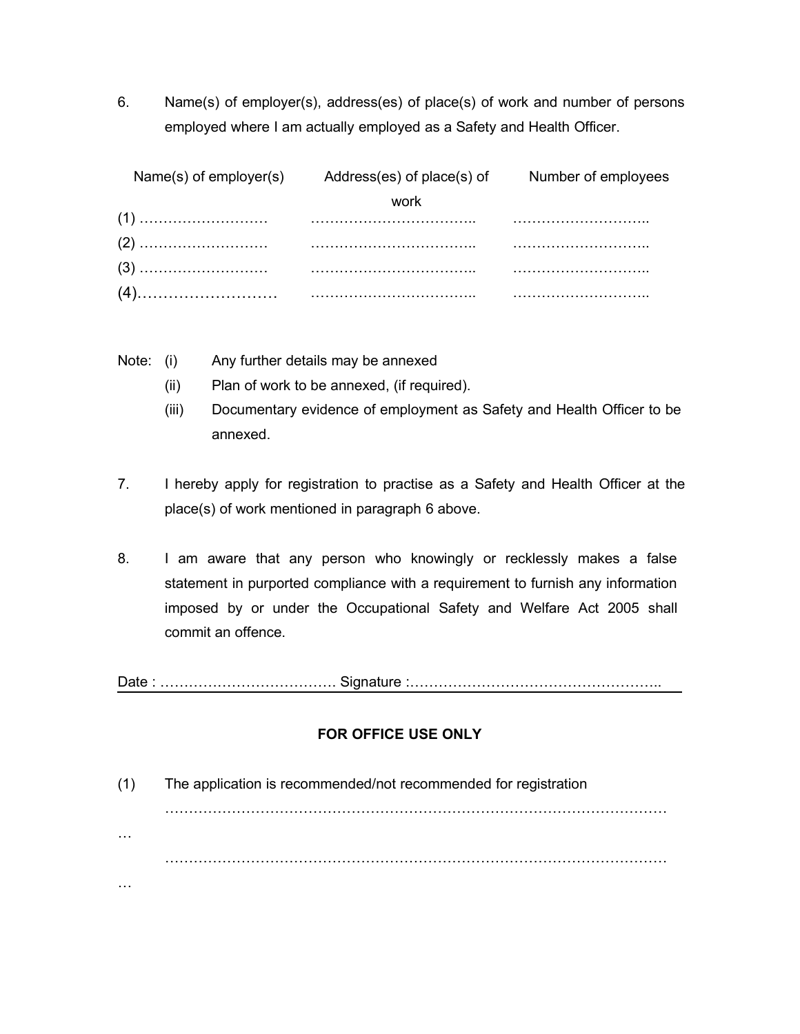6. Name(s) of employer(s), address(es) of place(s) of work and number of persons employed where I am actually employed as a Safety and Health Officer.

| Name(s) of employer(s) | Address(es) of place(s) of work | Number of employees |
|---|---|---|
| (1) ……………………… | …………………………….. | ……………………….. |
| (2) ……………………… | …………………………….. | ……………………….. |
| (3) ……………………… | …………………………….. | ……………………….. |
| (4)……………………… | …………………………….. | ……………………….. |

Note:
- (i) Any further details may be annexed
- (ii) Plan of work to be annexed, (if required).
- (iii) Documentary evidence of employment as Safety and Health Officer to be annexed.

7. I hereby apply for registration to practise as a Safety and Health Officer at the place(s) of work mentioned in paragraph 6 above.

8. I am aware that any person who knowingly or recklessly makes a false statement in purported compliance with a requirement to furnish any information imposed by or under the Occupational Safety and Welfare Act 2005 shall commit an offence.

Date : ………………………………. Signature :……………………………………………..

**FOR OFFICE USE ONLY**

(1) The application is recommended/not recommended for registration

……………………………………………………………………………………………………

……………………………………………………………………………………………………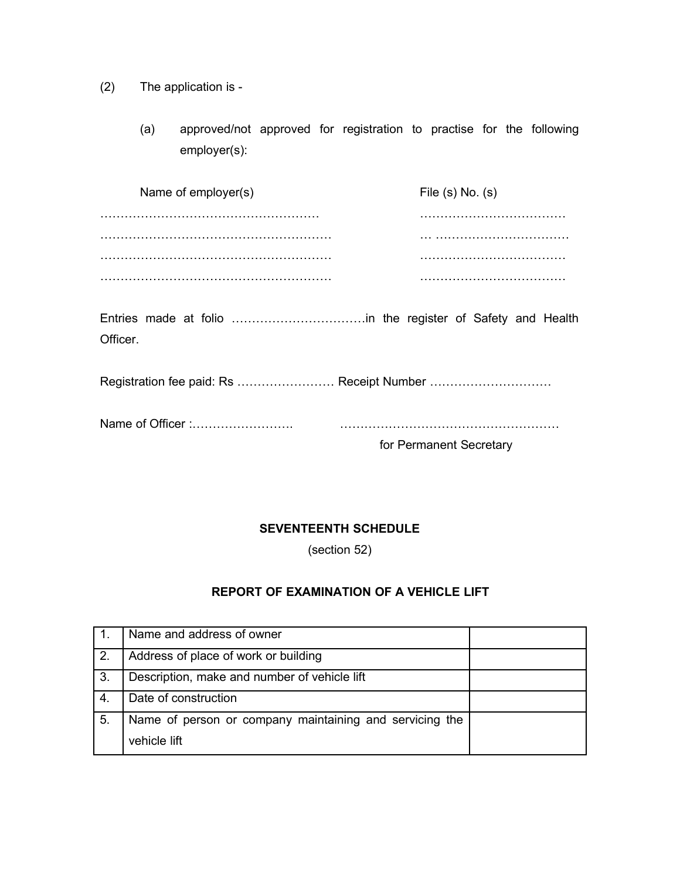(2) The application is -

(a) approved/not approved for registration to practise for the following employer(s):

| Name of employer(s) | File (s) No. (s) |
|---|---|
| ……………………………………………… | ……………………………… |
| ………………………………………………… | … …………………………… |
| ………………………………………………… | ……………………………… |
| ………………………………………………… | ……………………………… |

Entries made at folio ……………………………in the register of Safety and Health Officer.

Registration fee paid: Rs …………………… Receipt Number …………………………

Name of Officer :……………………. ………………………………………………

for Permanent Secretary

**SEVENTEENTH SCHEDULE**

(section 52)

**REPORT OF EXAMINATION OF A VEHICLE LIFT**

| | | |
|---|---|---|
| 1. | Name and address of owner | |
| 2. | Address of place of work or building | |
| 3. | Description, make and number of vehicle lift | |
| 4. | Date of construction | |
| 5. | Name of person or company maintaining and servicing the vehicle lift | |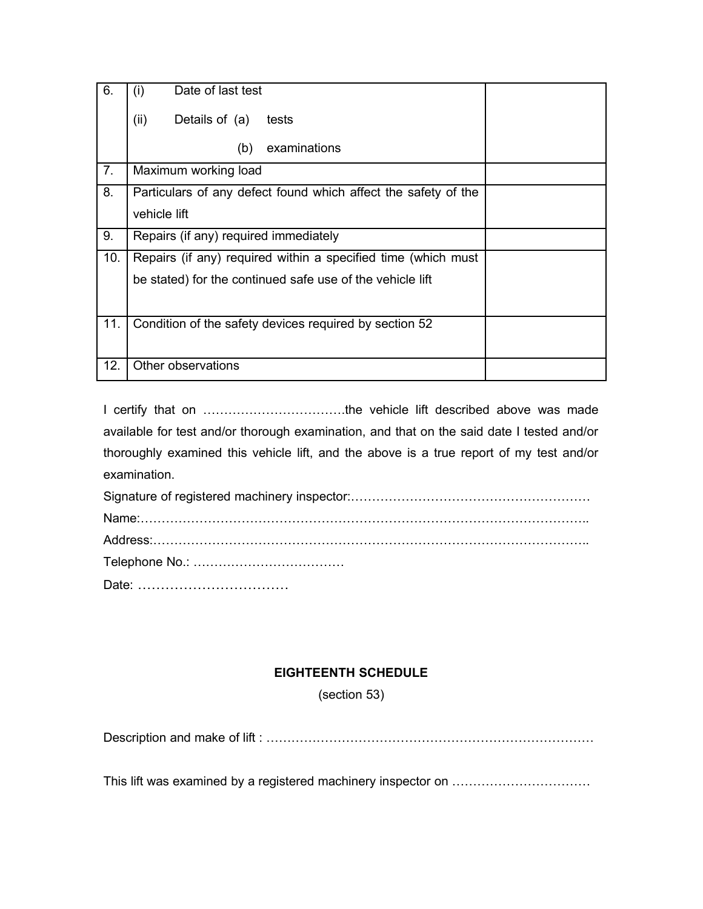| | | |
|---|---|---|
| 6. | (i) Date of last test<br><br>(ii) Details of (a) tests<br><br>(b) examinations | |
| 7. | Maximum working load | |
| 8. | Particulars of any defect found which affect the safety of the vehicle lift | |
| 9. | Repairs (if any) required immediately | |
| 10. | Repairs (if any) required within a specified time (which must be stated) for the continued safe use of the vehicle lift | |
| 11. | Condition of the safety devices required by section 52 | |
| 12. | Other observations | |

I certify that on ……………………………the vehicle lift described above was made available for test and/or thorough examination, and that on the said date I tested and/or thoroughly examined this vehicle lift, and the above is a true report of my test and/or examination.

Signature of registered machinery inspector:…………………………………………………

Name:…………………………………………………………………………………………..

Address:………………………………………………………………………………………..

Telephone No.: ……………………………….

Date: ……………………………

**EIGHTEENTH SCHEDULE**

(section 53)

Description and make of lift : ……………………………………………………………………

This lift was examined by a registered machinery inspector on ……………………………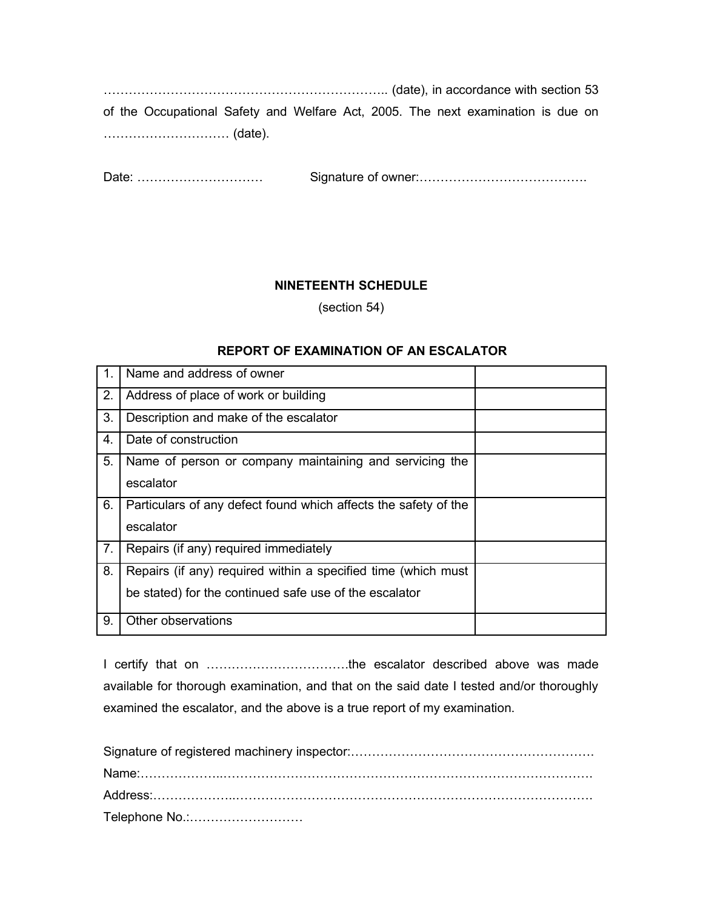………………………………………………………….. (date), in accordance with section 53 of the Occupational Safety and Welfare Act, 2005. The next examination is due on ………………………… (date).

Date: …………………………     Signature of owner:………………………………….

**NINETEENTH SCHEDULE**

(section 54)

**REPORT OF EXAMINATION OF AN ESCALATOR**

| | | |
|---|---|---|
| 1. | Name and address of owner | |
| 2. | Address of place of work or building | |
| 3. | Description and make of the escalator | |
| 4. | Date of construction | |
| 5. | Name of person or company maintaining and servicing the escalator | |
| 6. | Particulars of any defect found which affects the safety of the escalator | |
| 7. | Repairs (if any) required immediately | |
| 8. | Repairs (if any) required within a specified time (which must be stated) for the continued safe use of the escalator | |
| 9. | Other observations | |

I certify that on …………………………….the escalator described above was made available for thorough examination, and that on the said date I tested and/or thoroughly examined the escalator, and the above is a true report of my examination.

Signature of registered machinery inspector:…………………………………………………

Name:……………….……………………………………………………………………………

Address:……………….…………………………………………………………………………

Telephone No.:………………………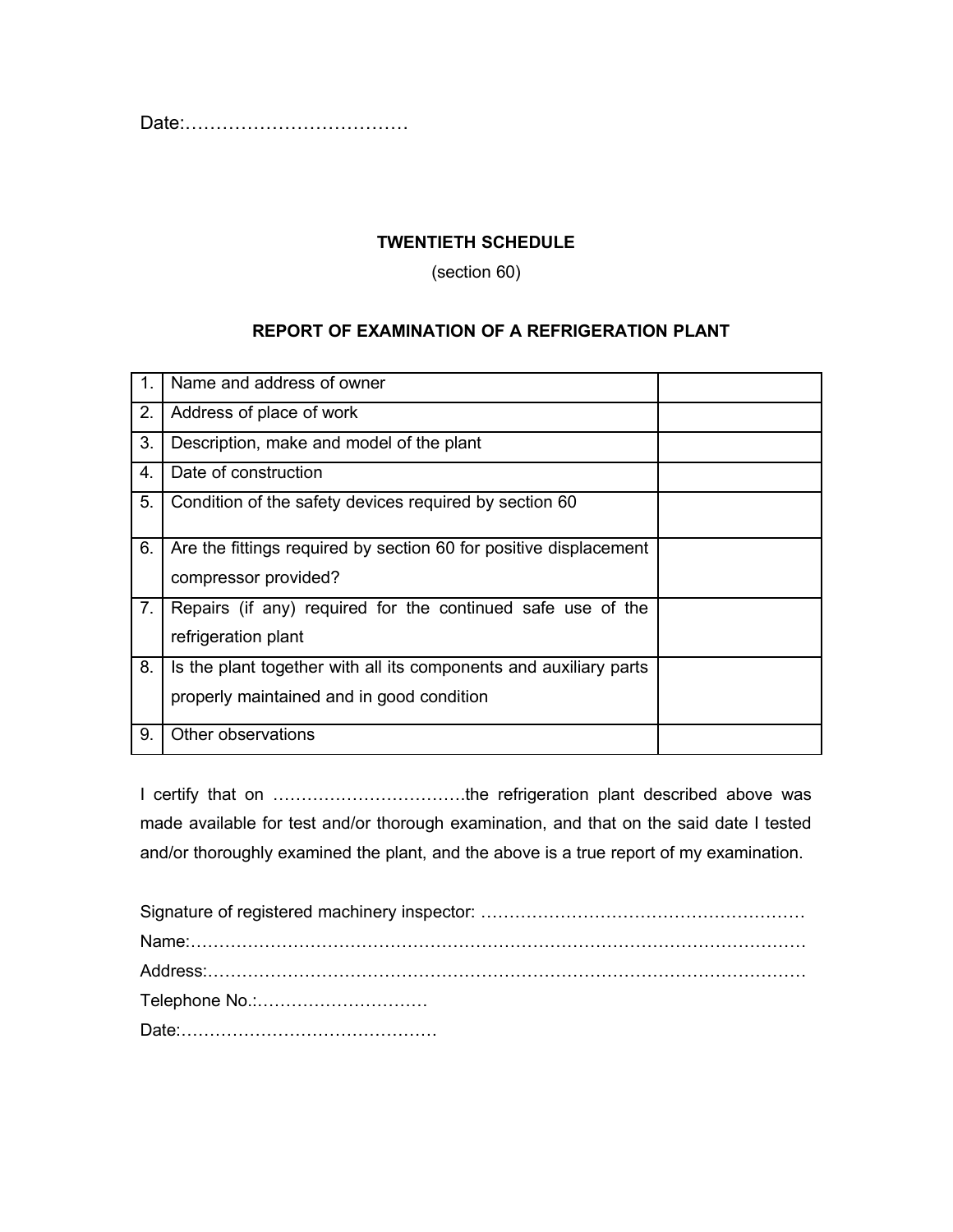Date:………………………………

**TWENTIETH SCHEDULE**

(section 60)

**REPORT OF EXAMINATION OF A REFRIGERATION PLANT**

| | | |
|---|---|---|
| 1. | Name and address of owner | |
| 2. | Address of place of work | |
| 3. | Description, make and model of the plant | |
| 4. | Date of construction | |
| 5. | Condition of the safety devices required by section 60 | |
| 6. | Are the fittings required by section 60 for positive displacement compressor provided? | |
| 7. | Repairs (if any) required for the continued safe use of the refrigeration plant | |
| 8. | Is the plant together with all its components and auxiliary parts properly maintained and in good condition | |
| 9. | Other observations | |

I certify that on ……………………………the refrigeration plant described above was made available for test and/or thorough examination, and that on the said date I tested and/or thoroughly examined the plant, and the above is a true report of my examination.

Signature of registered machinery inspector: …………………………………………………

Name:………………………………………………………………………………………………

Address:……………………………………………………………………………………………

Telephone No.:…………………………

Date:………………………………………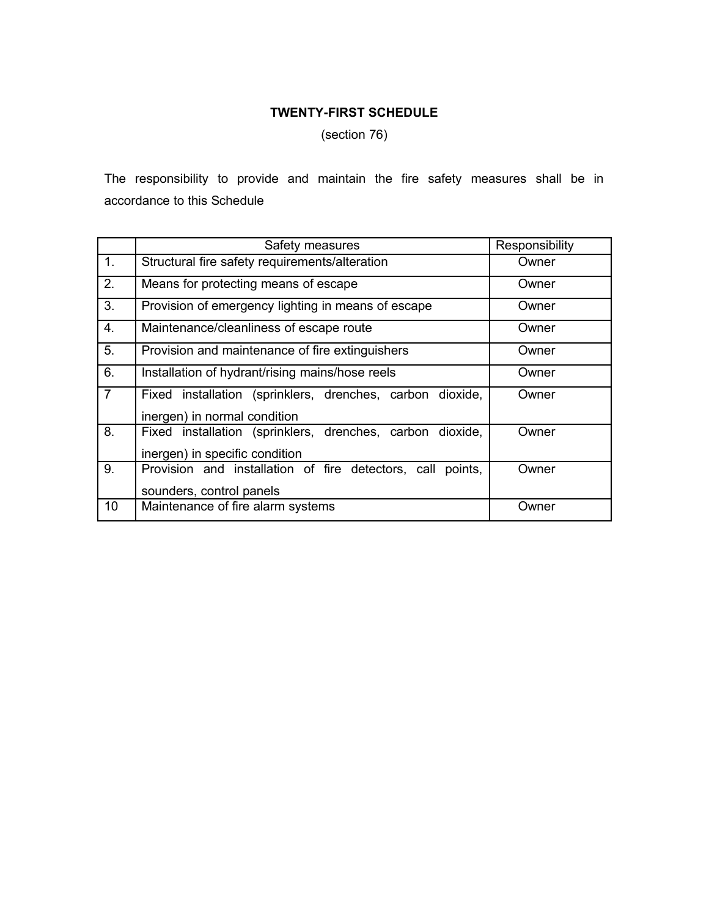## TWENTY-FIRST SCHEDULE

(section 76)

The responsibility to provide and maintain the fire safety measures shall be in accordance to this Schedule

| | Safety measures | Responsibility |
|---|---|---|
| 1. | Structural fire safety requirements/alteration | Owner |
| 2. | Means for protecting means of escape | Owner |
| 3. | Provision of emergency lighting in means of escape | Owner |
| 4. | Maintenance/cleanliness of escape route | Owner |
| 5. | Provision and maintenance of fire extinguishers | Owner |
| 6. | Installation of hydrant/rising mains/hose reels | Owner |
| 7 | Fixed installation (sprinklers, drenches, carbon dioxide, inergen) in normal condition | Owner |
| 8. | Fixed installation (sprinklers, drenches, carbon dioxide, inergen) in specific condition | Owner |
| 9. | Provision and installation of fire detectors, call points, sounders, control panels | Owner |
| 10 | Maintenance of fire alarm systems | Owner |